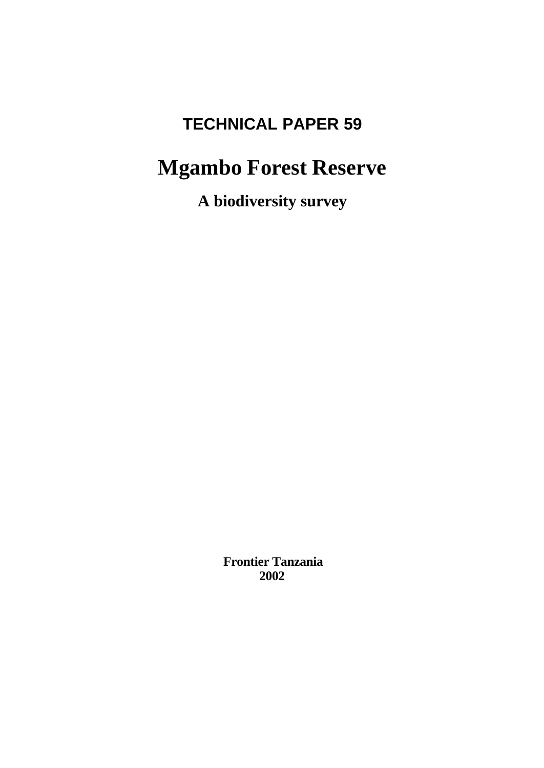**TECHNICAL PAPER 59**

# Mgambo Forest Reserve

## A biodiversity survey

**Frontier Tanzania**
**2002**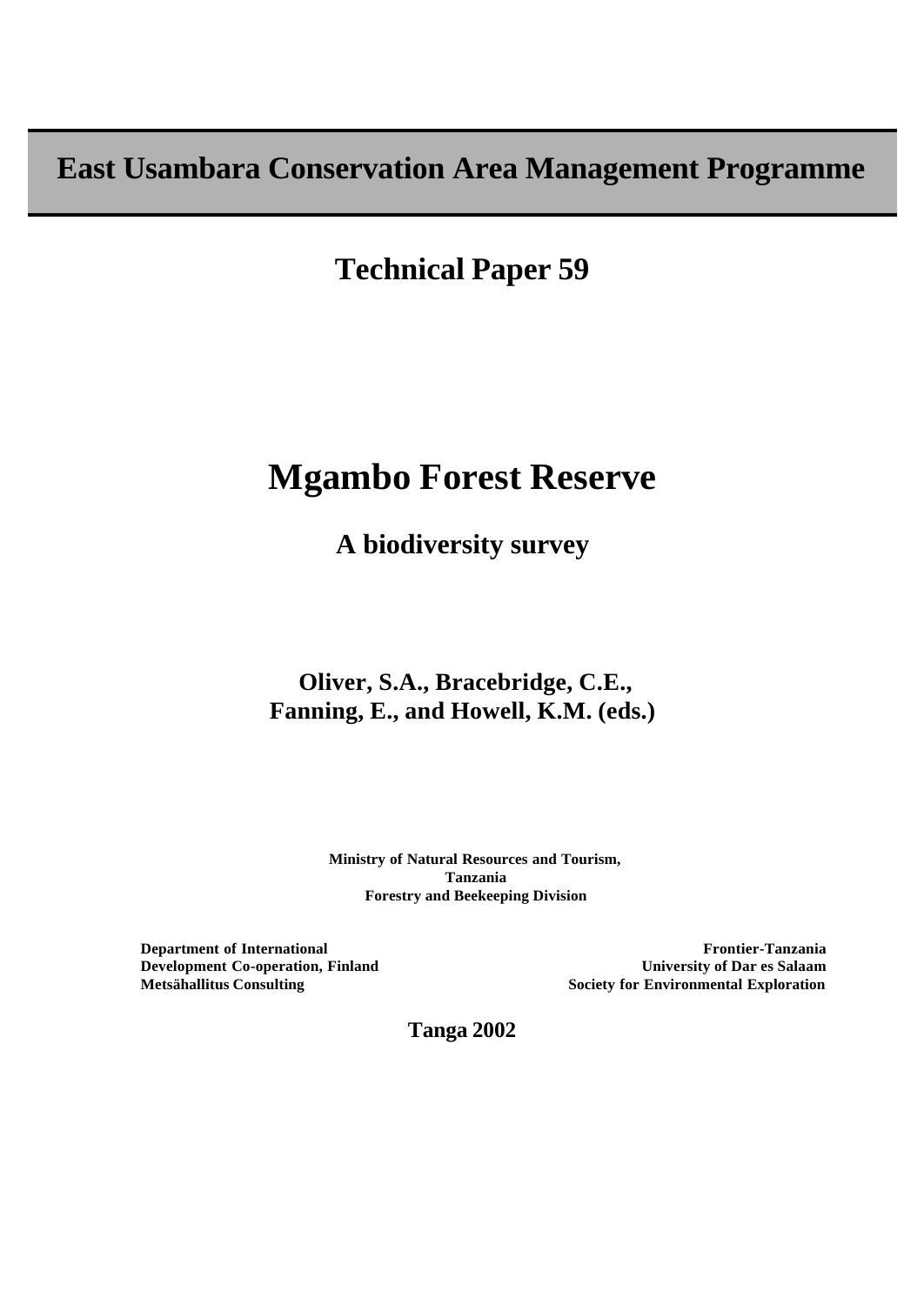# East Usambara Conservation Area Management Programme

## Technical Paper 59

# Mgambo Forest Reserve

## A biodiversity survey

**Oliver, S.A., Bracebridge, C.E., Fanning, E., and Howell, K.M. (eds.)**

**Ministry of Natural Resources and Tourism, Tanzania**
**Forestry and Beekeeping Division**

**Department of International Development Co-operation, Finland**
**Metsähallitus Consulting**

**Frontier-Tanzania**
**University of Dar es Salaam**
**Society for Environmental Exploration**

**Tanga 2002**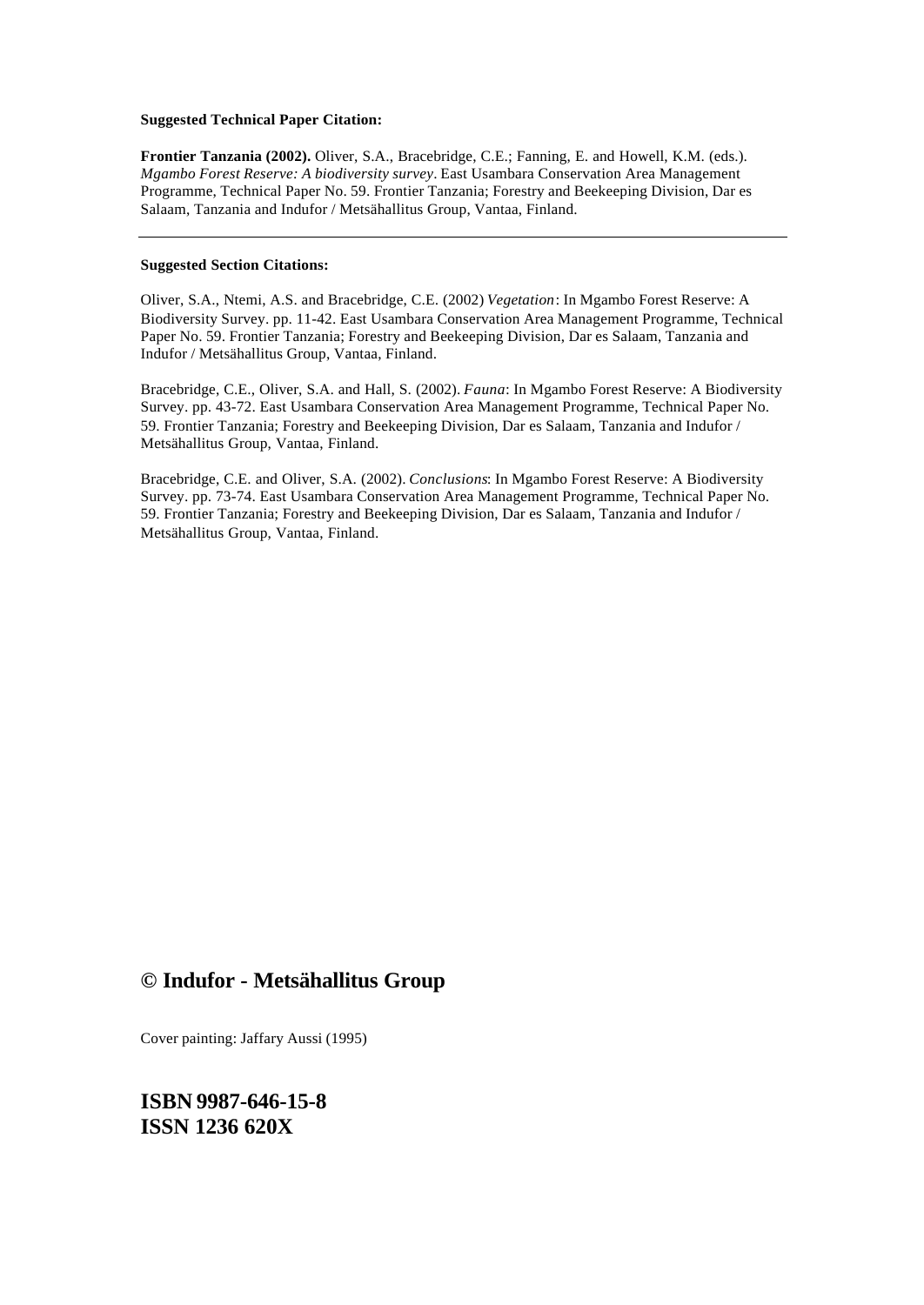**Suggested Technical Paper Citation:**

**Frontier Tanzania (2002).** Oliver, S.A., Bracebridge, C.E.; Fanning, E. and Howell, K.M. (eds.). *Mgambo Forest Reserve: A biodiversity survey*. East Usambara Conservation Area Management Programme, Technical Paper No. 59. Frontier Tanzania; Forestry and Beekeeping Division, Dar es Salaam, Tanzania and Indufor / Metsähallitus Group, Vantaa, Finland.

---

**Suggested Section Citations:**

Oliver, S.A., Ntemi, A.S. and Bracebridge, C.E. (2002) *Vegetation*: In Mgambo Forest Reserve: A Biodiversity Survey. pp. 11-42. East Usambara Conservation Area Management Programme, Technical Paper No. 59. Frontier Tanzania; Forestry and Beekeeping Division, Dar es Salaam, Tanzania and Indufor / Metsähallitus Group, Vantaa, Finland.

Bracebridge, C.E., Oliver, S.A. and Hall, S. (2002). *Fauna*: In Mgambo Forest Reserve: A Biodiversity Survey. pp. 43-72. East Usambara Conservation Area Management Programme, Technical Paper No. 59. Frontier Tanzania; Forestry and Beekeeping Division, Dar es Salaam, Tanzania and Indufor / Metsähallitus Group, Vantaa, Finland.

Bracebridge, C.E. and Oliver, S.A. (2002). *Conclusions*: In Mgambo Forest Reserve: A Biodiversity Survey. pp. 73-74. East Usambara Conservation Area Management Programme, Technical Paper No. 59. Frontier Tanzania; Forestry and Beekeeping Division, Dar es Salaam, Tanzania and Indufor / Metsähallitus Group, Vantaa, Finland.

## © Indufor - Metsähallitus Group

Cover painting: Jaffary Aussi (1995)

## ISBN 9987-646-15-8
## ISSN 1236 620X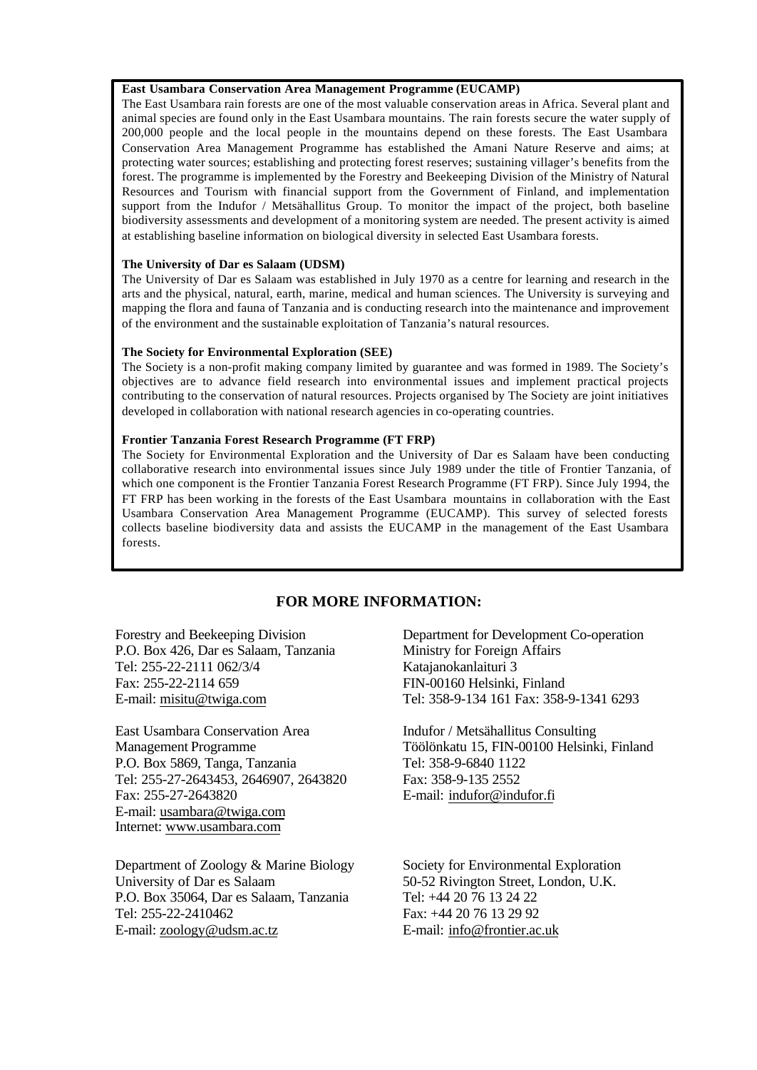**East Usambara Conservation Area Management Programme (EUCAMP)**

The East Usambara rain forests are one of the most valuable conservation areas in Africa. Several plant and animal species are found only in the East Usambara mountains. The rain forests secure the water supply of 200,000 people and the local people in the mountains depend on these forests. The East Usambara Conservation Area Management Programme has established the Amani Nature Reserve and aims; at protecting water sources; establishing and protecting forest reserves; sustaining villager's benefits from the forest. The programme is implemented by the Forestry and Beekeeping Division of the Ministry of Natural Resources and Tourism with financial support from the Government of Finland, and implementation support from the Indufor / Metsähallitus Group. To monitor the impact of the project, both baseline biodiversity assessments and development of a monitoring system are needed. The present activity is aimed at establishing baseline information on biological diversity in selected East Usambara forests.

**The University of Dar es Salaam (UDSM)**

The University of Dar es Salaam was established in July 1970 as a centre for learning and research in the arts and the physical, natural, earth, marine, medical and human sciences. The University is surveying and mapping the flora and fauna of Tanzania and is conducting research into the maintenance and improvement of the environment and the sustainable exploitation of Tanzania's natural resources.

**The Society for Environmental Exploration (SEE)**

The Society is a non-profit making company limited by guarantee and was formed in 1989. The Society's objectives are to advance field research into environmental issues and implement practical projects contributing to the conservation of natural resources. Projects organised by The Society are joint initiatives developed in collaboration with national research agencies in co-operating countries.

**Frontier Tanzania Forest Research Programme (FT FRP)**

The Society for Environmental Exploration and the University of Dar es Salaam have been conducting collaborative research into environmental issues since July 1989 under the title of Frontier Tanzania, of which one component is the Frontier Tanzania Forest Research Programme (FT FRP). Since July 1994, the FT FRP has been working in the forests of the East Usambara mountains in collaboration with the East Usambara Conservation Area Management Programme (EUCAMP). This survey of selected forests collects baseline biodiversity data and assists the EUCAMP in the management of the East Usambara forests.

## FOR MORE INFORMATION:

Forestry and Beekeeping Division
P.O. Box 426, Dar es Salaam, Tanzania
Tel: 255-22-2111 062/3/4
Fax: 255-22-2114 659
E-mail: misitu@twiga.com

East Usambara Conservation Area Management Programme
P.O. Box 5869, Tanga, Tanzania
Tel: 255-27-2643453, 2646907, 2643820
Fax: 255-27-2643820
E-mail: usambara@twiga.com
Internet: www.usambara.com

Department of Zoology & Marine Biology
University of Dar es Salaam
P.O. Box 35064, Dar es Salaam, Tanzania
Tel: 255-22-2410462
E-mail: zoology@udsm.ac.tz

Department for Development Co-operation
Ministry for Foreign Affairs
Katajanokanlaituri 3
FIN-00160 Helsinki, Finland
Tel: 358-9-134 161 Fax: 358-9-1341 6293

Indufor / Metsähallitus Consulting
Töölönkatu 15, FIN-00100 Helsinki, Finland
Tel: 358-9-6840 1122
Fax: 358-9-135 2552
E-mail: indufor@indufor.fi

Society for Environmental Exploration
50-52 Rivington Street, London, U.K.
Tel: +44 20 76 13 24 22
Fax: +44 20 76 13 29 92
E-mail: info@frontier.ac.uk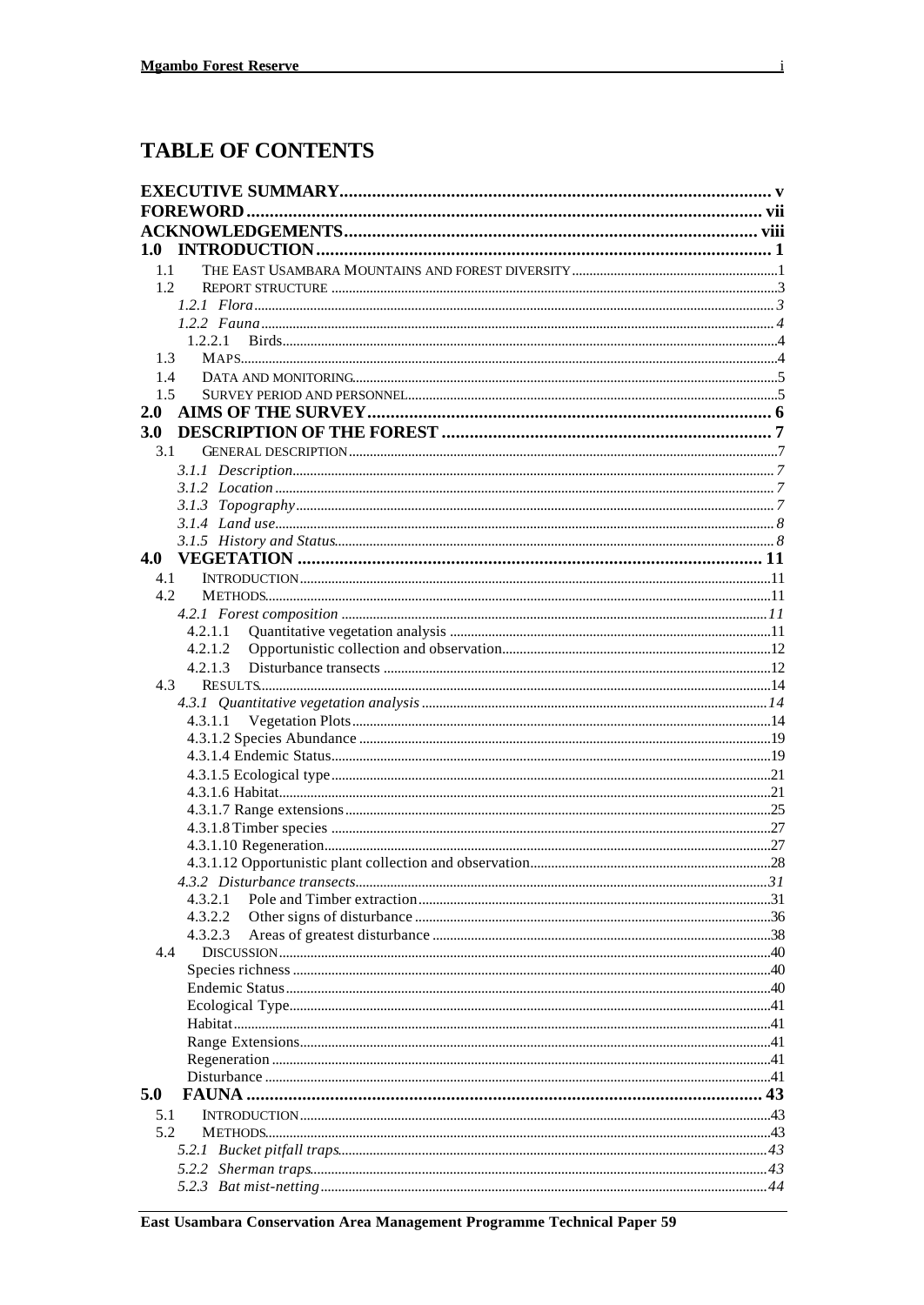# TABLE OF CONTENTS

**EXECUTIVE SUMMARY** ........ v
**FOREWORD** ........ vii
**ACKNOWLEDGEMENTS** ........ viii
**1.0 INTRODUCTION** ........ 1

- 1.1 THE EAST USAMBARA MOUNTAINS AND FOREST DIVERSITY ........ 1
- 1.2 REPORT STRUCTURE ........ 3
  - *1.2.1 Flora* ........ 3
  - *1.2.2 Fauna* ........ 4
    - 1.2.2.1 Birds ........ 4
- 1.3 MAPS ........ 4
- 1.4 DATA AND MONITORING ........ 5
- 1.5 SURVEY PERIOD AND PERSONNEL ........ 5

**2.0 AIMS OF THE SURVEY** ........ 6
**3.0 DESCRIPTION OF THE FOREST** ........ 7

- 3.1 GENERAL DESCRIPTION ........ 7
  - *3.1.1 Description* ........ 7
  - *3.1.2 Location* ........ 7
  - *3.1.3 Topography* ........ 7
  - *3.1.4 Land use* ........ 8
  - *3.1.5 History and Status* ........ 8

**4.0 VEGETATION** ........ 11

- 4.1 INTRODUCTION ........ 11
- 4.2 METHODS ........ 11
  - *4.2.1 Forest composition* ........ 11
    - 4.2.1.1 Quantitative vegetation analysis ........ 11
    - 4.2.1.2 Opportunistic collection and observation ........ 12
    - 4.2.1.3 Disturbance transects ........ 12
- 4.3 RESULTS ........ 14
  - *4.3.1 Quantitative vegetation analysis* ........ 14
    - 4.3.1.1 Vegetation Plots ........ 14
    - 4.3.1.2 Species Abundance ........ 19
    - 4.3.1.4 Endemic Status ........ 19
    - 4.3.1.5 Ecological type ........ 21
    - 4.3.1.6 Habitat ........ 21
    - 4.3.1.7 Range extensions ........ 25
    - 4.3.1.8 Timber species ........ 27
    - 4.3.1.10 Regeneration ........ 27
    - 4.3.1.12 Opportunistic plant collection and observation ........ 28
  - *4.3.2 Disturbance transects* ........ 31
    - 4.3.2.1 Pole and Timber extraction ........ 31
    - 4.3.2.2 Other signs of disturbance ........ 36
    - 4.3.2.3 Areas of greatest disturbance ........ 38
- 4.4 DISCUSSION ........ 40
  - Species richness ........ 40
  - Endemic Status ........ 40
  - Ecological Type ........ 41
  - Habitat ........ 41
  - Range Extensions ........ 41
  - Regeneration ........ 41
  - Disturbance ........ 41

**5.0 FAUNA** ........ 43

- 5.1 INTRODUCTION ........ 43
- 5.2 METHODS ........ 43
  - *5.2.1 Bucket pitfall traps* ........ 43
  - *5.2.2 Sherman traps* ........ 43
  - *5.2.3 Bat mist-netting* ........ 44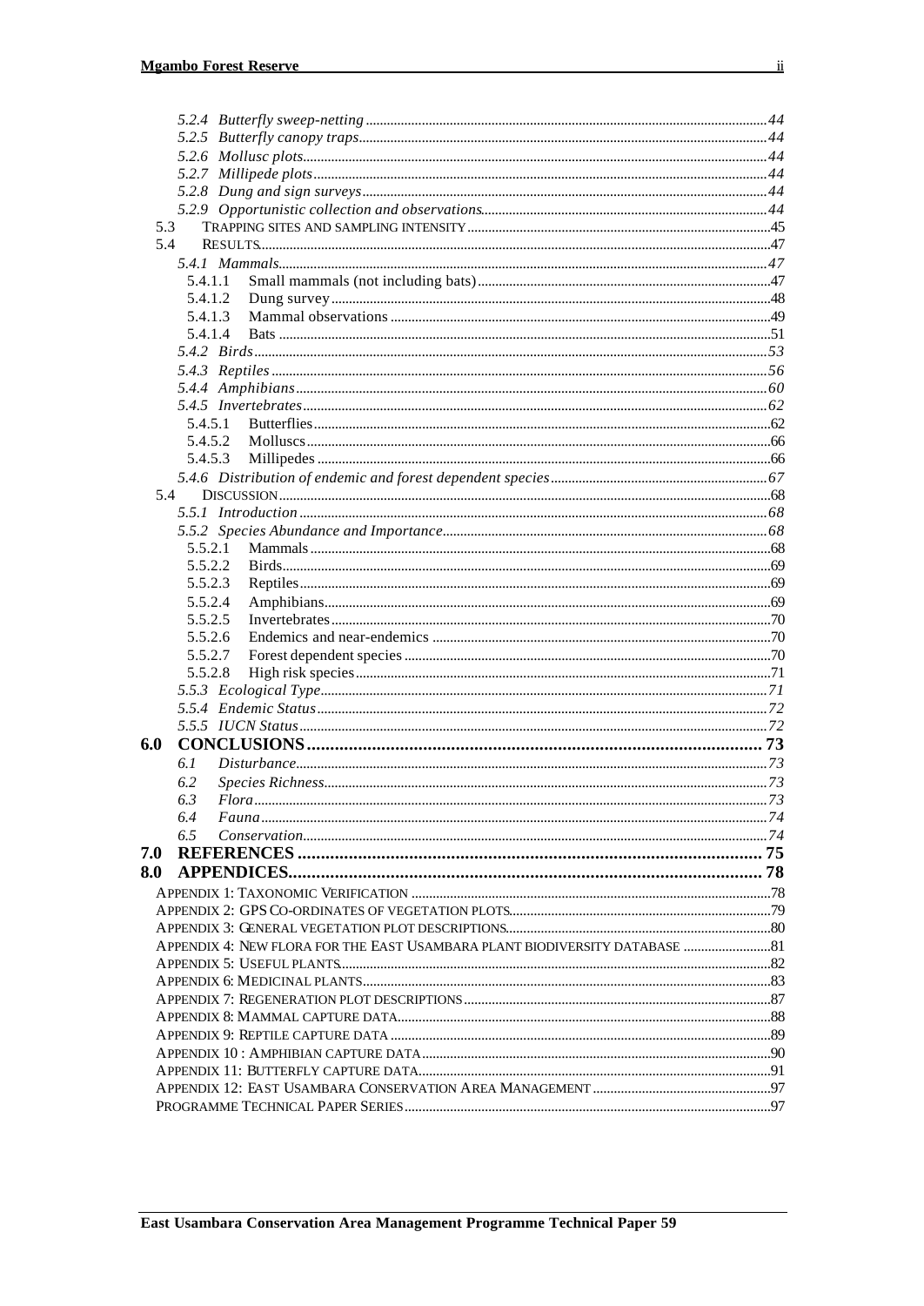- *5.2.4 Butterfly sweep-netting* ... *44*
- *5.2.5 Butterfly canopy traps* ... *44*
- *5.2.6 Mollusc plots* ... *44*
- *5.2.7 Millipede plots* ... *44*
- *5.2.8 Dung and sign surveys* ... *44*
- *5.2.9 Opportunistic collection and observations* ... *44*

5.3 TRAPPING SITES AND SAMPLING INTENSITY ... 45

5.4 RESULTS ... 47

- *5.4.1 Mammals* ... *47*
  - 5.4.1.1 Small mammals (not including bats) ... 47
  - 5.4.1.2 Dung survey ... 48
  - 5.4.1.3 Mammal observations ... 49
  - 5.4.1.4 Bats ... 51
- *5.4.2 Birds* ... *53*
- *5.4.3 Reptiles* ... *56*
- *5.4.4 Amphibians* ... *60*
- *5.4.5 Invertebrates* ... *62*
  - 5.4.5.1 Butterflies ... 62
  - 5.4.5.2 Molluscs ... 66
  - 5.4.5.3 Millipedes ... 66
- *5.4.6 Distribution of endemic and forest dependent species* ... *67*

5.4 DISCUSSION ... 68

- *5.5.1 Introduction* ... *68*
- *5.5.2 Species Abundance and Importance* ... *68*
  - 5.5.2.1 Mammals ... 68
  - 5.5.2.2 Birds ... 69
  - 5.5.2.3 Reptiles ... 69
  - 5.5.2.4 Amphibians ... 69
  - 5.5.2.5 Invertebrates ... 70
  - 5.5.2.6 Endemics and near-endemics ... 70
  - 5.5.2.7 Forest dependent species ... 70
  - 5.5.2.8 High risk species ... 71
- *5.5.3 Ecological Type* ... *71*
- *5.5.4 Endemic Status* ... *72*
- *5.5.5 IUCN Status* ... *72*

**6.0 CONCLUSIONS ... 73**

- *6.1 Disturbance* ... *73*
- *6.2 Species Richness* ... *73*
- *6.3 Flora* ... *73*
- *6.4 Fauna* ... *74*
- *6.5 Conservation* ... *74*

**7.0 REFERENCES ... 75**

**8.0 APPENDICES ... 78**

APPENDIX 1: TAXONOMIC VERIFICATION ... 78

APPENDIX 2: GPS CO-ORDINATES OF VEGETATION PLOTS ... 79

APPENDIX 3: GENERAL VEGETATION PLOT DESCRIPTIONS ... 80

APPENDIX 4: NEW FLORA FOR THE EAST USAMBARA PLANT BIODIVERSITY DATABASE ... 81

APPENDIX 5: USEFUL PLANTS ... 82

APPENDIX 6: MEDICINAL PLANTS ... 83

APPENDIX 7: REGENERATION PLOT DESCRIPTIONS ... 87

APPENDIX 8: MAMMAL CAPTURE DATA ... 88

APPENDIX 9: REPTILE CAPTURE DATA ... 89

APPENDIX 10 : AMPHIBIAN CAPTURE DATA ... 90

APPENDIX 11: BUTTERFLY CAPTURE DATA ... 91

APPENDIX 12: EAST USAMBARA CONSERVATION AREA MANAGEMENT ... 97

PROGRAMME TECHNICAL PAPER SERIES ... 97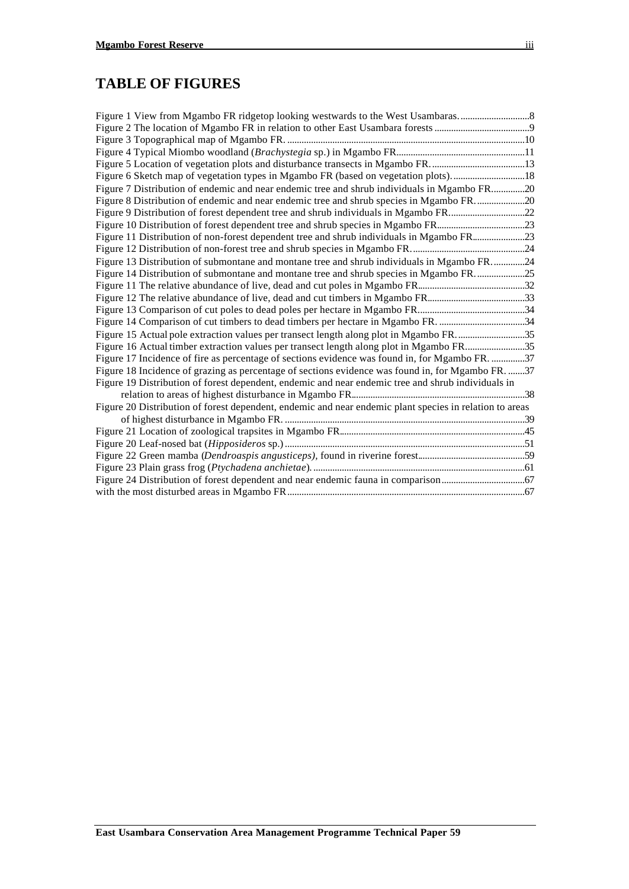# TABLE OF FIGURES

Figure 1 View from Mgambo FR ridgetop looking westwards to the West Usambaras. ............................8
Figure 2 The location of Mgambo FR in relation to other East Usambara forests .......................................9
Figure 3 Topographical map of Mgambo FR. ..................................................................................................10
Figure 4 Typical Miombo woodland (*Brachystegia* sp.) in Mgambo FR.....................................................11
Figure 5 Location of vegetation plots and disturbance transects in Mgambo FR. .......................................13
Figure 6 Sketch map of vegetation types in Mgambo FR (based on vegetation plots). ..............................18
Figure 7 Distribution of endemic and near endemic tree and shrub individuals in Mgambo FR..............20
Figure 8 Distribution of endemic and near endemic tree and shrub species in Mgambo FR. ....................20
Figure 9 Distribution of forest dependent tree and shrub individuals in Mgambo FR................................22
Figure 10 Distribution of forest dependent tree and shrub species in Mgambo FR....................................23
Figure 11 Distribution of non-forest dependent tree and shrub individuals in Mgambo FR......................23
Figure 12 Distribution of non-forest tree and shrub species in Mgambo FR. ...............................................24
Figure 13 Distribution of submontane and montane tree and shrub individuals in Mgambo FR. .............24
Figure 14 Distribution of submontane and montane tree and shrub species in Mgambo FR. ....................25
Figure 11 The relative abundance of live, dead and cut poles in Mgambo FR............................................32
Figure 12 The relative abundance of live, dead and cut timbers in Mgambo FR.........................................33
Figure 13 Comparison of cut poles to dead poles per hectare in Mgambo FR............................................34
Figure 14 Comparison of cut timbers to dead timbers per hectare in Mgambo FR. ....................................34
Figure 15 Actual pole extraction values per transect length along plot in Mgambo FR. ............................35
Figure 16 Actual timber extraction values per transect length along plot in Mgambo FR.........................35
Figure 17 Incidence of fire as percentage of sections evidence was found in, for Mgambo FR. ..............37
Figure 18 Incidence of grazing as percentage of sections evidence was found in, for Mgambo FR. .......37
Figure 19 Distribution of forest dependent, endemic and near endemic tree and shrub individuals in relation to areas of highest disturbance in Mgambo FR........................................................................38
Figure 20 Distribution of forest dependent, endemic and near endemic plant species in relation to areas of highest disturbance in Mgambo FR. ....................................................................................................39
Figure 21 Location of zoological trapsites in Mgambo FR.............................................................................45
Figure 20 Leaf-nosed bat (*Hipposideros* sp.) ....................................................................................................51
Figure 22 Green mamba (*Dendroaspis angusticeps*), found in riverine forest............................................59
Figure 23 Plain grass frog (*Ptychadena anchietae*). .........................................................................................61
Figure 24 Distribution of forest dependent and near endemic fauna in comparison..................................67
with the most disturbed areas in Mgambo FR...................................................................................................67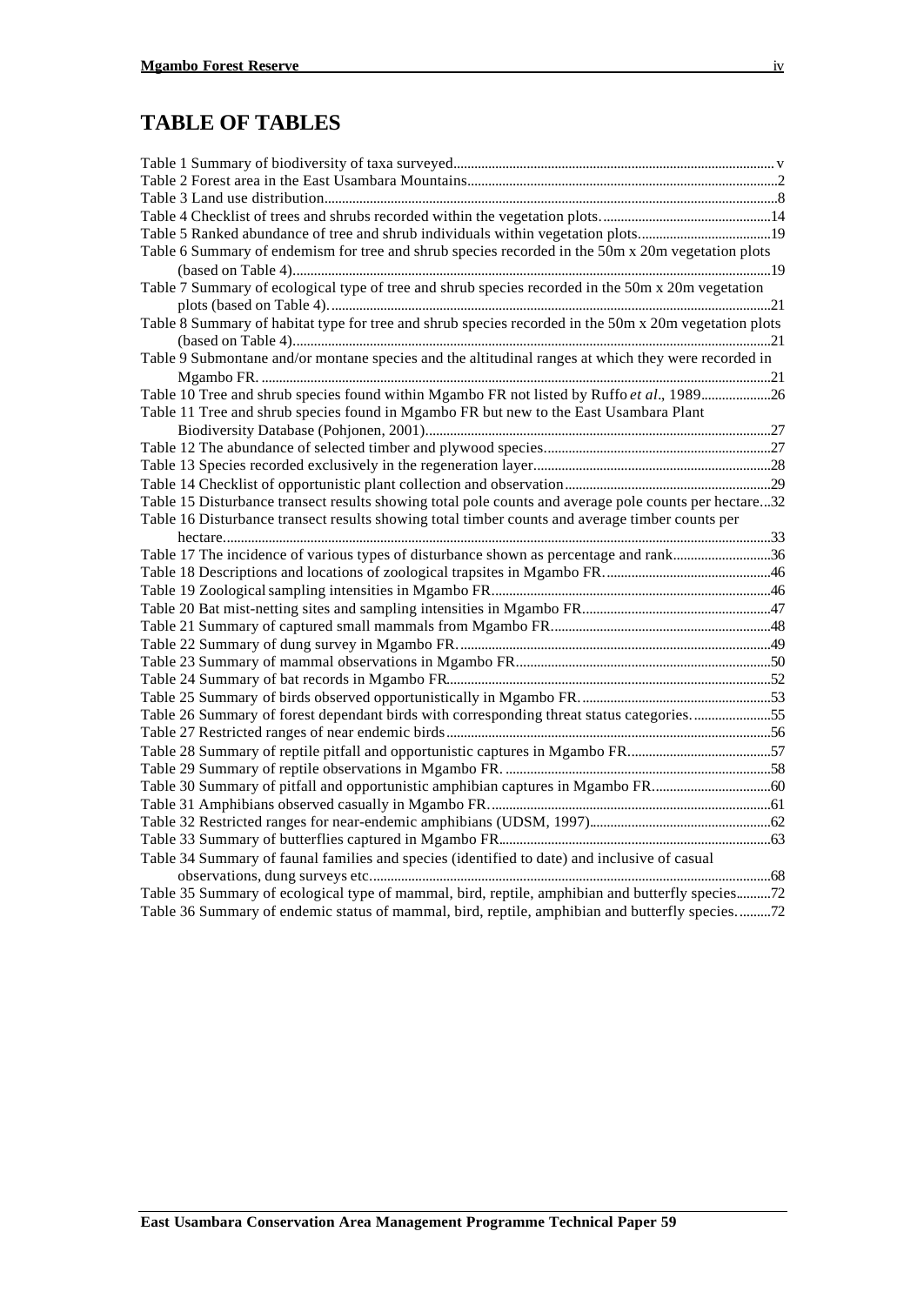# TABLE OF TABLES

Table 1 Summary of biodiversity of taxa surveyed.....v
Table 2 Forest area in the East Usambara Mountains.....2
Table 3 Land use distribution.....8
Table 4 Checklist of trees and shrubs recorded within the vegetation plots.....14
Table 5 Ranked abundance of tree and shrub individuals within vegetation plots.....19
Table 6 Summary of endemism for tree and shrub species recorded in the 50m x 20m vegetation plots (based on Table 4).....19
Table 7 Summary of ecological type of tree and shrub species recorded in the 50m x 20m vegetation plots (based on Table 4).....21
Table 8 Summary of habitat type for tree and shrub species recorded in the 50m x 20m vegetation plots (based on Table 4).....21
Table 9 Submontane and/or montane species and the altitudinal ranges at which they were recorded in Mgambo FR.....21
Table 10 Tree and shrub species found within Mgambo FR not listed by Ruffo *et al*., 1989.....26
Table 11 Tree and shrub species found in Mgambo FR but new to the East Usambara Plant Biodiversity Database (Pohjonen, 2001).....27
Table 12 The abundance of selected timber and plywood species.....27
Table 13 Species recorded exclusively in the regeneration layer.....28
Table 14 Checklist of opportunistic plant collection and observation.....29
Table 15 Disturbance transect results showing total pole counts and average pole counts per hectare...32
Table 16 Disturbance transect results showing total timber counts and average timber counts per hectare.....33
Table 17 The incidence of various types of disturbance shown as percentage and rank.....36
Table 18 Descriptions and locations of zoological trapsites in Mgambo FR.....46
Table 19 Zoological sampling intensities in Mgambo FR.....46
Table 20 Bat mist-netting sites and sampling intensities in Mgambo FR.....47
Table 21 Summary of captured small mammals from Mgambo FR.....48
Table 22 Summary of dung survey in Mgambo FR.....49
Table 23 Summary of mammal observations in Mgambo FR.....50
Table 24 Summary of bat records in Mgambo FR.....52
Table 25 Summary of birds observed opportunistically in Mgambo FR.....53
Table 26 Summary of forest dependant birds with corresponding threat status categories.....55
Table 27 Restricted ranges of near endemic birds.....56
Table 28 Summary of reptile pitfall and opportunistic captures in Mgambo FR.....57
Table 29 Summary of reptile observations in Mgambo FR.....58
Table 30 Summary of pitfall and opportunistic amphibian captures in Mgambo FR.....60
Table 31 Amphibians observed casually in Mgambo FR.....61
Table 32 Restricted ranges for near-endemic amphibians (UDSM, 1997).....62
Table 33 Summary of butterflies captured in Mgambo FR.....63
Table 34 Summary of faunal families and species (identified to date) and inclusive of casual observations, dung surveys etc.....68
Table 35 Summary of ecological type of mammal, bird, reptile, amphibian and butterfly species.....72
Table 36 Summary of endemic status of mammal, bird, reptile, amphibian and butterfly species.....72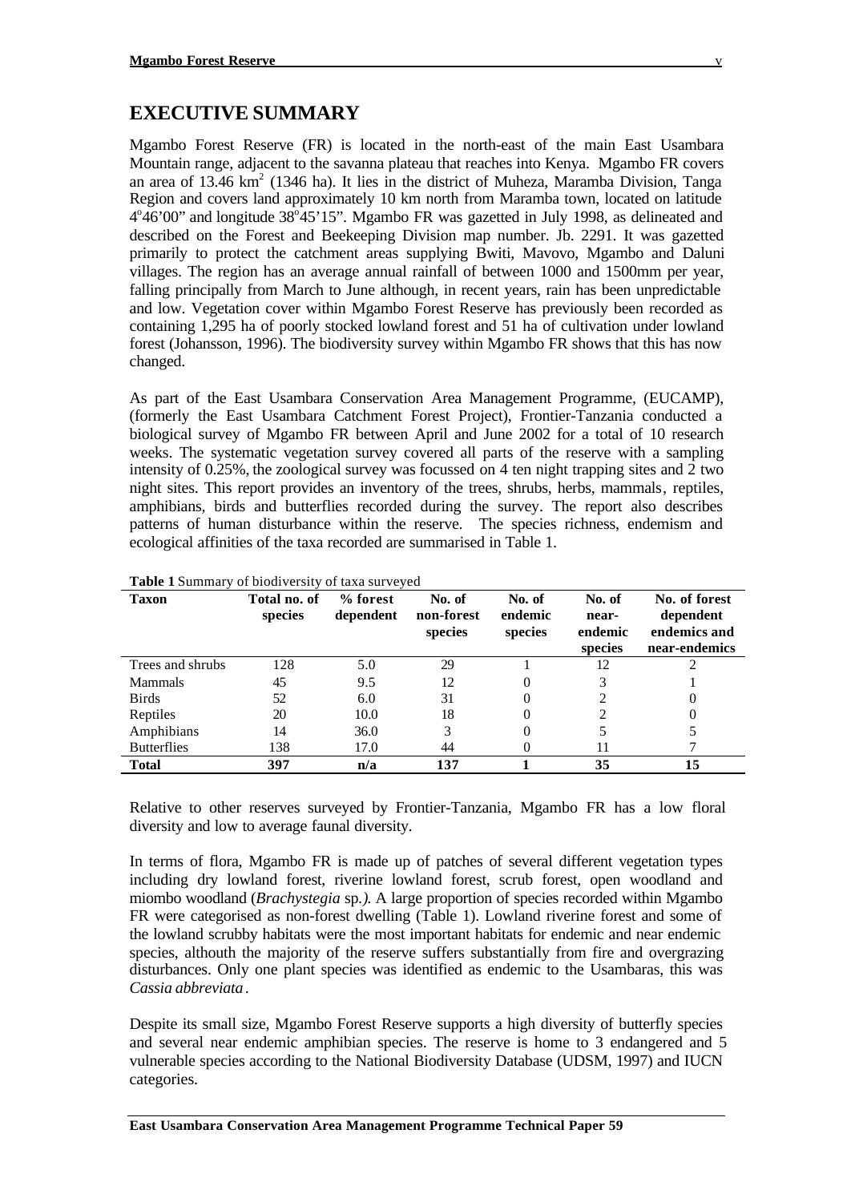# EXECUTIVE SUMMARY

Mgambo Forest Reserve (FR) is located in the north-east of the main East Usambara Mountain range, adjacent to the savanna plateau that reaches into Kenya. Mgambo FR covers an area of 13.46 km$^2$ (1346 ha). It lies in the district of Muheza, Maramba Division, Tanga Region and covers land approximately 10 km north from Maramba town, located on latitude 4°46'00" and longitude 38°45'15". Mgambo FR was gazetted in July 1998, as delineated and described on the Forest and Beekeeping Division map number. Jb. 2291. It was gazetted primarily to protect the catchment areas supplying Bwiti, Mavovo, Mgambo and Daluni villages. The region has an average annual rainfall of between 1000 and 1500mm per year, falling principally from March to June although, in recent years, rain has been unpredictable and low. Vegetation cover within Mgambo Forest Reserve has previously been recorded as containing 1,295 ha of poorly stocked lowland forest and 51 ha of cultivation under lowland forest (Johansson, 1996). The biodiversity survey within Mgambo FR shows that this has now changed.

As part of the East Usambara Conservation Area Management Programme, (EUCAMP), (formerly the East Usambara Catchment Forest Project), Frontier-Tanzania conducted a biological survey of Mgambo FR between April and June 2002 for a total of 10 research weeks. The systematic vegetation survey covered all parts of the reserve with a sampling intensity of 0.25%, the zoological survey was focussed on 4 ten night trapping sites and 2 two night sites. This report provides an inventory of the trees, shrubs, herbs, mammals, reptiles, amphibians, birds and butterflies recorded during the survey. The report also describes patterns of human disturbance within the reserve. The species richness, endemism and ecological affinities of the taxa recorded are summarised in Table 1.

**Table 1** Summary of biodiversity of taxa surveyed

| Taxon | Total no. of species | % forest dependent | No. of non-forest species | No. of endemic species | No. of near-endemic species | No. of forest dependent endemics and near-endemics |
|---|---|---|---|---|---|---|
| Trees and shrubs | 128 | 5.0 | 29 | 1 | 12 | 2 |
| Mammals | 45 | 9.5 | 12 | 0 | 3 | 1 |
| Birds | 52 | 6.0 | 31 | 0 | 2 | 0 |
| Reptiles | 20 | 10.0 | 18 | 0 | 2 | 0 |
| Amphibians | 14 | 36.0 | 3 | 0 | 5 | 5 |
| Butterflies | 138 | 17.0 | 44 | 0 | 11 | 7 |
| **Total** | **397** | **n/a** | **137** | **1** | **35** | **15** |

Relative to other reserves surveyed by Frontier-Tanzania, Mgambo FR has a low floral diversity and low to average faunal diversity.

In terms of flora, Mgambo FR is made up of patches of several different vegetation types including dry lowland forest, riverine lowland forest, scrub forest, open woodland and miombo woodland (*Brachystegia* sp.*)*. A large proportion of species recorded within Mgambo FR were categorised as non-forest dwelling (Table 1). Lowland riverine forest and some of the lowland scrubby habitats were the most important habitats for endemic and near endemic species, althouth the majority of the reserve suffers substantially from fire and overgrazing disturbances. Only one plant species was identified as endemic to the Usambaras, this was *Cassia abbreviata*.

Despite its small size, Mgambo Forest Reserve supports a high diversity of butterfly species and several near endemic amphibian species. The reserve is home to 3 endangered and 5 vulnerable species according to the National Biodiversity Database (UDSM, 1997) and IUCN categories.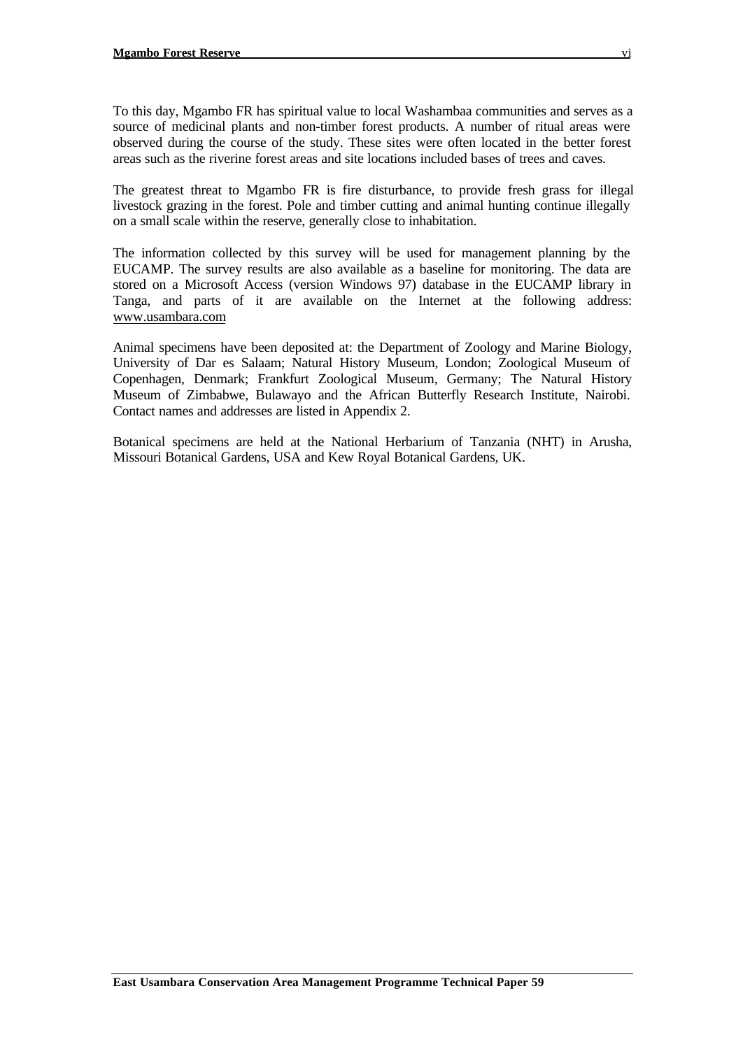To this day, Mgambo FR has spiritual value to local Washambaa communities and serves as a source of medicinal plants and non-timber forest products. A number of ritual areas were observed during the course of the study. These sites were often located in the better forest areas such as the riverine forest areas and site locations included bases of trees and caves.

The greatest threat to Mgambo FR is fire disturbance, to provide fresh grass for illegal livestock grazing in the forest. Pole and timber cutting and animal hunting continue illegally on a small scale within the reserve, generally close to inhabitation.

The information collected by this survey will be used for management planning by the EUCAMP. The survey results are also available as a baseline for monitoring. The data are stored on a Microsoft Access (version Windows 97) database in the EUCAMP library in Tanga, and parts of it are available on the Internet at the following address: www.usambara.com

Animal specimens have been deposited at: the Department of Zoology and Marine Biology, University of Dar es Salaam; Natural History Museum, London; Zoological Museum of Copenhagen, Denmark; Frankfurt Zoological Museum, Germany; The Natural History Museum of Zimbabwe, Bulawayo and the African Butterfly Research Institute, Nairobi. Contact names and addresses are listed in Appendix 2.

Botanical specimens are held at the National Herbarium of Tanzania (NHT) in Arusha, Missouri Botanical Gardens, USA and Kew Royal Botanical Gardens, UK.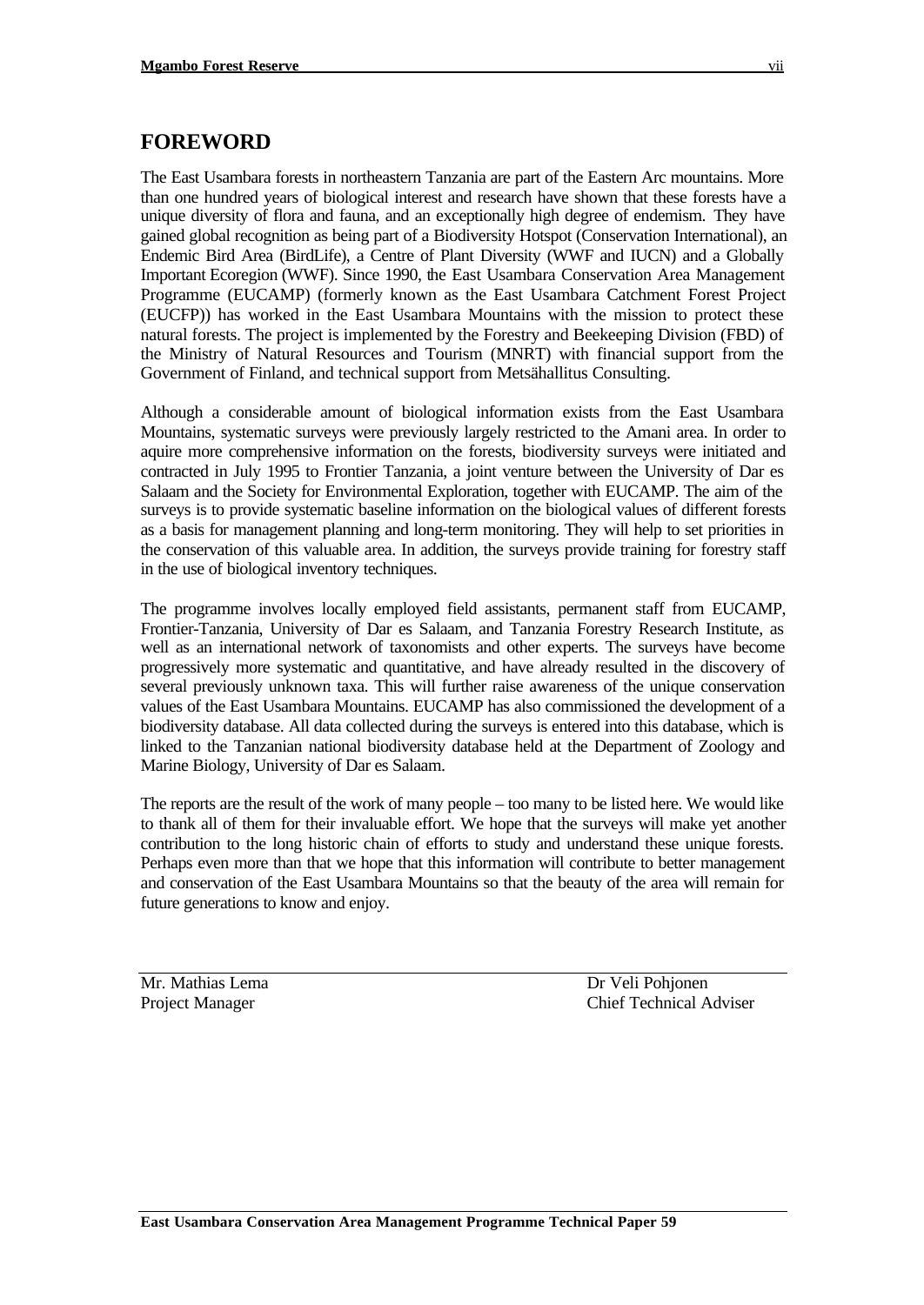## FOREWORD

The East Usambara forests in northeastern Tanzania are part of the Eastern Arc mountains. More than one hundred years of biological interest and research have shown that these forests have a unique diversity of flora and fauna, and an exceptionally high degree of endemism. They have gained global recognition as being part of a Biodiversity Hotspot (Conservation International), an Endemic Bird Area (BirdLife), a Centre of Plant Diversity (WWF and IUCN) and a Globally Important Ecoregion (WWF). Since 1990, the East Usambara Conservation Area Management Programme (EUCAMP) (formerly known as the East Usambara Catchment Forest Project (EUCFP)) has worked in the East Usambara Mountains with the mission to protect these natural forests. The project is implemented by the Forestry and Beekeeping Division (FBD) of the Ministry of Natural Resources and Tourism (MNRT) with financial support from the Government of Finland, and technical support from Metsähallitus Consulting.

Although a considerable amount of biological information exists from the East Usambara Mountains, systematic surveys were previously largely restricted to the Amani area. In order to aquire more comprehensive information on the forests, biodiversity surveys were initiated and contracted in July 1995 to Frontier Tanzania, a joint venture between the University of Dar es Salaam and the Society for Environmental Exploration, together with EUCAMP. The aim of the surveys is to provide systematic baseline information on the biological values of different forests as a basis for management planning and long-term monitoring. They will help to set priorities in the conservation of this valuable area. In addition, the surveys provide training for forestry staff in the use of biological inventory techniques.

The programme involves locally employed field assistants, permanent staff from EUCAMP, Frontier-Tanzania, University of Dar es Salaam, and Tanzania Forestry Research Institute, as well as an international network of taxonomists and other experts. The surveys have become progressively more systematic and quantitative, and have already resulted in the discovery of several previously unknown taxa. This will further raise awareness of the unique conservation values of the East Usambara Mountains. EUCAMP has also commissioned the development of a biodiversity database. All data collected during the surveys is entered into this database, which is linked to the Tanzanian national biodiversity database held at the Department of Zoology and Marine Biology, University of Dar es Salaam.

The reports are the result of the work of many people – too many to be listed here. We would like to thank all of them for their invaluable effort. We hope that the surveys will make yet another contribution to the long historic chain of efforts to study and understand these unique forests. Perhaps even more than that we hope that this information will contribute to better management and conservation of the East Usambara Mountains so that the beauty of the area will remain for future generations to know and enjoy.

| Mr. Mathias Lema | Dr Veli Pohjonen |
|---|---|
| Project Manager | Chief Technical Adviser |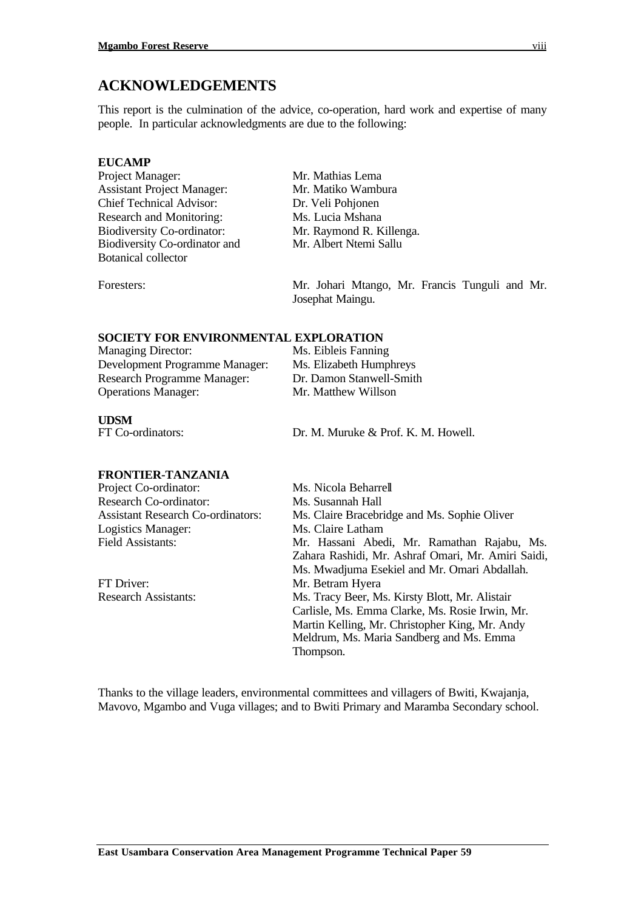## ACKNOWLEDGEMENTS

This report is the culmination of the advice, co-operation, hard work and expertise of many people. In particular acknowledgments are due to the following:

**EUCAMP**

| | |
|---|---|
| Project Manager: | Mr. Mathias Lema |
| Assistant Project Manager: | Mr. Matiko Wambura |
| Chief Technical Advisor: | Dr. Veli Pohjonen |
| Research and Monitoring: | Ms. Lucia Mshana |
| Biodiversity Co-ordinator: | Mr. Raymond R. Killenga. |
| Biodiversity Co-ordinator and Botanical collector | Mr. Albert Ntemi Sallu |
| Foresters: | Mr. Johari Mtango, Mr. Francis Tunguli and Mr. Josephat Maingu. |

**SOCIETY FOR ENVIRONMENTAL EXPLORATION**

| | |
|---|---|
| Managing Director: | Ms. Eibleis Fanning |
| Development Programme Manager: | Ms. Elizabeth Humphreys |
| Research Programme Manager: | Dr. Damon Stanwell-Smith |
| Operations Manager: | Mr. Matthew Willson |

**UDSM**

| | |
|---|---|
| FT Co-ordinators: | Dr. M. Muruke & Prof. K. M. Howell. |

**FRONTIER-TANZANIA**

| | |
|---|---|
| Project Co-ordinator: | Ms. Nicola Beharrell |
| Research Co-ordinator: | Ms. Susannah Hall |
| Assistant Research Co-ordinators: | Ms. Claire Bracebridge and Ms. Sophie Oliver |
| Logistics Manager: | Ms. Claire Latham |
| Field Assistants: | Mr. Hassani Abedi, Mr. Ramathan Rajabu, Ms. Zahara Rashidi, Mr. Ashraf Omari, Mr. Amiri Saidi, Ms. Mwadjuma Esekiel and Mr. Omari Abdallah. |
| FT Driver: | Mr. Betram Hyera |
| Research Assistants: | Ms. Tracy Beer, Ms. Kirsty Blott, Mr. Alistair Carlisle, Ms. Emma Clarke, Ms. Rosie Irwin, Mr. Martin Kelling, Mr. Christopher King, Mr. Andy Meldrum, Ms. Maria Sandberg and Ms. Emma Thompson. |

Thanks to the village leaders, environmental committees and villagers of Bwiti, Kwajanja, Mavovo, Mgambo and Vuga villages; and to Bwiti Primary and Maramba Secondary school.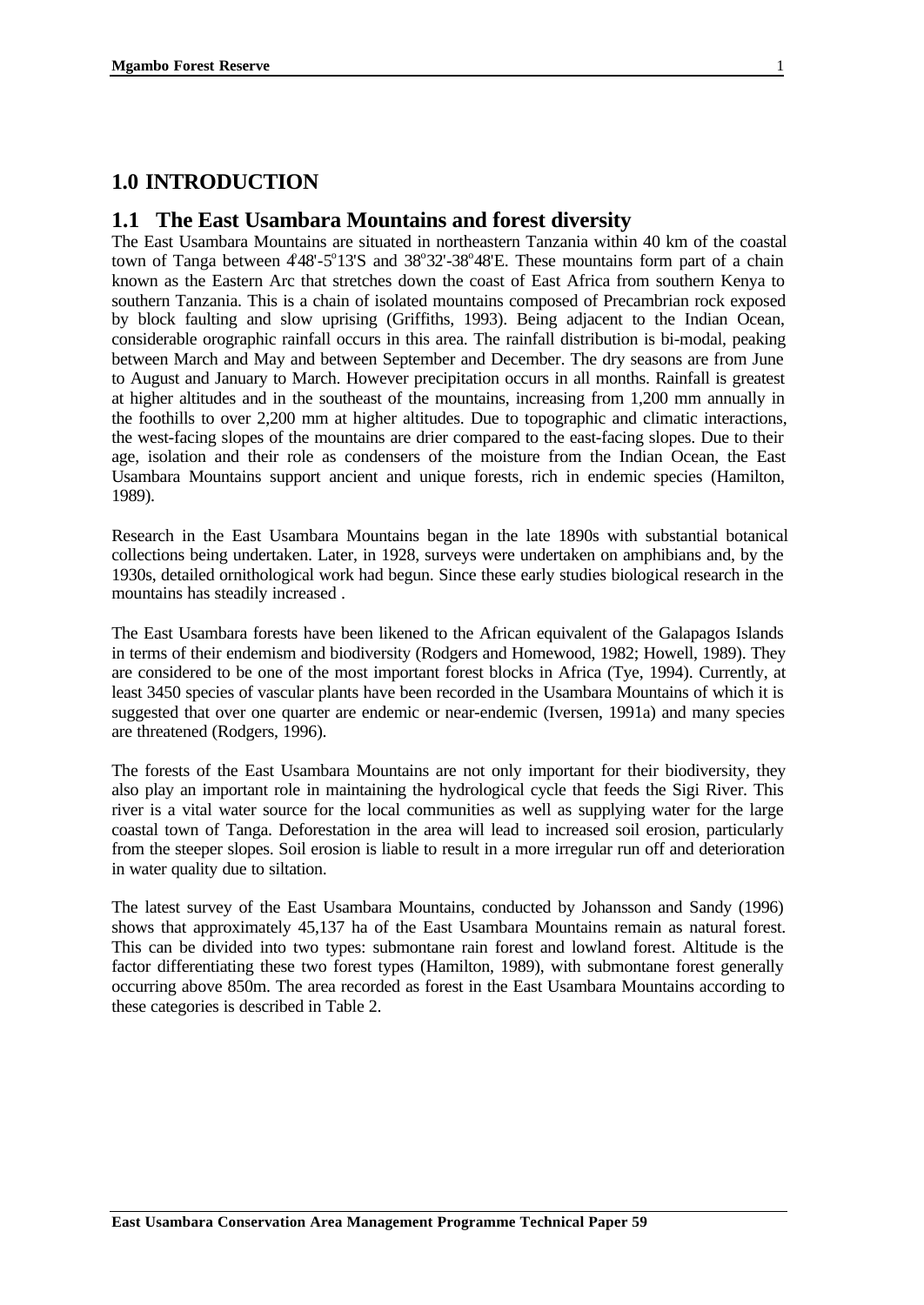## 1.0 INTRODUCTION

### 1.1 The East Usambara Mountains and forest diversity

The East Usambara Mountains are situated in northeastern Tanzania within 40 km of the coastal town of Tanga between 4°48'-5°13'S and 38°32'-38°48'E. These mountains form part of a chain known as the Eastern Arc that stretches down the coast of East Africa from southern Kenya to southern Tanzania. This is a chain of isolated mountains composed of Precambrian rock exposed by block faulting and slow uprising (Griffiths, 1993). Being adjacent to the Indian Ocean, considerable orographic rainfall occurs in this area. The rainfall distribution is bi-modal, peaking between March and May and between September and December. The dry seasons are from June to August and January to March. However precipitation occurs in all months. Rainfall is greatest at higher altitudes and in the southeast of the mountains, increasing from 1,200 mm annually in the foothills to over 2,200 mm at higher altitudes. Due to topographic and climatic interactions, the west-facing slopes of the mountains are drier compared to the east-facing slopes. Due to their age, isolation and their role as condensers of the moisture from the Indian Ocean, the East Usambara Mountains support ancient and unique forests, rich in endemic species (Hamilton, 1989).

Research in the East Usambara Mountains began in the late 1890s with substantial botanical collections being undertaken. Later, in 1928, surveys were undertaken on amphibians and, by the 1930s, detailed ornithological work had begun. Since these early studies biological research in the mountains has steadily increased .

The East Usambara forests have been likened to the African equivalent of the Galapagos Islands in terms of their endemism and biodiversity (Rodgers and Homewood, 1982; Howell, 1989). They are considered to be one of the most important forest blocks in Africa (Tye, 1994). Currently, at least 3450 species of vascular plants have been recorded in the Usambara Mountains of which it is suggested that over one quarter are endemic or near-endemic (Iversen, 1991a) and many species are threatened (Rodgers, 1996).

The forests of the East Usambara Mountains are not only important for their biodiversity, they also play an important role in maintaining the hydrological cycle that feeds the Sigi River. This river is a vital water source for the local communities as well as supplying water for the large coastal town of Tanga. Deforestation in the area will lead to increased soil erosion, particularly from the steeper slopes. Soil erosion is liable to result in a more irregular run off and deterioration in water quality due to siltation.

The latest survey of the East Usambara Mountains, conducted by Johansson and Sandy (1996) shows that approximately 45,137 ha of the East Usambara Mountains remain as natural forest. This can be divided into two types: submontane rain forest and lowland forest. Altitude is the factor differentiating these two forest types (Hamilton, 1989), with submontane forest generally occurring above 850m. The area recorded as forest in the East Usambara Mountains according to these categories is described in Table 2.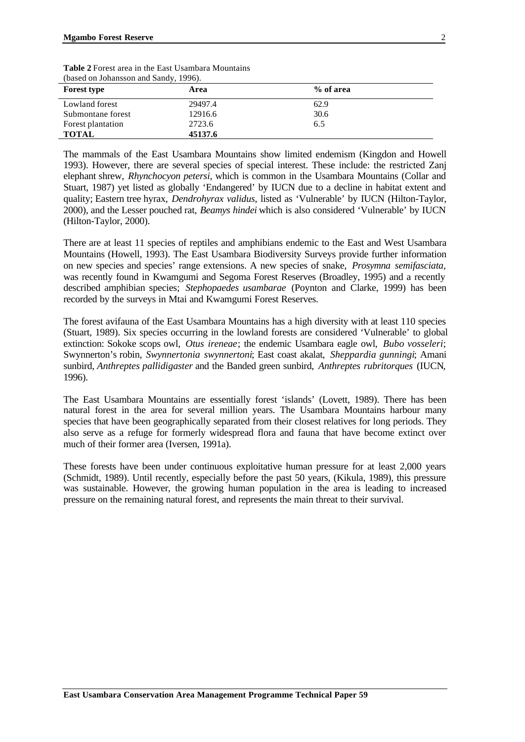**Table 2** Forest area in the East Usambara Mountains (based on Johansson and Sandy, 1996).

| Forest type | Area | % of area |
|---|---|---|
| Lowland forest | 29497.4 | 62.9 |
| Submontane forest | 12916.6 | 30.6 |
| Forest plantation | 2723.6 | 6.5 |
| **TOTAL** | **45137.6** | |

The mammals of the East Usambara Mountains show limited endemism (Kingdon and Howell 1993). However, there are several species of special interest. These include: the restricted Zanj elephant shrew, *Rhynchocyon petersi*, which is common in the Usambara Mountains (Collar and Stuart, 1987) yet listed as globally 'Endangered' by IUCN due to a decline in habitat extent and quality; Eastern tree hyrax, *Dendrohyrax validus*, listed as 'Vulnerable' by IUCN (Hilton-Taylor, 2000), and the Lesser pouched rat, *Beamys hindei* which is also considered 'Vulnerable' by IUCN (Hilton-Taylor, 2000).

There are at least 11 species of reptiles and amphibians endemic to the East and West Usambara Mountains (Howell, 1993). The East Usambara Biodiversity Surveys provide further information on new species and species' range extensions. A new species of snake, *Prosymna semifasciata*, was recently found in Kwamgumi and Segoma Forest Reserves (Broadley, 1995) and a recently described amphibian species; *Stephopaedes usambarae* (Poynton and Clarke, 1999) has been recorded by the surveys in Mtai and Kwamgumi Forest Reserves.

The forest avifauna of the East Usambara Mountains has a high diversity with at least 110 species (Stuart, 1989). Six species occurring in the lowland forests are considered 'Vulnerable' to global extinction: Sokoke scops owl, *Otus ireneae*; the endemic Usambara eagle owl, *Bubo vosseleri*; Swynnerton's robin, *Swynnertonia swynnertoni*; East coast akalat, *Sheppardia gunningi*; Amani sunbird, *Anthreptes pallidigaster* and the Banded green sunbird, *Anthreptes rubritorques* (IUCN, 1996).

The East Usambara Mountains are essentially forest 'islands' (Lovett, 1989). There has been natural forest in the area for several million years. The Usambara Mountains harbour many species that have been geographically separated from their closest relatives for long periods. They also serve as a refuge for formerly widespread flora and fauna that have become extinct over much of their former area (Iversen, 1991a).

These forests have been under continuous exploitative human pressure for at least 2,000 years (Schmidt, 1989). Until recently, especially before the past 50 years, (Kikula, 1989), this pressure was sustainable. However, the growing human population in the area is leading to increased pressure on the remaining natural forest, and represents the main threat to their survival.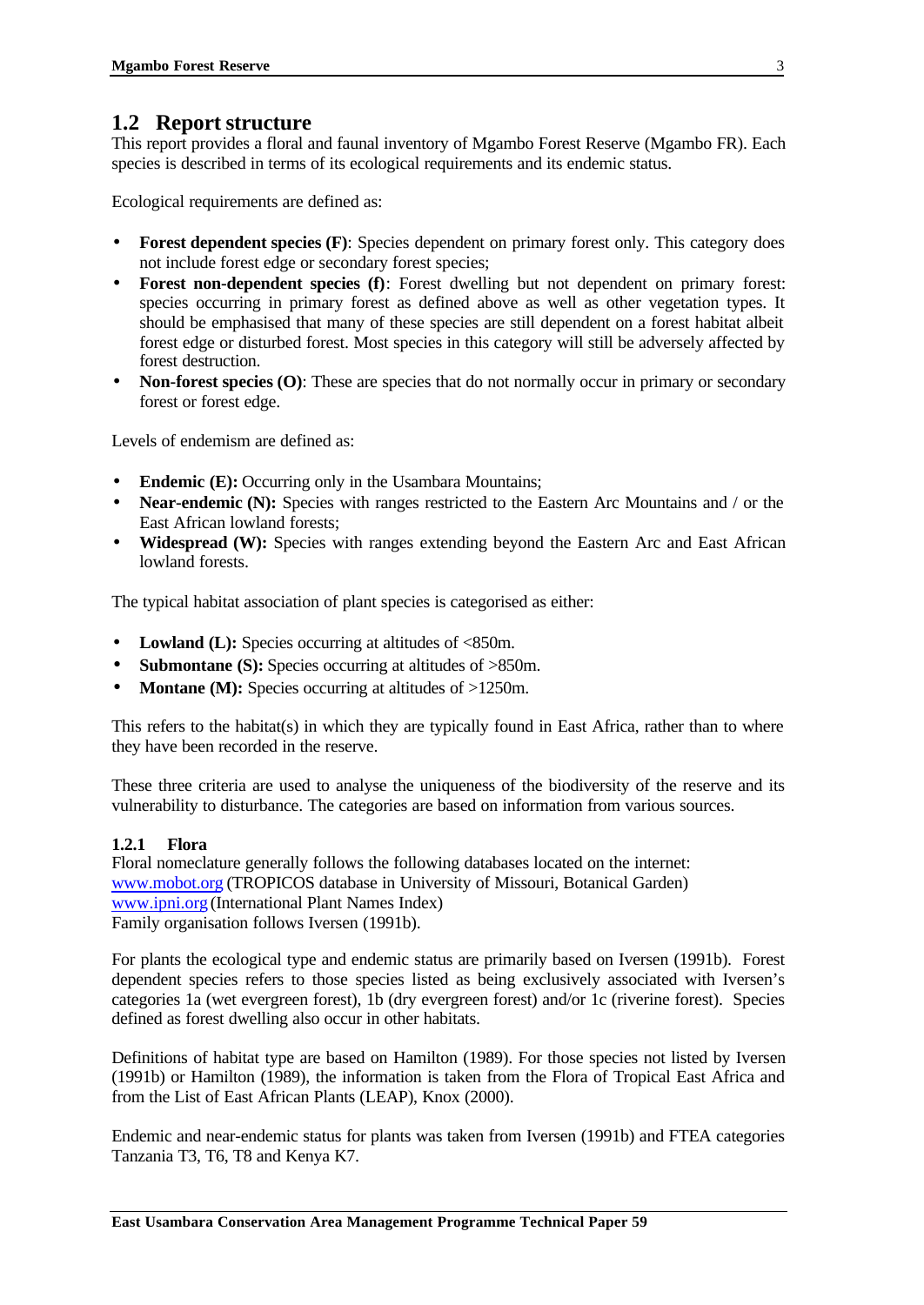## 1.2 Report structure

This report provides a floral and faunal inventory of Mgambo Forest Reserve (Mgambo FR). Each species is described in terms of its ecological requirements and its endemic status.

Ecological requirements are defined as:

- **Forest dependent species (F)**: Species dependent on primary forest only. This category does not include forest edge or secondary forest species;
- **Forest non-dependent species (f)**: Forest dwelling but not dependent on primary forest: species occurring in primary forest as defined above as well as other vegetation types. It should be emphasised that many of these species are still dependent on a forest habitat albeit forest edge or disturbed forest. Most species in this category will still be adversely affected by forest destruction.
- **Non-forest species (O)**: These are species that do not normally occur in primary or secondary forest or forest edge.

Levels of endemism are defined as:

- **Endemic (E):** Occurring only in the Usambara Mountains;
- **Near-endemic (N):** Species with ranges restricted to the Eastern Arc Mountains and / or the East African lowland forests;
- **Widespread (W):** Species with ranges extending beyond the Eastern Arc and East African lowland forests.

The typical habitat association of plant species is categorised as either:

- **Lowland (L):** Species occurring at altitudes of <850m.
- **Submontane (S):** Species occurring at altitudes of >850m.
- **Montane (M):** Species occurring at altitudes of >1250m.

This refers to the habitat(s) in which they are typically found in East Africa, rather than to where they have been recorded in the reserve.

These three criteria are used to analyse the uniqueness of the biodiversity of the reserve and its vulnerability to disturbance. The categories are based on information from various sources.

### 1.2.1 Flora

Floral nomeclature generally follows the following databases located on the internet:
www.mobot.org (TROPICOS database in University of Missouri, Botanical Garden)
www.ipni.org (International Plant Names Index)
Family organisation follows Iversen (1991b).

For plants the ecological type and endemic status are primarily based on Iversen (1991b). Forest dependent species refers to those species listed as being exclusively associated with Iversen's categories 1a (wet evergreen forest), 1b (dry evergreen forest) and/or 1c (riverine forest). Species defined as forest dwelling also occur in other habitats.

Definitions of habitat type are based on Hamilton (1989). For those species not listed by Iversen (1991b) or Hamilton (1989), the information is taken from the Flora of Tropical East Africa and from the List of East African Plants (LEAP), Knox (2000).

Endemic and near-endemic status for plants was taken from Iversen (1991b) and FTEA categories Tanzania T3, T6, T8 and Kenya K7.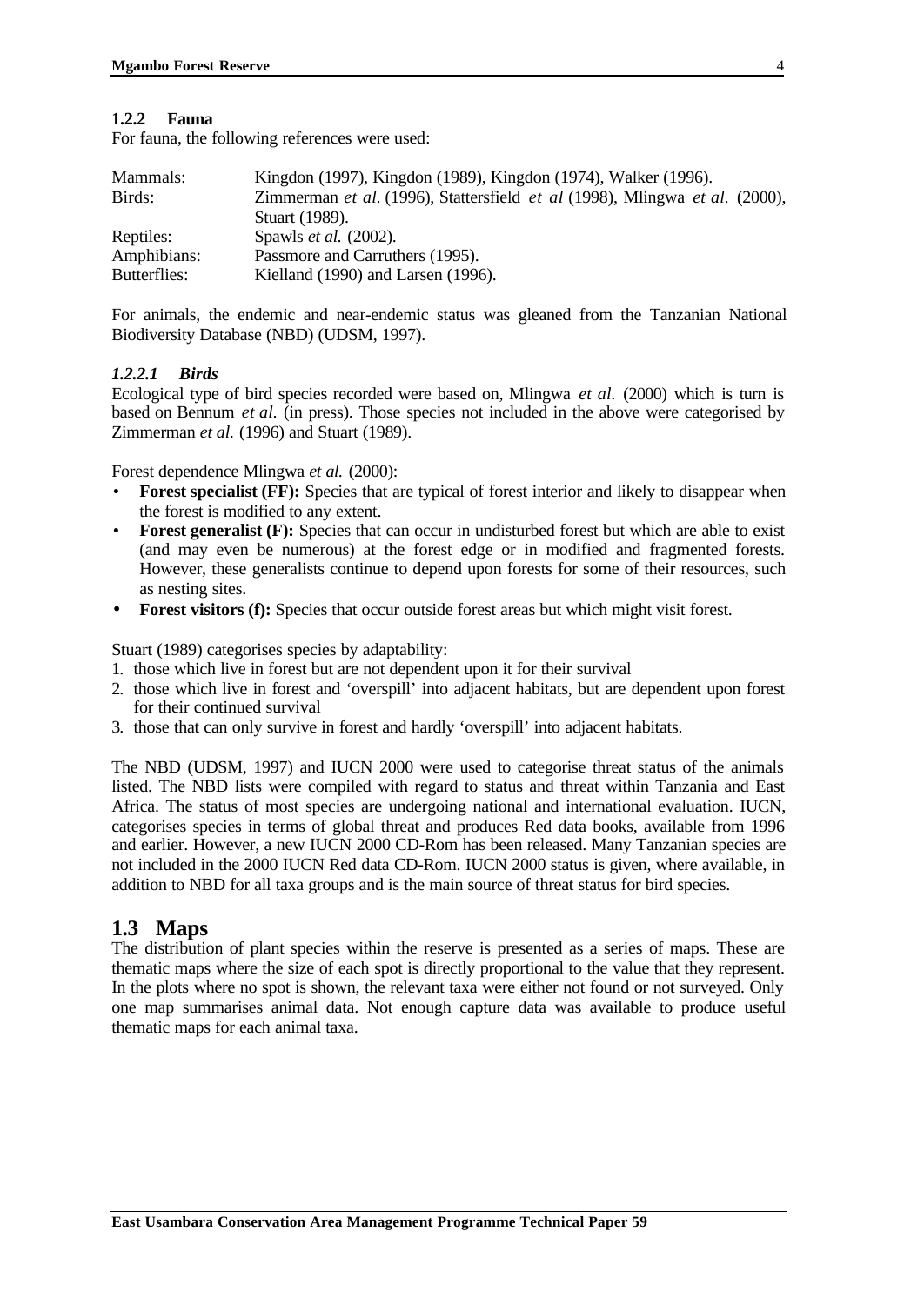### 1.2.2 Fauna

For fauna, the following references were used:

| | |
|---|---|
| Mammals: | Kingdon (1997), Kingdon (1989), Kingdon (1974), Walker (1996). |
| Birds: | Zimmerman *et al.* (1996), Stattersfield *et al* (1998), Mlingwa *et al.* (2000), Stuart (1989). |
| Reptiles: | Spawls *et al.* (2002). |
| Amphibians: | Passmore and Carruthers (1995). |
| Butterflies: | Kielland (1990) and Larsen (1996). |

For animals, the endemic and near-endemic status was gleaned from the Tanzanian National Biodiversity Database (NBD) (UDSM, 1997).

#### *1.2.2.1 Birds*

Ecological type of bird species recorded were based on, Mlingwa *et al.* (2000) which is turn is based on Bennum *et al.* (in press). Those species not included in the above were categorised by Zimmerman *et al.* (1996) and Stuart (1989).

Forest dependence Mlingwa *et al.* (2000):

- **Forest specialist (FF):** Species that are typical of forest interior and likely to disappear when the forest is modified to any extent.
- **Forest generalist (F):** Species that can occur in undisturbed forest but which are able to exist (and may even be numerous) at the forest edge or in modified and fragmented forests. However, these generalists continue to depend upon forests for some of their resources, such as nesting sites.
- **Forest visitors (f):** Species that occur outside forest areas but which might visit forest.

Stuart (1989) categorises species by adaptability:

1. those which live in forest but are not dependent upon it for their survival
2. those which live in forest and 'overspill' into adjacent habitats, but are dependent upon forest for their continued survival
3. those that can only survive in forest and hardly 'overspill' into adjacent habitats.

The NBD (UDSM, 1997) and IUCN 2000 were used to categorise threat status of the animals listed. The NBD lists were compiled with regard to status and threat within Tanzania and East Africa. The status of most species are undergoing national and international evaluation. IUCN, categorises species in terms of global threat and produces Red data books, available from 1996 and earlier. However, a new IUCN 2000 CD-Rom has been released. Many Tanzanian species are not included in the 2000 IUCN Red data CD-Rom. IUCN 2000 status is given, where available, in addition to NBD for all taxa groups and is the main source of threat status for bird species.

## 1.3 Maps

The distribution of plant species within the reserve is presented as a series of maps. These are thematic maps where the size of each spot is directly proportional to the value that they represent. In the plots where no spot is shown, the relevant taxa were either not found or not surveyed. Only one map summarises animal data. Not enough capture data was available to produce useful thematic maps for each animal taxa.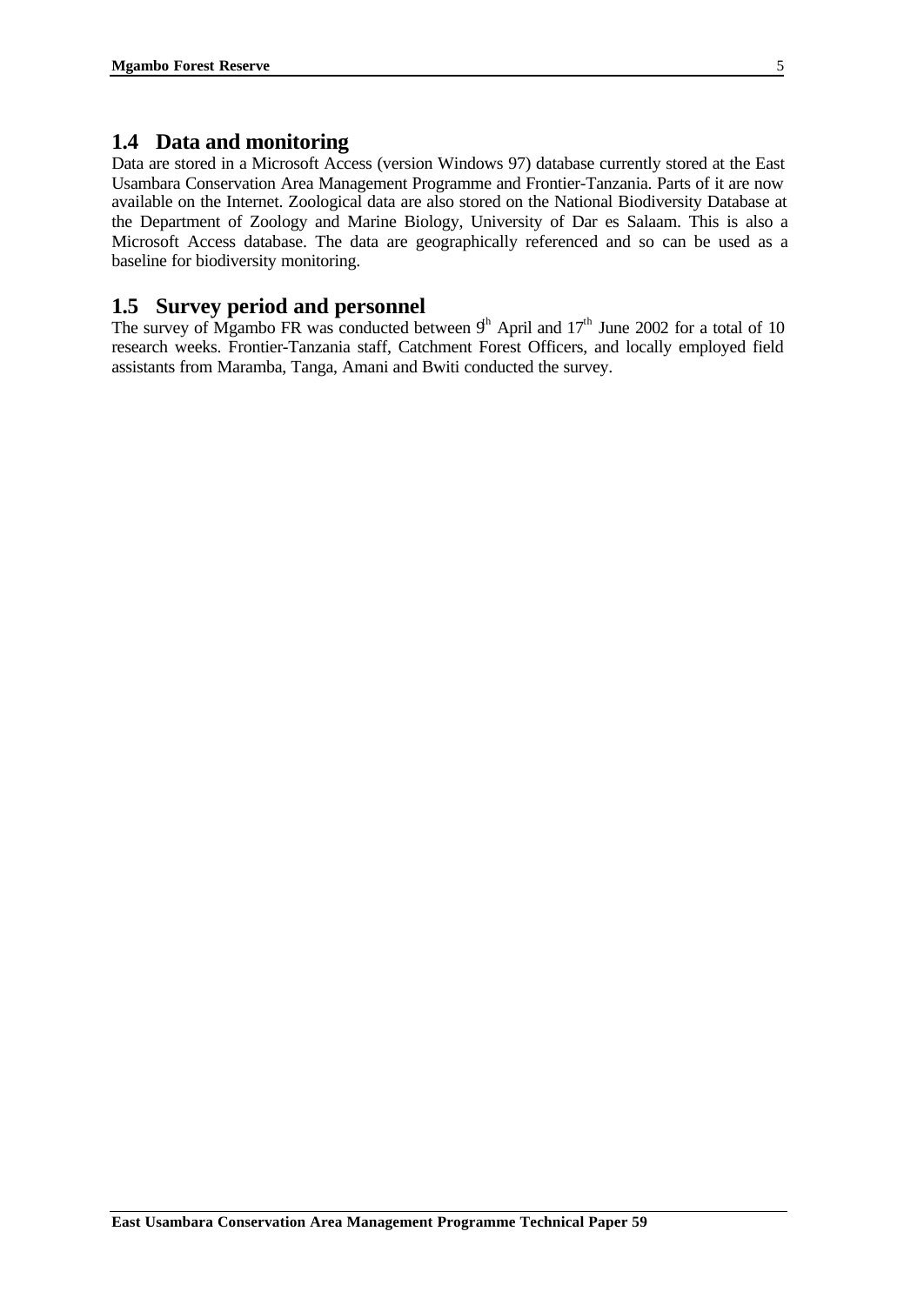## 1.4 Data and monitoring

Data are stored in a Microsoft Access (version Windows 97) database currently stored at the East Usambara Conservation Area Management Programme and Frontier-Tanzania. Parts of it are now available on the Internet. Zoological data are also stored on the National Biodiversity Database at the Department of Zoology and Marine Biology, University of Dar es Salaam. This is also a Microsoft Access database. The data are geographically referenced and so can be used as a baseline for biodiversity monitoring.

## 1.5 Survey period and personnel

The survey of Mgambo FR was conducted between 9th April and 17th June 2002 for a total of 10 research weeks. Frontier-Tanzania staff, Catchment Forest Officers, and locally employed field assistants from Maramba, Tanga, Amani and Bwiti conducted the survey.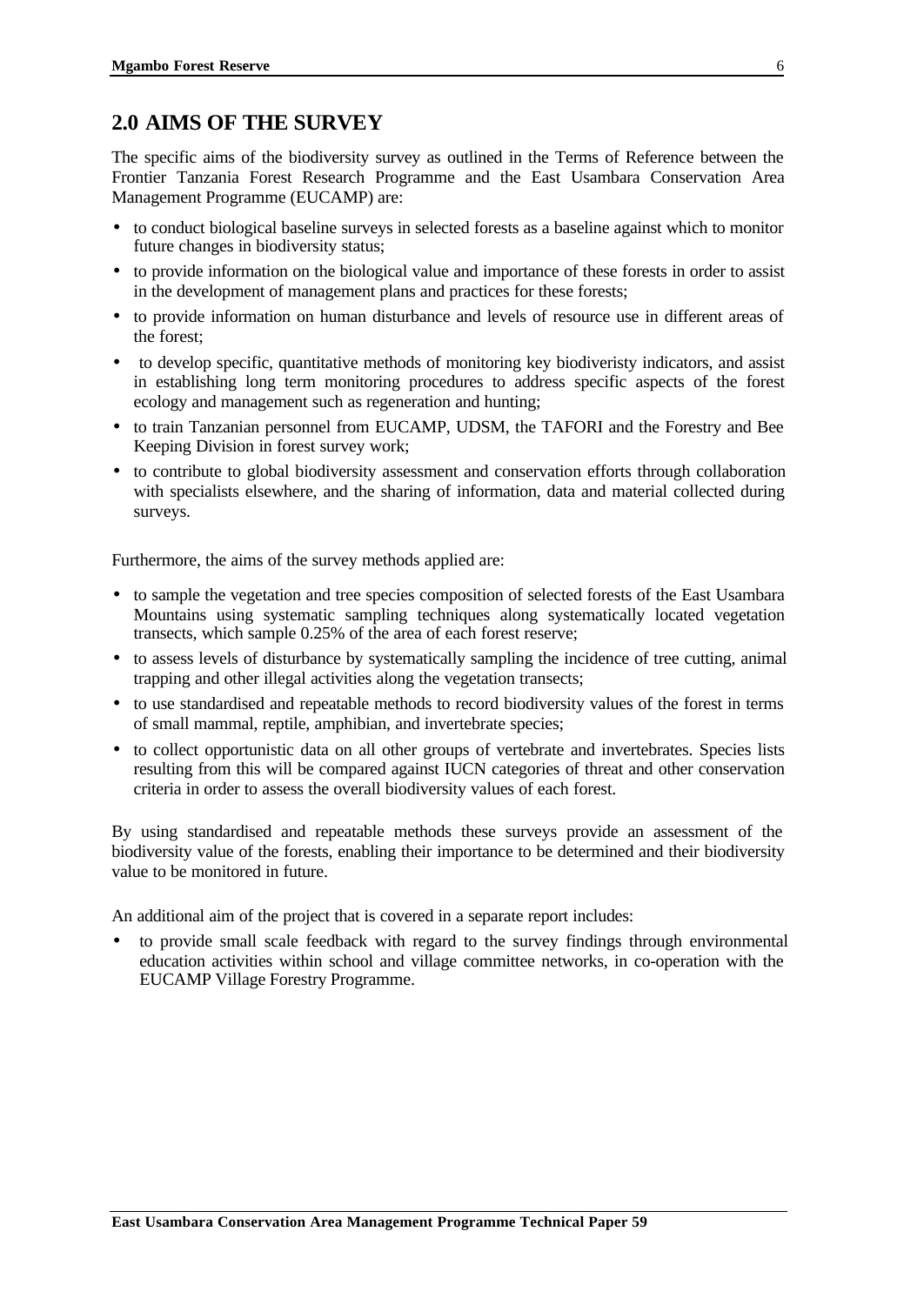## 2.0 AIMS OF THE SURVEY

The specific aims of the biodiversity survey as outlined in the Terms of Reference between the Frontier Tanzania Forest Research Programme and the East Usambara Conservation Area Management Programme (EUCAMP) are:

- to conduct biological baseline surveys in selected forests as a baseline against which to monitor future changes in biodiversity status;
- to provide information on the biological value and importance of these forests in order to assist in the development of management plans and practices for these forests;
- to provide information on human disturbance and levels of resource use in different areas of the forest;
- to develop specific, quantitative methods of monitoring key biodiveristy indicators, and assist in establishing long term monitoring procedures to address specific aspects of the forest ecology and management such as regeneration and hunting;
- to train Tanzanian personnel from EUCAMP, UDSM, the TAFORI and the Forestry and Bee Keeping Division in forest survey work;
- to contribute to global biodiversity assessment and conservation efforts through collaboration with specialists elsewhere, and the sharing of information, data and material collected during surveys.

Furthermore, the aims of the survey methods applied are:

- to sample the vegetation and tree species composition of selected forests of the East Usambara Mountains using systematic sampling techniques along systematically located vegetation transects, which sample 0.25% of the area of each forest reserve;
- to assess levels of disturbance by systematically sampling the incidence of tree cutting, animal trapping and other illegal activities along the vegetation transects;
- to use standardised and repeatable methods to record biodiversity values of the forest in terms of small mammal, reptile, amphibian, and invertebrate species;
- to collect opportunistic data on all other groups of vertebrate and invertebrates. Species lists resulting from this will be compared against IUCN categories of threat and other conservation criteria in order to assess the overall biodiversity values of each forest.

By using standardised and repeatable methods these surveys provide an assessment of the biodiversity value of the forests, enabling their importance to be determined and their biodiversity value to be monitored in future.

An additional aim of the project that is covered in a separate report includes:

- to provide small scale feedback with regard to the survey findings through environmental education activities within school and village committee networks, in co-operation with the EUCAMP Village Forestry Programme.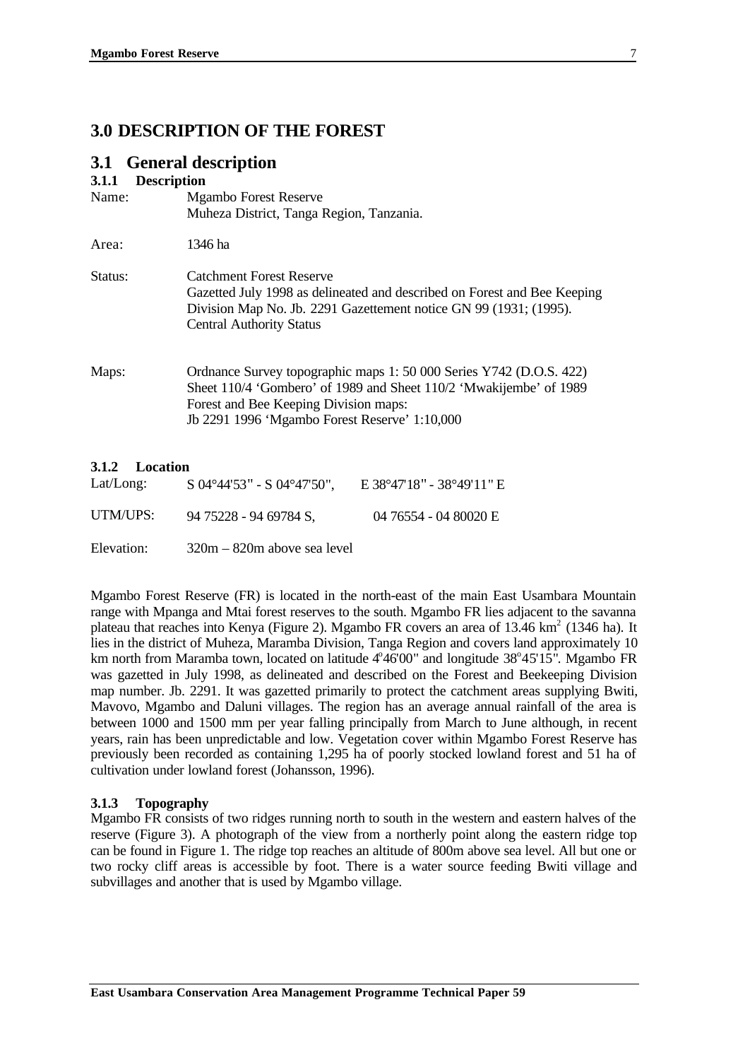# 3.0 DESCRIPTION OF THE FOREST

## 3.1 General description

### 3.1.1 Description

Name: Mgambo Forest Reserve
Muheza District, Tanga Region, Tanzania.

Area: 1346 ha

Status: Catchment Forest Reserve
Gazetted July 1998 as delineated and described on Forest and Bee Keeping Division Map No. Jb. 2291 Gazettement notice GN 99 (1931; (1995).
Central Authority Status

Maps: Ordnance Survey topographic maps 1: 50 000 Series Y742 (D.O.S. 422)
Sheet 110/4 'Gombero' of 1989 and Sheet 110/2 'Mwakijembe' of 1989
Forest and Bee Keeping Division maps:
Jb 2291 1996 'Mgambo Forest Reserve' 1:10,000

### 3.1.2 Location

| | | |
|---|---|---|
| Lat/Long: | S 04°44'53" - S 04°47'50", | E 38°47'18" - 38°49'11" E |
| UTM/UPS: | 94 75228 - 94 69784 S, | 04 76554 - 04 80020 E |
| Elevation: | 320m – 820m above sea level | |

Mgambo Forest Reserve (FR) is located in the north-east of the main East Usambara Mountain range with Mpanga and Mtai forest reserves to the south. Mgambo FR lies adjacent to the savanna plateau that reaches into Kenya (Figure 2). Mgambo FR covers an area of 13.46 km$^2$ (1346 ha). It lies in the district of Muheza, Maramba Division, Tanga Region and covers land approximately 10 km north from Maramba town, located on latitude 4°46'00" and longitude 38°45'15". Mgambo FR was gazetted in July 1998, as delineated and described on the Forest and Beekeeping Division map number. Jb. 2291. It was gazetted primarily to protect the catchment areas supplying Bwiti, Mavovo, Mgambo and Daluni villages. The region has an average annual rainfall of the area is between 1000 and 1500 mm per year falling principally from March to June although, in recent years, rain has been unpredictable and low. Vegetation cover within Mgambo Forest Reserve has previously been recorded as containing 1,295 ha of poorly stocked lowland forest and 51 ha of cultivation under lowland forest (Johansson, 1996).

### 3.1.3 Topography

Mgambo FR consists of two ridges running north to south in the western and eastern halves of the reserve (Figure 3). A photograph of the view from a northerly point along the eastern ridge top can be found in Figure 1. The ridge top reaches an altitude of 800m above sea level. All but one or two rocky cliff areas is accessible by foot. There is a water source feeding Bwiti village and subvillages and another that is used by Mgambo village.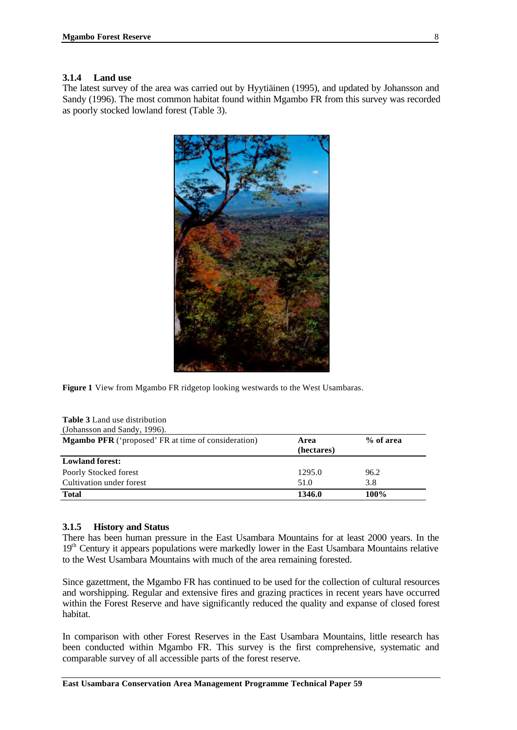### 3.1.4 Land use

The latest survey of the area was carried out by Hyytiäinen (1995), and updated by Johansson and Sandy (1996). The most common habitat found within Mgambo FR from this survey was recorded as poorly stocked lowland forest (Table 3).

**Figure 1** View from Mgambo FR ridgetop looking westwards to the West Usambaras.

**Table 3** Land use distribution
(Johansson and Sandy, 1996).

| **Mgambo PFR** ('proposed' FR at time of consideration) | **Area (hectares)** | **% of area** |
|---|---|---|
| **Lowland forest:** | | |
| Poorly Stocked forest | 1295.0 | 96.2 |
| Cultivation under forest | 51.0 | 3.8 |
| **Total** | **1346.0** | **100%** |

### 3.1.5 History and Status

There has been human pressure in the East Usambara Mountains for at least 2000 years. In the 19th Century it appears populations were markedly lower in the East Usambara Mountains relative to the West Usambara Mountains with much of the area remaining forested.

Since gazettment, the Mgambo FR has continued to be used for the collection of cultural resources and worshipping. Regular and extensive fires and grazing practices in recent years have occurred within the Forest Reserve and have significantly reduced the quality and expanse of closed forest habitat.

In comparison with other Forest Reserves in the East Usambara Mountains, little research has been conducted within Mgambo FR. This survey is the first comprehensive, systematic and comparable survey of all accessible parts of the forest reserve.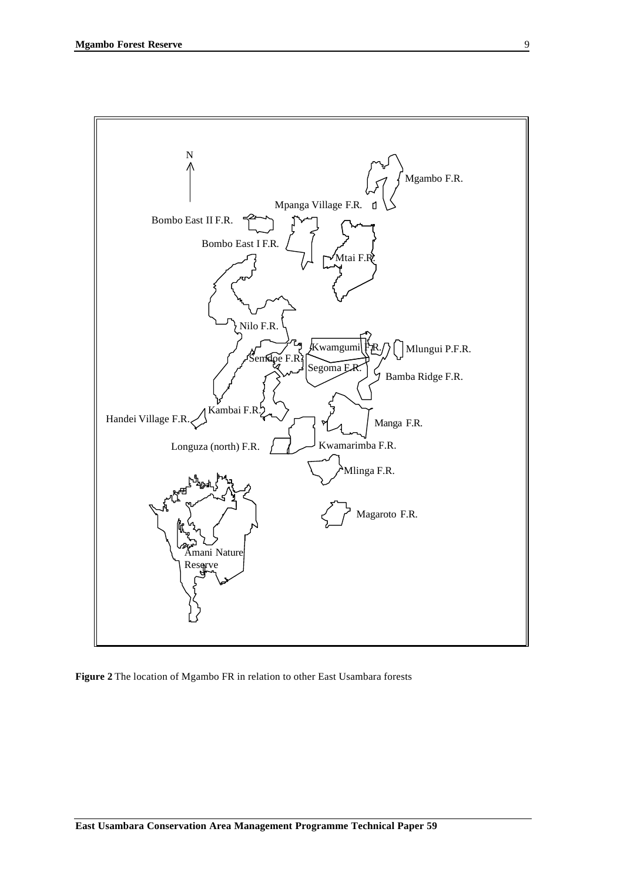N

Mgambo F.R.

Mpanga Village F.R.

Bombo East II F.R.

Bombo East I F.R.

Mtai F.R.

Nilo F.R.

Kwamgumi F.R.

Mlungui P.F.R.

Semdoe F.R.

Segoma F.R.

Bamba Ridge F.R.

Kambai F.R.

Handei Village F.R.

Manga F.R.

Longuza (north) F.R.

Kwamarimba F.R.

Mlinga F.R.

Magaroto F.R.

Amani Nature Reserve

**Figure 2** The location of Mgambo FR in relation to other East Usambara forests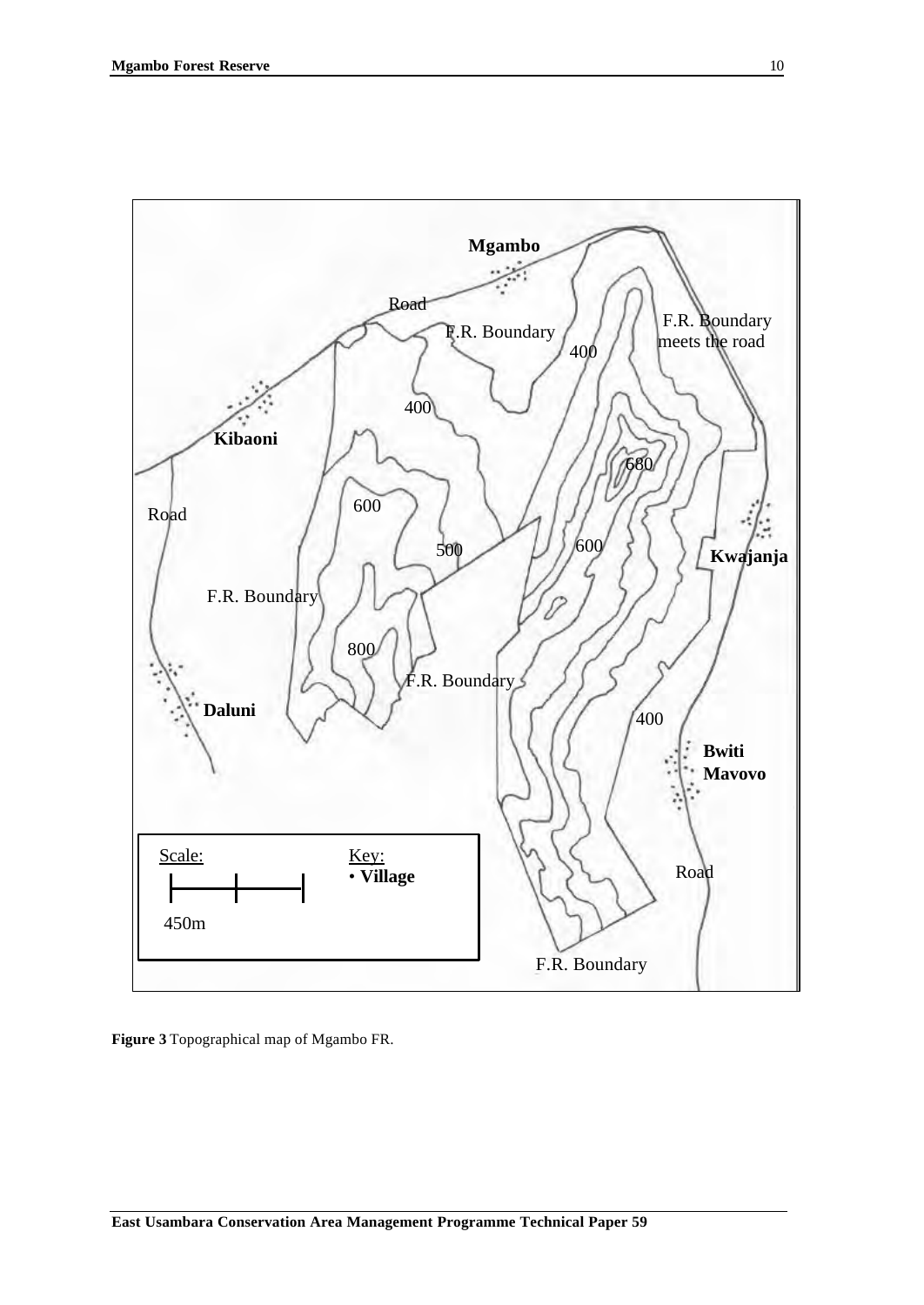**Figure 3** Topographical map of Mgambo FR.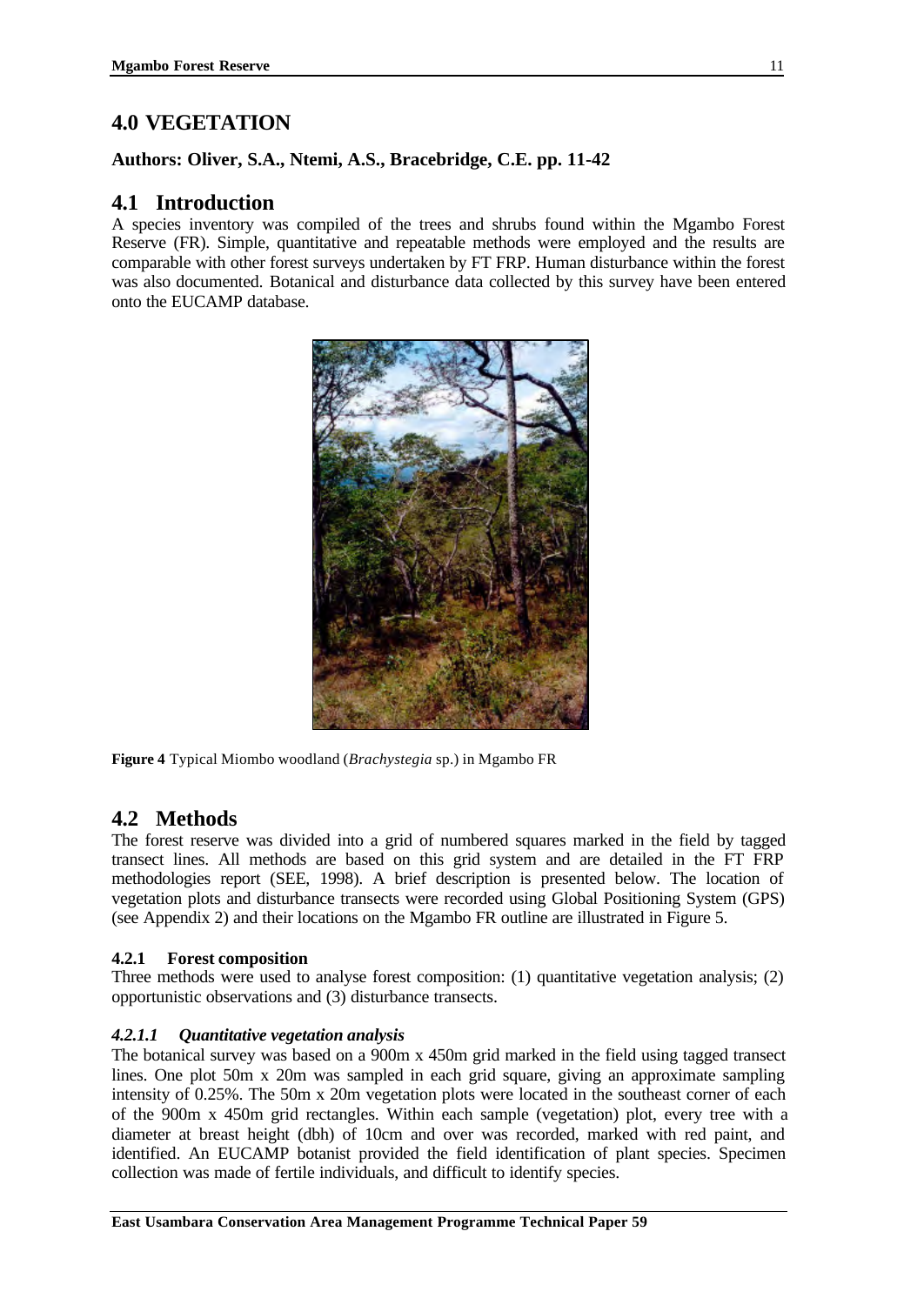# 4.0 VEGETATION

**Authors: Oliver, S.A., Ntemi, A.S., Bracebridge, C.E. pp. 11-42**

## 4.1 Introduction

A species inventory was compiled of the trees and shrubs found within the Mgambo Forest Reserve (FR). Simple, quantitative and repeatable methods were employed and the results are comparable with other forest surveys undertaken by FT FRP. Human disturbance within the forest was also documented. Botanical and disturbance data collected by this survey have been entered onto the EUCAMP database.

**Figure 4** Typical Miombo woodland (*Brachystegia* sp.) in Mgambo FR

## 4.2 Methods

The forest reserve was divided into a grid of numbered squares marked in the field by tagged transect lines. All methods are based on this grid system and are detailed in the FT FRP methodologies report (SEE, 1998). A brief description is presented below. The location of vegetation plots and disturbance transects were recorded using Global Positioning System (GPS) (see Appendix 2) and their locations on the Mgambo FR outline are illustrated in Figure 5.

### 4.2.1 Forest composition

Three methods were used to analyse forest composition: (1) quantitative vegetation analysis; (2) opportunistic observations and (3) disturbance transects.

#### *4.2.1.1 Quantitative vegetation analysis*

The botanical survey was based on a 900m x 450m grid marked in the field using tagged transect lines. One plot 50m x 20m was sampled in each grid square, giving an approximate sampling intensity of 0.25%. The 50m x 20m vegetation plots were located in the southeast corner of each of the 900m x 450m grid rectangles. Within each sample (vegetation) plot, every tree with a diameter at breast height (dbh) of 10cm and over was recorded, marked with red paint, and identified. An EUCAMP botanist provided the field identification of plant species. Specimen collection was made of fertile individuals, and difficult to identify species.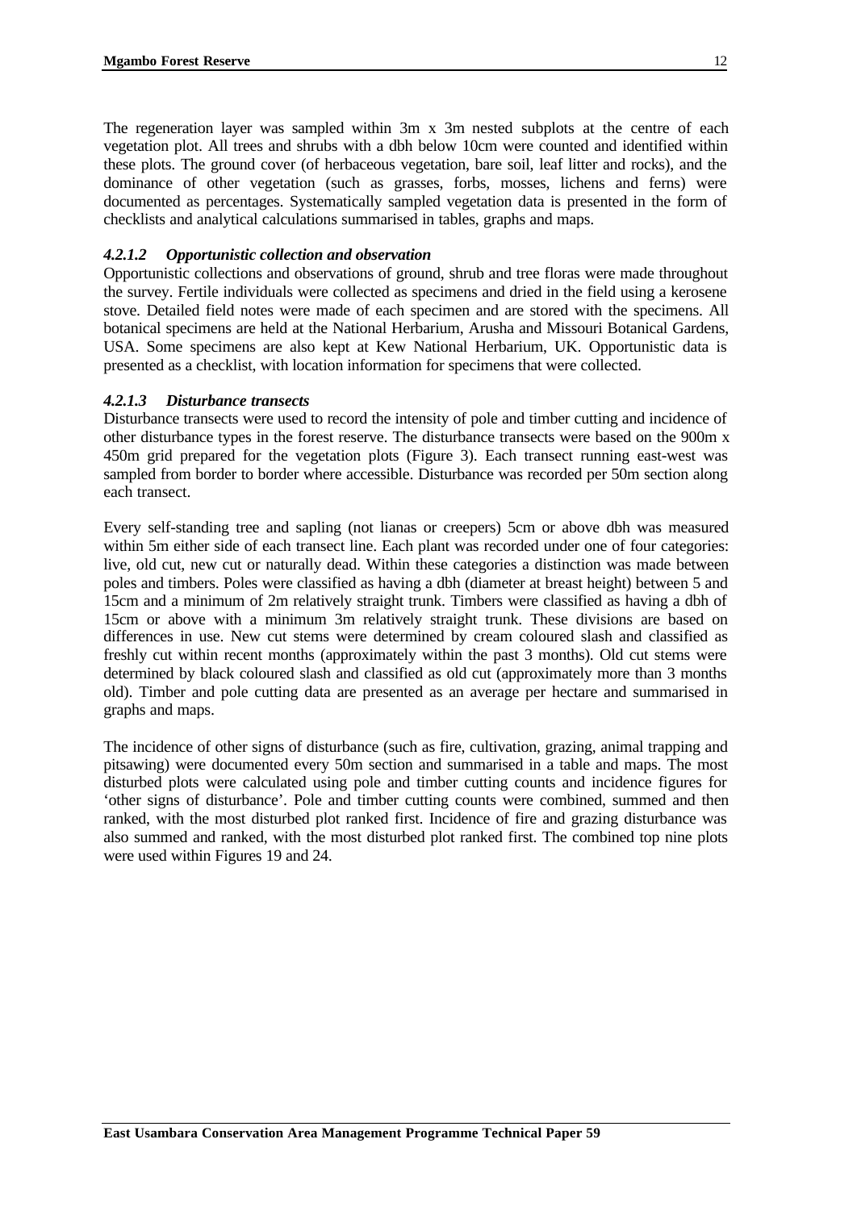The regeneration layer was sampled within 3m x 3m nested subplots at the centre of each vegetation plot. All trees and shrubs with a dbh below 10cm were counted and identified within these plots. The ground cover (of herbaceous vegetation, bare soil, leaf litter and rocks), and the dominance of other vegetation (such as grasses, forbs, mosses, lichens and ferns) were documented as percentages. Systematically sampled vegetation data is presented in the form of checklists and analytical calculations summarised in tables, graphs and maps.

#### *4.2.1.2 Opportunistic collection and observation*

Opportunistic collections and observations of ground, shrub and tree floras were made throughout the survey. Fertile individuals were collected as specimens and dried in the field using a kerosene stove. Detailed field notes were made of each specimen and are stored with the specimens. All botanical specimens are held at the National Herbarium, Arusha and Missouri Botanical Gardens, USA. Some specimens are also kept at Kew National Herbarium, UK. Opportunistic data is presented as a checklist, with location information for specimens that were collected.

#### *4.2.1.3 Disturbance transects*

Disturbance transects were used to record the intensity of pole and timber cutting and incidence of other disturbance types in the forest reserve. The disturbance transects were based on the 900m x 450m grid prepared for the vegetation plots (Figure 3). Each transect running east-west was sampled from border to border where accessible. Disturbance was recorded per 50m section along each transect.

Every self-standing tree and sapling (not lianas or creepers) 5cm or above dbh was measured within 5m either side of each transect line. Each plant was recorded under one of four categories: live, old cut, new cut or naturally dead. Within these categories a distinction was made between poles and timbers. Poles were classified as having a dbh (diameter at breast height) between 5 and 15cm and a minimum of 2m relatively straight trunk. Timbers were classified as having a dbh of 15cm or above with a minimum 3m relatively straight trunk. These divisions are based on differences in use. New cut stems were determined by cream coloured slash and classified as freshly cut within recent months (approximately within the past 3 months). Old cut stems were determined by black coloured slash and classified as old cut (approximately more than 3 months old). Timber and pole cutting data are presented as an average per hectare and summarised in graphs and maps.

The incidence of other signs of disturbance (such as fire, cultivation, grazing, animal trapping and pitsawing) were documented every 50m section and summarised in a table and maps. The most disturbed plots were calculated using pole and timber cutting counts and incidence figures for 'other signs of disturbance'. Pole and timber cutting counts were combined, summed and then ranked, with the most disturbed plot ranked first. Incidence of fire and grazing disturbance was also summed and ranked, with the most disturbed plot ranked first. The combined top nine plots were used within Figures 19 and 24.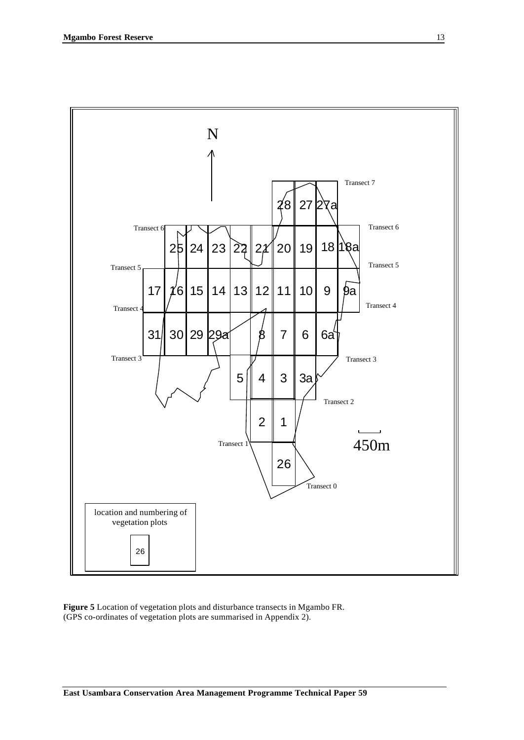N

Transect 7

28 27 27a

Transect 6 | 25 24 23 22 21 20 19 18 18a | Transect 6

Transect 5 | | Transect 5

17 16 15 14 13 12 11 10 9 9a

Transect 4 | | Transect 4

31 30 29 29a 8 7 6 6a

Transect 3 | | Transect 3

5 4 3 3a

Transect 2

2 1

Transect 1

450m

26

Transect 0

location and numbering of vegetation plots

26

**Figure 5** Location of vegetation plots and disturbance transects in Mgambo FR. (GPS co-ordinates of vegetation plots are summarised in Appendix 2).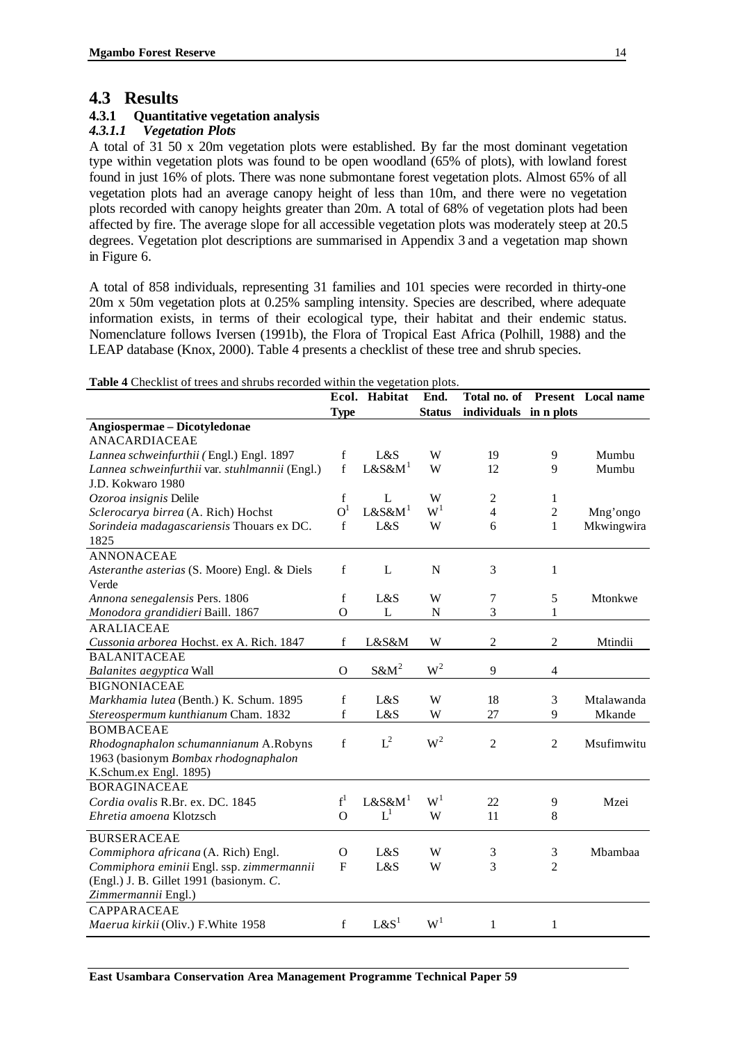## 4.3 Results

### 4.3.1 Quantitative vegetation analysis

#### *4.3.1.1 Vegetation Plots*

A total of 31 50 x 20m vegetation plots were established. By far the most dominant vegetation type within vegetation plots was found to be open woodland (65% of plots), with lowland forest found in just 16% of plots. There was none submontane forest vegetation plots. Almost 65% of all vegetation plots had an average canopy height of less than 10m, and there were no vegetation plots recorded with canopy heights greater than 20m. A total of 68% of vegetation plots had been affected by fire. The average slope for all accessible vegetation plots was moderately steep at 20.5 degrees. Vegetation plot descriptions are summarised in Appendix 3 and a vegetation map shown in Figure 6.

A total of 858 individuals, representing 31 families and 101 species were recorded in thirty-one 20m x 50m vegetation plots at 0.25% sampling intensity. Species are described, where adequate information exists, in terms of their ecological type, their habitat and their endemic status. Nomenclature follows Iversen (1991b), the Flora of Tropical East Africa (Polhill, 1988) and the LEAP database (Knox, 2000). Table 4 presents a checklist of these tree and shrub species.

**Table 4** Checklist of trees and shrubs recorded within the vegetation plots.

| | Ecol. Type | Habitat | End. Status | Total no. of individuals | Present in n plots | Local name |
|---|---|---|---|---|---|---|
| **Angiospermae – Dicotyledonae** | | | | | | |
| ANACARDIACEAE | | | | | | |
| *Lannea schweinfurthii (* Engl.) Engl. 1897 | f | L&S | W | 19 | 9 | Mumbu |
| *Lannea schweinfurthii* var. *stuhlmannii* (Engl.) J.D. Kokwaro 1980 | f | L&S&M[1] | W | 12 | 9 | Mumbu |
| *Ozoroa insignis* Delile | f | L | W | 2 | 1 | |
| *Sclerocarya birrea* (A. Rich) Hochst | O[1] | L&S&M[1] | W[1] | 4 | 2 | Mng'ongo |
| *Sorindeia madagascariensis* Thouars ex DC. 1825 | f | L&S | W | 6 | 1 | Mkwingwira |
| ANNONACEAE | | | | | | |
| *Asteranthe asterias* (S. Moore) Engl. & Diels Verde | f | L | N | 3 | 1 | |
| *Annona senegalensis* Pers. 1806 | f | L&S | W | 7 | 5 | Mtonkwe |
| *Monodora grandidieri* Baill. 1867 | O | L | N | 3 | 1 | |
| ARALIACEAE | | | | | | |
| *Cussonia arborea* Hochst. ex A. Rich. 1847 | f | L&S&M | W | 2 | 2 | Mtindii |
| BALANITACEAE | | | | | | |
| *Balanites aegyptica* Wall | O | S&M[2] | W[2] | 9 | 4 | |
| BIGNONIACEAE | | | | | | |
| *Markhamia lutea* (Benth.) K. Schum. 1895 | f | L&S | W | 18 | 3 | Mtalawanda |
| *Stereospermum kunthianum* Cham. 1832 | f | L&S | W | 27 | 9 | Mkande |
| BOMBACEAE | | | | | | |
| *Rhodognaphalon schumannianum* A.Robyns 1963 (basionym *Bombax rhodognaphalon* K.Schum.ex Engl. 1895) | f | L[2] | W[2] | 2 | 2 | Msufimwitu |
| BORAGINACEAE | | | | | | |
| *Cordia ovalis* R.Br. ex. DC. 1845 | f[1] | L&S&M[1] | W[1] | 22 | 9 | Mzei |
| *Ehretia amoena* Klotzsch | O | L[1] | W | 11 | 8 | |
| BURSERACEAE | | | | | | |
| *Commiphora africana* (A. Rich) Engl. | O | L&S | W | 3 | 3 | Mbambaa |
| *Commiphora eminii* Engl. ssp. *zimmermannii* (Engl.) J. B. Gillet 1991 (basionym. *C. Zimmermannii* Engl.) | F | L&S | W | 3 | 2 | |
| CAPPARACEAE | | | | | | |
| *Maerua kirkii* (Oliv.) F.White 1958 | f | L&S[1] | W[1] | 1 | 1 | |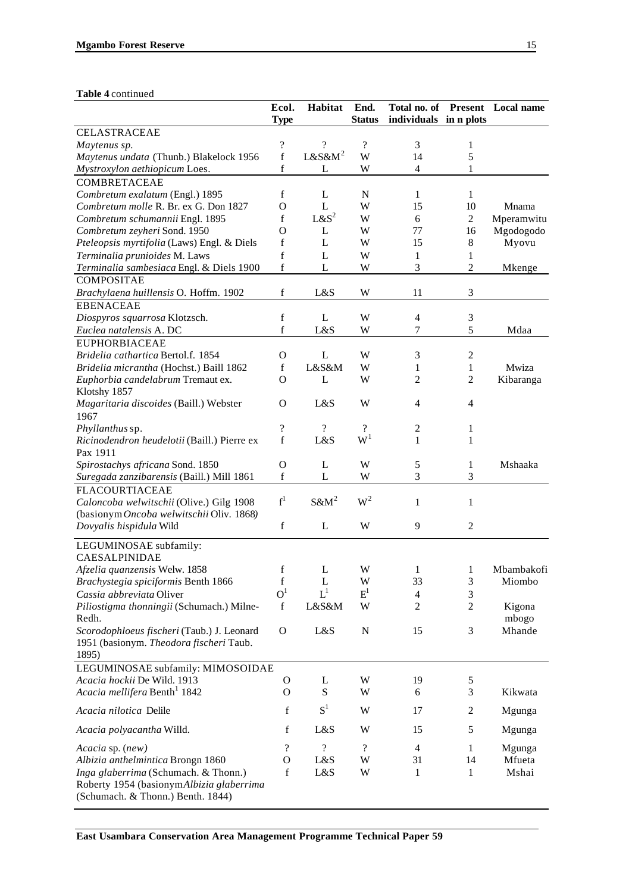**Table 4** continued

| | Ecol. Type | Habitat | End. Status | Total no. of individuals | Present in n plots | Local name |
|---|---|---|---|---|---|---|
| CELASTRACEAE | | | | | | |
| *Maytenus sp.* | ? | ? | ? | 3 | 1 | |
| *Maytenus undata* (Thunb.) Blakelock 1956 | f | L&S&M[2] | W | 14 | 5 | |
| *Mystroxylon aethiopicum* Loes. | f | L | W | 4 | 1 | |
| COMBRETACEAE | | | | | | |
| *Combretum exalatum* (Engl.) 1895 | f | L | N | 1 | 1 | |
| *Combretum molle* R. Br. ex G. Don 1827 | O | L | W | 15 | 10 | Mnama |
| *Combretum schumannii* Engl. 1895 | f | L&S[2] | W | 6 | 2 | Mperamwitu |
| *Combretum zeyheri* Sond. 1950 | O | L | W | 77 | 16 | Mgodogodo |
| *Pteleopsis myrtifolia* (Laws) Engl. & Diels | f | L | W | 15 | 8 | Myovu |
| *Terminalia prunioides* M. Laws | f | L | W | 1 | 1 | |
| *Terminalia sambesiaca* Engl. & Diels 1900 | f | L | W | 3 | 2 | Mkenge |
| COMPOSITAE | | | | | | |
| *Brachylaena huillensis* O. Hoffm. 1902 | f | L&S | W | 11 | 3 | |
| EBENACEAE | | | | | | |
| *Diospyros squarrosa* Klotzsch. | f | L | W | 4 | 3 | |
| *Euclea natalensis* A. DC | f | L&S | W | 7 | 5 | Mdaa |
| EUPHORBIACEAE | | | | | | |
| *Bridelia cathartica* Bertol.f. 1854 | O | L | W | 3 | 2 | |
| *Bridelia micrantha* (Hochst.) Baill 1862 | f | L&S&M | W | 1 | 1 | Mwiza |
| *Euphorbia candelabrum* Tremaut ex. Klotshy 1857 | O | L | W | 2 | 2 | Kibaranga |
| *Magaritaria discoides* (Baill.) Webster 1967 | O | L&S | W | 4 | 4 | |
| *Phyllanthus* sp. | ? | ? | ? | 2 | 1 | |
| *Ricinodendron heudelotii* (Baill.) Pierre ex Pax 1911 | f | L&S | W[1] | 1 | 1 | |
| *Spirostachys africana* Sond. 1850 | O | L | W | 5 | 1 | Mshaaka |
| *Suregada zanzibarensis* (Baill.) Mill 1861 | f | L | W | 3 | 3 | |
| FLACOURTIACEAE | | | | | | |
| *Caloncoba welwitschii* (Olive.) Gilg 1908 (basionym *Oncoba welwitschii* Oliv. 1868) | f[1] | S&M[2] | W[2] | 1 | 1 | |
| *Dovyalis hispidula* Wild | f | L | W | 9 | 2 | |
| LEGUMINOSAE subfamily: CAESALPINIDAE | | | | | | |
| *Afzelia quanzensis* Welw. 1858 | f | L | W | 1 | 1 | Mbambakofi |
| *Brachystegia spiciformis* Benth 1866 | f | L | W | 33 | 3 | Miombo |
| *Cassia abbreviata* Oliver | O[1] | L[1] | E[1] | 4 | 3 | |
| *Piliostigma thonningii* (Schumach.) Milne-Redh. | f | L&S&M | W | 2 | 2 | Kigona mbogo |
| *Scorodophloeus fischeri* (Taub.) J. Leonard 1951 (basionym. *Theodora fischeri* Taub. 1895) | O | L&S | N | 15 | 3 | Mhande |
| LEGUMINOSAE subfamily: MIMOSOIDAE | | | | | | |
| *Acacia hockii* De Wild. 1913 | O | L | W | 19 | 5 | |
| *Acacia mellifera* Benth[1] 1842 | O | S | W | 6 | 3 | Kikwata |
| *Acacia nilotica* Delile | f | S[1] | W | 17 | 2 | Mgunga |
| *Acacia polyacantha* Willd. | f | L&S | W | 15 | 5 | Mgunga |
| *Acacia* sp. (*new*) | ? | ? | ? | 4 | 1 | Mgunga |
| *Albizia anthelmintica* Brongn 1860 | O | L&S | W | 31 | 14 | Mfueta |
| *Inga glaberrima* (Schumach. & Thonn.) Roberty 1954 (basionym *Albizia glaberrima* (Schumach. & Thonn.) Benth. 1844) | f | L&S | W | 1 | 1 | Mshai |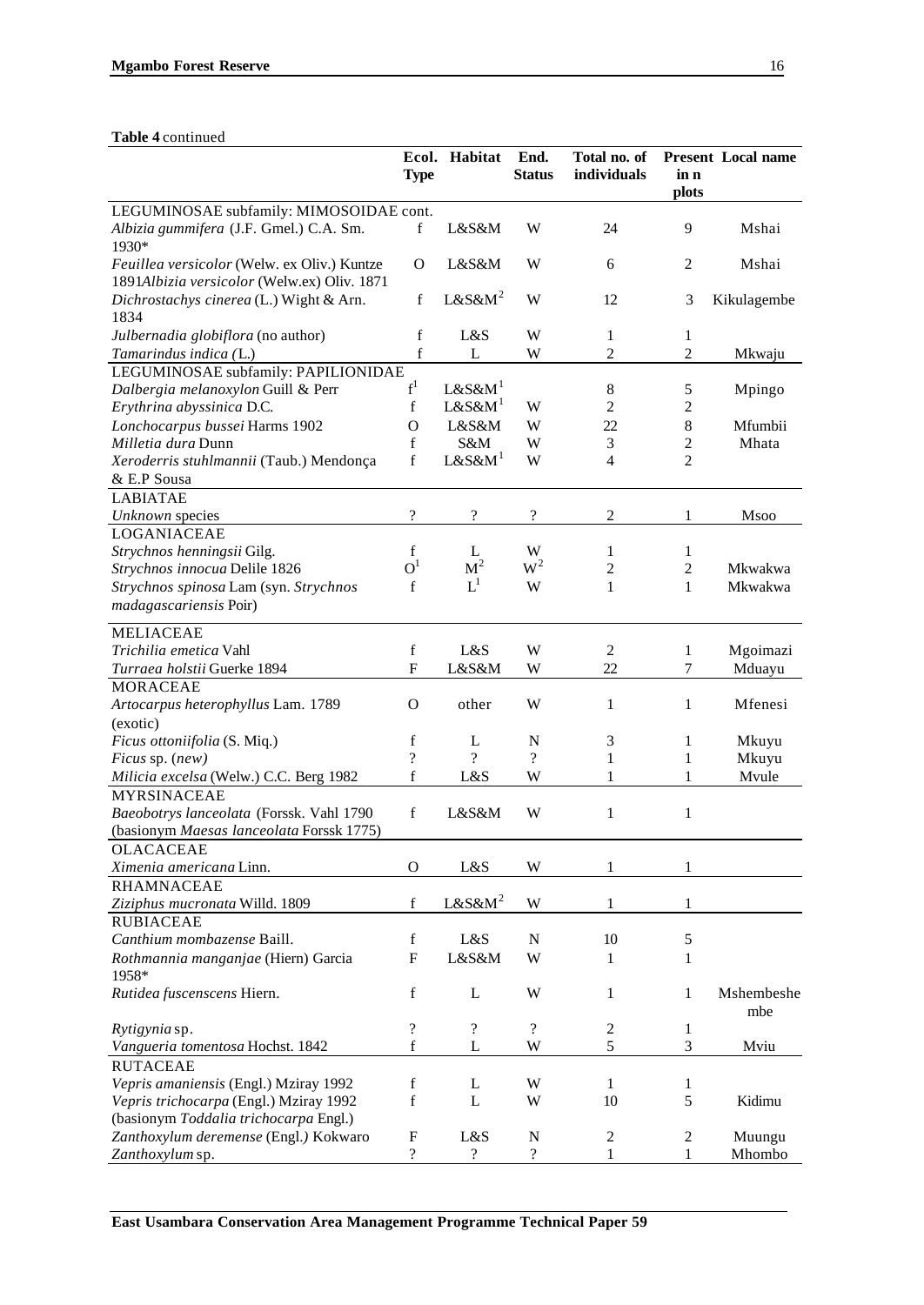**Table 4** continued

| | Ecol. Type | Habitat | End. Status | Total no. of individuals | Present in n plots | Local name |
|---|---|---|---|---|---|---|
| LEGUMINOSAE subfamily: MIMOSOIDAE cont. | | | | | | |
| *Albizia gummifera* (J.F. Gmel.) C.A. Sm. 1930* | f | L&S&M | W | 24 | 9 | Mshai |
| *Feuillea versicolor* (Welw. ex Oliv.) Kuntze 1891*Albizia versicolor* (Welw.ex) Oliv. 1871 | O | L&S&M | W | 6 | 2 | Mshai |
| *Dichrostachys cinerea* (L.) Wight & Arn. 1834 | f | L&S&M[2] | W | 12 | 3 | Kikulagembe |
| *Julbernadia globiflora* (no author) | f | L&S | W | 1 | 1 | |
| *Tamarindus indica (*L.) | f | L | W | 2 | 2 | Mkwaju |
| LEGUMINOSAE subfamily: PAPILIONIDAE | | | | | | |
| *Dalbergia melanoxylon* Guill & Perr | f[1] | L&S&M[1] | | 8 | 5 | Mpingo |
| *Erythrina abyssinica* D.C. | f | L&S&M[1] | W | 2 | 2 | |
| *Lonchocarpus bussei* Harms 1902 | O | L&S&M | W | 22 | 8 | Mfumbii |
| *Milletia dura* Dunn | f | S&M | W | 3 | 2 | Mhata |
| *Xeroderris stuhlmannii* (Taub.) Mendonça & E.P Sousa | f | L&S&M[1] | W | 4 | 2 | |
| LABIATAE | | | | | | |
| *Unknown* species | ? | ? | ? | 2 | 1 | Msoo |
| LOGANIACEAE | | | | | | |
| *Strychnos henningsii* Gilg. | f | L | W | 1 | 1 | |
| *Strychnos innocua* Delile 1826 | O[1] | M[2] | W[2] | 2 | 2 | Mkwakwa |
| *Strychnos spinosa* Lam (syn. *Strychnos madagascariensis* Poir) | f | L[1] | W | 1 | 1 | Mkwakwa |
| MELIACEAE | | | | | | |
| *Trichilia emetica* Vahl | f | L&S | W | 2 | 1 | Mgoimazi |
| *Turraea holstii* Guerke 1894 | F | L&S&M | W | 22 | 7 | Mduayu |
| MORACEAE | | | | | | |
| *Artocarpus heterophyllus* Lam. 1789 (exotic) | O | other | W | 1 | 1 | Mfenesi |
| *Ficus ottoniifolia* (S. Miq.) | f | L | N | 3 | 1 | Mkuyu |
| *Ficus* sp. (*new)* | ? | ? | ? | 1 | 1 | Mkuyu |
| *Milicia excelsa* (Welw.) C.C. Berg 1982 | f | L&S | W | 1 | 1 | Mvule |
| MYRSINACEAE | | | | | | |
| *Baeobotrys lanceolata* (Forssk. Vahl 1790 (basionym *Maesas lanceolata* Forssk 1775) | f | L&S&M | W | 1 | 1 | |
| OLACACEAE | | | | | | |
| *Ximenia americana* Linn. | O | L&S | W | 1 | 1 | |
| RHAMNACEAE | | | | | | |
| *Ziziphus mucronata* Willd. 1809 | f | L&S&M[2] | W | 1 | 1 | |
| RUBIACEAE | | | | | | |
| *Canthium mombazense* Baill. | f | L&S | N | 10 | 5 | |
| *Rothmannia manganjae* (Hiern) Garcia 1958* | F | L&S&M | W | 1 | 1 | |
| *Rutidea fuscenscens* Hiern. | f | L | W | 1 | 1 | Mshembeshe mbe |
| *Rytigynia* sp. | ? | ? | ? | 2 | 1 | |
| *Vangueria tomentosa* Hochst. 1842 | f | L | W | 5 | 3 | Mviu |
| RUTACEAE | | | | | | |
| *Vepris amaniensis* (Engl.) Mziray 1992 | f | L | W | 1 | 1 | |
| *Vepris trichocarpa* (Engl.) Mziray 1992 (basionym *Toddalia trichocarpa* Engl.) | f | L | W | 10 | 5 | Kidimu |
| *Zanthoxylum deremense* (Engl.*)* Kokwaro | F | L&S | N | 2 | 2 | Muungu |
| *Zanthoxylum* sp. | ? | ? | ? | 1 | 1 | Mhombo |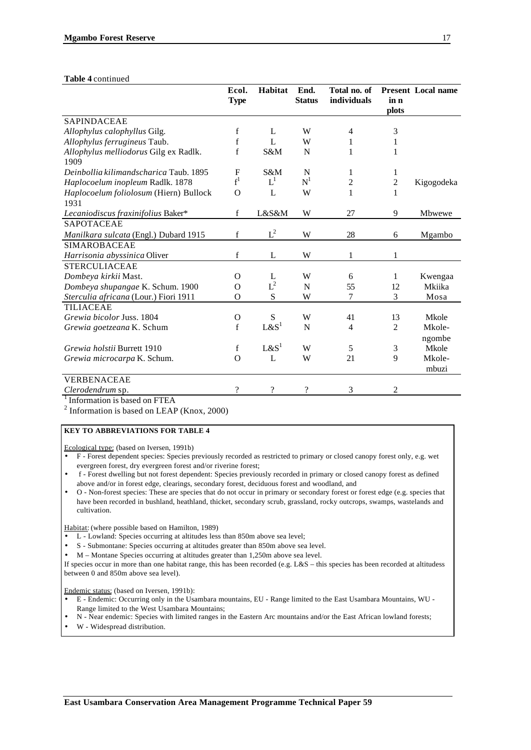**Table 4** continued

| | Ecol. Type | Habitat | End. Status | Total no. of individuals | Present in n plots | Local name |
|---|---|---|---|---|---|---|
| SAPINDACEAE | | | | | | |
| *Allophylus calophyllus* Gilg. | f | L | W | 4 | 3 | |
| *Allophylus ferrugineus* Taub. | f | L | W | 1 | 1 | |
| *Allophylus melliodorus* Gilg ex Radlk. 1909 | f | S&M | N | 1 | 1 | |
| *Deinbollia kilimandscharica* Taub. 1895 | F | S&M | N | 1 | 1 | |
| *Haplocoelum inopleum* Radlk. 1878 | f[1] | L[1] | N[1] | 2 | 2 | Kigogodeka |
| *Haplocoelum foliolosum* (Hiern) Bullock 1931 | O | L | W | 1 | 1 | |
| *Lecaniodiscus fraxinifolius* Baker* | f | L&S&M | W | 27 | 9 | Mbwewe |
| SAPOTACEAE | | | | | | |
| *Manilkara sulcata* (Engl.) Dubard 1915 | f | L[2] | W | 28 | 6 | Mgambo |
| SIMAROBACEAE | | | | | | |
| *Harrisonia abyssinica* Oliver | f | L | W | 1 | 1 | |
| STERCULIACEAE | | | | | | |
| *Dombeya kirkii* Mast. | O | L | W | 6 | 1 | Kwengaa |
| *Dombeya shupangae* K. Schum. 1900 | O | L[2] | N | 55 | 12 | Mkiika |
| *Sterculia africana* (Lour.) Fiori 1911 | O | S | W | 7 | 3 | Mosa |
| TILIACEAE | | | | | | |
| *Grewia bicolor* Juss. 1804 | O | S | W | 41 | 13 | Mkole |
| *Grewia goetzeana* K. Schum | f | L&S[1] | N | 4 | 2 | Mkole-ngombe |
| *Grewia holstii* Burrett 1910 | f | L&S[1] | W | 5 | 3 | Mkole |
| *Grewia microcarpa* K. Schum. | O | L | W | 21 | 9 | Mkole-mbuzi |
| VERBENACEAE | | | | | | |
| *Clerodendrum* sp. | ? | ? | ? | 3 | 2 | |

[1] Information is based on FTEA

[2] Information is based on LEAP (Knox, 2000)

**KEY TO ABBREVIATIONS FOR TABLE 4**

Ecological type: (based on Iversen, 1991b)

- F - Forest dependent species: Species previously recorded as restricted to primary or closed canopy forest only, e.g. wet evergreen forest, dry evergreen forest and/or riverine forest;
- f - Forest dwelling but not forest dependent: Species previously recorded in primary or closed canopy forest as defined above and/or in forest edge, clearings, secondary forest, deciduous forest and woodland, and
- O - Non-forest species: These are species that do not occur in primary or secondary forest or forest edge (e.g. species that have been recorded in bushland, heathland, thicket, secondary scrub, grassland, rocky outcrops, swamps, wastelands and cultivation.

Habitat: (where possible based on Hamilton, 1989)

- L - Lowland: Species occurring at altitudes less than 850m above sea level;
- S - Submontane: Species occurring at altitudes greater than 850m above sea level.
- M – Montane Species occurring at altitudes greater than 1,250m above sea level.

If species occur in more than one habitat range, this has been recorded (e.g. L&S – this species has been recorded at altitudess between 0 and 850m above sea level).

Endemic status: (based on Iversen, 1991b):

- E - Endemic: Occurring only in the Usambara mountains, EU - Range limited to the East Usambara Mountains, WU - Range limited to the West Usambara Mountains;
- N - Near endemic: Species with limited ranges in the Eastern Arc mountains and/or the East African lowland forests;
- W - Widespread distribution.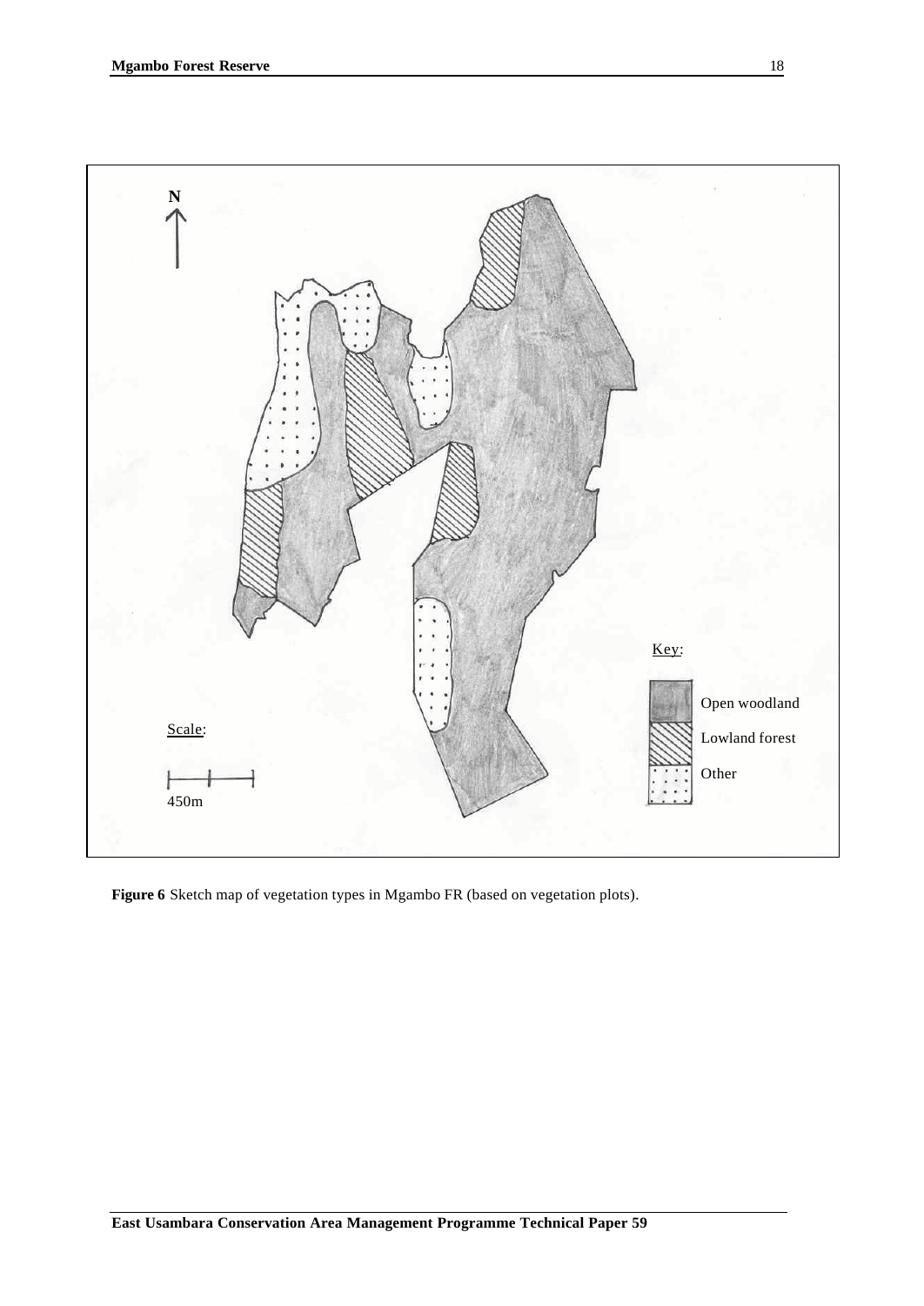**Figure 6** Sketch map of vegetation types in Mgambo FR (based on vegetation plots).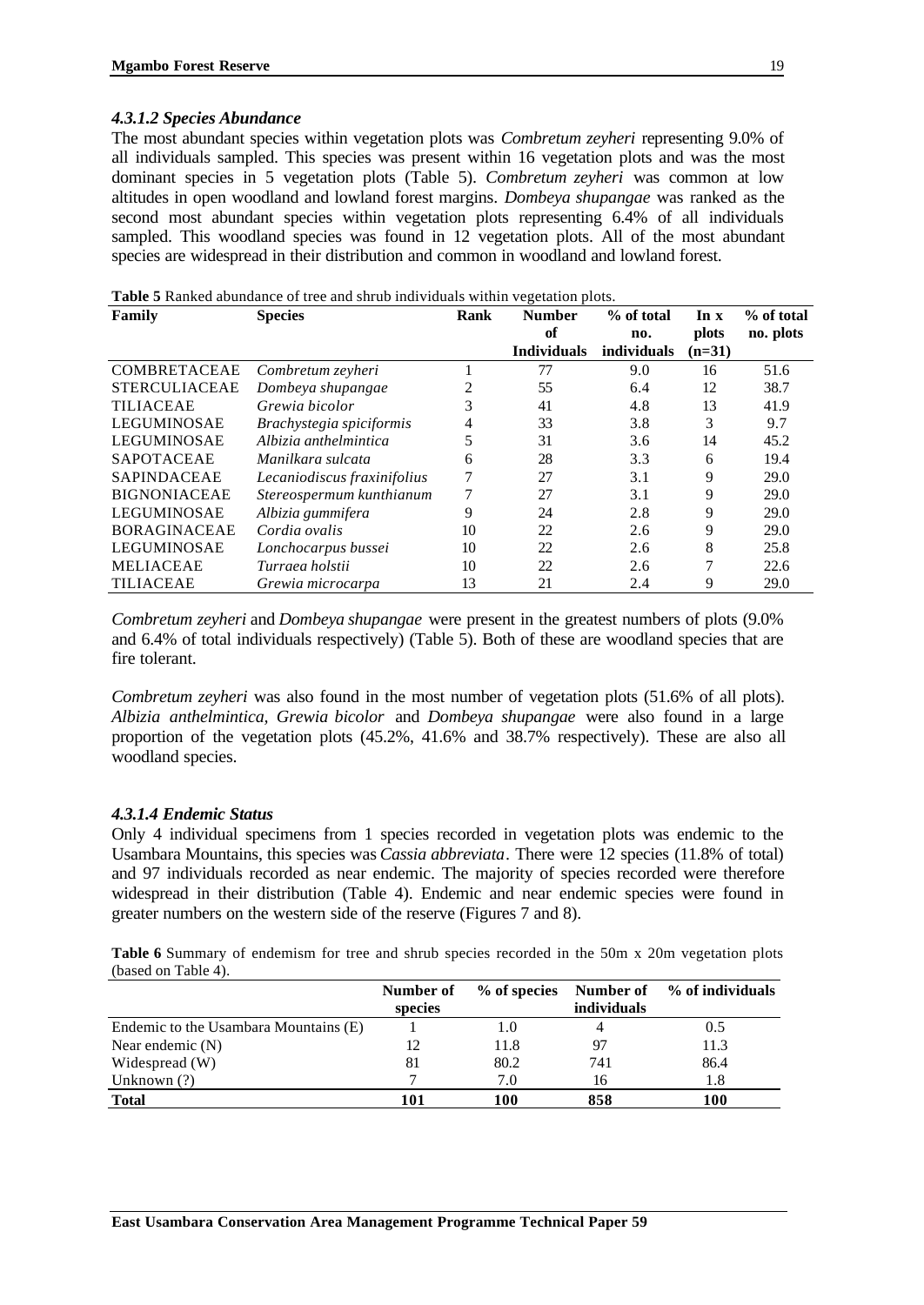#### *4.3.1.2 Species Abundance*

The most abundant species within vegetation plots was *Combretum zeyheri* representing 9.0% of all individuals sampled. This species was present within 16 vegetation plots and was the most dominant species in 5 vegetation plots (Table 5). *Combretum zeyheri* was common at low altitudes in open woodland and lowland forest margins. *Dombeya shupangae* was ranked as the second most abundant species within vegetation plots representing 6.4% of all individuals sampled. This woodland species was found in 12 vegetation plots. All of the most abundant species are widespread in their distribution and common in woodland and lowland forest.

**Table 5** Ranked abundance of tree and shrub individuals within vegetation plots.

| Family | Species | Rank | Number of Individuals | % of total no. individuals | In x plots (n=31) | % of total no. plots |
|---|---|---|---|---|---|---|
| COMBRETACEAE | *Combretum zeyheri* | 1 | 77 | 9.0 | 16 | 51.6 |
| STERCULIACEAE | *Dombeya shupangae* | 2 | 55 | 6.4 | 12 | 38.7 |
| TILIACEAE | *Grewia bicolor* | 3 | 41 | 4.8 | 13 | 41.9 |
| LEGUMINOSAE | *Brachystegia spiciformis* | 4 | 33 | 3.8 | 3 | 9.7 |
| LEGUMINOSAE | *Albizia anthelmintica* | 5 | 31 | 3.6 | 14 | 45.2 |
| SAPOTACEAE | *Manilkara sulcata* | 6 | 28 | 3.3 | 6 | 19.4 |
| SAPINDACEAE | *Lecaniodiscus fraxinifolius* | 7 | 27 | 3.1 | 9 | 29.0 |
| BIGNONIACEAE | *Stereospermum kunthianum* | 7 | 27 | 3.1 | 9 | 29.0 |
| LEGUMINOSAE | *Albizia gummifera* | 9 | 24 | 2.8 | 9 | 29.0 |
| BORAGINACEAE | *Cordia ovalis* | 10 | 22 | 2.6 | 9 | 29.0 |
| LEGUMINOSAE | *Lonchocarpus bussei* | 10 | 22 | 2.6 | 8 | 25.8 |
| MELIACEAE | *Turraea holstii* | 10 | 22 | 2.6 | 7 | 22.6 |
| TILIACEAE | *Grewia microcarpa* | 13 | 21 | 2.4 | 9 | 29.0 |

*Combretum zeyheri* and *Dombeya shupangae* were present in the greatest numbers of plots (9.0% and 6.4% of total individuals respectively) (Table 5). Both of these are woodland species that are fire tolerant.

*Combretum zeyheri* was also found in the most number of vegetation plots (51.6% of all plots). *Albizia anthelmintica, Grewia bicolor* and *Dombeya shupangae* were also found in a large proportion of the vegetation plots (45.2%, 41.6% and 38.7% respectively). These are also all woodland species.

#### *4.3.1.4 Endemic Status*

Only 4 individual specimens from 1 species recorded in vegetation plots was endemic to the Usambara Mountains, this species was *Cassia abbreviata*. There were 12 species (11.8% of total) and 97 individuals recorded as near endemic. The majority of species recorded were therefore widespread in their distribution (Table 4). Endemic and near endemic species were found in greater numbers on the western side of the reserve (Figures 7 and 8).

**Table 6** Summary of endemism for tree and shrub species recorded in the 50m x 20m vegetation plots (based on Table 4).

| | Number of species | % of species | Number of individuals | % of individuals |
|---|---|---|---|---|
| Endemic to the Usambara Mountains (E) | 1 | 1.0 | 4 | 0.5 |
| Near endemic (N) | 12 | 11.8 | 97 | 11.3 |
| Widespread (W) | 81 | 80.2 | 741 | 86.4 |
| Unknown (?) | 7 | 7.0 | 16 | 1.8 |
| **Total** | **101** | **100** | **858** | **100** |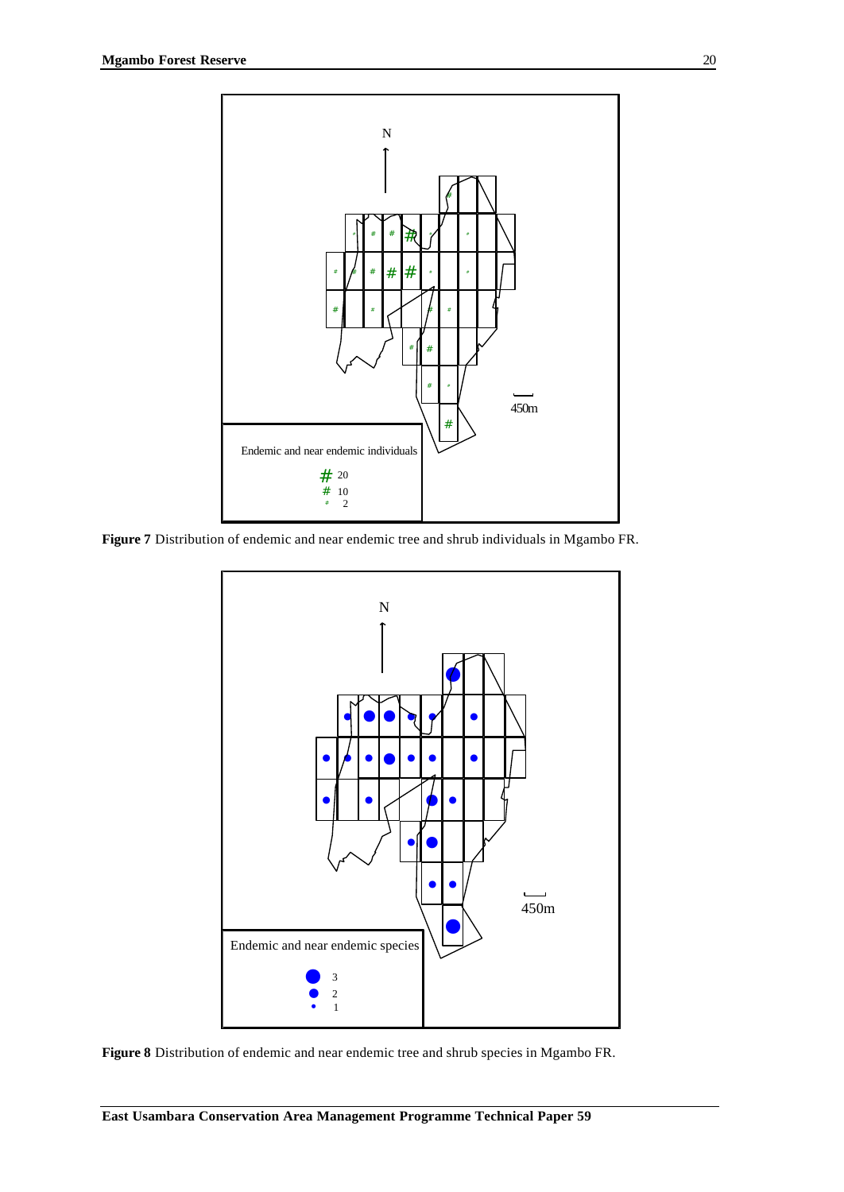N

450m

Endemic and near endemic individuals

# 20
# 10
# 2

**Figure 7** Distribution of endemic and near endemic tree and shrub individuals in Mgambo FR.

N

450m

Endemic and near endemic species

3
2
1

**Figure 8** Distribution of endemic and near endemic tree and shrub species in Mgambo FR.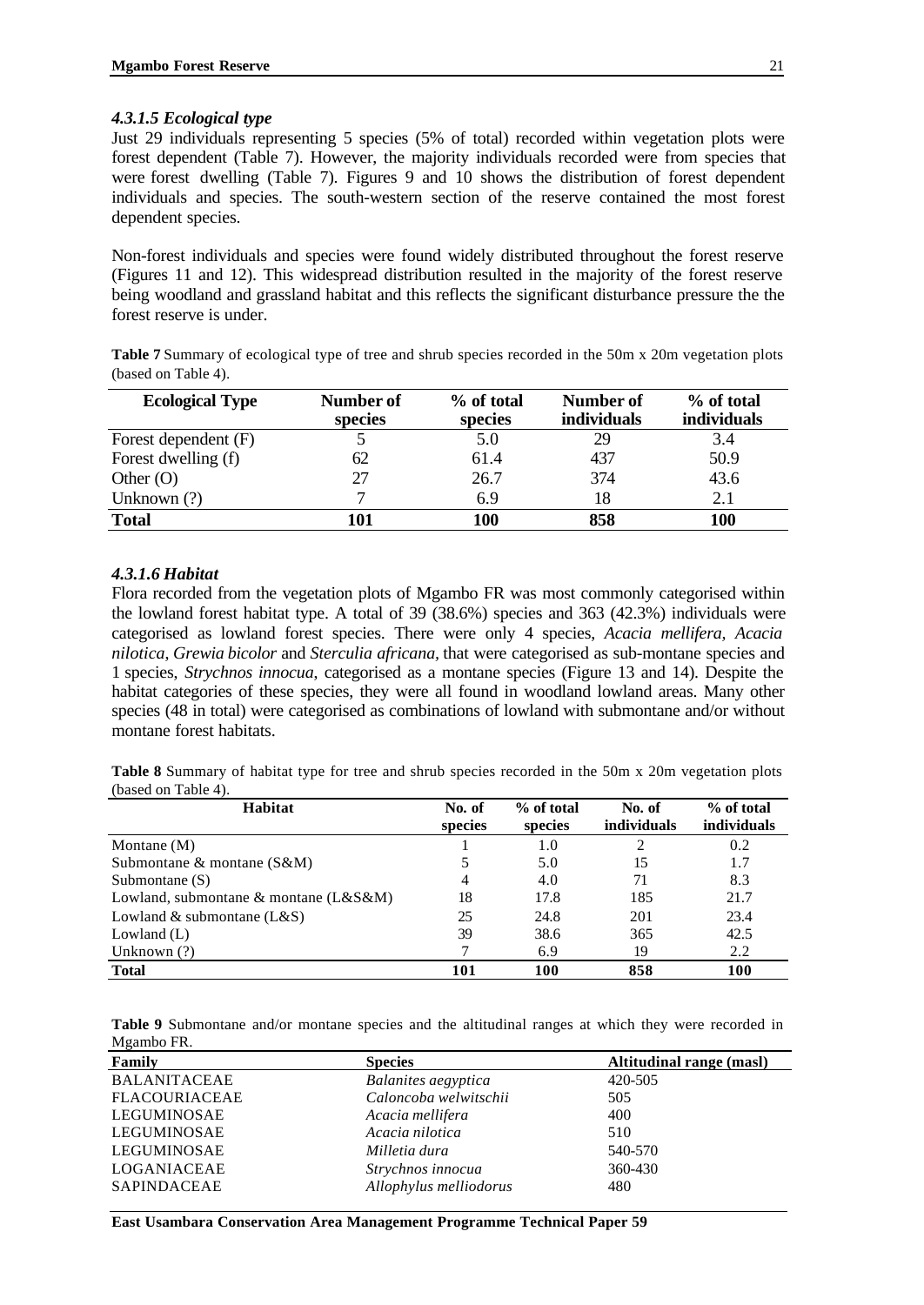#### *4.3.1.5 Ecological type*

Just 29 individuals representing 5 species (5% of total) recorded within vegetation plots were forest dependent (Table 7). However, the majority individuals recorded were from species that were forest dwelling (Table 7). Figures 9 and 10 shows the distribution of forest dependent individuals and species. The south-western section of the reserve contained the most forest dependent species.

Non-forest individuals and species were found widely distributed throughout the forest reserve (Figures 11 and 12). This widespread distribution resulted in the majority of the forest reserve being woodland and grassland habitat and this reflects the significant disturbance pressure the the forest reserve is under.

**Table 7** Summary of ecological type of tree and shrub species recorded in the 50m x 20m vegetation plots (based on Table 4).

| Ecological Type | Number of species | % of total species | Number of individuals | % of total individuals |
|---|---|---|---|---|
| Forest dependent (F) | 5 | 5.0 | 29 | 3.4 |
| Forest dwelling (f) | 62 | 61.4 | 437 | 50.9 |
| Other (O) | 27 | 26.7 | 374 | 43.6 |
| Unknown (?) | 7 | 6.9 | 18 | 2.1 |
| **Total** | **101** | **100** | **858** | **100** |

#### *4.3.1.6 Habitat*

Flora recorded from the vegetation plots of Mgambo FR was most commonly categorised within the lowland forest habitat type. A total of 39 (38.6%) species and 363 (42.3%) individuals were categorised as lowland forest species. There were only 4 species, *Acacia mellifera, Acacia nilotica*, *Grewia bicolor* and *Sterculia africana*, that were categorised as sub-montane species and 1 species, *Strychnos innocua*, categorised as a montane species (Figure 13 and 14). Despite the habitat categories of these species, they were all found in woodland lowland areas. Many other species (48 in total) were categorised as combinations of lowland with submontane and/or without montane forest habitats.

**Table 8** Summary of habitat type for tree and shrub species recorded in the 50m x 20m vegetation plots (based on Table 4).

| Habitat | No. of species | % of total species | No. of individuals | % of total individuals |
|---|---|---|---|---|
| Montane (M) | 1 | 1.0 | 2 | 0.2 |
| Submontane & montane (S&M) | 5 | 5.0 | 15 | 1.7 |
| Submontane (S) | 4 | 4.0 | 71 | 8.3 |
| Lowland, submontane & montane (L&S&M) | 18 | 17.8 | 185 | 21.7 |
| Lowland & submontane (L&S) | 25 | 24.8 | 201 | 23.4 |
| Lowland (L) | 39 | 38.6 | 365 | 42.5 |
| Unknown (?) | 7 | 6.9 | 19 | 2.2 |
| **Total** | **101** | **100** | **858** | **100** |

**Table 9** Submontane and/or montane species and the altitudinal ranges at which they were recorded in Mgambo FR.

| Family | Species | Altitudinal range (masl) |
|---|---|---|
| BALANITACEAE | *Balanites aegyptica* | 420-505 |
| FLACOURIACEAE | *Caloncoba welwitschii* | 505 |
| LEGUMINOSAE | *Acacia mellifera* | 400 |
| LEGUMINOSAE | *Acacia nilotica* | 510 |
| LEGUMINOSAE | *Milletia dura* | 540-570 |
| LOGANIACEAE | *Strychnos innocua* | 360-430 |
| SAPINDACEAE | *Allophylus melliodorus* | 480 |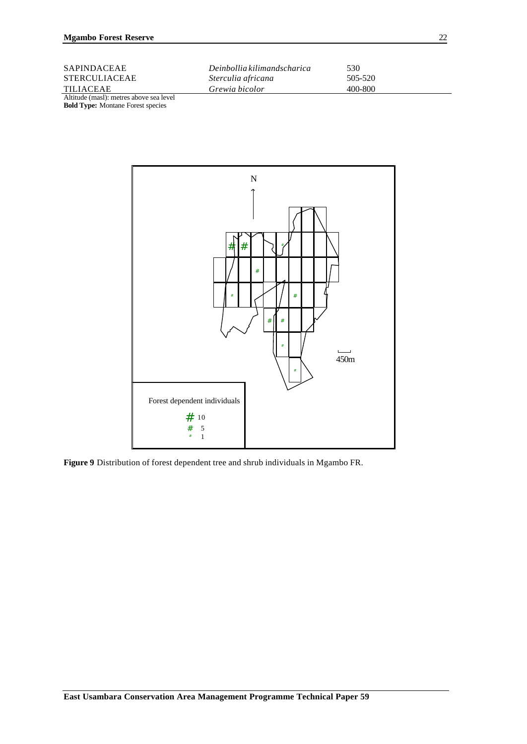| | | |
|---|---|---|
| SAPINDACEAE | *Deinbollia kilimandscharica* | 530 |
| STERCULIACEAE | *Sterculia africana* | 505-520 |
| TILIACEAE | *Grewia bicolor* | 400-800 |

Altitude (masl): metres above sea level
**Bold Type:** Montane Forest species

**Figure 9** Distribution of forest dependent tree and shrub individuals in Mgambo FR.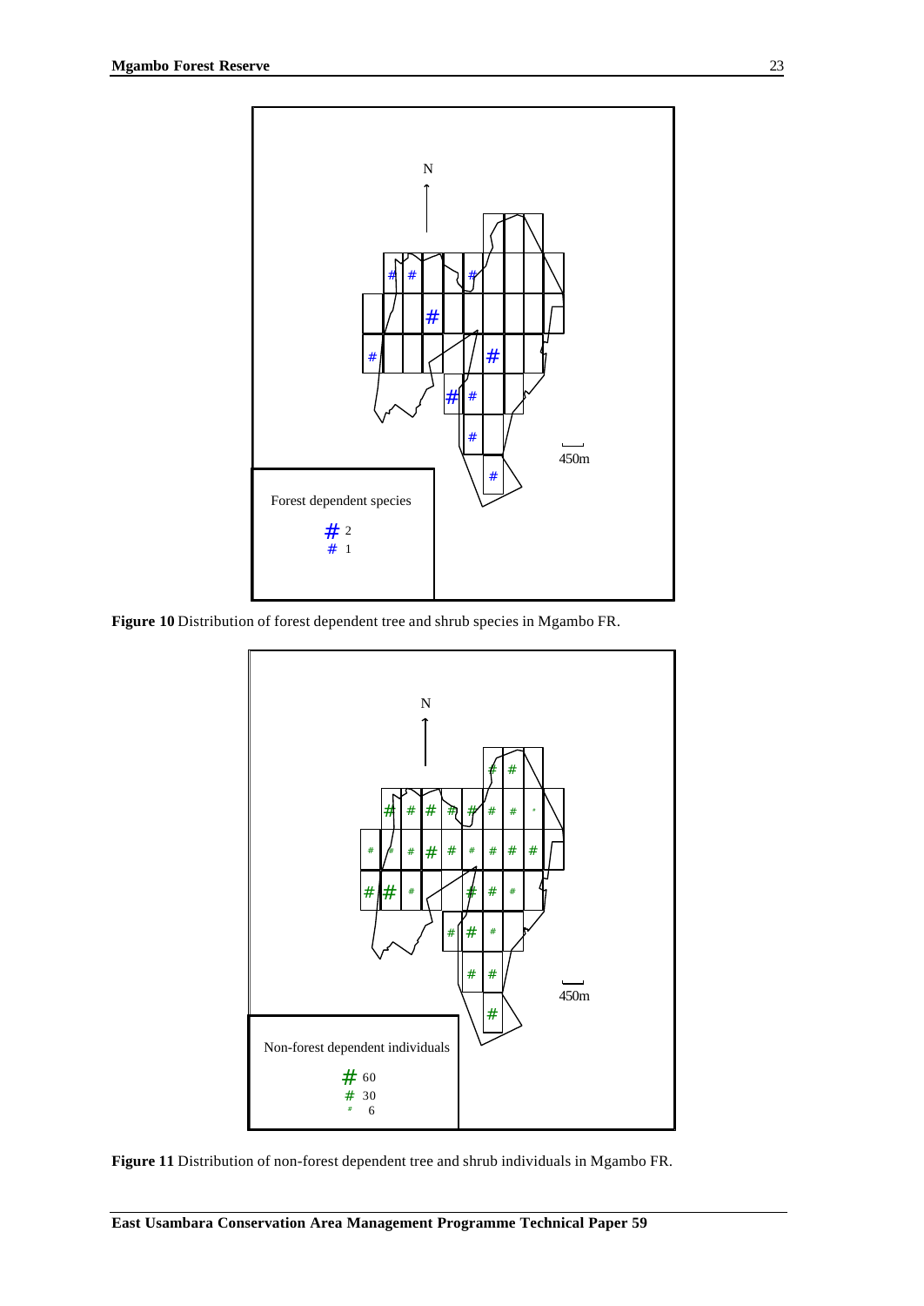N

450m

Forest dependent species

# 2
# 1

**Figure 10** Distribution of forest dependent tree and shrub species in Mgambo FR.

N

450m

Non-forest dependent individuals

# 60
# 30
# 6

**Figure 11** Distribution of non-forest dependent tree and shrub individuals in Mgambo FR.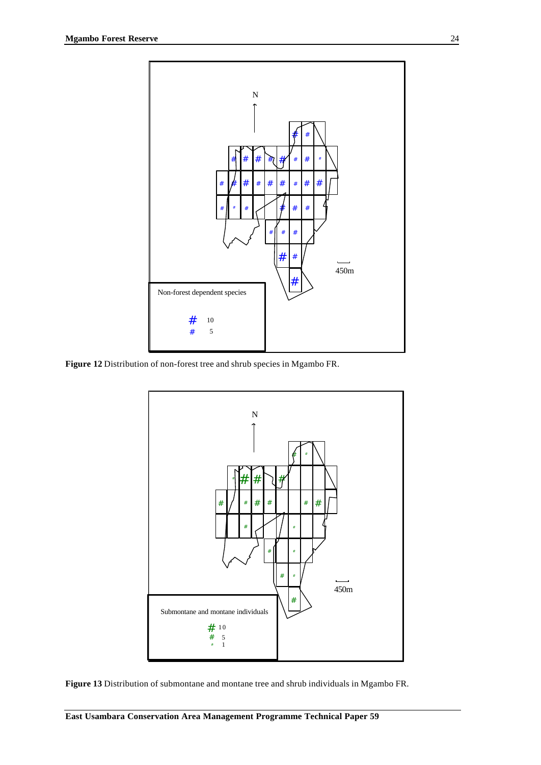Figure 12 Distribution of non-forest tree and shrub species in Mgambo FR.

Figure 13 Distribution of submontane and montane tree and shrub individuals in Mgambo FR.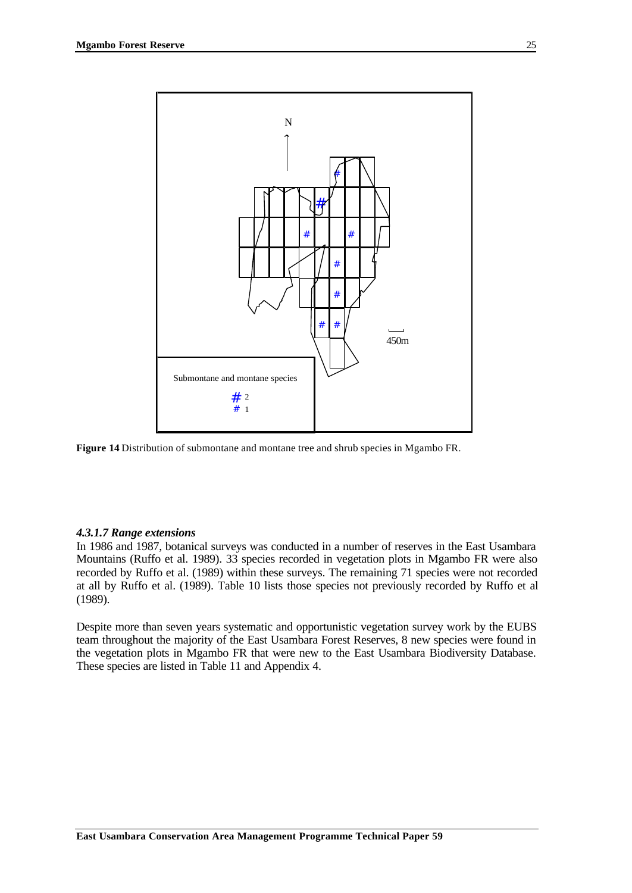**Figure 14** Distribution of submontane and montane tree and shrub species in Mgambo FR.

#### *4.3.1.7 Range extensions*

In 1986 and 1987, botanical surveys was conducted in a number of reserves in the East Usambara Mountains (Ruffo et al. 1989). 33 species recorded in vegetation plots in Mgambo FR were also recorded by Ruffo et al. (1989) within these surveys. The remaining 71 species were not recorded at all by Ruffo et al. (1989). Table 10 lists those species not previously recorded by Ruffo et al (1989).

Despite more than seven years systematic and opportunistic vegetation survey work by the EUBS team throughout the majority of the East Usambara Forest Reserves, 8 new species were found in the vegetation plots in Mgambo FR that were new to the East Usambara Biodiversity Database. These species are listed in Table 11 and Appendix 4.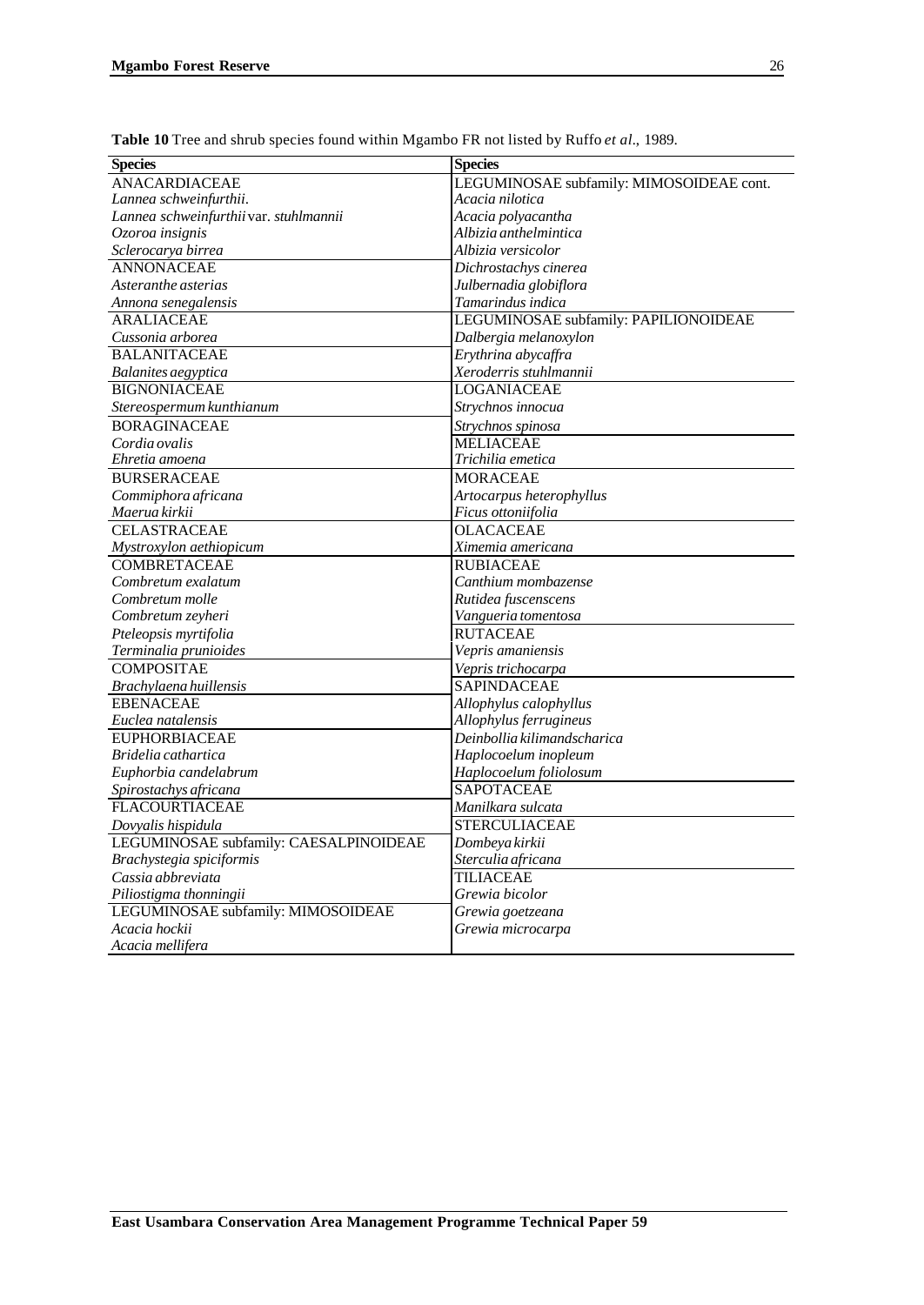**Table 10** Tree and shrub species found within Mgambo FR not listed by Ruffo *et al*., 1989.

| Species | Species |
|---|---|
| ANACARDIACEAE | LEGUMINOSAE subfamily: MIMOSOIDEAE cont. |
| *Lannea schweinfurthii.* | *Acacia nilotica* |
| *Lannea schweinfurthii* var. *stuhlmannii* | *Acacia polyacantha* |
| *Ozoroa insignis* | *Albizia anthelmintica* |
| *Sclerocarya birrea* | *Albizia versicolor* |
| ANNONACEAE | *Dichrostachys cinerea* |
| *Asteranthe asterias* | *Julbernadia globiflora* |
| *Annona senegalensis* | *Tamarindus indica* |
| ARALIACEAE | LEGUMINOSAE subfamily: PAPILIONOIDEAE |
| *Cussonia arborea* | *Dalbergia melanoxylon* |
| BALANITACEAE | *Erythrina abycaffra* |
| *Balanites aegyptica* | *Xeroderris stuhlmannii* |
| BIGNONIACEAE | LOGANIACEAE |
| *Stereospermum kunthianum* | *Strychnos innocua* |
| BORAGINACEAE | *Strychnos spinosa* |
| *Cordia ovalis* | MELIACEAE |
| *Ehretia amoena* | *Trichilia emetica* |
| BURSERACEAE | MORACEAE |
| *Commiphora africana* | *Artocarpus heterophyllus* |
| *Maerua kirkii* | *Ficus ottoniifolia* |
| CELASTRACEAE | OLACACEAE |
| *Mystroxylon aethiopicum* | *Ximemia americana* |
| COMBRETACEAE | RUBIACEAE |
| *Combretum exalatum* | *Canthium mombazense* |
| *Combretum molle* | *Rutidea fuscenscens* |
| *Combretum zeyheri* | *Vangueria tomentosa* |
| *Pteleopsis myrtifolia* | RUTACEAE |
| *Terminalia prunioides* | *Vepris amaniensis* |
| COMPOSITAE | *Vepris trichocarpa* |
| *Brachylaena huillensis* | SAPINDACEAE |
| EBENACEAE | *Allophylus calophyllus* |
| *Euclea natalensis* | *Allophylus ferrugineus* |
| EUPHORBIACEAE | *Deinbollia kilimandscharica* |
| *Bridelia cathartica* | *Haplocoelum inopleum* |
| *Euphorbia candelabrum* | *Haplocoelum foliolosum* |
| *Spirostachys africana* | SAPOTACEAE |
| FLACOURTIACEAE | *Manilkara sulcata* |
| *Dovyalis hispidula* | STERCULIACEAE |
| LEGUMINOSAE subfamily: CAESALPINOIDEAE | *Dombeya kirkii* |
| *Brachystegia spiciformis* | *Sterculia africana* |
| *Cassia abbreviata* | TILIACEAE |
| *Piliostigma thonningii* | *Grewia bicolor* |
| LEGUMINOSAE subfamily: MIMOSOIDEAE | *Grewia goetzeana* |
| *Acacia hockii* | *Grewia microcarpa* |
| *Acacia mellifera* | |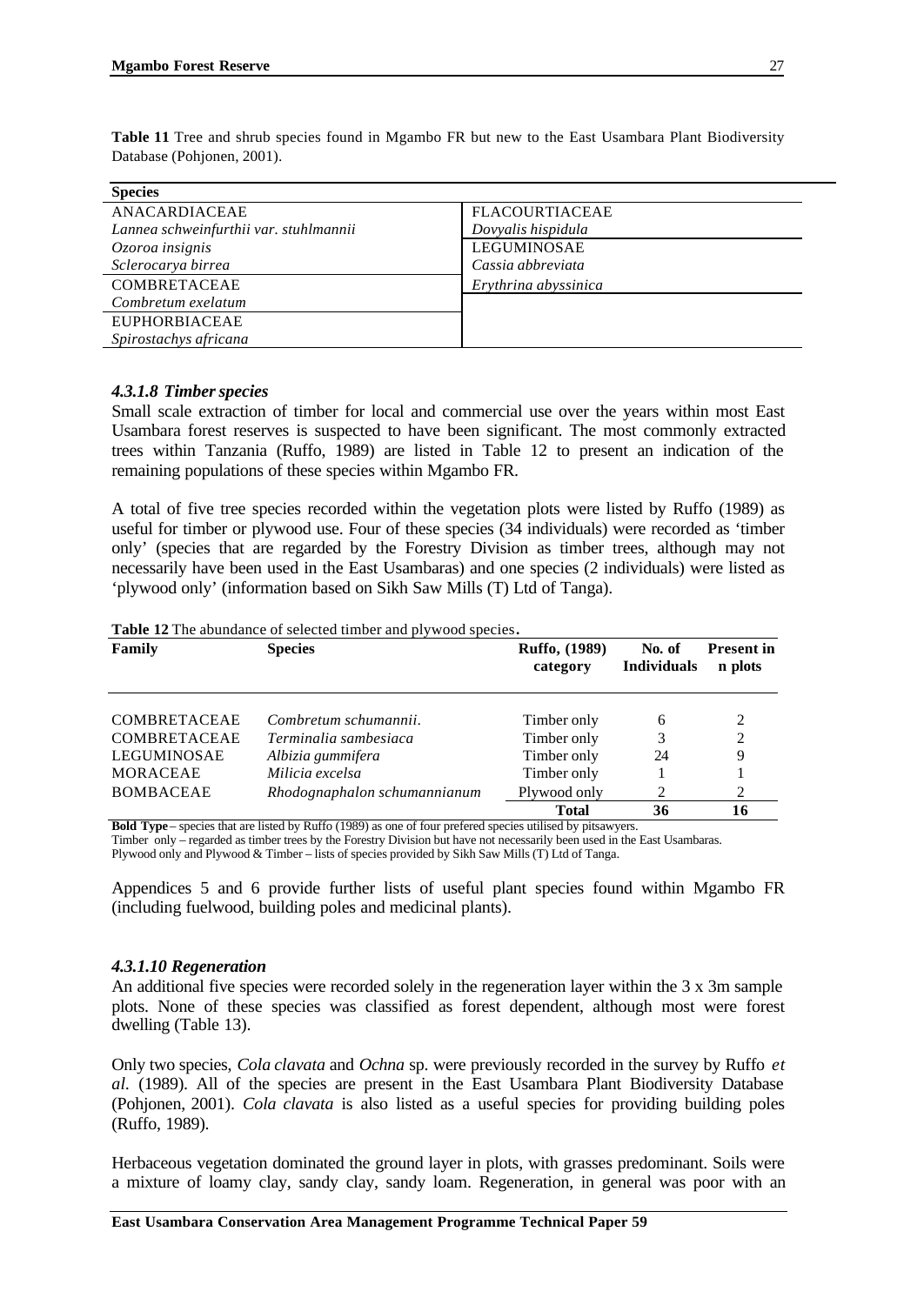**Table 11** Tree and shrub species found in Mgambo FR but new to the East Usambara Plant Biodiversity Database (Pohjonen, 2001).

| Species | |
|---|---|
| ANACARDIACEAE | FLACOURTIACEAE |
| *Lannea schweinfurthii var. stuhlmannii* | *Dovyalis hispidula* |
| *Ozoroa insignis* | LEGUMINOSAE |
| *Sclerocarya birrea* | *Cassia abbreviata* |
| COMBRETACEAE | *Erythrina abyssinica* |
| *Combretum exelatum* | |
| EUPHORBIACEAE | |
| *Spirostachys africana* | |

### *4.3.1.8 Timber species*

Small scale extraction of timber for local and commercial use over the years within most East Usambara forest reserves is suspected to have been significant. The most commonly extracted trees within Tanzania (Ruffo, 1989) are listed in Table 12 to present an indication of the remaining populations of these species within Mgambo FR.

A total of five tree species recorded within the vegetation plots were listed by Ruffo (1989) as useful for timber or plywood use. Four of these species (34 individuals) were recorded as 'timber only' (species that are regarded by the Forestry Division as timber trees, although may not necessarily have been used in the East Usambaras) and one species (2 individuals) were listed as 'plywood only' (information based on Sikh Saw Mills (T) Ltd of Tanga).

**Table 12** The abundance of selected timber and plywood species.

| Family | Species | Ruffo, (1989) category | No. of Individuals | Present in n plots |
|---|---|---|---|---|
| COMBRETACEAE | *Combretum schumannii.* | Timber only | 6 | 2 |
| COMBRETACEAE | *Terminalia sambesiaca* | Timber only | 3 | 2 |
| LEGUMINOSAE | *Albizia gummifera* | Timber only | 24 | 9 |
| MORACEAE | *Milicia excelsa* | Timber only | 1 | 1 |
| BOMBACEAE | *Rhodognaphalon schumannianum* | Plywood only | 2 | 2 |
| | | **Total** | **36** | **16** |

**Bold Type** – species that are listed by Ruffo (1989) as one of four prefered species utilised by pitsawyers.
Timber only – regarded as timber trees by the Forestry Division but have not necessarily been used in the East Usambaras.
Plywood only and Plywood & Timber – lists of species provided by Sikh Saw Mills (T) Ltd of Tanga.

Appendices 5 and 6 provide further lists of useful plant species found within Mgambo FR (including fuelwood, building poles and medicinal plants).

### *4.3.1.10 Regeneration*

An additional five species were recorded solely in the regeneration layer within the 3 x 3m sample plots. None of these species was classified as forest dependent, although most were forest dwelling (Table 13).

Only two species, *Cola clavata* and *Ochna* sp. were previously recorded in the survey by Ruffo *et al.* (1989). All of the species are present in the East Usambara Plant Biodiversity Database (Pohjonen, 2001). *Cola clavata* is also listed as a useful species for providing building poles (Ruffo, 1989).

Herbaceous vegetation dominated the ground layer in plots, with grasses predominant. Soils were a mixture of loamy clay, sandy clay, sandy loam. Regeneration, in general was poor with an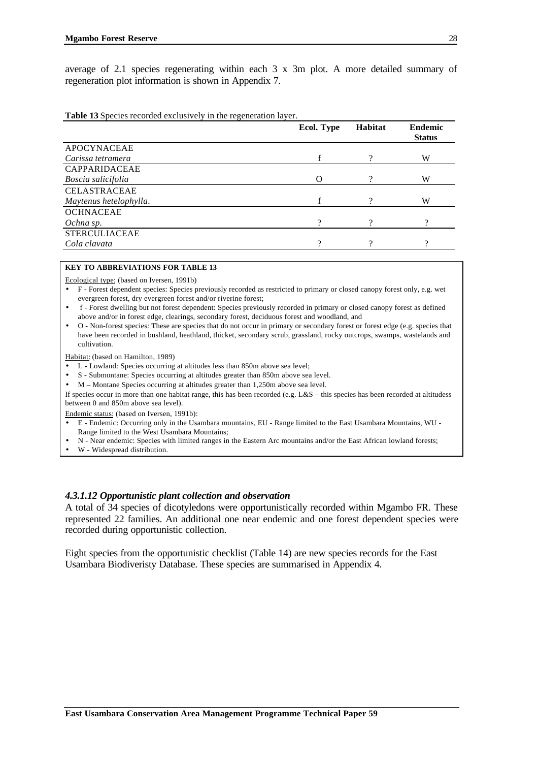average of 2.1 species regenerating within each 3 x 3m plot. A more detailed summary of regeneration plot information is shown in Appendix 7.

**Table 13** Species recorded exclusively in the regeneration layer.

| | Ecol. Type | Habitat | Endemic Status |
|---|---|---|---|
| APOCYNACEAE | | | |
| *Carissa tetramera* | f | ? | W |
| CAPPARIDACEAE | | | |
| *Boscia salicifolia* | O | ? | W |
| CELASTRACEAE | | | |
| *Maytenus hetelophylla*. | f | ? | W |
| OCHNACEAE | | | |
| *Ochna sp.* | ? | ? | ? |
| STERCULIACEAE | | | |
| *Cola clavata* | ? | ? | ? |

**KEY TO ABBREVIATIONS FOR TABLE 13**

Ecological type: (based on Iversen, 1991b)

- F - Forest dependent species: Species previously recorded as restricted to primary or closed canopy forest only, e.g. wet evergreen forest, dry evergreen forest and/or riverine forest;
- f - Forest dwelling but not forest dependent: Species previously recorded in primary or closed canopy forest as defined above and/or in forest edge, clearings, secondary forest, deciduous forest and woodland, and
- O - Non-forest species: These are species that do not occur in primary or secondary forest or forest edge (e.g. species that have been recorded in bushland, heathland, thicket, secondary scrub, grassland, rocky outcrops, swamps, wastelands and cultivation.

Habitat: (based on Hamilton, 1989)

- L - Lowland: Species occurring at altitudes less than 850m above sea level;
- S - Submontane: Species occurring at altitudes greater than 850m above sea level.
- M – Montane Species occurring at altitudes greater than 1,250m above sea level.

If species occur in more than one habitat range, this has been recorded (e.g. L&S – this species has been recorded at altitudess between 0 and 850m above sea level).

Endemic status: (based on Iversen, 1991b):

- E - Endemic: Occurring only in the Usambara mountains, EU - Range limited to the East Usambara Mountains, WU - Range limited to the West Usambara Mountains;
- N - Near endemic: Species with limited ranges in the Eastern Arc mountains and/or the East African lowland forests;
- W - Widespread distribution.

#### *4.3.1.12 Opportunistic plant collection and observation*

A total of 34 species of dicotyledons were opportunistically recorded within Mgambo FR. These represented 22 families. An additional one near endemic and one forest dependent species were recorded during opportunistic collection.

Eight species from the opportunistic checklist (Table 14) are new species records for the East Usambara Biodiveristy Database. These species are summarised in Appendix 4.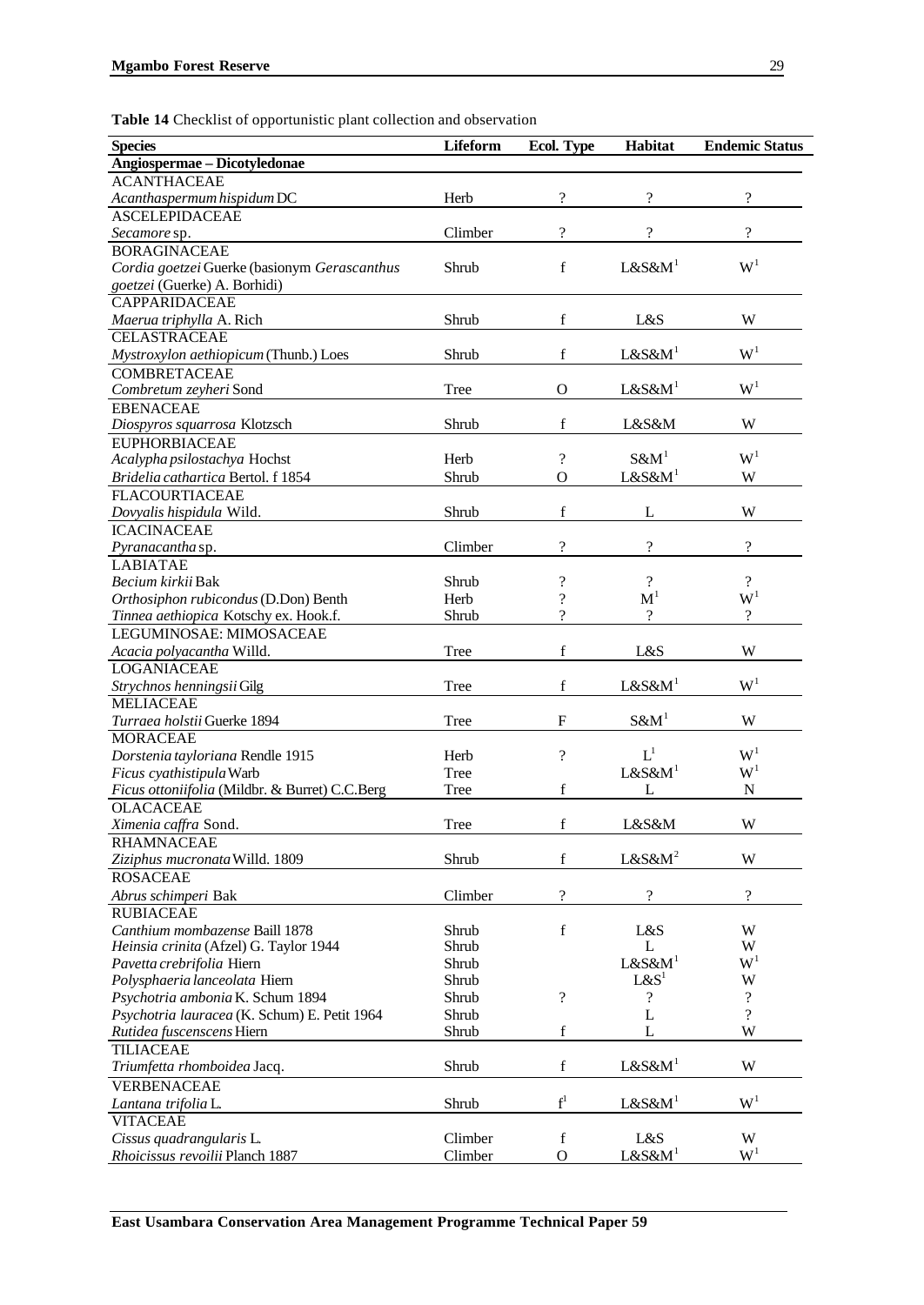**Table 14** Checklist of opportunistic plant collection and observation

| Species | Lifeform | Ecol. Type | Habitat | Endemic Status |
|---|---|---|---|---|
| **Angiospermae – Dicotyledonae** | | | | |
| ACANTHACEAE | | | | |
| *Acanthaspermum hispidum* DC | Herb | ? | ? | ? |
| ASCELEPIDACEAE | | | | |
| *Secamore* sp. | Climber | ? | ? | ? |
| BORAGINACEAE | | | | |
| *Cordia goetzei* Guerke (basionym *Gerascanthus goetzei* (Guerke) A. Borhidi) | Shrub | f | L&S&M[1] | W[1] |
| CAPPARIDACEAE | | | | |
| *Maerua triphylla* A. Rich | Shrub | f | L&S | W |
| CELASTRACEAE | | | | |
| *Mystroxylon aethiopicum* (Thunb.) Loes | Shrub | f | L&S&M[1] | W[1] |
| COMBRETACEAE | | | | |
| *Combretum zeyheri* Sond | Tree | O | L&S&M[1] | W[1] |
| EBENACEAE | | | | |
| *Diospyros squarrosa* Klotzsch | Shrub | f | L&S&M | W |
| EUPHORBIACEAE | | | | |
| *Acalypha psilostachya* Hochst | Herb | ? | S&M[1] | W[1] |
| *Bridelia cathartica* Bertol. f 1854 | Shrub | O | L&S&M[1] | W |
| FLACOURTIACEAE | | | | |
| *Dovyalis hispidula* Wild. | Shrub | f | L | W |
| ICACINACEAE | | | | |
| *Pyranacantha* sp. | Climber | ? | ? | ? |
| LABIATAE | | | | |
| *Becium kirkii* Bak | Shrub | ? | ? | ? |
| *Orthosiphon rubicondus* (D.Don) Benth | Herb | ? | M[1] | W[1] |
| *Tinnea aethiopica* Kotschy ex. Hook.f. | Shrub | ? | ? | ? |
| LEGUMINOSAE: MIMOSACEAE | | | | |
| *Acacia polyacantha* Willd. | Tree | f | L&S | W |
| LOGANIACEAE | | | | |
| *Strychnos henningsii* Gilg | Tree | f | L&S&M[1] | W[1] |
| MELIACEAE | | | | |
| *Turraea holstii* Guerke 1894 | Tree | F | S&M[1] | W |
| MORACEAE | | | | |
| *Dorstenia tayloriana* Rendle 1915 | Herb | ? | L[1] | W[1] |
| *Ficus cyathistipula* Warb | Tree | | L&S&M[1] | W[1] |
| *Ficus ottoniifolia* (Mildbr. & Burret) C.C.Berg | Tree | f | L | N |
| OLACACEAE | | | | |
| *Ximenia caffra* Sond. | Tree | f | L&S&M | W |
| RHAMNACEAE | | | | |
| *Ziziphus mucronata* Willd. 1809 | Shrub | f | L&S&M[2] | W |
| ROSACEAE | | | | |
| *Abrus schimperi* Bak | Climber | ? | ? | ? |
| RUBIACEAE | | | | |
| *Canthium mombazense* Baill 1878 | Shrub | f | L&S | W |
| *Heinsia crinita* (Afzel) G. Taylor 1944 | Shrub | | L | W |
| *Pavetta crebrifolia* Hiern | Shrub | | L&S&M[1] | W[1] |
| *Polysphaeria lanceolata* Hiern | Shrub | | L&S[1] | W |
| *Psychotria ambonia* K. Schum 1894 | Shrub | ? | ? | ? |
| *Psychotria lauracea* (K. Schum) E. Petit 1964 | Shrub | | L | ? |
| *Rutidea fuscenscens* Hiern | Shrub | f | L | W |
| TILIACEAE | | | | |
| *Triumfetta rhomboidea* Jacq. | Shrub | f | L&S&M[1] | W |
| VERBENACEAE | | | | |
| *Lantana trifolia* L. | Shrub | f[1] | L&S&M[1] | W[1] |
| VITACEAE | | | | |
| *Cissus quadrangularis* L. | Climber | f | L&S | W |
| *Rhoicissus revoilii* Planch 1887 | Climber | O | L&S&M[1] | W[1] |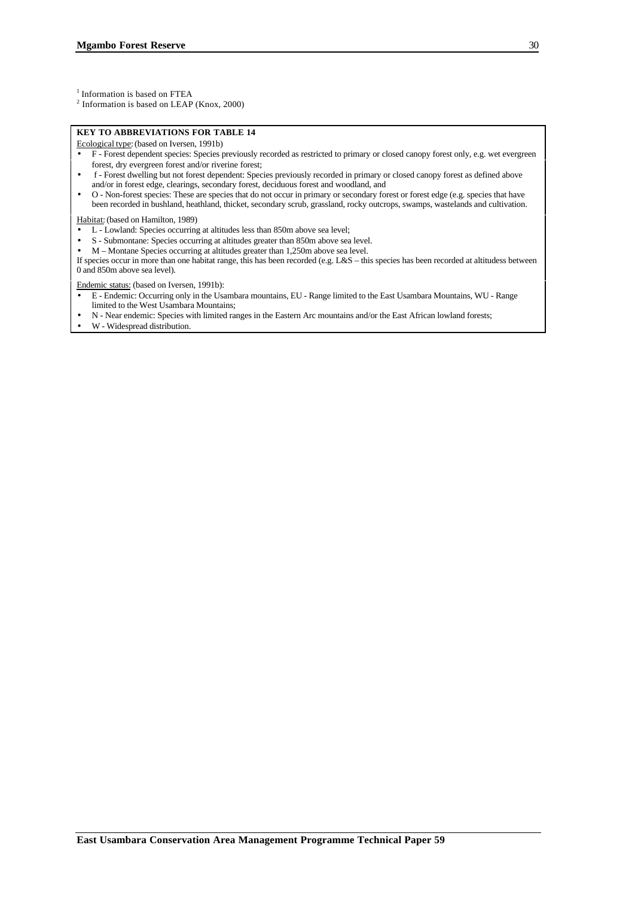[1] Information is based on FTEA
[2] Information is based on LEAP (Knox, 2000)

**KEY TO ABBREVIATIONS FOR TABLE 14**

Ecological type: (based on Iversen, 1991b)

- F - Forest dependent species: Species previously recorded as restricted to primary or closed canopy forest only, e.g. wet evergreen forest, dry evergreen forest and/or riverine forest;
- f - Forest dwelling but not forest dependent: Species previously recorded in primary or closed canopy forest as defined above and/or in forest edge, clearings, secondary forest, deciduous forest and woodland, and
- O - Non-forest species: These are species that do not occur in primary or secondary forest or forest edge (e.g. species that have been recorded in bushland, heathland, thicket, secondary scrub, grassland, rocky outcrops, swamps, wastelands and cultivation.

Habitat: (based on Hamilton, 1989)

- L - Lowland: Species occurring at altitudes less than 850m above sea level;
- S - Submontane: Species occurring at altitudes greater than 850m above sea level.
- M – Montane Species occurring at altitudes greater than 1,250m above sea level.

If species occur in more than one habitat range, this has been recorded (e.g. L&S – this species has been recorded at altitudess between 0 and 850m above sea level).

Endemic status: (based on Iversen, 1991b):

- E - Endemic: Occurring only in the Usambara mountains, EU - Range limited to the East Usambara Mountains, WU - Range limited to the West Usambara Mountains;
- N - Near endemic: Species with limited ranges in the Eastern Arc mountains and/or the East African lowland forests;
- W - Widespread distribution.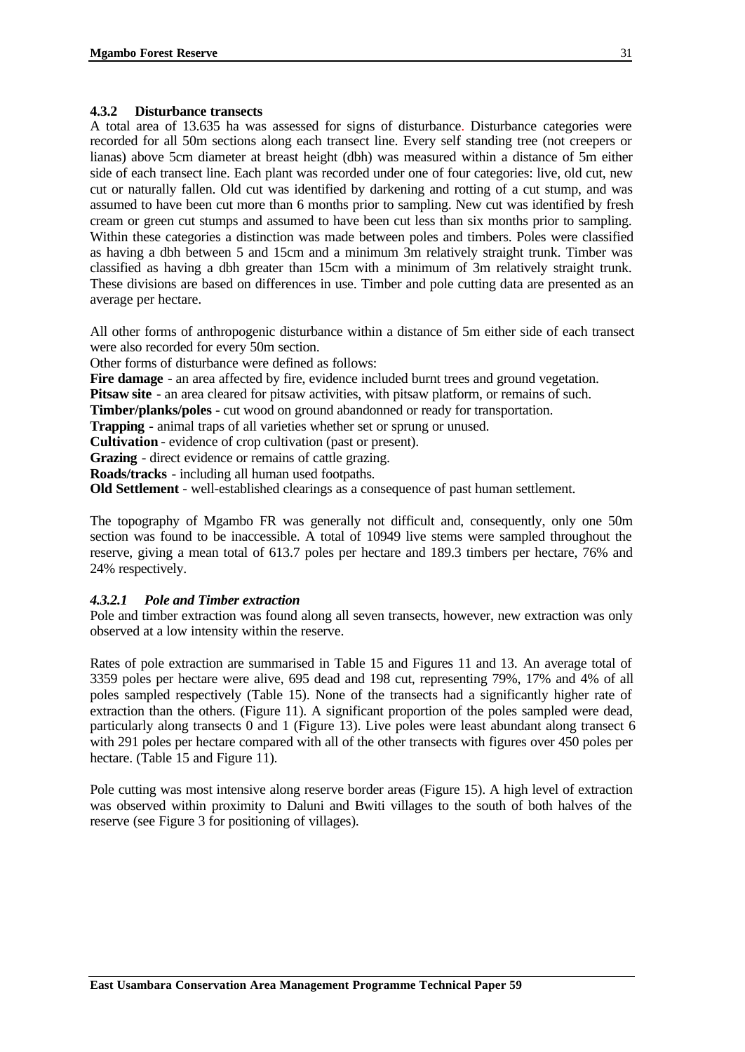### 4.3.2 Disturbance transects

A total area of 13.635 ha was assessed for signs of disturbance. Disturbance categories were recorded for all 50m sections along each transect line. Every self standing tree (not creepers or lianas) above 5cm diameter at breast height (dbh) was measured within a distance of 5m either side of each transect line. Each plant was recorded under one of four categories: live, old cut, new cut or naturally fallen. Old cut was identified by darkening and rotting of a cut stump, and was assumed to have been cut more than 6 months prior to sampling. New cut was identified by fresh cream or green cut stumps and assumed to have been cut less than six months prior to sampling. Within these categories a distinction was made between poles and timbers. Poles were classified as having a dbh between 5 and 15cm and a minimum 3m relatively straight trunk. Timber was classified as having a dbh greater than 15cm with a minimum of 3m relatively straight trunk. These divisions are based on differences in use. Timber and pole cutting data are presented as an average per hectare.

All other forms of anthropogenic disturbance within a distance of 5m either side of each transect were also recorded for every 50m section.

Other forms of disturbance were defined as follows:

**Fire damage** - an area affected by fire, evidence included burnt trees and ground vegetation.
**Pitsaw site** - an area cleared for pitsaw activities, with pitsaw platform, or remains of such.
**Timber/planks/poles** - cut wood on ground abandonned or ready for transportation.
**Trapping** - animal traps of all varieties whether set or sprung or unused.
**Cultivation** - evidence of crop cultivation (past or present).
**Grazing** - direct evidence or remains of cattle grazing.
**Roads/tracks** - including all human used footpaths.
**Old Settlement** - well-established clearings as a consequence of past human settlement.

The topography of Mgambo FR was generally not difficult and, consequently, only one 50m section was found to be inaccessible. A total of 10949 live stems were sampled throughout the reserve, giving a mean total of 613.7 poles per hectare and 189.3 timbers per hectare, 76% and 24% respectively.

#### *4.3.2.1 Pole and Timber extraction*

Pole and timber extraction was found along all seven transects, however, new extraction was only observed at a low intensity within the reserve.

Rates of pole extraction are summarised in Table 15 and Figures 11 and 13. An average total of 3359 poles per hectare were alive, 695 dead and 198 cut, representing 79%, 17% and 4% of all poles sampled respectively (Table 15). None of the transects had a significantly higher rate of extraction than the others. (Figure 11). A significant proportion of the poles sampled were dead, particularly along transects 0 and 1 (Figure 13). Live poles were least abundant along transect 6 with 291 poles per hectare compared with all of the other transects with figures over 450 poles per hectare. (Table 15 and Figure 11).

Pole cutting was most intensive along reserve border areas (Figure 15). A high level of extraction was observed within proximity to Daluni and Bwiti villages to the south of both halves of the reserve (see Figure 3 for positioning of villages).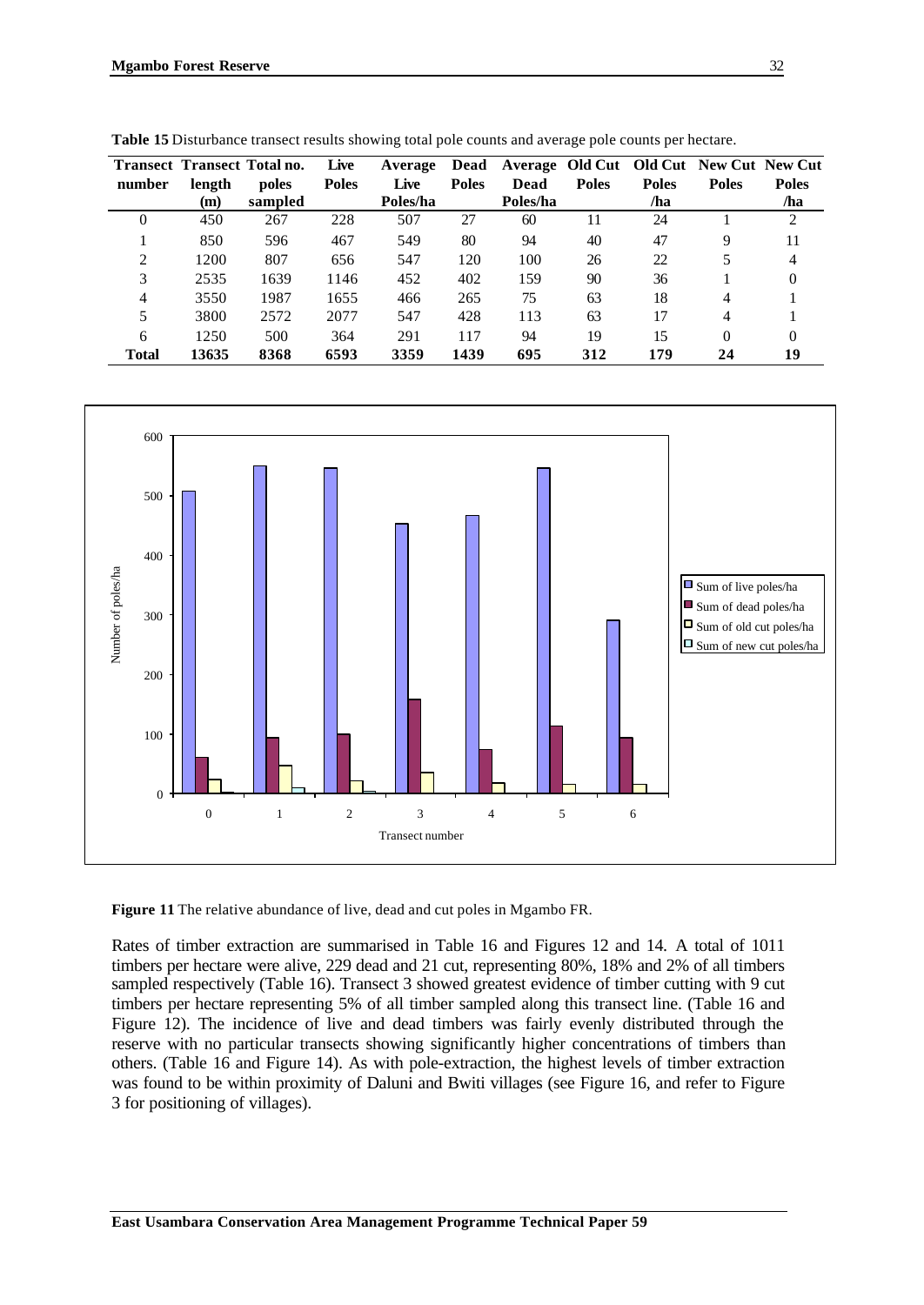**Table 15** Disturbance transect results showing total pole counts and average pole counts per hectare.

| Transect number | Transect length (m) | Total no. poles sampled | Live Poles | Average Live Poles/ha | Dead Poles | Average Dead Poles/ha | Old Cut Poles | Old Cut Poles /ha | New Cut Poles | New Cut Poles /ha |
|---|---|---|---|---|---|---|---|---|---|---|
| 0 | 450 | 267 | 228 | 507 | 27 | 60 | 11 | 24 | 1 | 2 |
| 1 | 850 | 596 | 467 | 549 | 80 | 94 | 40 | 47 | 9 | 11 |
| 2 | 1200 | 807 | 656 | 547 | 120 | 100 | 26 | 22 | 5 | 4 |
| 3 | 2535 | 1639 | 1146 | 452 | 402 | 159 | 90 | 36 | 1 | 0 |
| 4 | 3550 | 1987 | 1655 | 466 | 265 | 75 | 63 | 18 | 4 | 1 |
| 5 | 3800 | 2572 | 2077 | 547 | 428 | 113 | 63 | 17 | 4 | 1 |
| 6 | 1250 | 500 | 364 | 291 | 117 | 94 | 19 | 15 | 0 | 0 |
| **Total** | **13635** | **8368** | **6593** | **3359** | **1439** | **695** | **312** | **179** | **24** | **19** |

**Figure 11** The relative abundance of live, dead and cut poles in Mgambo FR.

Rates of timber extraction are summarised in Table 16 and Figures 12 and 14. A total of 1011 timbers per hectare were alive, 229 dead and 21 cut, representing 80%, 18% and 2% of all timbers sampled respectively (Table 16). Transect 3 showed greatest evidence of timber cutting with 9 cut timbers per hectare representing 5% of all timber sampled along this transect line. (Table 16 and Figure 12). The incidence of live and dead timbers was fairly evenly distributed through the reserve with no particular transects showing significantly higher concentrations of timbers than others. (Table 16 and Figure 14). As with pole-extraction, the highest levels of timber extraction was found to be within proximity of Daluni and Bwiti villages (see Figure 16, and refer to Figure 3 for positioning of villages).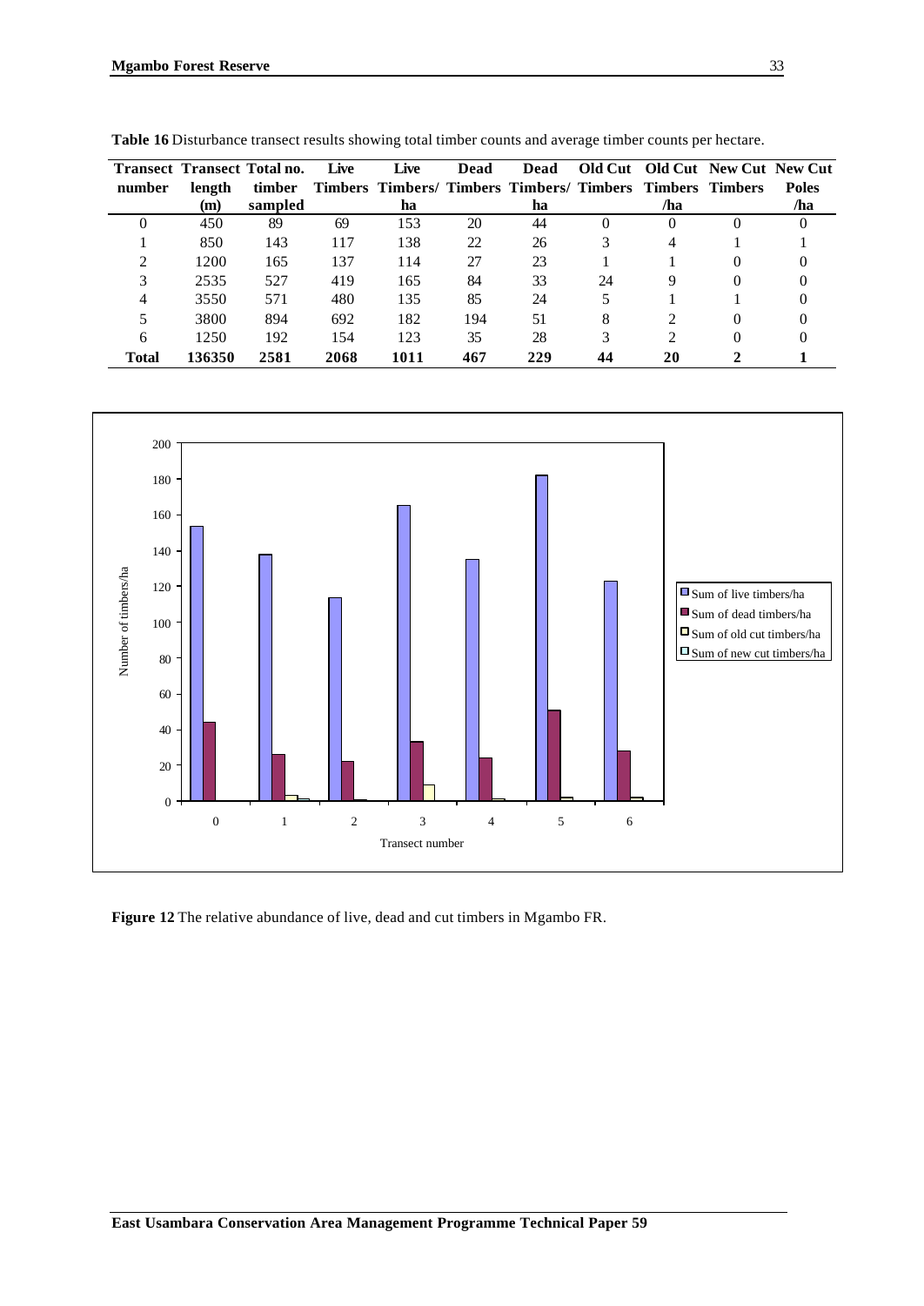**Table 16** Disturbance transect results showing total timber counts and average timber counts per hectare.

| Transect number | Transect length (m) | Total no. timber sampled | Live Timbers | Live Timbers/ ha | Dead Timbers | Dead Timbers/ ha | Old Cut Timbers | Old Cut Timbers /ha | New Cut Timbers | New Cut Poles /ha |
|---|---|---|---|---|---|---|---|---|---|---|
| 0 | 450 | 89 | 69 | 153 | 20 | 44 | 0 | 0 | 0 | 0 |
| 1 | 850 | 143 | 117 | 138 | 22 | 26 | 3 | 4 | 1 | 1 |
| 2 | 1200 | 165 | 137 | 114 | 27 | 23 | 1 | 1 | 0 | 0 |
| 3 | 2535 | 527 | 419 | 165 | 84 | 33 | 24 | 9 | 0 | 0 |
| 4 | 3550 | 571 | 480 | 135 | 85 | 24 | 5 | 1 | 1 | 0 |
| 5 | 3800 | 894 | 692 | 182 | 194 | 51 | 8 | 2 | 0 | 0 |
| 6 | 1250 | 192 | 154 | 123 | 35 | 28 | 3 | 2 | 0 | 0 |
| **Total** | **136350** | **2581** | **2068** | **1011** | **467** | **229** | **44** | **20** | **2** | **1** |

**Figure 12** The relative abundance of live, dead and cut timbers in Mgambo FR.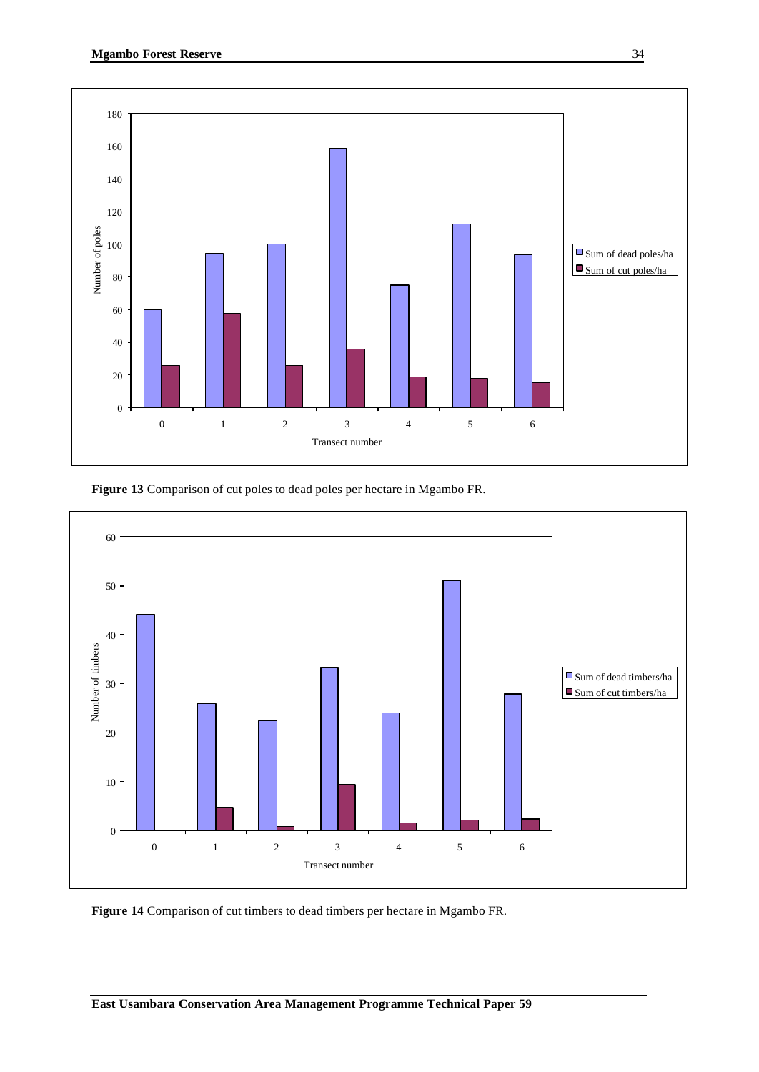Figure 13 Comparison of cut poles to dead poles per hectare in Mgambo FR.

Figure 14 Comparison of cut timbers to dead timbers per hectare in Mgambo FR.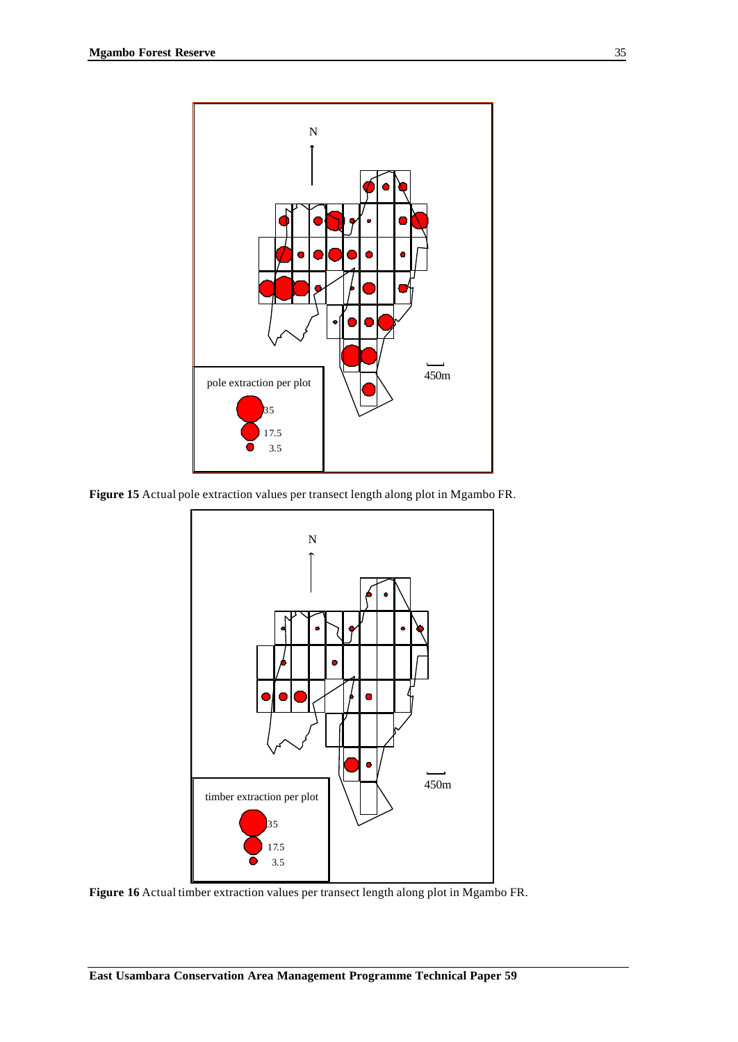**Figure 15** Actual pole extraction values per transect length along plot in Mgambo FR.

**Figure 16** Actual timber extraction values per transect length along plot in Mgambo FR.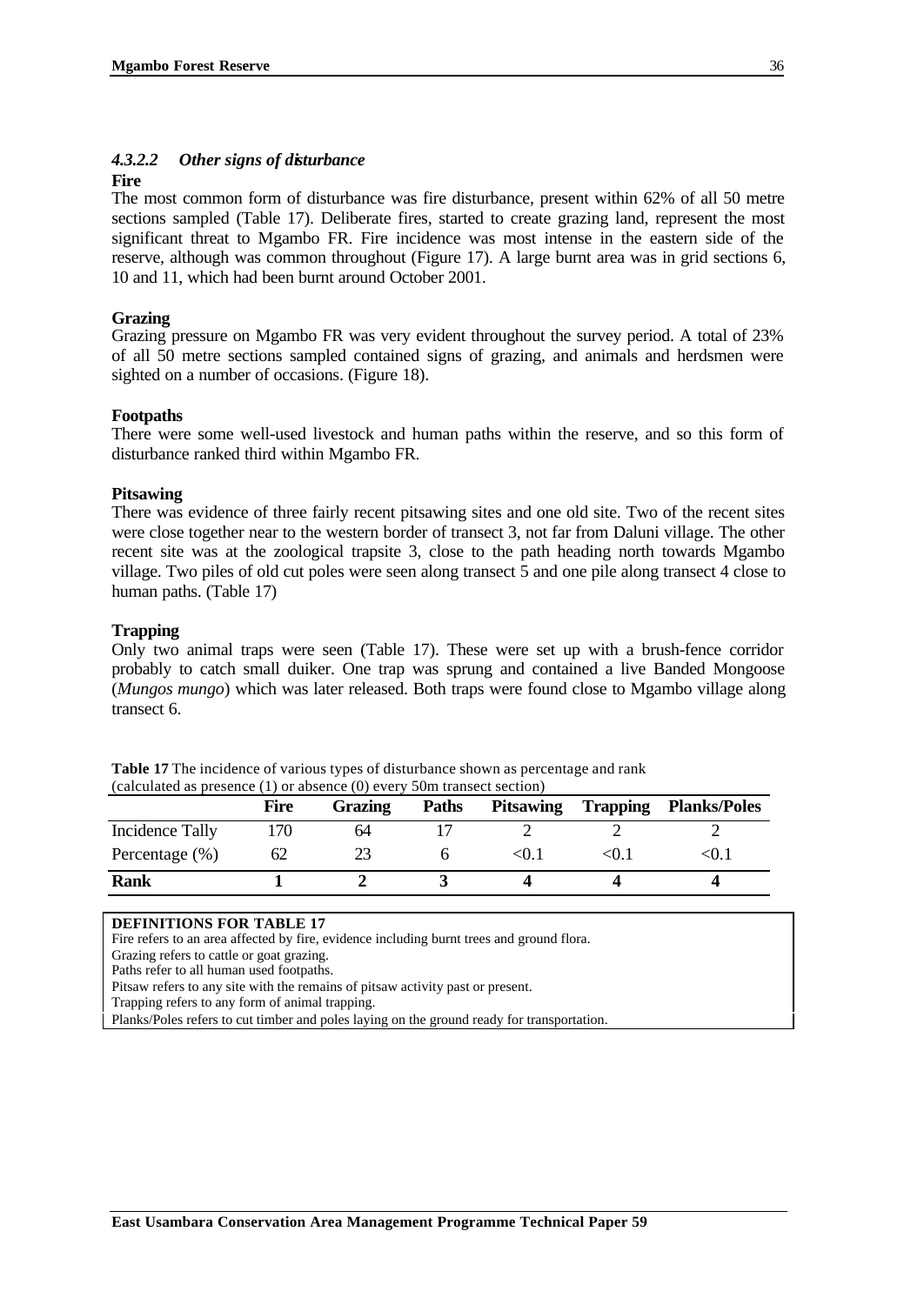#### *4.3.2.2 Other signs of disturbance*

**Fire**

The most common form of disturbance was fire disturbance, present within 62% of all 50 metre sections sampled (Table 17). Deliberate fires, started to create grazing land, represent the most significant threat to Mgambo FR. Fire incidence was most intense in the eastern side of the reserve, although was common throughout (Figure 17). A large burnt area was in grid sections 6, 10 and 11, which had been burnt around October 2001.

**Grazing**

Grazing pressure on Mgambo FR was very evident throughout the survey period. A total of 23% of all 50 metre sections sampled contained signs of grazing, and animals and herdsmen were sighted on a number of occasions. (Figure 18).

**Footpaths**

There were some well-used livestock and human paths within the reserve, and so this form of disturbance ranked third within Mgambo FR.

**Pitsawing**

There was evidence of three fairly recent pitsawing sites and one old site. Two of the recent sites were close together near to the western border of transect 3, not far from Daluni village. The other recent site was at the zoological trapsite 3, close to the path heading north towards Mgambo village. Two piles of old cut poles were seen along transect 5 and one pile along transect 4 close to human paths. (Table 17)

**Trapping**

Only two animal traps were seen (Table 17). These were set up with a brush-fence corridor probably to catch small duiker. One trap was sprung and contained a live Banded Mongoose (*Mungos mungo*) which was later released. Both traps were found close to Mgambo village along transect 6.

**Table 17** The incidence of various types of disturbance shown as percentage and rank (calculated as presence (1) or absence (0) every 50m transect section)

| | Fire | Grazing | Paths | Pitsawing | Trapping | Planks/Poles |
|---|---|---|---|---|---|---|
| Incidence Tally | 170 | 64 | 17 | 2 | 2 | 2 |
| Percentage (%) | 62 | 23 | 6 | <0.1 | <0.1 | <0.1 |
| **Rank** | **1** | **2** | **3** | **4** | **4** | **4** |

**DEFINITIONS FOR TABLE 17**

Fire refers to an area affected by fire, evidence including burnt trees and ground flora.
Grazing refers to cattle or goat grazing.
Paths refer to all human used footpaths.
Pitsaw refers to any site with the remains of pitsaw activity past or present.
Trapping refers to any form of animal trapping.
Planks/Poles refers to cut timber and poles laying on the ground ready for transportation.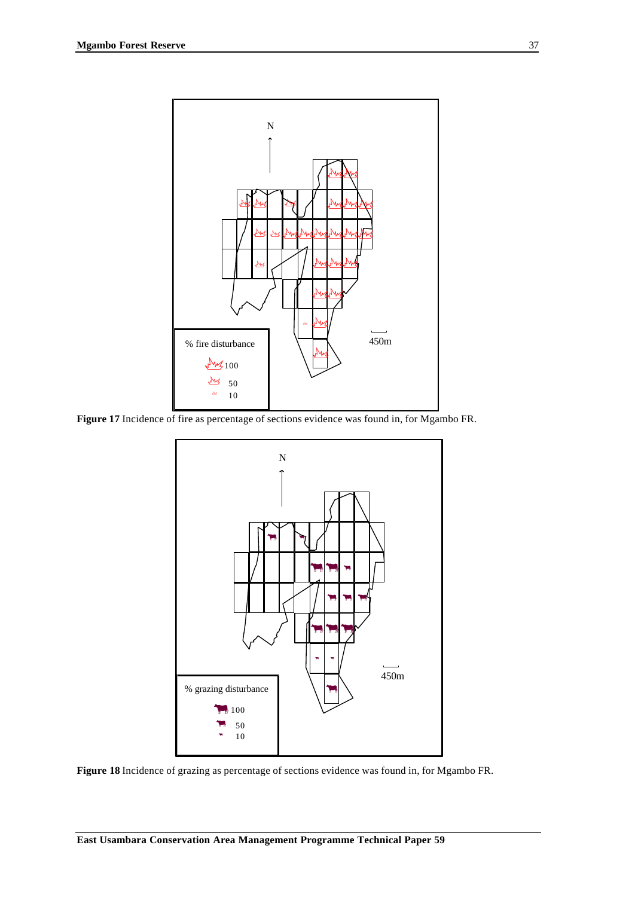**Figure 17** Incidence of fire as percentage of sections evidence was found in, for Mgambo FR.

**Figure 18** Incidence of grazing as percentage of sections evidence was found in, for Mgambo FR.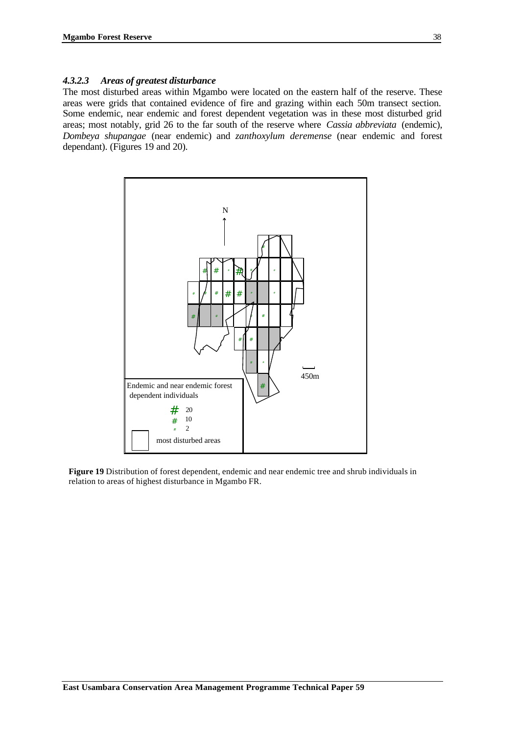#### *4.3.2.3 Areas of greatest disturbance*

The most disturbed areas within Mgambo were located on the eastern half of the reserve. These areas were grids that contained evidence of fire and grazing within each 50m transect section. Some endemic, near endemic and forest dependent vegetation was in these most disturbed grid areas; most notably, grid 26 to the far south of the reserve where *Cassia abbreviata* (endemic), *Dombeya shupangae* (near endemic) and *zanthoxylum deremense* (near endemic and forest dependant). (Figures 19 and 20).

N

450m

Endemic and near endemic forest dependent individuals

# 20
# 10
# 2

most disturbed areas

**Figure 19** Distribution of forest dependent, endemic and near endemic tree and shrub individuals in relation to areas of highest disturbance in Mgambo FR.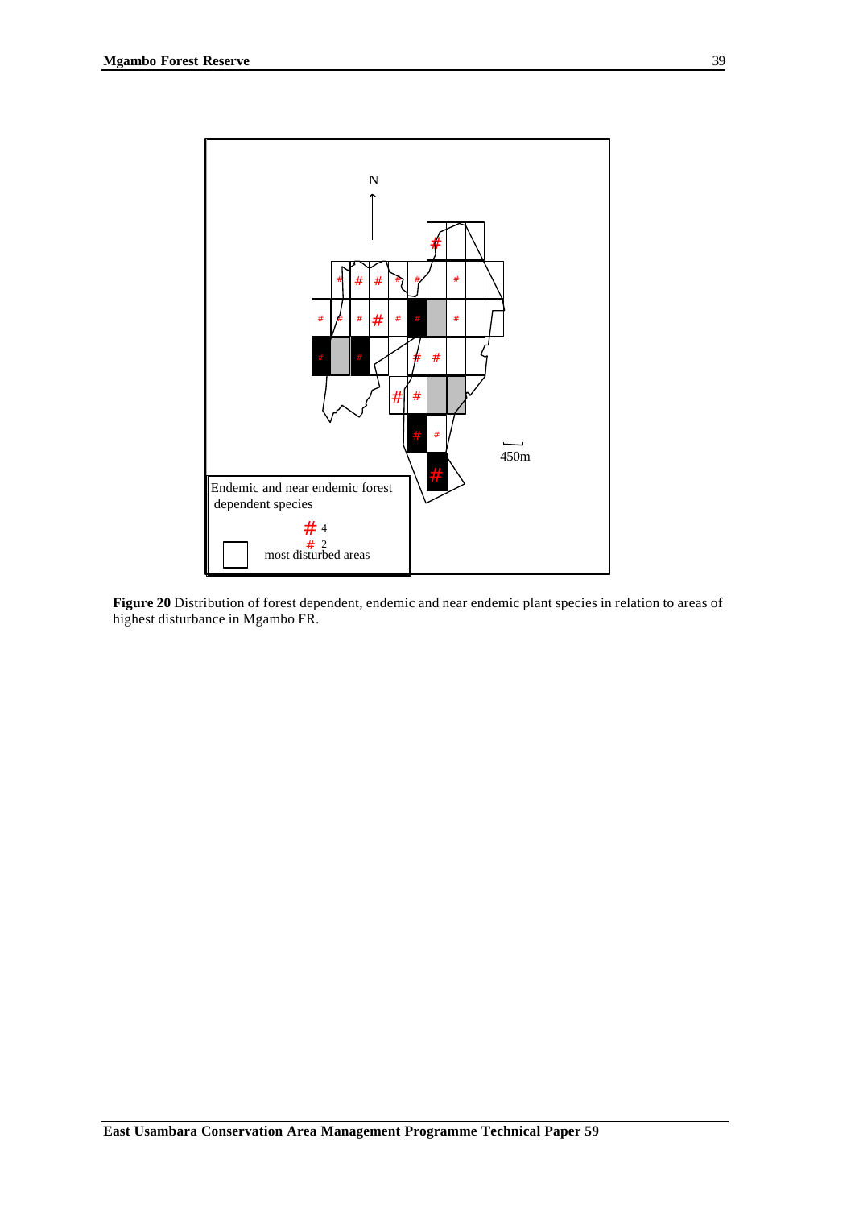N

450m

Endemic and near endemic forest dependent species

# 4
# 2
most disturbed areas

**Figure 20** Distribution of forest dependent, endemic and near endemic plant species in relation to areas of highest disturbance in Mgambo FR.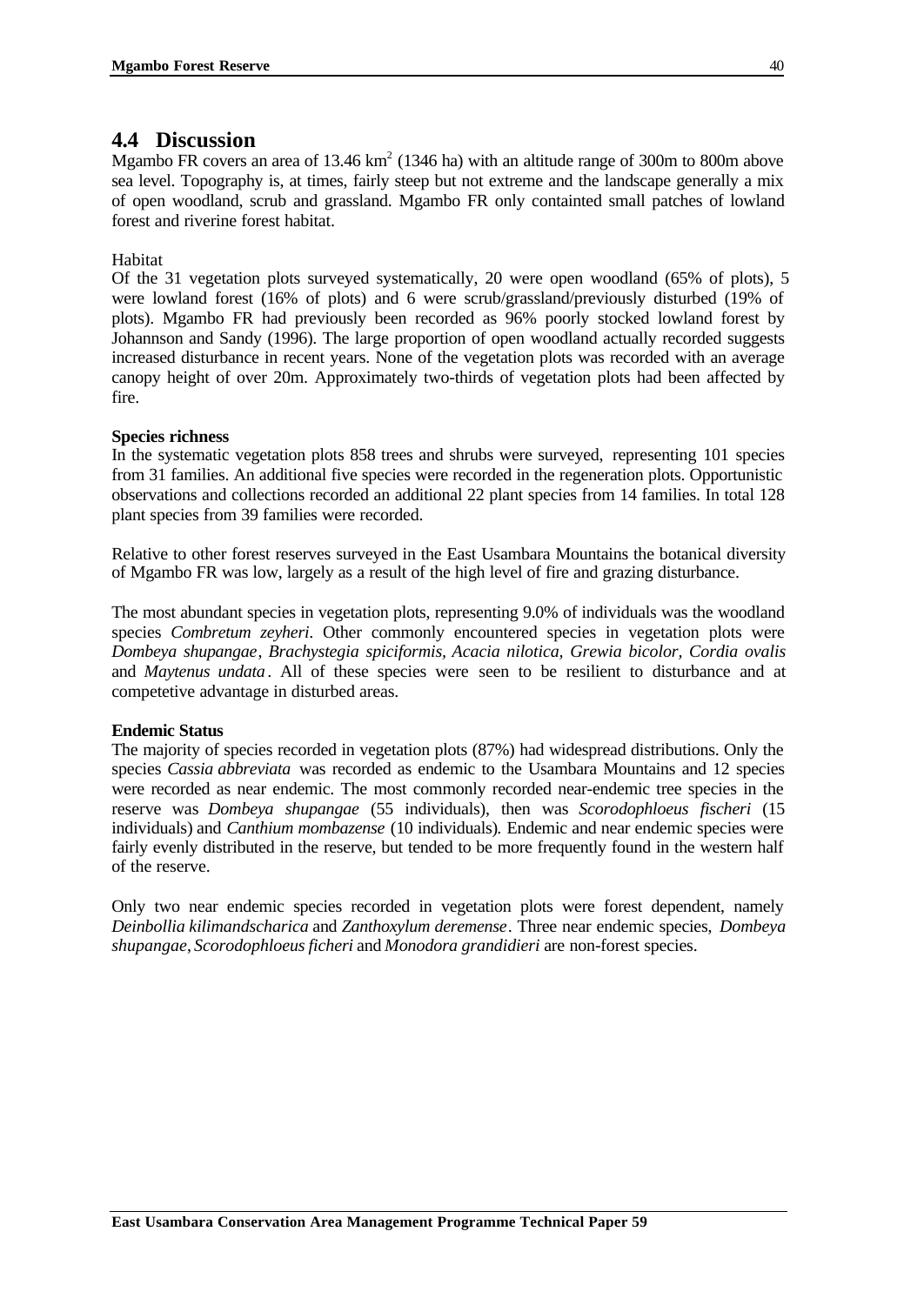## 4.4 Discussion

Mgambo FR covers an area of 13.46 $km^2$ (1346 ha) with an altitude range of 300m to 800m above sea level. Topography is, at times, fairly steep but not extreme and the landscape generally a mix of open woodland, scrub and grassland. Mgambo FR only containted small patches of lowland forest and riverine forest habitat.

Habitat

Of the 31 vegetation plots surveyed systematically, 20 were open woodland (65% of plots), 5 were lowland forest (16% of plots) and 6 were scrub/grassland/previously disturbed (19% of plots). Mgambo FR had previously been recorded as 96% poorly stocked lowland forest by Johannson and Sandy (1996). The large proportion of open woodland actually recorded suggests increased disturbance in recent years. None of the vegetation plots was recorded with an average canopy height of over 20m. Approximately two-thirds of vegetation plots had been affected by fire.

**Species richness**

In the systematic vegetation plots 858 trees and shrubs were surveyed, representing 101 species from 31 families. An additional five species were recorded in the regeneration plots. Opportunistic observations and collections recorded an additional 22 plant species from 14 families. In total 128 plant species from 39 families were recorded.

Relative to other forest reserves surveyed in the East Usambara Mountains the botanical diversity of Mgambo FR was low, largely as a result of the high level of fire and grazing disturbance.

The most abundant species in vegetation plots, representing 9.0% of individuals was the woodland species *Combretum zeyheri.* Other commonly encountered species in vegetation plots were *Dombeya shupangae*, *Brachystegia spiciformis, Acacia nilotica, Grewia bicolor, Cordia ovalis* and *Maytenus undata*. All of these species were seen to be resilient to disturbance and at competetive advantage in disturbed areas.

**Endemic Status**

The majority of species recorded in vegetation plots (87%) had widespread distributions. Only the species *Cassia abbreviata* was recorded as endemic to the Usambara Mountains and 12 species were recorded as near endemic. The most commonly recorded near-endemic tree species in the reserve was *Dombeya shupangae* (55 individuals), then was *Scorodophloeus fischeri* (15 individuals) and *Canthium mombazense* (10 individuals)*.* Endemic and near endemic species were fairly evenly distributed in the reserve, but tended to be more frequently found in the western half of the reserve.

Only two near endemic species recorded in vegetation plots were forest dependent, namely *Deinbollia kilimandscharica* and *Zanthoxylum deremense*. Three near endemic species, *Dombeya shupangae*, *Scorodophloeus ficheri* and *Monodora grandidieri* are non-forest species.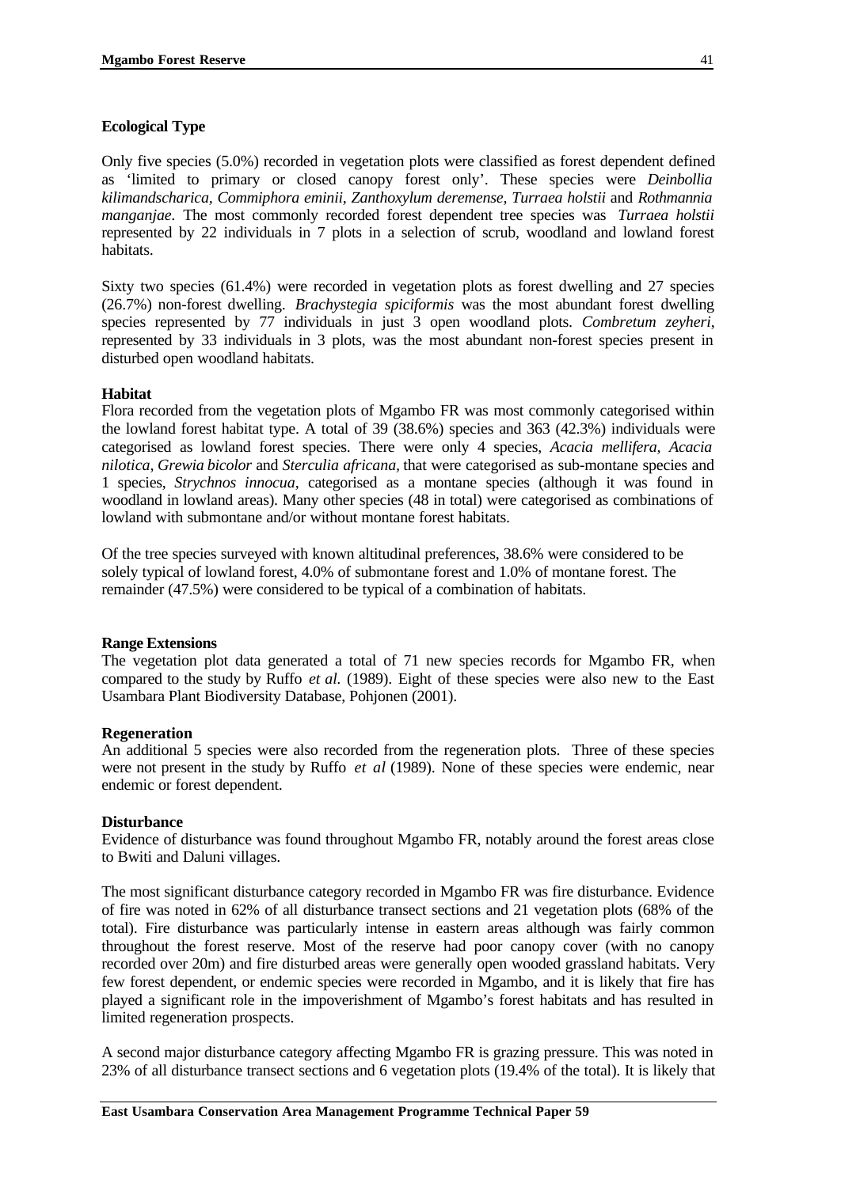**Ecological Type**

Only five species (5.0%) recorded in vegetation plots were classified as forest dependent defined as 'limited to primary or closed canopy forest only'. These species were *Deinbollia kilimandscharica*, *Commiphora eminii*, *Zanthoxylum deremense, Turraea holstii* and *Rothmannia manganjae*. The most commonly recorded forest dependent tree species was *Turraea holstii* represented by 22 individuals in 7 plots in a selection of scrub, woodland and lowland forest habitats.

Sixty two species (61.4%) were recorded in vegetation plots as forest dwelling and 27 species (26.7%) non-forest dwelling. *Brachystegia spiciformis* was the most abundant forest dwelling species represented by 77 individuals in just 3 open woodland plots. *Combretum zeyheri*, represented by 33 individuals in 3 plots, was the most abundant non-forest species present in disturbed open woodland habitats.

**Habitat**

Flora recorded from the vegetation plots of Mgambo FR was most commonly categorised within the lowland forest habitat type. A total of 39 (38.6%) species and 363 (42.3%) individuals were categorised as lowland forest species. There were only 4 species, *Acacia mellifera, Acacia nilotica*, *Grewia bicolor* and *Sterculia africana,* that were categorised as sub-montane species and 1 species, *Strychnos innocua*, categorised as a montane species (although it was found in woodland in lowland areas). Many other species (48 in total) were categorised as combinations of lowland with submontane and/or without montane forest habitats.

Of the tree species surveyed with known altitudinal preferences, 38.6% were considered to be solely typical of lowland forest, 4.0% of submontane forest and 1.0% of montane forest. The remainder (47.5%) were considered to be typical of a combination of habitats.

**Range Extensions**

The vegetation plot data generated a total of 71 new species records for Mgambo FR, when compared to the study by Ruffo *et al.* (1989). Eight of these species were also new to the East Usambara Plant Biodiversity Database, Pohjonen (2001).

**Regeneration**

An additional 5 species were also recorded from the regeneration plots. Three of these species were not present in the study by Ruffo *et al* (1989). None of these species were endemic, near endemic or forest dependent.

**Disturbance**

Evidence of disturbance was found throughout Mgambo FR, notably around the forest areas close to Bwiti and Daluni villages.

The most significant disturbance category recorded in Mgambo FR was fire disturbance. Evidence of fire was noted in 62% of all disturbance transect sections and 21 vegetation plots (68% of the total). Fire disturbance was particularly intense in eastern areas although was fairly common throughout the forest reserve. Most of the reserve had poor canopy cover (with no canopy recorded over 20m) and fire disturbed areas were generally open wooded grassland habitats. Very few forest dependent, or endemic species were recorded in Mgambo, and it is likely that fire has played a significant role in the impoverishment of Mgambo's forest habitats and has resulted in limited regeneration prospects.

A second major disturbance category affecting Mgambo FR is grazing pressure. This was noted in 23% of all disturbance transect sections and 6 vegetation plots (19.4% of the total). It is likely that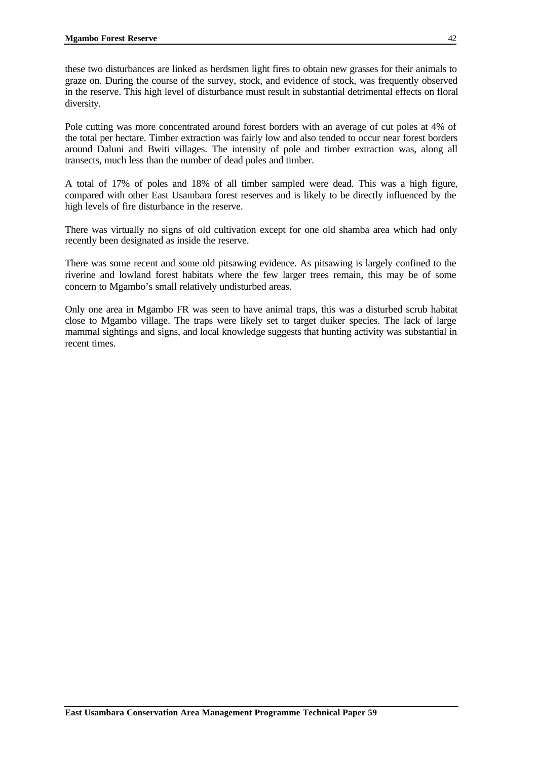these two disturbances are linked as herdsmen light fires to obtain new grasses for their animals to graze on. During the course of the survey, stock, and evidence of stock, was frequently observed in the reserve. This high level of disturbance must result in substantial detrimental effects on floral diversity.

Pole cutting was more concentrated around forest borders with an average of cut poles at 4% of the total per hectare. Timber extraction was fairly low and also tended to occur near forest borders around Daluni and Bwiti villages. The intensity of pole and timber extraction was, along all transects, much less than the number of dead poles and timber.

A total of 17% of poles and 18% of all timber sampled were dead. This was a high figure, compared with other East Usambara forest reserves and is likely to be directly influenced by the high levels of fire disturbance in the reserve.

There was virtually no signs of old cultivation except for one old shamba area which had only recently been designated as inside the reserve.

There was some recent and some old pitsawing evidence. As pitsawing is largely confined to the riverine and lowland forest habitats where the few larger trees remain, this may be of some concern to Mgambo's small relatively undisturbed areas.

Only one area in Mgambo FR was seen to have animal traps, this was a disturbed scrub habitat close to Mgambo village. The traps were likely set to target duiker species. The lack of large mammal sightings and signs, and local knowledge suggests that hunting activity was substantial in recent times.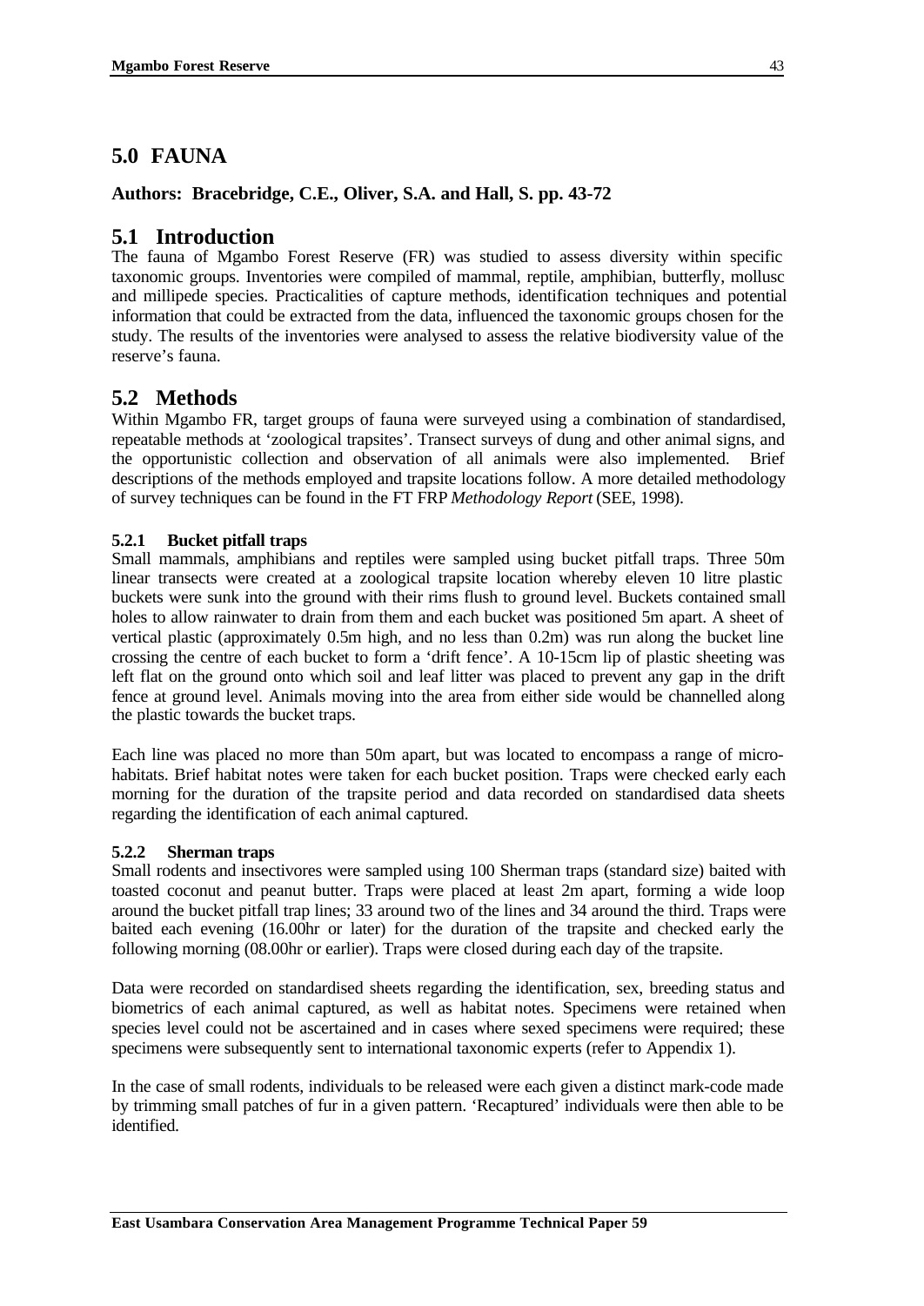# 5.0 FAUNA

**Authors: Bracebridge, C.E., Oliver, S.A. and Hall, S. pp. 43-72**

## 5.1 Introduction

The fauna of Mgambo Forest Reserve (FR) was studied to assess diversity within specific taxonomic groups. Inventories were compiled of mammal, reptile, amphibian, butterfly, mollusc and millipede species. Practicalities of capture methods, identification techniques and potential information that could be extracted from the data, influenced the taxonomic groups chosen for the study. The results of the inventories were analysed to assess the relative biodiversity value of the reserve's fauna.

## 5.2 Methods

Within Mgambo FR, target groups of fauna were surveyed using a combination of standardised, repeatable methods at 'zoological trapsites'. Transect surveys of dung and other animal signs, and the opportunistic collection and observation of all animals were also implemented. Brief descriptions of the methods employed and trapsite locations follow. A more detailed methodology of survey techniques can be found in the FT FRP *Methodology Report* (SEE, 1998).

### 5.2.1 Bucket pitfall traps

Small mammals, amphibians and reptiles were sampled using bucket pitfall traps. Three 50m linear transects were created at a zoological trapsite location whereby eleven 10 litre plastic buckets were sunk into the ground with their rims flush to ground level. Buckets contained small holes to allow rainwater to drain from them and each bucket was positioned 5m apart. A sheet of vertical plastic (approximately 0.5m high, and no less than 0.2m) was run along the bucket line crossing the centre of each bucket to form a 'drift fence'. A 10-15cm lip of plastic sheeting was left flat on the ground onto which soil and leaf litter was placed to prevent any gap in the drift fence at ground level. Animals moving into the area from either side would be channelled along the plastic towards the bucket traps.

Each line was placed no more than 50m apart, but was located to encompass a range of micro-habitats. Brief habitat notes were taken for each bucket position. Traps were checked early each morning for the duration of the trapsite period and data recorded on standardised data sheets regarding the identification of each animal captured.

### 5.2.2 Sherman traps

Small rodents and insectivores were sampled using 100 Sherman traps (standard size) baited with toasted coconut and peanut butter. Traps were placed at least 2m apart, forming a wide loop around the bucket pitfall trap lines; 33 around two of the lines and 34 around the third. Traps were baited each evening (16.00hr or later) for the duration of the trapsite and checked early the following morning (08.00hr or earlier). Traps were closed during each day of the trapsite.

Data were recorded on standardised sheets regarding the identification, sex, breeding status and biometrics of each animal captured, as well as habitat notes. Specimens were retained when species level could not be ascertained and in cases where sexed specimens were required; these specimens were subsequently sent to international taxonomic experts (refer to Appendix 1).

In the case of small rodents, individuals to be released were each given a distinct mark-code made by trimming small patches of fur in a given pattern. 'Recaptured' individuals were then able to be identified.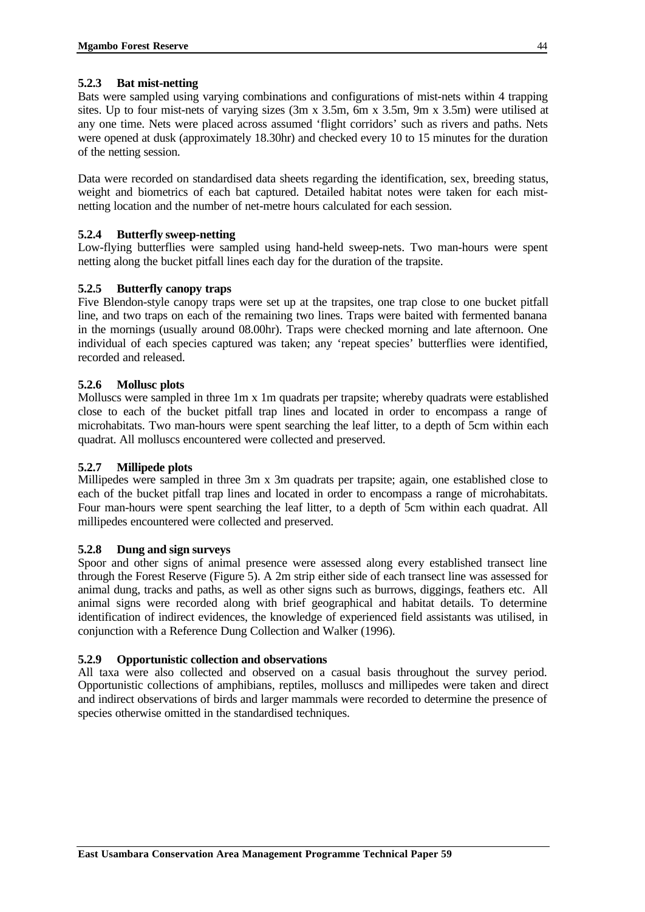### 5.2.3 Bat mist-netting

Bats were sampled using varying combinations and configurations of mist-nets within 4 trapping sites. Up to four mist-nets of varying sizes (3m x 3.5m, 6m x 3.5m, 9m x 3.5m) were utilised at any one time. Nets were placed across assumed 'flight corridors' such as rivers and paths. Nets were opened at dusk (approximately 18.30hr) and checked every 10 to 15 minutes for the duration of the netting session.

Data were recorded on standardised data sheets regarding the identification, sex, breeding status, weight and biometrics of each bat captured. Detailed habitat notes were taken for each mist-netting location and the number of net-metre hours calculated for each session.

### 5.2.4 Butterfly sweep-netting

Low-flying butterflies were sampled using hand-held sweep-nets. Two man-hours were spent netting along the bucket pitfall lines each day for the duration of the trapsite.

### 5.2.5 Butterfly canopy traps

Five Blendon-style canopy traps were set up at the trapsites, one trap close to one bucket pitfall line, and two traps on each of the remaining two lines. Traps were baited with fermented banana in the mornings (usually around 08.00hr). Traps were checked morning and late afternoon. One individual of each species captured was taken; any 'repeat species' butterflies were identified, recorded and released.

### 5.2.6 Mollusc plots

Molluscs were sampled in three 1m x 1m quadrats per trapsite; whereby quadrats were established close to each of the bucket pitfall trap lines and located in order to encompass a range of microhabitats. Two man-hours were spent searching the leaf litter, to a depth of 5cm within each quadrat. All molluscs encountered were collected and preserved.

### 5.2.7 Millipede plots

Millipedes were sampled in three 3m x 3m quadrats per trapsite; again, one established close to each of the bucket pitfall trap lines and located in order to encompass a range of microhabitats. Four man-hours were spent searching the leaf litter, to a depth of 5cm within each quadrat. All millipedes encountered were collected and preserved.

### 5.2.8 Dung and sign surveys

Spoor and other signs of animal presence were assessed along every established transect line through the Forest Reserve (Figure 5). A 2m strip either side of each transect line was assessed for animal dung, tracks and paths, as well as other signs such as burrows, diggings, feathers etc. All animal signs were recorded along with brief geographical and habitat details. To determine identification of indirect evidences, the knowledge of experienced field assistants was utilised, in conjunction with a Reference Dung Collection and Walker (1996).

### 5.2.9 Opportunistic collection and observations

All taxa were also collected and observed on a casual basis throughout the survey period. Opportunistic collections of amphibians, reptiles, molluscs and millipedes were taken and direct and indirect observations of birds and larger mammals were recorded to determine the presence of species otherwise omitted in the standardised techniques.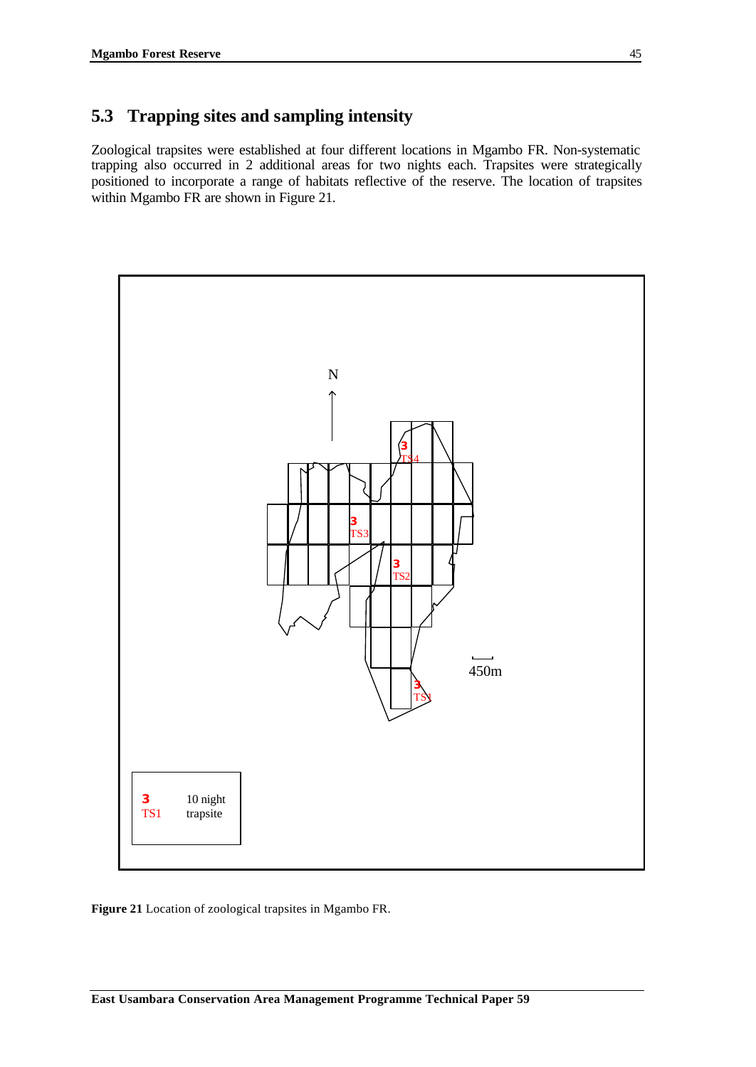## 5.3 Trapping sites and sampling intensity

Zoological trapsites were established at four different locations in Mgambo FR. Non-systematic trapping also occurred in 2 additional areas for two nights each. Trapsites were strategically positioned to incorporate a range of habitats reflective of the reserve. The location of trapsites within Mgambo FR are shown in Figure 21.

**Figure 21** Location of zoological trapsites in Mgambo FR.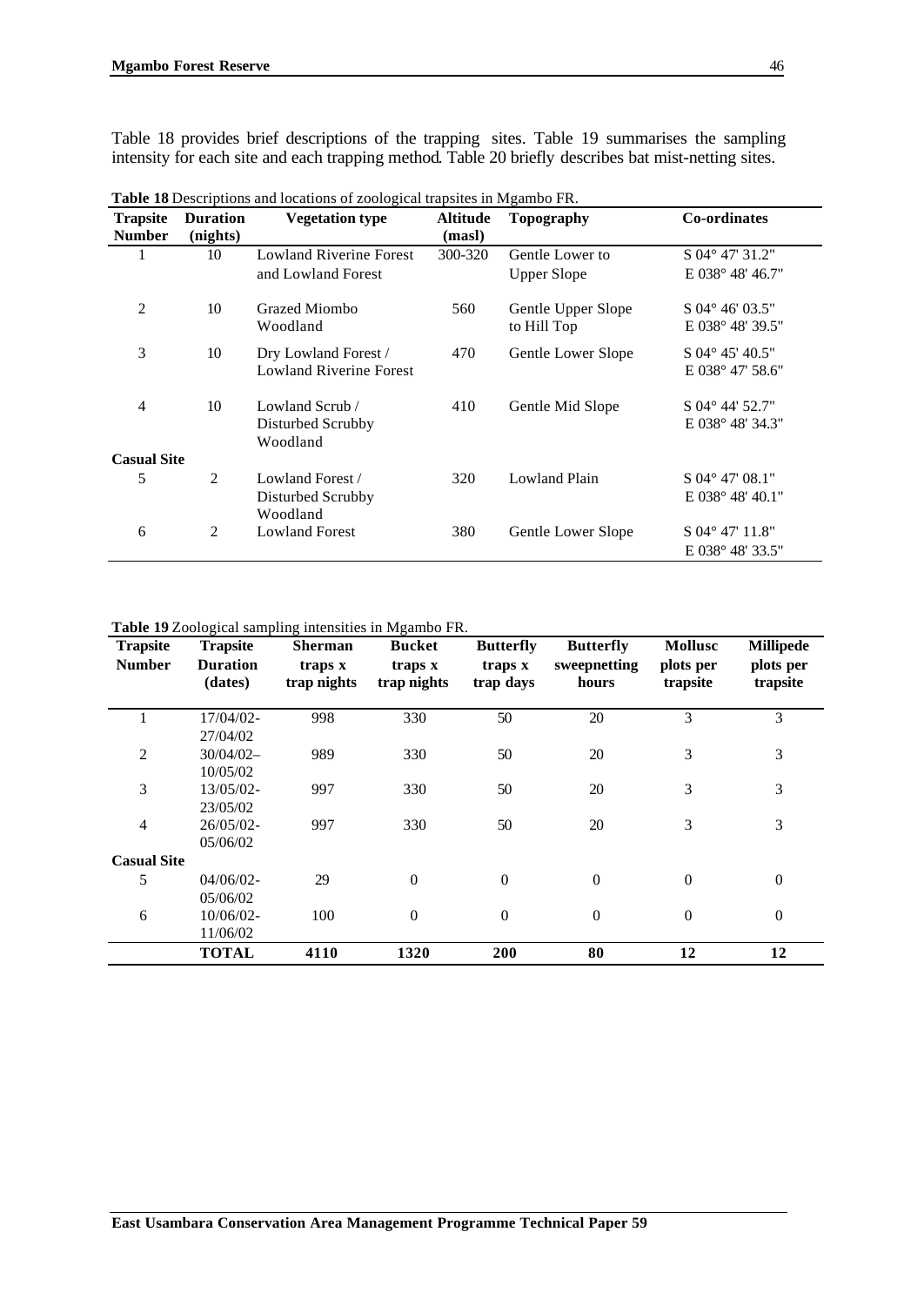Table 18 provides brief descriptions of the trapping sites. Table 19 summarises the sampling intensity for each site and each trapping method. Table 20 briefly describes bat mist-netting sites.

**Table 18** Descriptions and locations of zoological trapsites in Mgambo FR.

| Trapsite Number | Duration (nights) | Vegetation type | Altitude (masl) | Topography | Co-ordinates |
|---|---|---|---|---|---|
| 1 | 10 | Lowland Riverine Forest and Lowland Forest | 300-320 | Gentle Lower to Upper Slope | S 04° 47' 31.2" E 038° 48' 46.7" |
| 2 | 10 | Grazed Miombo Woodland | 560 | Gentle Upper Slope to Hill Top | S 04° 46' 03.5" E 038° 48' 39.5" |
| 3 | 10 | Dry Lowland Forest / Lowland Riverine Forest | 470 | Gentle Lower Slope | S 04° 45' 40.5" E 038° 47' 58.6" |
| 4 | 10 | Lowland Scrub / Disturbed Scrubby Woodland | 410 | Gentle Mid Slope | S 04° 44' 52.7" E 038° 48' 34.3" |
| **Casual Site** | | | | | |
| 5 | 2 | Lowland Forest / Disturbed Scrubby Woodland | 320 | Lowland Plain | S 04° 47' 08.1" E 038° 48' 40.1" |
| 6 | 2 | Lowland Forest | 380 | Gentle Lower Slope | S 04° 47' 11.8" E 038° 48' 33.5" |

**Table 19** Zoological sampling intensities in Mgambo FR.

| Trapsite Number | Trapsite Duration (dates) | Sherman traps x trap nights | Bucket traps x trap nights | Butterfly traps x trap days | Butterfly sweepnetting hours | Mollusc plots per trapsite | Millipede plots per trapsite |
|---|---|---|---|---|---|---|---|
| 1 | 17/04/02-27/04/02 | 998 | 330 | 50 | 20 | 3 | 3 |
| 2 | 30/04/02–10/05/02 | 989 | 330 | 50 | 20 | 3 | 3 |
| 3 | 13/05/02-23/05/02 | 997 | 330 | 50 | 20 | 3 | 3 |
| 4 | 26/05/02-05/06/02 | 997 | 330 | 50 | 20 | 3 | 3 |
| **Casual Site** | | | | | | | |
| 5 | 04/06/02-05/06/02 | 29 | 0 | 0 | 0 | 0 | 0 |
| 6 | 10/06/02-11/06/02 | 100 | 0 | 0 | 0 | 0 | 0 |
| | **TOTAL** | **4110** | **1320** | **200** | **80** | **12** | **12** |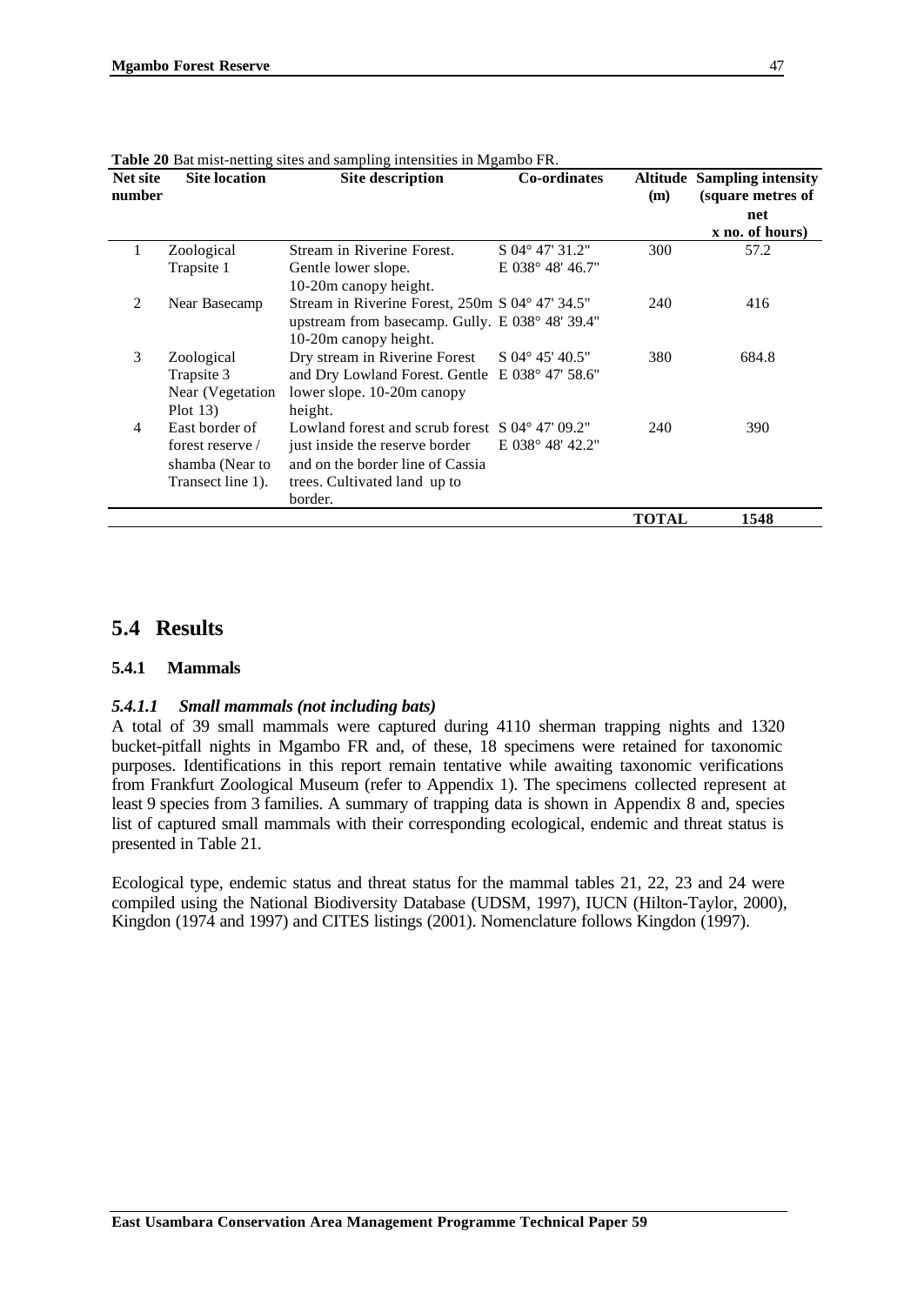**Table 20** Bat mist-netting sites and sampling intensities in Mgambo FR.

| Net site number | Site location | Site description | Co-ordinates | Altitude (m) | Sampling intensity (square metres of net x no. of hours) |
|---|---|---|---|---|---|
| 1 | Zoological Trapsite 1 | Stream in Riverine Forest. Gentle lower slope. 10-20m canopy height. | S 04° 47' 31.2" E 038° 48' 46.7" | 300 | 57.2 |
| 2 | Near Basecamp | Stream in Riverine Forest, 250m upstream from basecamp. Gully. 10-20m canopy height. | S 04° 47' 34.5" E 038° 48' 39.4" | 240 | 416 |
| 3 | Zoological Trapsite 3 Near (Vegetation Plot 13) | Dry stream in Riverine Forest and Dry Lowland Forest. Gentle lower slope. 10-20m canopy height. | S 04° 45' 40.5" E 038° 47' 58.6" | 380 | 684.8 |
| 4 | East border of forest reserve / shamba (Near to Transect line 1). | Lowland forest and scrub forest just inside the reserve border and on the border line of Cassia trees. Cultivated land up to border. | S 04° 47' 09.2" E 038° 48' 42.2" | 240 | 390 |
| | | | | **TOTAL** | **1548** |

## 5.4 Results

### 5.4.1 Mammals

#### *5.4.1.1 Small mammals (not including bats)*

A total of 39 small mammals were captured during 4110 sherman trapping nights and 1320 bucket-pitfall nights in Mgambo FR and, of these, 18 specimens were retained for taxonomic purposes. Identifications in this report remain tentative while awaiting taxonomic verifications from Frankfurt Zoological Museum (refer to Appendix 1). The specimens collected represent at least 9 species from 3 families. A summary of trapping data is shown in Appendix 8 and, species list of captured small mammals with their corresponding ecological, endemic and threat status is presented in Table 21.

Ecological type, endemic status and threat status for the mammal tables 21, 22, 23 and 24 were compiled using the National Biodiversity Database (UDSM, 1997), IUCN (Hilton-Taylor, 2000), Kingdon (1974 and 1997) and CITES listings (2001). Nomenclature follows Kingdon (1997).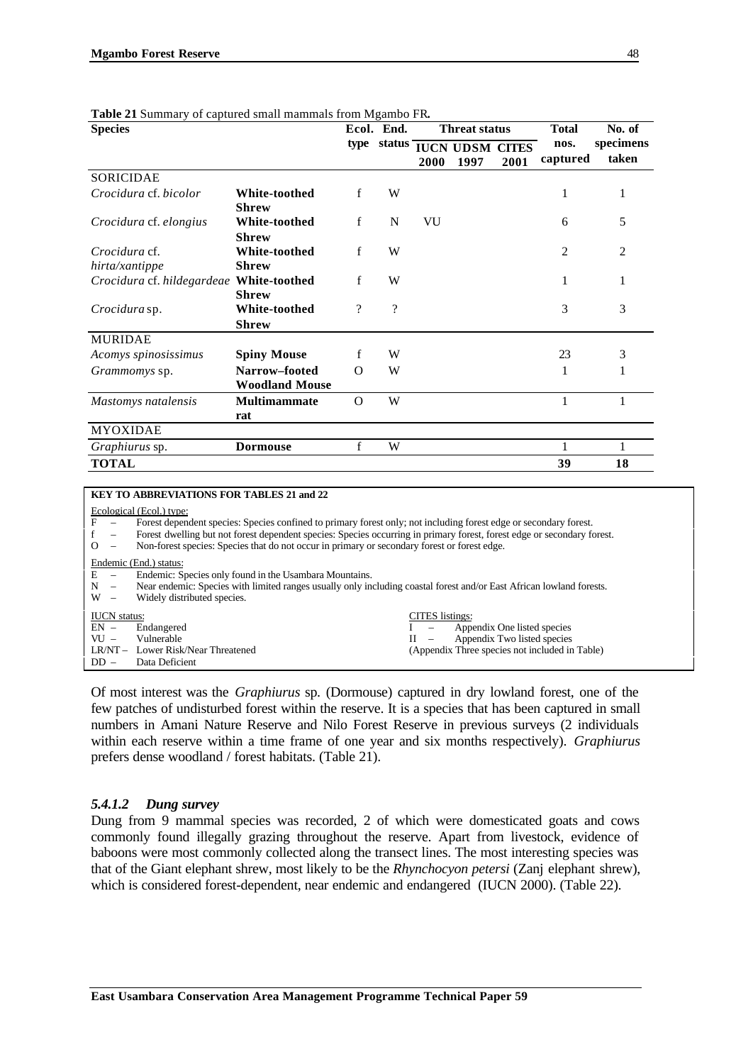**Table 21** Summary of captured small mammals from Mgambo FR**.**

| Species | | Ecol. type | End. status | Threat status | | | Total nos. captured | No. of specimens taken |
|---|---|---|---|---|---|---|---|---|
| | | | | IUCN 2000 | UDSM 1997 | CITES 2001 | | |
| SORICIDAE | | | | | | | | |
| *Crocidura* cf. *bicolor* | **White-toothed Shrew** | f | W | | | | 1 | 1 |
| *Crocidura* cf. *elongius* | **White-toothed Shrew** | f | N | VU | | | 6 | 5 |
| *Crocidura* cf. *hirta/xantippe* | **White-toothed Shrew** | f | W | | | | 2 | 2 |
| *Crocidura* cf. *hildegardeae* | **White-toothed Shrew** | f | W | | | | 1 | 1 |
| *Crocidura* sp. | **White-toothed Shrew** | ? | ? | | | | 3 | 3 |
| MURIDAE | | | | | | | | |
| *Acomys spinosissimus* | **Spiny Mouse** | f | W | | | | 23 | 3 |
| *Grammomys* sp. | **Narrow–footed Woodland Mouse** | O | W | | | | 1 | 1 |
| *Mastomys natalensis* | **Multimammate rat** | O | W | | | | 1 | 1 |
| MYOXIDAE | | | | | | | | |
| *Graphiurus* sp. | **Dormouse** | f | W | | | | 1 | 1 |
| **TOTAL** | | | | | | | **39** | **18** |

**KEY TO ABBREVIATIONS FOR TABLES 21 and 22**

Ecological (Ecol.) type:
- F – Forest dependent species: Species confined to primary forest only; not including forest edge or secondary forest.
- f – Forest dwelling but not forest dependent species: Species occurring in primary forest, forest edge or secondary forest.
- O – Non-forest species: Species that do not occur in primary or secondary forest or forest edge.

Endemic (End.) status:
- E – Endemic: Species only found in the Usambara Mountains.
- N – Near endemic: Species with limited ranges usually only including coastal forest and/or East African lowland forests.
- W – Widely distributed species.

IUCN status:
- EN – Endangered
- VU – Vulnerable
- LR/NT – Lower Risk/Near Threatened
- DD – Data Deficient

CITES listings:
- I – Appendix One listed species
- II – Appendix Two listed species
- (Appendix Three species not included in Table)

Of most interest was the *Graphiurus* sp. (Dormouse) captured in dry lowland forest, one of the few patches of undisturbed forest within the reserve. It is a species that has been captured in small numbers in Amani Nature Reserve and Nilo Forest Reserve in previous surveys (2 individuals within each reserve within a time frame of one year and six months respectively). *Graphiurus* prefers dense woodland / forest habitats. (Table 21).

#### *5.4.1.2 Dung survey*

Dung from 9 mammal species was recorded, 2 of which were domesticated goats and cows commonly found illegally grazing throughout the reserve. Apart from livestock, evidence of baboons were most commonly collected along the transect lines. The most interesting species was that of the Giant elephant shrew, most likely to be the *Rhynchocyon petersi* (Zanj elephant shrew), which is considered forest-dependent, near endemic and endangered (IUCN 2000). (Table 22).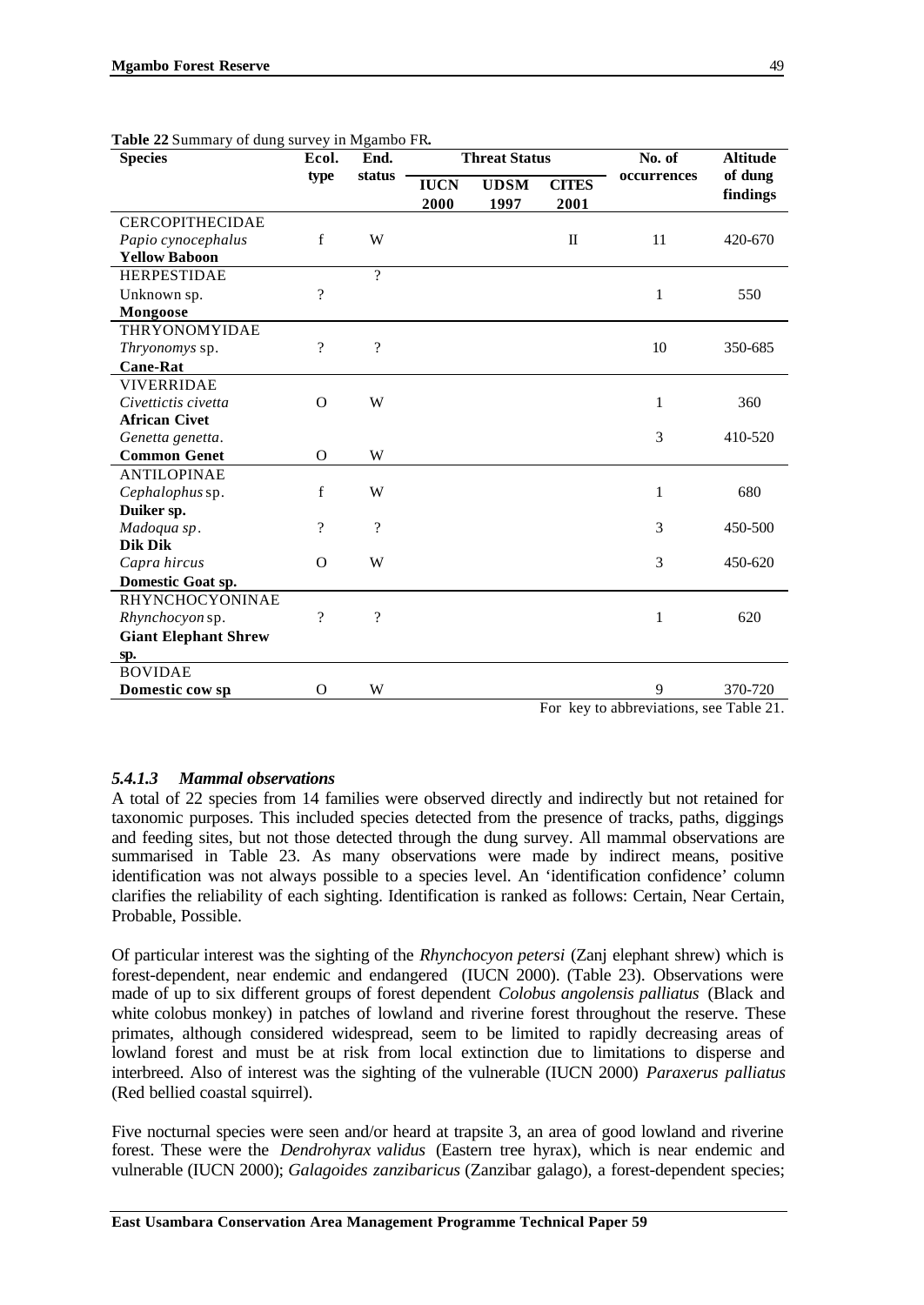**Table 22** Summary of dung survey in Mgambo FR**.**

| Species | Ecol. type | End. status | Threat Status | | | No. of occurrences | Altitude of dung findings |
|---|---|---|---|---|---|---|---|
| | | | IUCN 2000 | UDSM 1997 | CITES 2001 | | |
| CERCOPITHECIDAE | | | | | | | |
| *Papio cynocephalus* **Yellow Baboon** | f | W | | | II | 11 | 420-670 |
| HERPESTIDAE | | ? | | | | | |
| Unknown sp. **Mongoose** | ? | | | | | 1 | 550 |
| THRYONOMYIDAE | | | | | | | |
| *Thryonomys* sp. **Cane-Rat** | ? | ? | | | | 10 | 350-685 |
| VIVERRIDAE | | | | | | | |
| *Civettictis civetta* **African Civet** | O | W | | | | 1 | 360 |
| *Genetta genetta*. **Common Genet** | O | W | | | | 3 | 410-520 |
| ANTILOPINAE | | | | | | | |
| *Cephalophus* sp. **Duiker sp.** | f | W | | | | 1 | 680 |
| *Madoqua sp*. **Dik Dik** | ? | ? | | | | 3 | 450-500 |
| *Capra hircus* **Domestic Goat sp.** | O | W | | | | 3 | 450-620 |
| RHYNCHOCYONINAE | | | | | | | |
| *Rhynchocyon* sp. **Giant Elephant Shrew sp.** | ? | ? | | | | 1 | 620 |
| BOVIDAE | | | | | | | |
| **Domestic cow sp** | O | W | | | | 9 | 370-720 |

For key to abbreviations, see Table 21.

#### *5.4.1.3 Mammal observations*

A total of 22 species from 14 families were observed directly and indirectly but not retained for taxonomic purposes. This included species detected from the presence of tracks, paths, diggings and feeding sites, but not those detected through the dung survey. All mammal observations are summarised in Table 23. As many observations were made by indirect means, positive identification was not always possible to a species level. An 'identification confidence' column clarifies the reliability of each sighting. Identification is ranked as follows: Certain, Near Certain, Probable, Possible.

Of particular interest was the sighting of the *Rhynchocyon petersi* (Zanj elephant shrew) which is forest-dependent, near endemic and endangered (IUCN 2000). (Table 23). Observations were made of up to six different groups of forest dependent *Colobus angolensis palliatus* (Black and white colobus monkey) in patches of lowland and riverine forest throughout the reserve. These primates, although considered widespread, seem to be limited to rapidly decreasing areas of lowland forest and must be at risk from local extinction due to limitations to disperse and interbreed. Also of interest was the sighting of the vulnerable (IUCN 2000) *Paraxerus palliatus* (Red bellied coastal squirrel).

Five nocturnal species were seen and/or heard at trapsite 3, an area of good lowland and riverine forest. These were the *Dendrohyrax validus* (Eastern tree hyrax), which is near endemic and vulnerable (IUCN 2000); *Galagoides zanzibaricus* (Zanzibar galago), a forest-dependent species;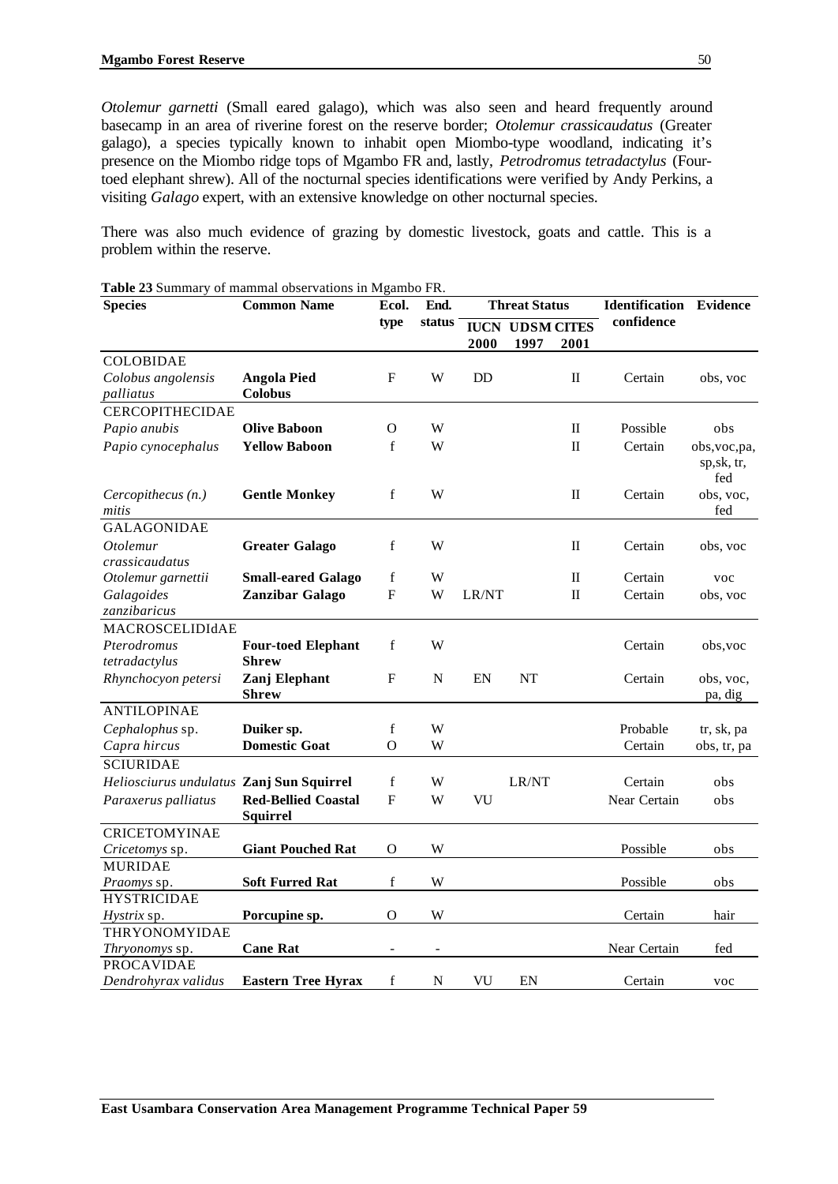*Otolemur garnetti* (Small eared galago), which was also seen and heard frequently around basecamp in an area of riverine forest on the reserve border; *Otolemur crassicaudatus* (Greater galago), a species typically known to inhabit open Miombo-type woodland, indicating it's presence on the Miombo ridge tops of Mgambo FR and, lastly, *Petrodromus tetradactylus* (Four-toed elephant shrew). All of the nocturnal species identifications were verified by Andy Perkins, a visiting *Galago* expert, with an extensive knowledge on other nocturnal species.

There was also much evidence of grazing by domestic livestock, goats and cattle. This is a problem within the reserve.

**Table 23** Summary of mammal observations in Mgambo FR.

| Species | Common Name | Ecol. type | End. status | Threat Status | | | Identification confidence | Evidence |
|---|---|---|---|---|---|---|---|---|
| | | | | IUCN 2000 | UDSM 1997 | CITES 2001 | | |
| COLOBIDAE | | | | | | | | |
| *Colobus angolensis palliatus* | **Angola Pied Colobus** | F | W | DD | | II | Certain | obs, voc |
| CERCOPITHECIDAE | | | | | | | | |
| *Papio anubis* | **Olive Baboon** | O | W | | | II | Possible | obs |
| *Papio cynocephalus* | **Yellow Baboon** | f | W | | | II | Certain | obs,voc,pa, sp,sk, tr, fed |
| *Cercopithecus (n.) mitis* | **Gentle Monkey** | f | W | | | II | Certain | obs, voc, fed |
| GALAGONIDAE | | | | | | | | |
| *Otolemur crassicaudatus* | **Greater Galago** | f | W | | | II | Certain | obs, voc |
| *Otolemur garnettii* | **Small-eared Galago** | f | W | | | II | Certain | voc |
| *Galagoides zanzibaricus* | **Zanzibar Galago** | F | W | LR/NT | | II | Certain | obs, voc |
| MACROSCELIDIdAE | | | | | | | | |
| *Pterodromus tetradactylus* | **Four-toed Elephant Shrew** | f | W | | | | Certain | obs,voc |
| *Rhynchocyon petersi* | **Zanj Elephant Shrew** | F | N | EN | NT | | Certain | obs, voc, pa, dig |
| ANTILOPINAE | | | | | | | | |
| *Cephalophus* sp. | **Duiker sp.** | f | W | | | | Probable | tr, sk, pa |
| *Capra hircus* | **Domestic Goat** | O | W | | | | Certain | obs, tr, pa |
| SCIURIDAE | | | | | | | | |
| *Heliosciurus undulatus* | **Zanj Sun Squirrel** | f | W | | LR/NT | | Certain | obs |
| *Paraxerus palliatus* | **Red-Bellied Coastal Squirrel** | F | W | VU | | | Near Certain | obs |
| CRICETOMYINAE | | | | | | | | |
| *Cricetomys* sp. | **Giant Pouched Rat** | O | W | | | | Possible | obs |
| MURIDAE | | | | | | | | |
| *Praomys* sp. | **Soft Furred Rat** | f | W | | | | Possible | obs |
| HYSTRICIDAE | | | | | | | | |
| *Hystrix* sp. | **Porcupine sp.** | O | W | | | | Certain | hair |
| THRYONOMYIDAE | | | | | | | | |
| *Thryonomys* sp. | **Cane Rat** | - | - | | | | Near Certain | fed |
| PROCAVIDAE | | | | | | | | |
| *Dendrohyrax validus* | **Eastern Tree Hyrax** | f | N | VU | EN | | Certain | voc |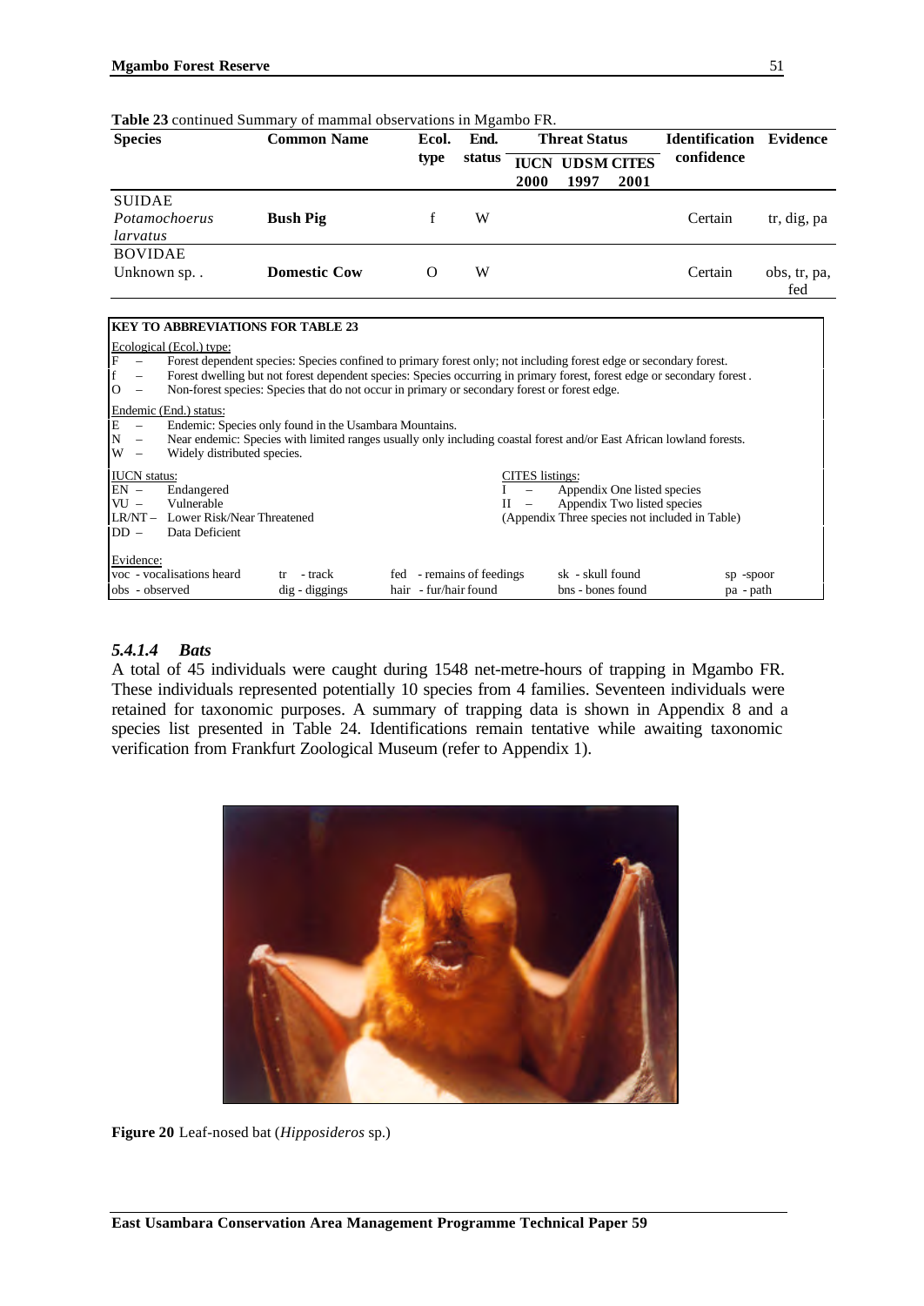**Table 23** continued Summary of mammal observations in Mgambo FR.

| Species | Common Name | Ecol. type | End. status | Threat Status | | | Identification confidence | Evidence |
|---|---|---|---|---|---|---|---|---|
| | | | | IUCN 2000 | UDSM 1997 | CITES 2001 | | |
| SUIDAE | | | | | | | | |
| *Potamochoerus larvatus* | **Bush Pig** | f | W | | | | Certain | tr, dig, pa |
| BOVIDAE | | | | | | | | |
| Unknown sp. . | **Domestic Cow** | O | W | | | | Certain | obs, tr, pa, fed |

**KEY TO ABBREVIATIONS FOR TABLE 23**

Ecological (Ecol.) type:
- F – Forest dependent species: Species confined to primary forest only; not including forest edge or secondary forest.
- f – Forest dwelling but not forest dependent species: Species occurring in primary forest, forest edge or secondary forest.
- O – Non-forest species: Species that do not occur in primary or secondary forest or forest edge.

Endemic (End.) status:
- E – Endemic: Species only found in the Usambara Mountains.
- N – Near endemic: Species with limited ranges usually only including coastal forest and/or East African lowland forests.
- W – Widely distributed species.

IUCN status:
- EN – Endangered
- VU – Vulnerable
- LR/NT – Lower Risk/Near Threatened
- DD – Data Deficient

CITES listings:
- I – Appendix One listed species
- II – Appendix Two listed species
- (Appendix Three species not included in Table)

Evidence:
- voc - vocalisations heard
- obs - observed
- tr - track
- dig - diggings
- fed - remains of feedings
- hair - fur/hair found
- sk - skull found
- bns - bones found
- sp - spoor
- pa - path

### *5.4.1.4 Bats*

A total of 45 individuals were caught during 1548 net-metre-hours of trapping in Mgambo FR. These individuals represented potentially 10 species from 4 families. Seventeen individuals were retained for taxonomic purposes. A summary of trapping data is shown in Appendix 8 and a species list presented in Table 24. Identifications remain tentative while awaiting taxonomic verification from Frankfurt Zoological Museum (refer to Appendix 1).

**Figure 20** Leaf-nosed bat (*Hipposideros* sp.)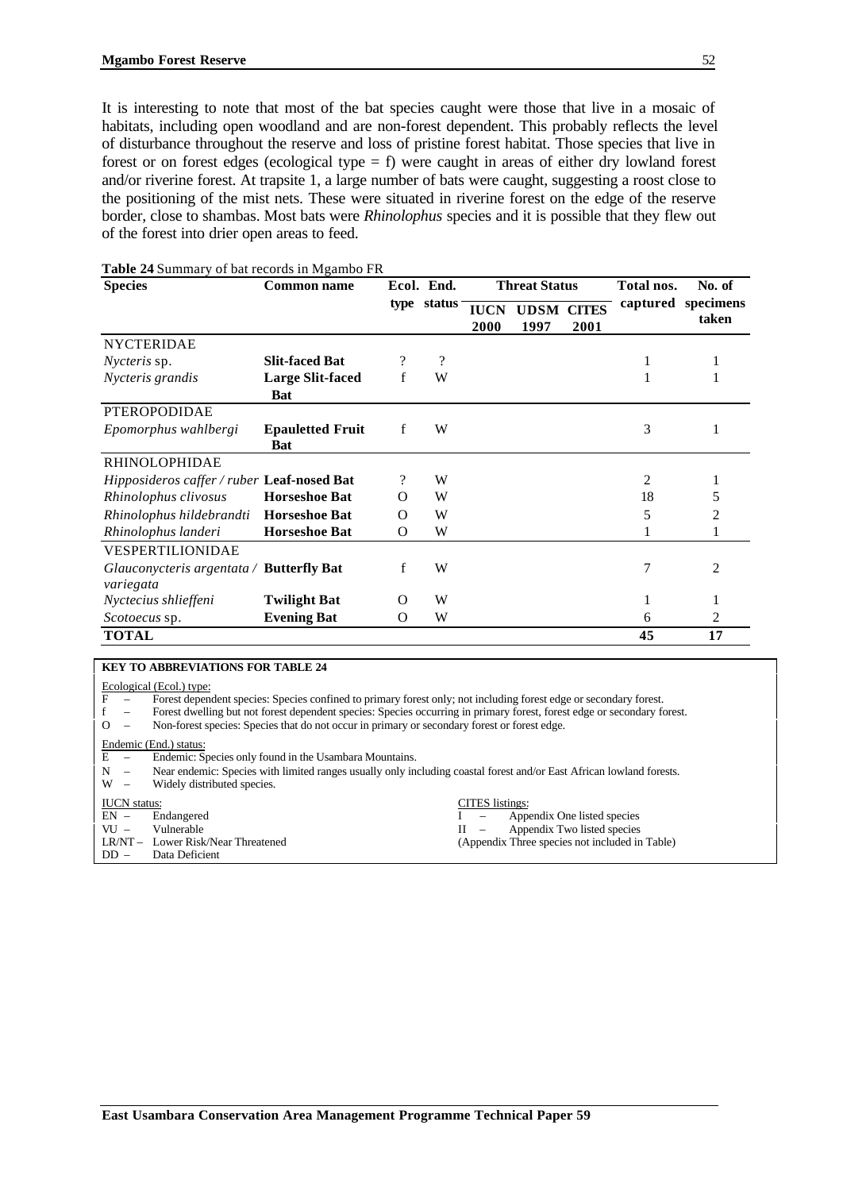It is interesting to note that most of the bat species caught were those that live in a mosaic of habitats, including open woodland and are non-forest dependent. This probably reflects the level of disturbance throughout the reserve and loss of pristine forest habitat. Those species that live in forest or on forest edges (ecological type = f) were caught in areas of either dry lowland forest and/or riverine forest. At trapsite 1, a large number of bats were caught, suggesting a roost close to the positioning of the mist nets. These were situated in riverine forest on the edge of the reserve border, close to shambas. Most bats were *Rhinolophus* species and it is possible that they flew out of the forest into drier open areas to feed.

**Table 24** Summary of bat records in Mgambo FR

| Species | Common name | Ecol. type | End. status | Threat Status | | | Total nos. captured | No. of specimens taken |
|---|---|---|---|---|---|---|---|---|
| | | | | IUCN 2000 | UDSM 1997 | CITES 2001 | | |
| NYCTERIDAE | | | | | | | | |
| *Nycteris* sp. | **Slit-faced Bat** | ? | ? | | | | 1 | 1 |
| *Nycteris grandis* | **Large Slit-faced Bat** | f | W | | | | 1 | 1 |
| PTEROPODIDAE | | | | | | | | |
| *Epomorphus wahlbergi* | **Epauletted Fruit Bat** | f | W | | | | 3 | 1 |
| RHINOLOPHIDAE | | | | | | | | |
| *Hipposideros caffer / ruber* | **Leaf-nosed Bat** | ? | W | | | | 2 | 1 |
| *Rhinolophus clivosus* | **Horseshoe Bat** | O | W | | | | 18 | 5 |
| *Rhinolophus hildebrandti* | **Horseshoe Bat** | O | W | | | | 5 | 2 |
| *Rhinolophus landeri* | **Horseshoe Bat** | O | W | | | | 1 | 1 |
| VESPERTILIONIDAE | | | | | | | | |
| *Glauconycteris argentata / variegata* | **Butterfly Bat** | f | W | | | | 7 | 2 |
| *Nyctecius shlieffeni* | **Twilight Bat** | O | W | | | | 1 | 1 |
| *Scotoecus* sp. | **Evening Bat** | O | W | | | | 6 | 2 |
| **TOTAL** | | | | | | | **45** | **17** |

**KEY TO ABBREVIATIONS FOR TABLE 24**

Ecological (Ecol.) type:
- F – Forest dependent species: Species confined to primary forest only; not including forest edge or secondary forest.
- f – Forest dwelling but not forest dependent species: Species occurring in primary forest, forest edge or secondary forest.
- O – Non-forest species: Species that do not occur in primary or secondary forest or forest edge.

Endemic (End.) status:
- E – Endemic: Species only found in the Usambara Mountains.
- N – Near endemic: Species with limited ranges usually only including coastal forest and/or East African lowland forests.
- W – Widely distributed species.

IUCN status:
- EN – Endangered
- VU – Vulnerable
- LR/NT – Lower Risk/Near Threatened
- DD – Data Deficient

CITES listings:
- I – Appendix One listed species
- II – Appendix Two listed species
- (Appendix Three species not included in Table)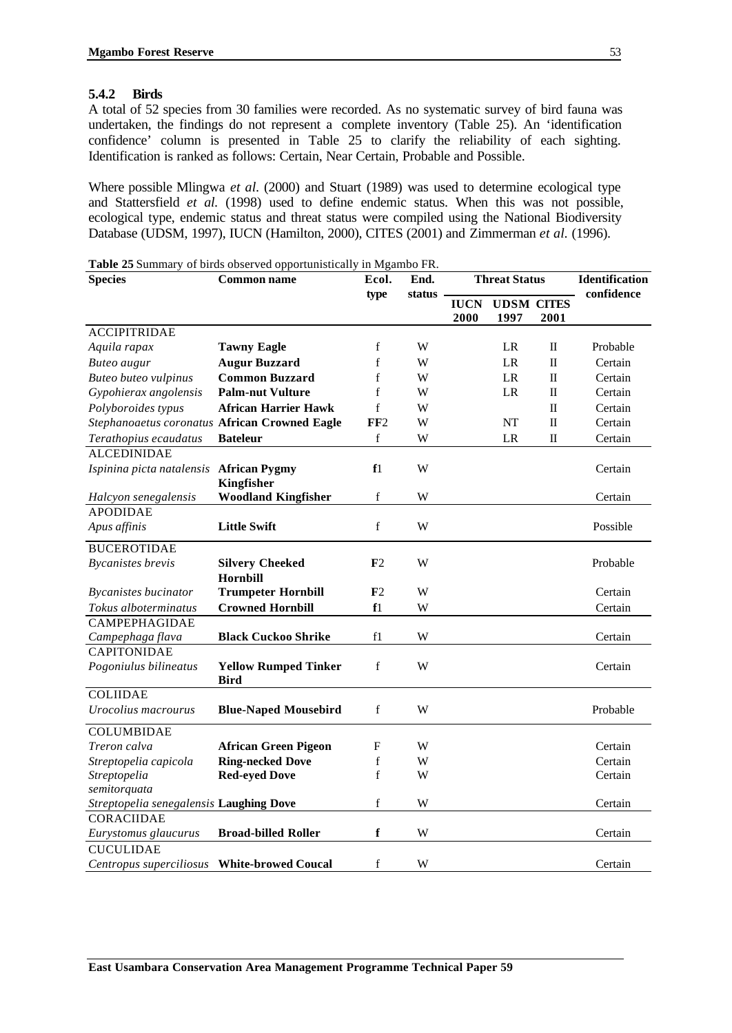### 5.4.2 Birds

A total of 52 species from 30 families were recorded. As no systematic survey of bird fauna was undertaken, the findings do not represent a complete inventory (Table 25). An 'identification confidence' column is presented in Table 25 to clarify the reliability of each sighting. Identification is ranked as follows: Certain, Near Certain, Probable and Possible.

Where possible Mlingwa *et al*. (2000) and Stuart (1989) was used to determine ecological type and Stattersfield *et al.* (1998) used to define endemic status. When this was not possible, ecological type, endemic status and threat status were compiled using the National Biodiversity Database (UDSM, 1997), IUCN (Hamilton, 2000), CITES (2001) and Zimmerman *et al.* (1996).

**Table 25** Summary of birds observed opportunistically in Mgambo FR.

| Species | Common name | Ecol. type | End. status | Threat Status | | | Identification confidence |
|---|---|---|---|---|---|---|---|
| | | | | IUCN 2000 | UDSM 1997 | CITES 2001 | |
| ACCIPITRIDAE | | | | | | | |
| *Aquila rapax* | **Tawny Eagle** | f | W | | LR | II | Probable |
| *Buteo augur* | **Augur Buzzard** | f | W | | LR | II | Certain |
| *Buteo buteo vulpinus* | **Common Buzzard** | f | W | | LR | II | Certain |
| *Gypohierax angolensis* | **Palm-nut Vulture** | f | W | | LR | II | Certain |
| *Polyboroides typus* | **African Harrier Hawk** | f | W | | | II | Certain |
| *Stephanoaetus coronatus* | **African Crowned Eagle** | FF2 | W | | NT | II | Certain |
| *Terathopius ecaudatus* | **Bateleur** | f | W | | LR | II | Certain |
| ALCEDINIDAE | | | | | | | |
| *Ispinina picta natalensis* | **African Pygmy Kingfisher** | f1 | W | | | | Certain |
| *Halcyon senegalensis* | **Woodland Kingfisher** | f | W | | | | Certain |
| APODIDAE | | | | | | | |
| *Apus affinis* | **Little Swift** | f | W | | | | Possible |
| BUCEROTIDAE | | | | | | | |
| *Bycanistes brevis* | **Silvery Cheeked Hornbill** | F2 | W | | | | Probable |
| *Bycanistes bucinator* | **Trumpeter Hornbill** | F2 | W | | | | Certain |
| *Tokus alboterminatus* | **Crowned Hornbill** | f1 | W | | | | Certain |
| CAMPEPHAGIDAE | | | | | | | |
| *Campephaga flava* | **Black Cuckoo Shrike** | f1 | W | | | | Certain |
| CAPITONIDAE | | | | | | | |
| *Pogoniulus bilineatus* | **Yellow Rumped Tinker Bird** | f | W | | | | Certain |
| COLIIDAE | | | | | | | |
| *Urocolius macrourus* | **Blue-Naped Mousebird** | f | W | | | | Probable |
| COLUMBIDAE | | | | | | | |
| *Treron calva* | **African Green Pigeon** | F | W | | | | Certain |
| *Streptopelia capicola* | **Ring-necked Dove** | f | W | | | | Certain |
| *Streptopelia semitorquata* | **Red-eyed Dove** | f | W | | | | Certain |
| *Streptopelia senegalensis* | **Laughing Dove** | f | W | | | | Certain |
| CORACIIDAE | | | | | | | |
| *Eurystomus glaucurus* | **Broad-billed Roller** | f | W | | | | Certain |
| CUCULIDAE | | | | | | | |
| *Centropus superciliosus* | **White-browed Coucal** | f | W | | | | Certain |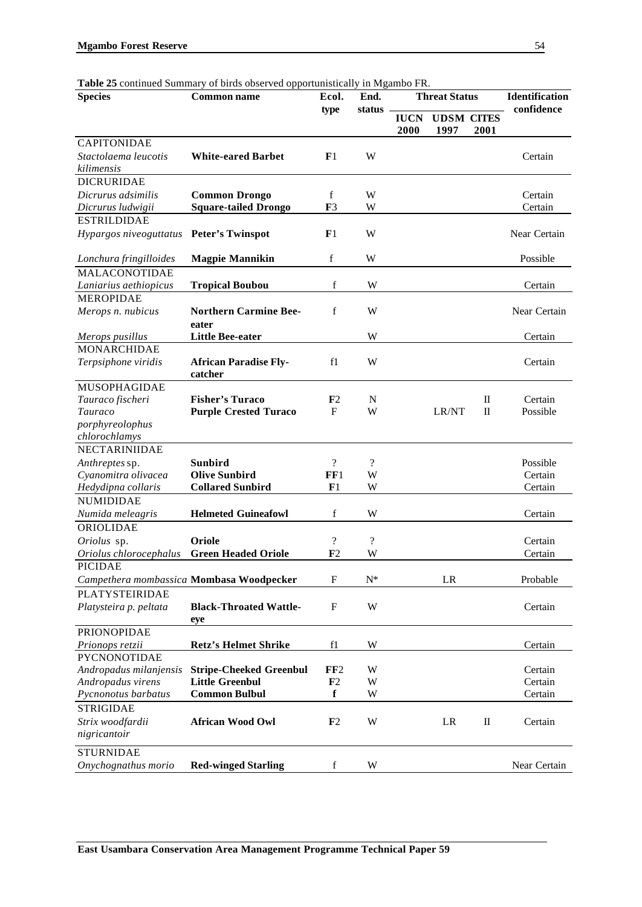**Table 25** continued Summary of birds observed opportunistically in Mgambo FR.

| Species | Common name | Ecol. type | End. status | Threat Status | | | Identification confidence |
|---|---|---|---|---|---|---|---|
| | | | | IUCN 2000 | UDSM 1997 | CITES 2001 | |
| CAPITONIDAE | | | | | | | |
| *Stactolaema leucotis kilimensis* | **White-eared Barbet** | **F**1 | W | | | | Certain |
| DICRURIDAE | | | | | | | |
| *Dicrurus adsimilis* | **Common Drongo** | f | W | | | | Certain |
| *Dicrurus ludwigii* | **Square-tailed Drongo** | **F**3 | W | | | | Certain |
| ESTRILDIDAE | | | | | | | |
| *Hypargos niveoguttatus* | **Peter's Twinspot** | **F**1 | W | | | | Near Certain |
| *Lonchura fringilloides* | **Magpie Mannikin** | f | W | | | | Possible |
| MALACONOTIDAE | | | | | | | |
| *Laniarius aethiopicus* | **Tropical Boubou** | f | W | | | | Certain |
| MEROPIDAE | | | | | | | |
| *Merops n. nubicus* | **Northern Carmine Bee-eater** | f | W | | | | Near Certain |
| *Merops pusillus* | **Little Bee-eater** | | W | | | | Certain |
| MONARCHIDAE | | | | | | | |
| *Terpsiphone viridis* | **African Paradise Fly-catcher** | f1 | W | | | | Certain |
| MUSOPHAGIDAE | | | | | | | |
| *Tauraco fischeri* | **Fisher's Turaco** | **F**2 | N | | | II | Certain |
| *Tauraco porphyreolophus chlorochlamys* | **Purple Crested Turaco** | F | W | | LR/NT | II | Possible |
| NECTARINIIDAE | | | | | | | |
| *Anthreptes* sp. | **Sunbird** | ? | ? | | | | Possible |
| *Cyanomitra olivacea* | **Olive Sunbird** | **FF**1 | W | | | | Certain |
| *Hedydipna collaris* | **Collared Sunbird** | **F**1 | W | | | | Certain |
| NUMIDIDAE | | | | | | | |
| *Numida meleagris* | **Helmeted Guineafowl** | f | W | | | | Certain |
| ORIOLIDAE | | | | | | | |
| *Oriolus* sp. | **Oriole** | ? | ? | | | | Certain |
| *Oriolus chlorocephalus* | **Green Headed Oriole** | **F**2 | W | | | | Certain |
| PICIDAE | | | | | | | |
| *Campethera mombassica* | **Mombasa Woodpecker** | F | N* | | LR | | Probable |
| PLATYSTEIRIDAE | | | | | | | |
| *Platysteira p. peltata* | **Black-Throated Wattle-eye** | F | W | | | | Certain |
| PRIONOPIDAE | | | | | | | |
| *Prionops retzii* | **Retz's Helmet Shrike** | f1 | W | | | | Certain |
| PYCNONOTIDAE | | | | | | | |
| *Andropadus milanjensis* | **Stripe-Cheeked Greenbul** | **FF**2 | W | | | | Certain |
| *Andropadus virens* | **Little Greenbul** | **F**2 | W | | | | Certain |
| *Pycnonotus barbatus* | **Common Bulbul** | **f** | W | | | | Certain |
| STRIGIDAE | | | | | | | |
| *Strix woodfardii nigricantoir* | **African Wood Owl** | **F**2 | W | | LR | II | Certain |
| STURNIDAE | | | | | | | |
| *Onychognathus morio* | **Red-winged Starling** | f | W | | | | Near Certain |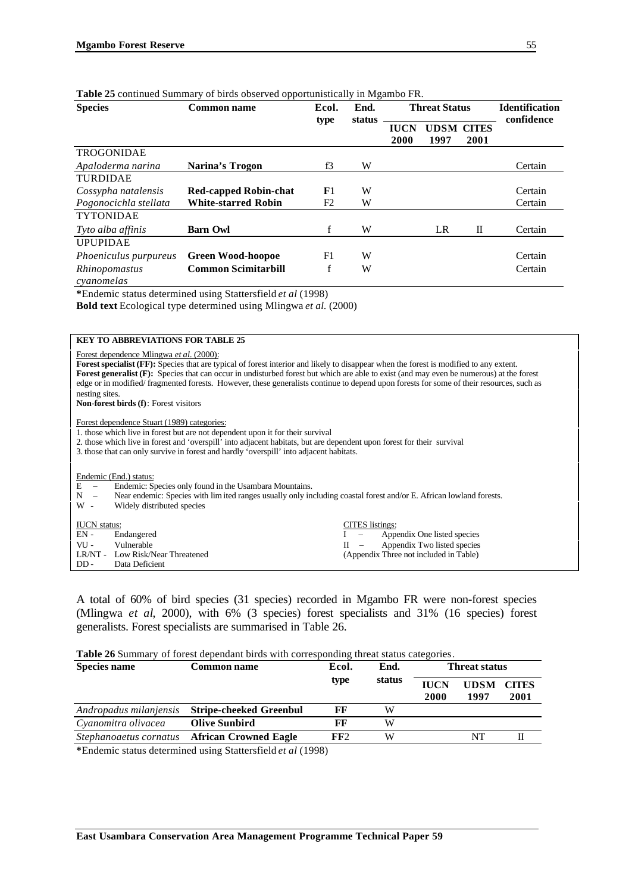**Table 25** continued Summary of birds observed opportunistically in Mgambo FR.

| Species | Common name | Ecol. type | End. status | Threat Status | | | Identification confidence |
|---|---|---|---|---|---|---|---|
| | | | | IUCN 2000 | UDSM 1997 | CITES 2001 | |
| TROGONIDAE | | | | | | | |
| *Apaloderma narina* | **Narina's Trogon** | f3 | W | | | | Certain |
| TURDIDAE | | | | | | | |
| *Cossypha natalensis* | **Red-capped Robin-chat** | **F**1 | W | | | | Certain |
| *Pogonocichla stellata* | **White-starred Robin** | F2 | W | | | | Certain |
| TYTONIDAE | | | | | | | |
| *Tyto alba affinis* | **Barn Owl** | f | W | | LR | II | Certain |
| UPUPIDAE | | | | | | | |
| *Phoeniculus purpureus* | **Green Wood-hoopoe** | F1 | W | | | | Certain |
| *Rhinopomastus cyanomelas* | **Common Scimitarbill** | f | W | | | | Certain |

***Endemic status determined using Stattersfield *et al* (1998)

**Bold text** Ecological type determined using Mlingwa *et al.* (2000)

**KEY TO ABBREVIATIONS FOR TABLE 25**

Forest dependence Mlingwa *et al.* (2000):

**Forest specialist (FF):** Species that are typical of forest interior and likely to disappear when the forest is modified to any extent.

**Forest generalist (F):** Species that can occur in undisturbed forest but which are able to exist (and may even be numerous) at the forest edge or in modified/ fragmented forests. However, these generalists continue to depend upon forests for some of their resources, such as nesting sites.

**Non-forest birds (f)**: Forest visitors

Forest dependence Stuart (1989) categories:

1. those which live in forest but are not dependent upon it for their survival
2. those which live in forest and 'overspill' into adjacent habitats, but are dependent upon forest for their survival
3. those that can only survive in forest and hardly 'overspill' into adjacent habitats.

Endemic (End.) status:

- E – Endemic: Species only found in the Usambara Mountains.
- N – Near endemic: Species with limited ranges usually only including coastal forest and/or E. African lowland forests.
- W - Widely distributed species

IUCN status:

- EN - Endangered
- VU - Vulnerable
- LR/NT - Low Risk/Near Threatened
- DD - Data Deficient

CITES listings:

- I – Appendix One listed species
- II – Appendix Two listed species
- (Appendix Three not included in Table)

A total of 60% of bird species (31 species) recorded in Mgambo FR were non-forest species (Mlingwa *et al*, 2000), with 6% (3 species) forest specialists and 31% (16 species) forest generalists. Forest specialists are summarised in Table 26.

**Table 26** Summary of forest dependant birds with corresponding threat status categories.

| Species name | Common name | Ecol. type | End. status | Threat status | | |
|---|---|---|---|---|---|---|
| | | | | IUCN 2000 | UDSM 1997 | CITES 2001 |
| *Andropadus milanjensis* | **Stripe-cheeked Greenbul** | **FF** | W | | | |
| *Cyanomitra olivacea* | **Olive Sunbird** | **FF** | W | | | |
| *Stephanoaetus cornatus* | **African Crowned Eagle** | **FF**2 | W | | NT | II |

***Endemic status determined using Stattersfield *et al* (1998)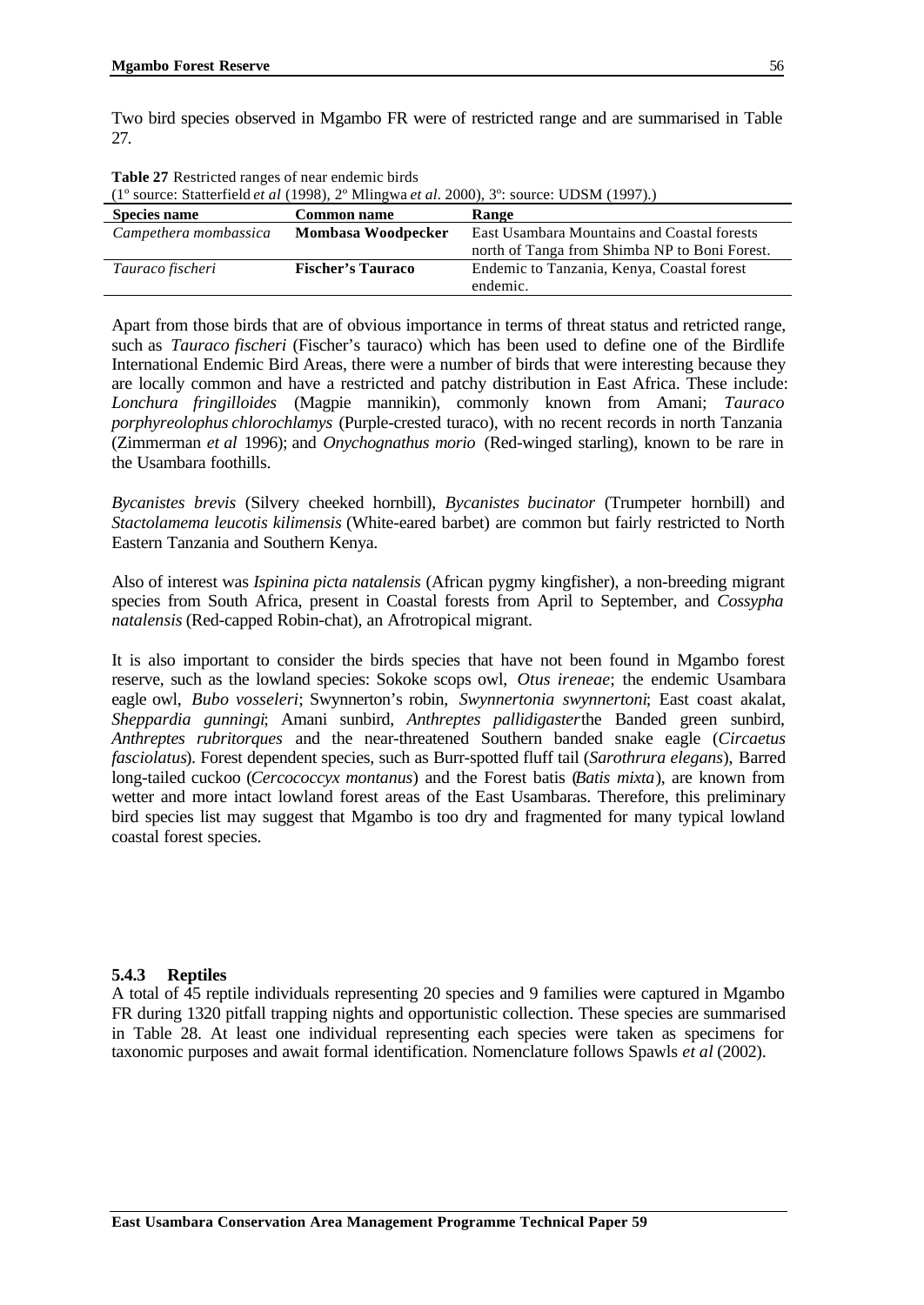Two bird species observed in Mgambo FR were of restricted range and are summarised in Table 27.

**Table 27** Restricted ranges of near endemic birds
(1º source: Statterfield *et al* (1998), 2º Mlingwa *et al*. 2000), 3º: source: UDSM (1997).)

| Species name | Common name | Range |
|---|---|---|
| *Campethera mombassica* | **Mombasa Woodpecker** | East Usambara Mountains and Coastal forests north of Tanga from Shimba NP to Boni Forest. |
| *Tauraco fischeri* | **Fischer's Tauraco** | Endemic to Tanzania, Kenya, Coastal forest endemic. |

Apart from those birds that are of obvious importance in terms of threat status and retricted range, such as *Tauraco fischeri* (Fischer's tauraco) which has been used to define one of the Birdlife International Endemic Bird Areas, there were a number of birds that were interesting because they are locally common and have a restricted and patchy distribution in East Africa. These include: *Lonchura fringilloides* (Magpie mannikin), commonly known from Amani; *Tauraco porphyreolophus chlorochlamys* (Purple-crested turaco), with no recent records in north Tanzania (Zimmerman *et al* 1996); and *Onychognathus morio* (Red-winged starling), known to be rare in the Usambara foothills.

*Bycanistes brevis* (Silvery cheeked hornbill), *Bycanistes bucinator* (Trumpeter hornbill) and *Stactolamema leucotis kilimensis* (White-eared barbet) are common but fairly restricted to North Eastern Tanzania and Southern Kenya.

Also of interest was *Ispinina picta natalensis* (African pygmy kingfisher), a non-breeding migrant species from South Africa, present in Coastal forests from April to September, and *Cossypha natalensis* (Red-capped Robin-chat), an Afrotropical migrant.

It is also important to consider the birds species that have not been found in Mgambo forest reserve, such as the lowland species: Sokoke scops owl, *Otus ireneae*; the endemic Usambara eagle owl, *Bubo vosseleri*; Swynnerton's robin, *Swynnertonia swynnertoni*; East coast akalat, *Sheppardia gunningi*; Amani sunbird, *Anthreptes pallidigaster* the Banded green sunbird, *Anthreptes rubritorques* and the near-threatened Southern banded snake eagle (*Circaetus fasciolatus*). Forest dependent species, such as Burr-spotted fluff tail (*Sarothrura elegans*), Barred long-tailed cuckoo (*Cercococcyx montanus*) and the Forest batis (*Batis mixta*), are known from wetter and more intact lowland forest areas of the East Usambaras. Therefore, this preliminary bird species list may suggest that Mgambo is too dry and fragmented for many typical lowland coastal forest species.

### 5.4.3 Reptiles

A total of 45 reptile individuals representing 20 species and 9 families were captured in Mgambo FR during 1320 pitfall trapping nights and opportunistic collection. These species are summarised in Table 28. At least one individual representing each species were taken as specimens for taxonomic purposes and await formal identification. Nomenclature follows Spawls *et al* (2002).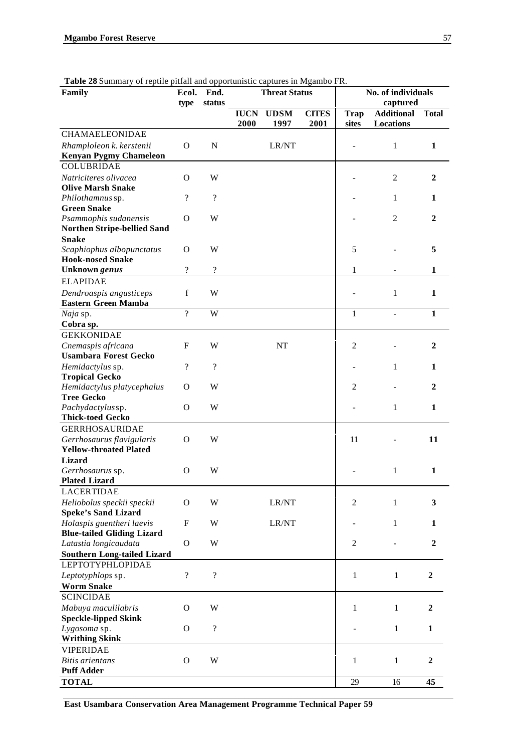**Table 28** Summary of reptile pitfall and opportunistic captures in Mgambo FR.

| Family | Ecol. type | End. status | Threat Status | | | No. of individuals captured | | |
|---|---|---|---|---|---|---|---|---|
| | | | IUCN 2000 | UDSM 1997 | CITES 2001 | Trap sites | Additional Locations | Total |
| CHAMAELEONIDAE | | | | | | | | |
| *Rhamploleon k. kerstenii* **Kenyan Pygmy Chameleon** | O | N | | LR/NT | | - | 1 | **1** |
| COLUBRIDAE | | | | | | | | |
| *Natriciteres olivacea* **Olive Marsh Snake** | O | W | | | | - | 2 | **2** |
| *Philothamnus* sp. **Green Snake** | ? | ? | | | | - | 1 | **1** |
| *Psammophis sudanensis* **Northen Stripe-bellied Sand Snake** | O | W | | | | - | 2 | **2** |
| *Scaphiophus albopunctatus* **Hook-nosed Snake** | O | W | | | | 5 | - | **5** |
| **Unknown *genus*** | ? | ? | | | | 1 | - | **1** |
| ELAPIDAE | | | | | | | | |
| *Dendroaspis angusticeps* **Eastern Green Mamba** | f | W | | | | - | 1 | **1** |
| *Naja* sp. **Cobra sp.** | ? | W | | | | 1 | - | **1** |
| GEKKONIDAE | | | | | | | | |
| *Cnemaspis africana* **Usambara Forest Gecko** | F | W | | NT | | 2 | - | **2** |
| *Hemidactylus* sp. **Tropical Gecko** | ? | ? | | | | - | 1 | **1** |
| *Hemidactylus platycephalus* **Tree Gecko** | O | W | | | | 2 | - | **2** |
| *Pachydactylus*sp. **Thick-toed Gecko** | O | W | | | | - | 1 | **1** |
| GERRHOSAURIDAE | | | | | | | | |
| *Gerrhosaurus flavigularis* **Yellow-throated Plated Lizard** | O | W | | | | 11 | - | **11** |
| *Gerrhosaurus* sp. **Plated Lizard** | O | W | | | | - | 1 | **1** |
| LACERTIDAE | | | | | | | | |
| *Heliobolus speckii speckii* **Speke's Sand Lizard** | O | W | | LR/NT | | 2 | 1 | **3** |
| *Holaspis guentheri laevis* **Blue-tailed Gliding Lizard** | F | W | | LR/NT | | - | 1 | **1** |
| *Latastia longicaudata* **Southern Long-tailed Lizard** | O | W | | | | 2 | - | **2** |
| LEPTOTYPHLOPIDAE | | | | | | | | |
| *Leptotyphlops* sp. **Worm Snake** | ? | ? | | | | 1 | 1 | **2** |
| SCINCIDAE | | | | | | | | |
| *Mabuya maculilabris* **Speckle-lipped Skink** | O | W | | | | 1 | 1 | **2** |
| *Lygosoma* sp. **Writhing Skink** | O | ? | | | | - | 1 | **1** |
| VIPERIDAE | | | | | | | | |
| *Bitis arientans* **Puff Adder** | O | W | | | | 1 | 1 | **2** |
| **TOTAL** | | | | | | 29 | 16 | **45** |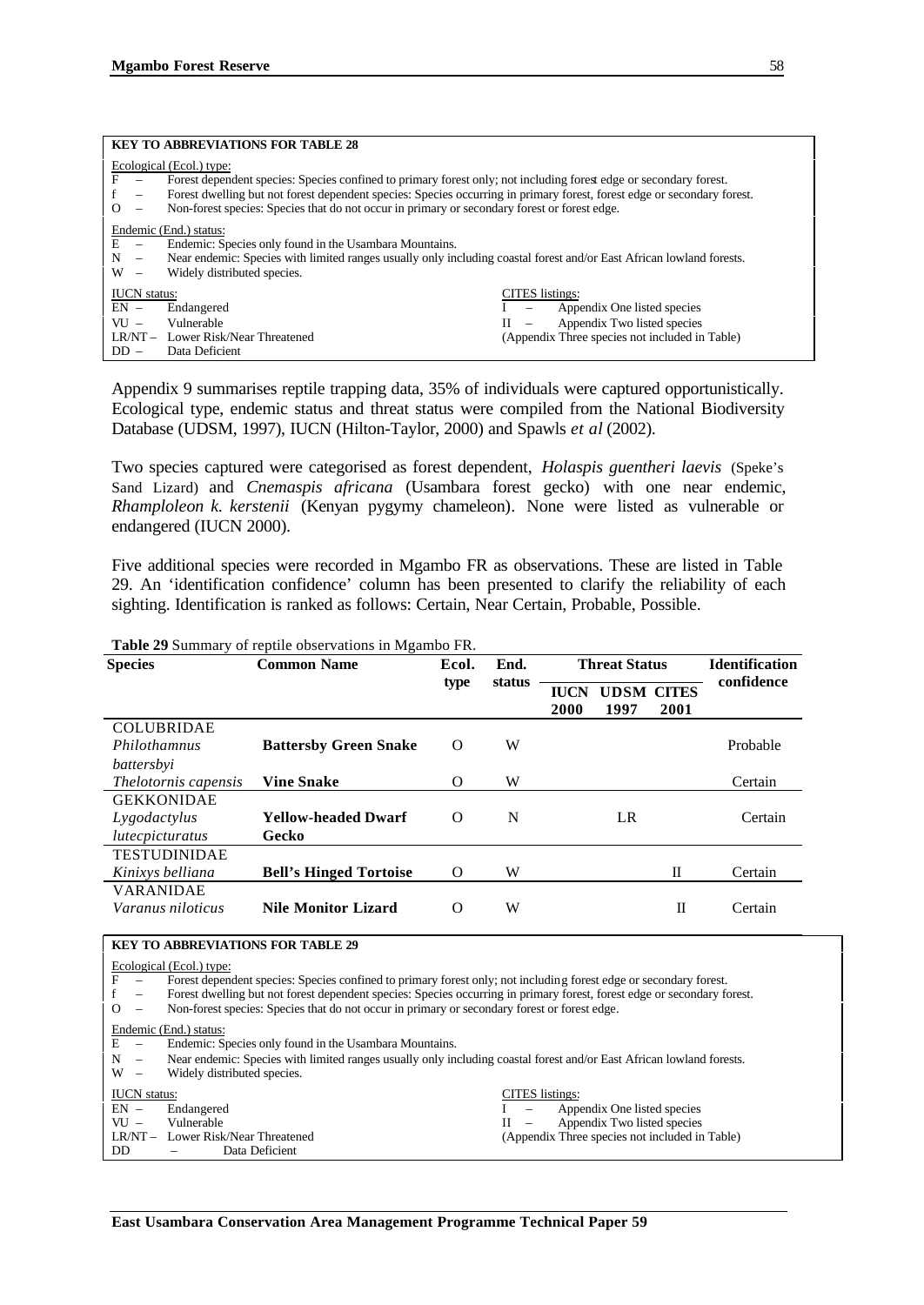**KEY TO ABBREVIATIONS FOR TABLE 28**

Ecological (Ecol.) type:
- F – Forest dependent species: Species confined to primary forest only; not including forest edge or secondary forest.
- f – Forest dwelling but not forest dependent species: Species occurring in primary forest, forest edge or secondary forest.
- O – Non-forest species: Species that do not occur in primary or secondary forest or forest edge.

Endemic (End.) status:
- E – Endemic: Species only found in the Usambara Mountains.
- N – Near endemic: Species with limited ranges usually only including coastal forest and/or East African lowland forests.
- W – Widely distributed species.

IUCN status:
- EN – Endangered
- VU – Vulnerable
- LR/NT – Lower Risk/Near Threatened
- DD – Data Deficient

CITES listings:
- I – Appendix One listed species
- II – Appendix Two listed species
- (Appendix Three species not included in Table)

Appendix 9 summarises reptile trapping data, 35% of individuals were captured opportunistically. Ecological type, endemic status and threat status were compiled from the National Biodiversity Database (UDSM, 1997), IUCN (Hilton-Taylor, 2000) and Spawls *et al* (2002).

Two species captured were categorised as forest dependent, *Holaspis guentheri laevis* (Speke's Sand Lizard) and *Cnemaspis africana* (Usambara forest gecko) with one near endemic, *Rhamploleon k. kerstenii* (Kenyan pygymy chameleon). None were listed as vulnerable or endangered (IUCN 2000).

Five additional species were recorded in Mgambo FR as observations. These are listed in Table 29. An 'identification confidence' column has been presented to clarify the reliability of each sighting. Identification is ranked as follows: Certain, Near Certain, Probable, Possible.

**Table 29** Summary of reptile observations in Mgambo FR.

| Species | Common Name | Ecol. type | End. status | Threat Status | | | Identification confidence |
|---|---|---|---|---|---|---|---|
| | | | | IUCN 2000 | UDSM 1997 | CITES 2001 | |
| COLUBRIDAE | | | | | | | |
| *Philothamnus battersbyi* | **Battersby Green Snake** | O | W | | | | Probable |
| *Thelotornis capensis* | **Vine Snake** | O | W | | | | Certain |
| GEKKONIDAE | | | | | | | |
| *Lygodactylus lutecpicturatus* | **Yellow-headed Dwarf Gecko** | O | N | | LR | | Certain |
| TESTUDINIDAE | | | | | | | |
| *Kinixys belliana* | **Bell's Hinged Tortoise** | O | W | | | II | Certain |
| VARANIDAE | | | | | | | |
| *Varanus niloticus* | **Nile Monitor Lizard** | O | W | | | II | Certain |

**KEY TO ABBREVIATIONS FOR TABLE 29**

Ecological (Ecol.) type:
- F – Forest dependent species: Species confined to primary forest only; not including forest edge or secondary forest.
- f – Forest dwelling but not forest dependent species: Species occurring in primary forest, forest edge or secondary forest.
- O – Non-forest species: Species that do not occur in primary or secondary forest or forest edge.

Endemic (End.) status:
- E – Endemic: Species only found in the Usambara Mountains.
- N – Near endemic: Species with limited ranges usually only including coastal forest and/or East African lowland forests.
- W – Widely distributed species.

IUCN status:
- EN – Endangered
- VU – Vulnerable
- LR/NT – Lower Risk/Near Threatened
- DD – Data Deficient

CITES listings:
- I – Appendix One listed species
- II – Appendix Two listed species
- (Appendix Three species not included in Table)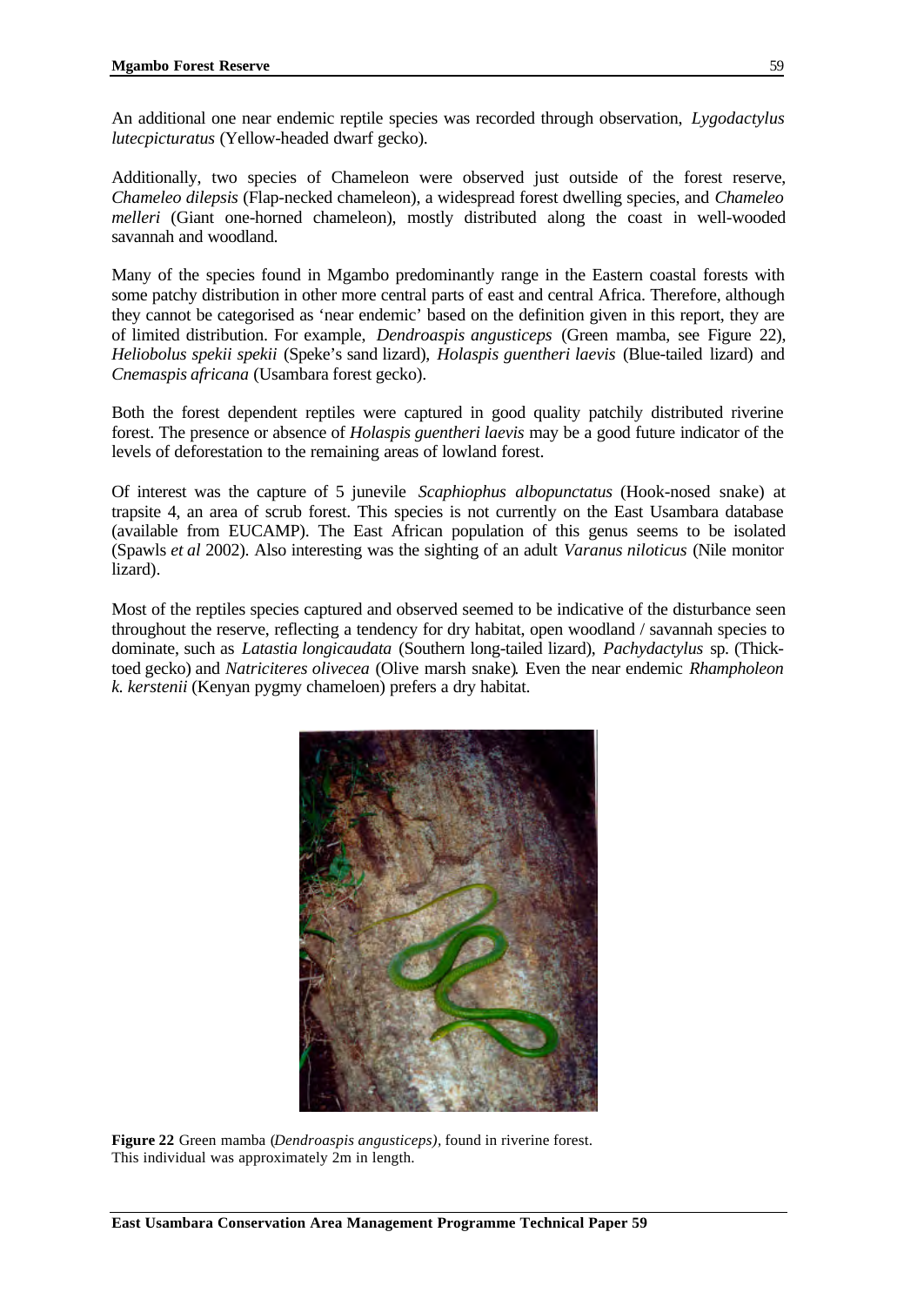An additional one near endemic reptile species was recorded through observation, *Lygodactylus lutecpicturatus* (Yellow-headed dwarf gecko).

Additionally, two species of Chameleon were observed just outside of the forest reserve, *Chameleo dilepsis* (Flap-necked chameleon), a widespread forest dwelling species, and *Chameleo melleri* (Giant one-horned chameleon), mostly distributed along the coast in well-wooded savannah and woodland.

Many of the species found in Mgambo predominantly range in the Eastern coastal forests with some patchy distribution in other more central parts of east and central Africa. Therefore, although they cannot be categorised as 'near endemic' based on the definition given in this report, they are of limited distribution. For example, *Dendroaspis angusticeps* (Green mamba, see Figure 22), *Heliobolus spekii spekii* (Speke's sand lizard), *Holaspis guentheri laevis* (Blue-tailed lizard) and *Cnemaspis africana* (Usambara forest gecko).

Both the forest dependent reptiles were captured in good quality patchily distributed riverine forest. The presence or absence of *Holaspis guentheri laevis* may be a good future indicator of the levels of deforestation to the remaining areas of lowland forest.

Of interest was the capture of 5 junevile *Scaphiophus albopunctatus* (Hook-nosed snake) at trapsite 4, an area of scrub forest. This species is not currently on the East Usambara database (available from EUCAMP). The East African population of this genus seems to be isolated (Spawls *et al* 2002). Also interesting was the sighting of an adult *Varanus niloticus* (Nile monitor lizard).

Most of the reptiles species captured and observed seemed to be indicative of the disturbance seen throughout the reserve, reflecting a tendency for dry habitat, open woodland / savannah species to dominate, such as *Latastia longicaudata* (Southern long-tailed lizard), *Pachydactylus* sp. (Thick-toed gecko) and *Natriciteres olivecea* (Olive marsh snake). Even the near endemic *Rhampholeon k. kerstenii* (Kenyan pygmy chameloen) prefers a dry habitat.

**Figure 22** Green mamba (*Dendroaspis angusticeps)*, found in riverine forest. This individual was approximately 2m in length.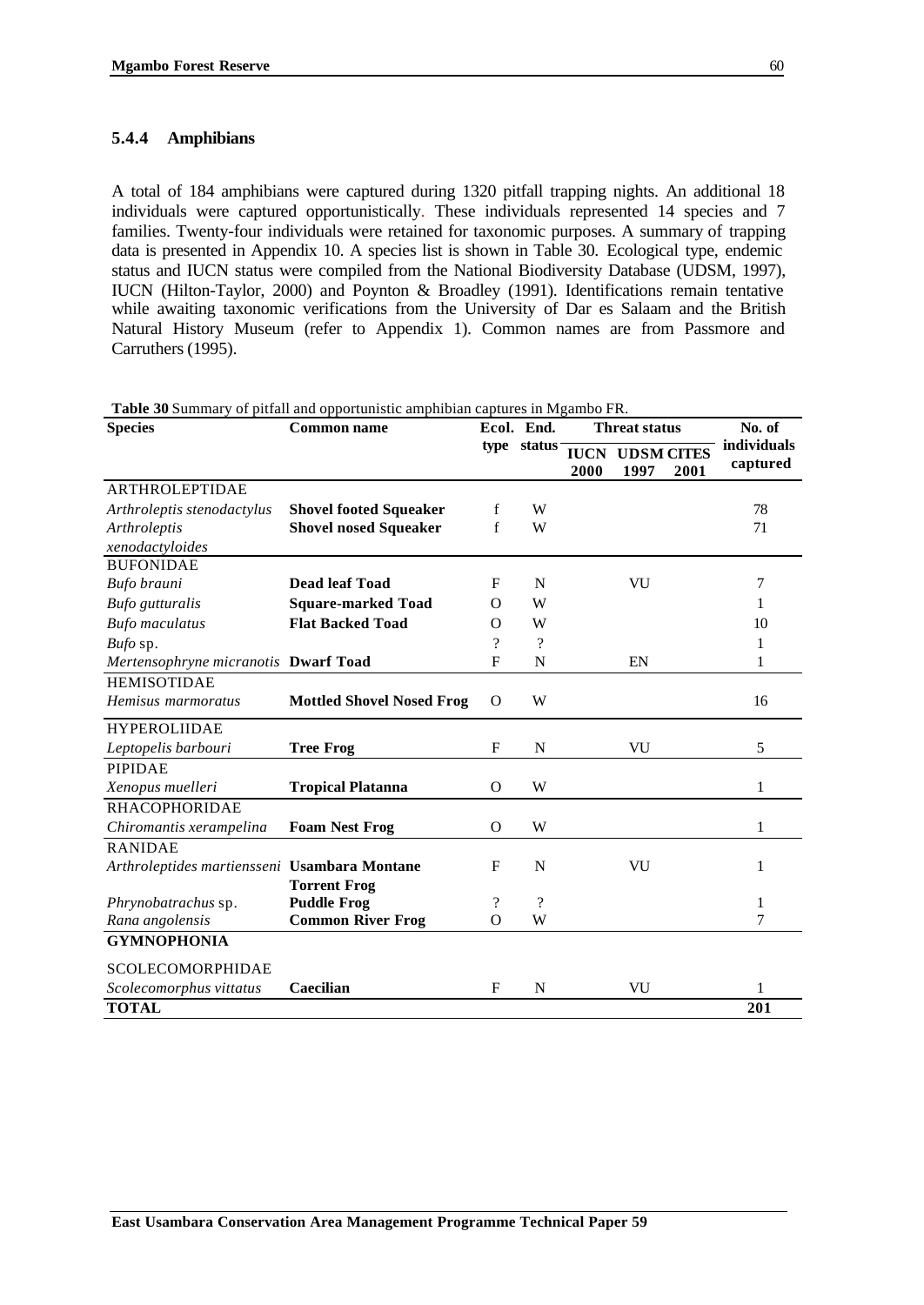### 5.4.4 Amphibians

A total of 184 amphibians were captured during 1320 pitfall trapping nights. An additional 18 individuals were captured opportunistically. These individuals represented 14 species and 7 families. Twenty-four individuals were retained for taxonomic purposes. A summary of trapping data is presented in Appendix 10. A species list is shown in Table 30. Ecological type, endemic status and IUCN status were compiled from the National Biodiversity Database (UDSM, 1997), IUCN (Hilton-Taylor, 2000) and Poynton & Broadley (1991). Identifications remain tentative while awaiting taxonomic verifications from the University of Dar es Salaam and the British Natural History Museum (refer to Appendix 1). Common names are from Passmore and Carruthers (1995).

**Table 30** Summary of pitfall and opportunistic amphibian captures in Mgambo FR.

| Species | Common name | Ecol. type | End. status | Threat status | | | No. of individuals captured |
|---|---|---|---|---|---|---|---|
| | | | | IUCN 2000 | UDSM 1997 | CITES 2001 | |
| ARTHROLEPTIDAE | | | | | | | |
| *Arthroleptis stenodactylus* | **Shovel footed Squeaker** | f | W | | | | 78 |
| *Arthroleptis xenodactyloides* | **Shovel nosed Squeaker** | f | W | | | | 71 |
| BUFONIDAE | | | | | | | |
| *Bufo brauni* | **Dead leaf Toad** | F | N | | VU | | 7 |
| *Bufo gutturalis* | **Square-marked Toad** | O | W | | | | 1 |
| *Bufo maculatus* | **Flat Backed Toad** | O | W | | | | 10 |
| *Bufo* sp. | | ? | ? | | | | 1 |
| *Mertensophryne micranotis* | **Dwarf Toad** | F | N | | EN | | 1 |
| HEMISOTIDAE | | | | | | | |
| *Hemisus marmoratus* | **Mottled Shovel Nosed Frog** | O | W | | | | 16 |
| HYPEROLIIDAE | | | | | | | |
| *Leptopelis barbouri* | **Tree Frog** | F | N | | VU | | 5 |
| PIPIDAE | | | | | | | |
| *Xenopus muelleri* | **Tropical Platanna** | O | W | | | | 1 |
| RHACOPHORIDAE | | | | | | | |
| *Chiromantis xerampelina* | **Foam Nest Frog** | O | W | | | | 1 |
| RANIDAE | | | | | | | |
| *Arthroleptides martiensseni* | **Usambara Montane Torrent Frog** | F | N | | VU | | 1 |
| *Phrynobatrachus* sp. | **Puddle Frog** | ? | ? | | | | 1 |
| *Rana angolensis* | **Common River Frog** | O | W | | | | 7 |
| **GYMNOPHONIA** | | | | | | | |
| SCOLECOMORPHIDAE | | | | | | | |
| *Scolecomorphus vittatus* | **Caecilian** | F | N | | VU | | 1 |
| **TOTAL** | | | | | | | **201** |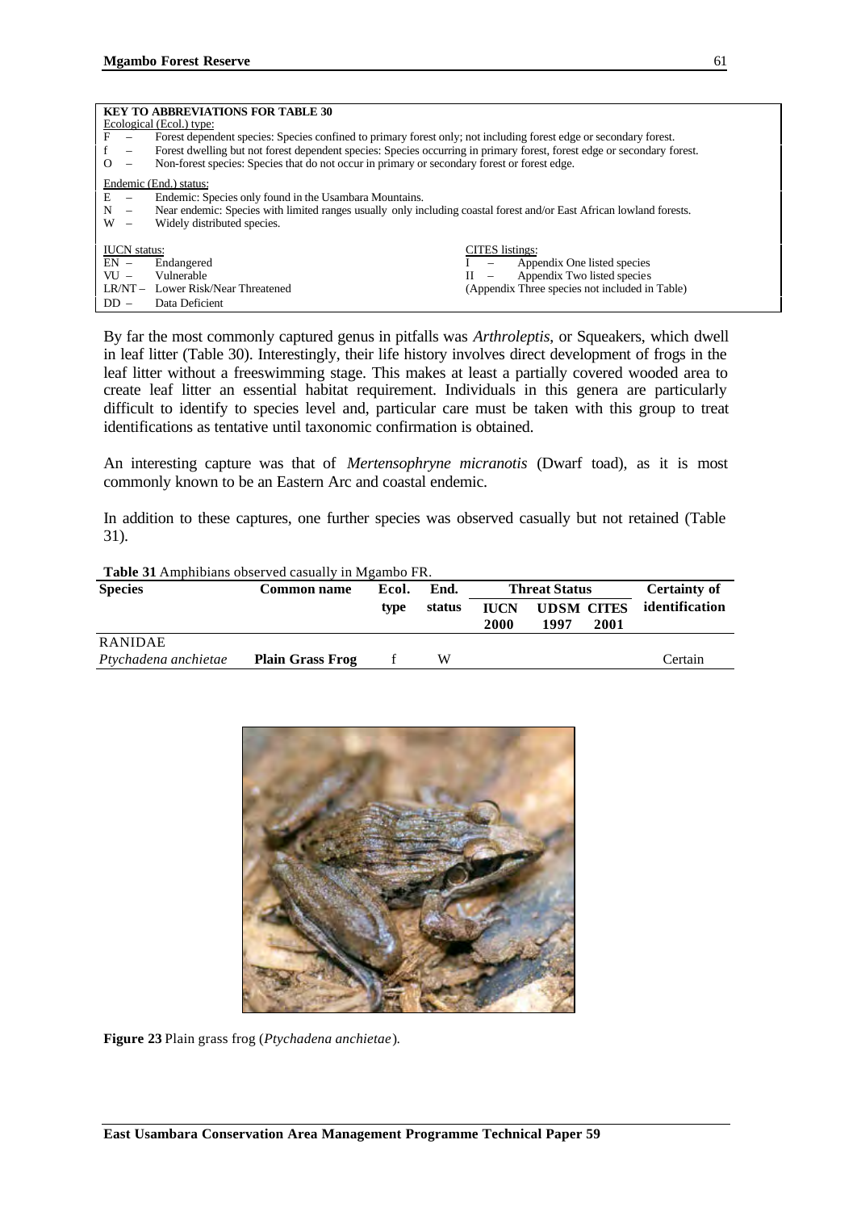**KEY TO ABBREVIATIONS FOR TABLE 30**

Ecological (Ecol.) type:

- F – Forest dependent species: Species confined to primary forest only; not including forest edge or secondary forest.
- f – Forest dwelling but not forest dependent species: Species occurring in primary forest, forest edge or secondary forest.
- O – Non-forest species: Species that do not occur in primary or secondary forest or forest edge.

Endemic (End.) status:

- E – Endemic: Species only found in the Usambara Mountains.
- N – Near endemic: Species with limited ranges usually only including coastal forest and/or East African lowland forests.
- W – Widely distributed species.

IUCN status:

- EN – Endangered
- VU – Vulnerable
- LR/NT – Lower Risk/Near Threatened
- DD – Data Deficient

CITES listings:

- I – Appendix One listed species
- II – Appendix Two listed species
- (Appendix Three species not included in Table)

By far the most commonly captured genus in pitfalls was *Arthroleptis*, or Squeakers, which dwell in leaf litter (Table 30). Interestingly, their life history involves direct development of frogs in the leaf litter without a freeswimming stage. This makes at least a partially covered wooded area to create leaf litter an essential habitat requirement. Individuals in this genera are particularly difficult to identify to species level and, particular care must be taken with this group to treat identifications as tentative until taxonomic confirmation is obtained.

An interesting capture was that of *Mertensophryne micranotis* (Dwarf toad), as it is most commonly known to be an Eastern Arc and coastal endemic.

In addition to these captures, one further species was observed casually but not retained (Table 31).

**Table 31** Amphibians observed casually in Mgambo FR.

| Species | Common name | Ecol. type | End. status | Threat Status | | | Certainty of identification |
|---|---|---|---|---|---|---|---|
| | | | | IUCN 2000 | UDSM 1997 | CITES 2001 | |
| RANIDAE | | | | | | | |
| *Ptychadena anchietae* | **Plain Grass Frog** | f | W | | | | Certain |

**Figure 23** Plain grass frog (*Ptychadena anchietae*).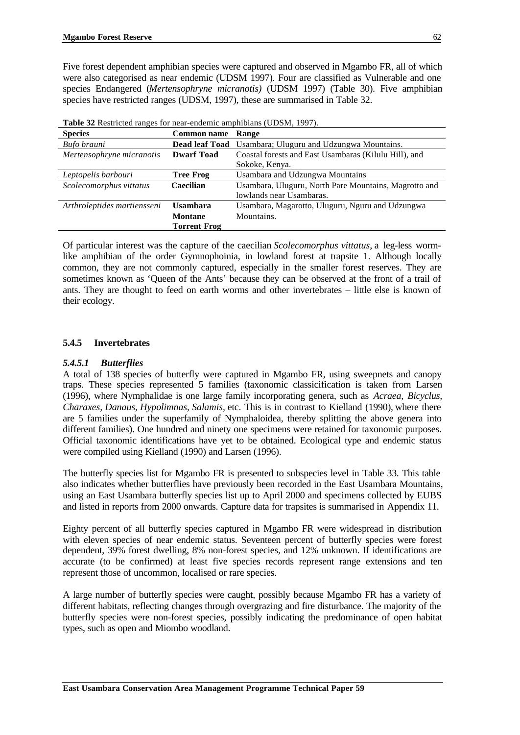Five forest dependent amphibian species were captured and observed in Mgambo FR, all of which were also categorised as near endemic (UDSM 1997). Four are classified as Vulnerable and one species Endangered (*Mertensophryne micranotis)* (UDSM 1997) (Table 30). Five amphibian species have restricted ranges (UDSM, 1997), these are summarised in Table 32.

**Table 32** Restricted ranges for near-endemic amphibians (UDSM, 1997).

| Species | Common name | Range |
|---|---|---|
| *Bufo brauni* | **Dead leaf Toad** | Usambara; Uluguru and Udzungwa Mountains. |
| *Mertensophryne micranotis* | **Dwarf Toad** | Coastal forests and East Usambaras (Kilulu Hill), and Sokoke, Kenya. |
| *Leptopelis barbouri* | **Tree Frog** | Usambara and Udzungwa Mountains |
| *Scolecomorphus vittatus* | **Caecilian** | Usambara, Uluguru, North Pare Mountains, Magrotto and lowlands near Usambaras. |
| *Arthroleptides martiensseni* | **Usambara Montane Torrent Frog** | Usambara, Magarotto, Uluguru, Nguru and Udzungwa Mountains. |

Of particular interest was the capture of the caecilian *Scolecomorphus vittatus,* a leg-less worm-like amphibian of the order Gymnophoinia, in lowland forest at trapsite 1. Although locally common, they are not commonly captured, especially in the smaller forest reserves. They are sometimes known as 'Queen of the Ants' because they can be observed at the front of a trail of ants. They are thought to feed on earth worms and other invertebrates – little else is known of their ecology.

### 5.4.5 Invertebrates

#### *5.4.5.1 Butterflies*

A total of 138 species of butterfly were captured in Mgambo FR, using sweepnets and canopy traps. These species represented 5 families (taxonomic classicification is taken from Larsen (1996), where Nymphalidae is one large family incorporating genera, such as *Acraea, Bicyclus, Charaxes, Danaus, Hypolimnas, Salamis*, etc. This is in contrast to Kielland (1990), where there are 5 families under the superfamily of Nymphaloidea, thereby splitting the above genera into different families). One hundred and ninety one specimens were retained for taxonomic purposes. Official taxonomic identifications have yet to be obtained. Ecological type and endemic status were compiled using Kielland (1990) and Larsen (1996).

The butterfly species list for Mgambo FR is presented to subspecies level in Table 33. This table also indicates whether butterflies have previously been recorded in the East Usambara Mountains, using an East Usambara butterfly species list up to April 2000 and specimens collected by EUBS and listed in reports from 2000 onwards. Capture data for trapsites is summarised in Appendix 11.

Eighty percent of all butterfly species captured in Mgambo FR were widespread in distribution with eleven species of near endemic status. Seventeen percent of butterfly species were forest dependent, 39% forest dwelling, 8% non-forest species, and 12% unknown. If identifications are accurate (to be confirmed) at least five species records represent range extensions and ten represent those of uncommon, localised or rare species.

A large number of butterfly species were caught, possibly because Mgambo FR has a variety of different habitats, reflecting changes through overgrazing and fire disturbance. The majority of the butterfly species were non-forest species, possibly indicating the predominance of open habitat types, such as open and Miombo woodland.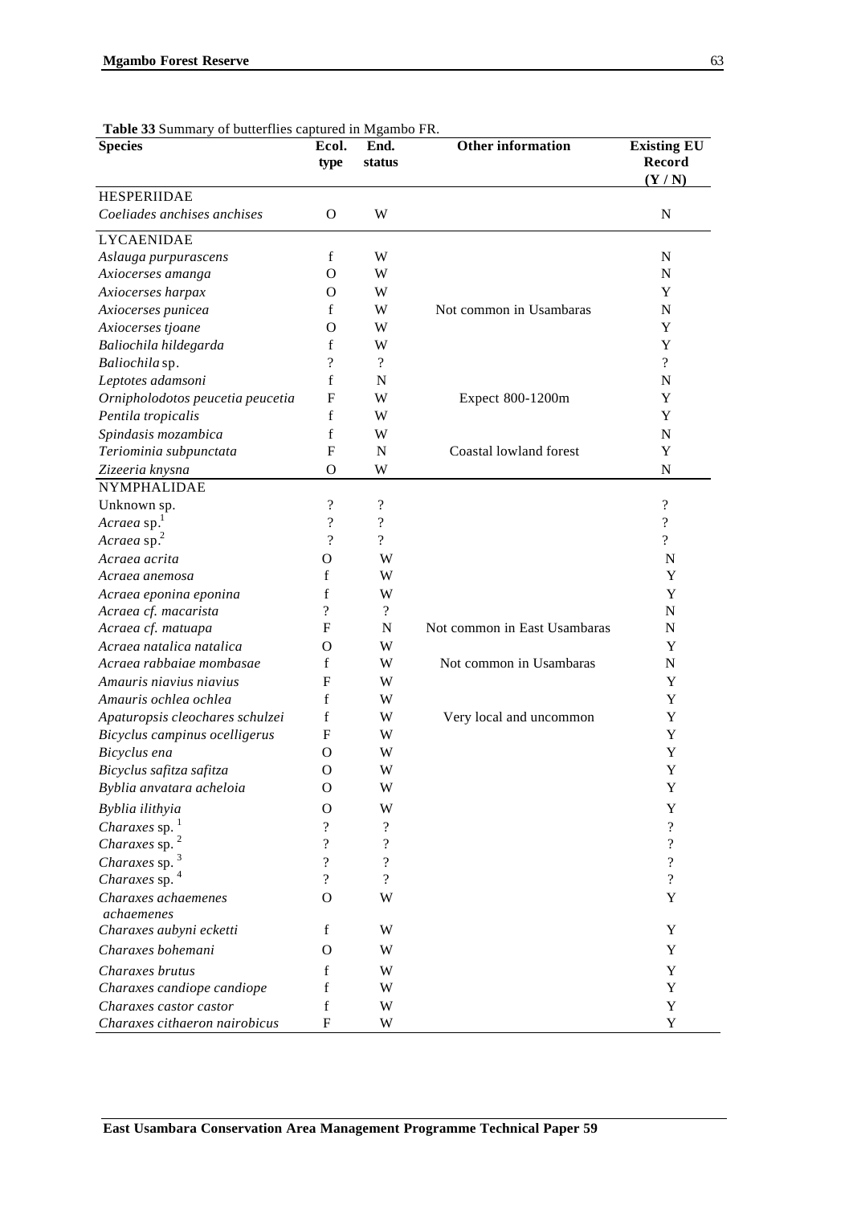**Table 33** Summary of butterflies captured in Mgambo FR.

| Species | Ecol. type | End. status | Other information | Existing EU Record (Y / N) |
|---|---|---|---|---|
| HESPERIIDAE | | | | |
| *Coeliades anchises anchises* | O | W | | N |
| LYCAENIDAE | | | | |
| *Aslauga purpurascens* | f | W | | N |
| *Axiocerses amanga* | O | W | | N |
| *Axiocerses harpax* | O | W | | Y |
| *Axiocerses punicea* | f | W | Not common in Usambaras | N |
| *Axiocerses tjoane* | O | W | | Y |
| *Baliochila hildegarda* | f | W | | Y |
| *Baliochila* sp. | ? | ? | | ? |
| *Leptotes adamsoni* | f | N | | N |
| *Ornipholodotos peucetia peucetia* | F | W | Expect 800-1200m | Y |
| *Pentila tropicalis* | f | W | | Y |
| *Spindasis mozambica* | f | W | | N |
| *Teriominia subpunctata* | F | N | Coastal lowland forest | Y |
| *Zizeeria knysna* | O | W | | N |
| NYMPHALIDAE | | | | |
| Unknown sp. | ? | ? | | ? |
| *Acraea* sp.[1] | ? | ? | | ? |
| *Acraea* sp.[2] | ? | ? | | ? |
| *Acraea acrita* | O | W | | N |
| *Acraea anemosa* | f | W | | Y |
| *Acraea eponina eponina* | f | W | | Y |
| *Acraea cf. macarista* | ? | ? | | N |
| *Acraea cf. matuapa* | F | N | Not common in East Usambaras | N |
| *Acraea natalica natalica* | O | W | | Y |
| *Acraea rabbaiae mombasae* | f | W | Not common in Usambaras | N |
| *Amauris niavius niavius* | F | W | | Y |
| *Amauris ochlea ochlea* | f | W | | Y |
| *Apaturopsis cleochares schulzei* | f | W | Very local and uncommon | Y |
| *Bicyclus campinus ocelligerus* | F | W | | Y |
| *Bicyclus ena* | O | W | | Y |
| *Bicyclus safitza safitza* | O | W | | Y |
| *Byblia anvatara acheloia* | O | W | | Y |
| *Byblia ilithyia* | O | W | | Y |
| *Charaxes* sp. [1] | ? | ? | | ? |
| *Charaxes* sp. [2] | ? | ? | | ? |
| *Charaxes* sp. [3] | ? | ? | | ? |
| *Charaxes* sp. [4] | ? | ? | | ? |
| *Charaxes achaemenes achaemenes* | O | W | | Y |
| *Charaxes aubyni ecketti* | f | W | | Y |
| *Charaxes bohemani* | O | W | | Y |
| *Charaxes brutus* | f | W | | Y |
| *Charaxes candiope candiope* | f | W | | Y |
| *Charaxes castor castor* | f | W | | Y |
| *Charaxes cithaeron nairobicus* | F | W | | Y |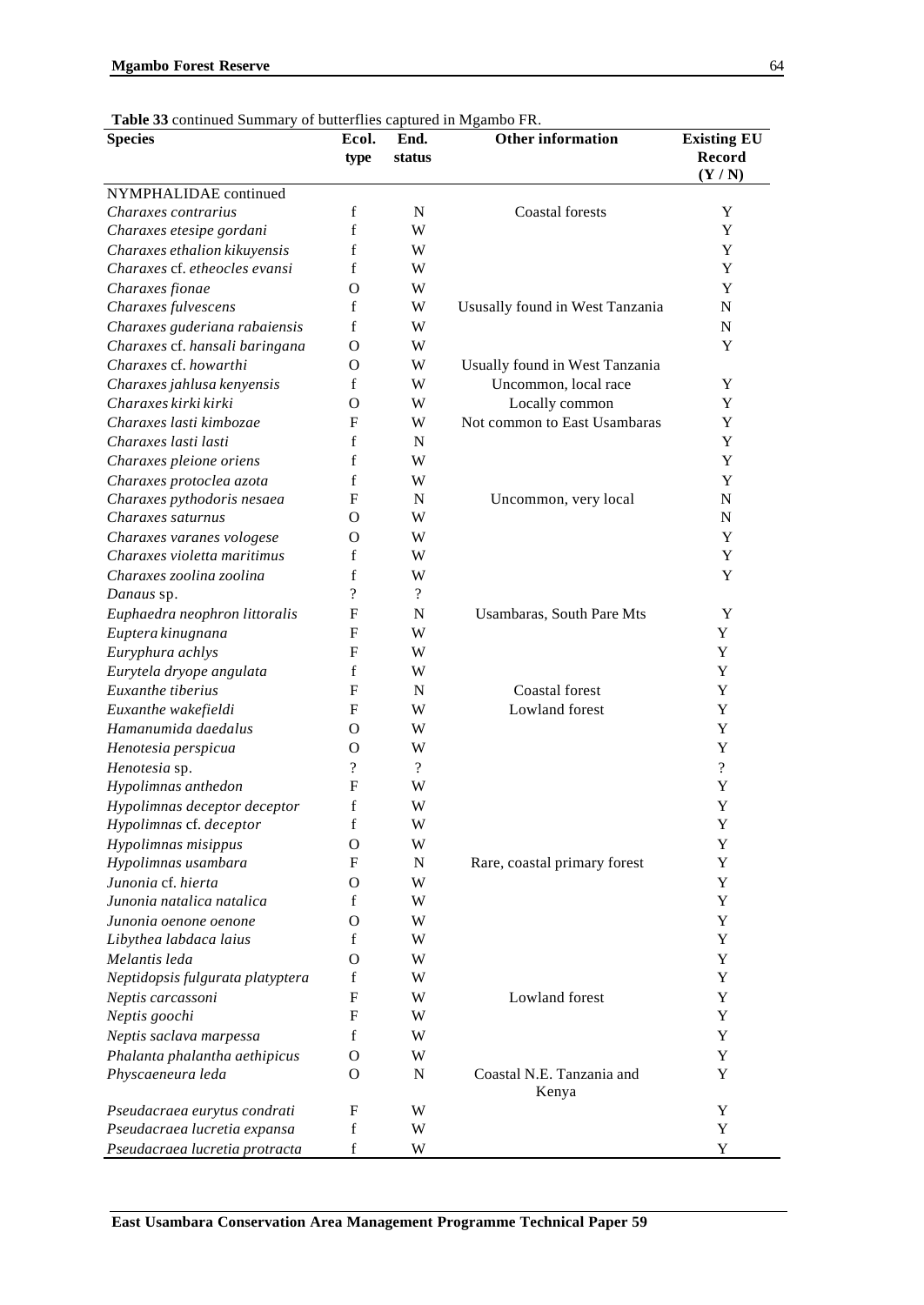**Table 33** continued Summary of butterflies captured in Mgambo FR.

| Species | Ecol. type | End. status | Other information | Existing EU Record (Y / N) |
|---|---|---|---|---|
| NYMPHALIDAE continued | | | | |
| *Charaxes contrarius* | f | N | Coastal forests | Y |
| *Charaxes etesipe gordani* | f | W | | Y |
| *Charaxes ethalion kikuyensis* | f | W | | Y |
| *Charaxes* cf. *etheocles evansi* | f | W | | Y |
| *Charaxes fionae* | O | W | | Y |
| *Charaxes fulvescens* | f | W | Ususally found in West Tanzania | N |
| *Charaxes guderiana rabaiensis* | f | W | | N |
| *Charaxes* cf. *hansali baringana* | O | W | | Y |
| *Charaxes* cf. *howarthi* | O | W | Usually found in West Tanzania | |
| *Charaxes jahlusa kenyensis* | f | W | Uncommon, local race | Y |
| *Charaxes kirki kirki* | O | W | Locally common | Y |
| *Charaxes lasti kimbozae* | F | W | Not common to East Usambaras | Y |
| *Charaxes lasti lasti* | f | N | | Y |
| *Charaxes pleione oriens* | f | W | | Y |
| *Charaxes protoclea azota* | f | W | | Y |
| *Charaxes pythodoris nesaea* | F | N | Uncommon, very local | N |
| *Charaxes saturnus* | O | W | | N |
| *Charaxes varanes vologese* | O | W | | Y |
| *Charaxes violetta maritimus* | f | W | | Y |
| *Charaxes zoolina zoolina* | f | W | | Y |
| *Danaus* sp. | ? | ? | | |
| *Euphaedra neophron littoralis* | F | N | Usambaras, South Pare Mts | Y |
| *Euptera kinugnana* | F | W | | Y |
| *Euryphura achlys* | F | W | | Y |
| *Eurytela dryope angulata* | f | W | | Y |
| *Euxanthe tiberius* | F | N | Coastal forest | Y |
| *Euxanthe wakefieldi* | F | W | Lowland forest | Y |
| *Hamanumida daedalus* | O | W | | Y |
| *Henotesia perspicua* | O | W | | Y |
| *Henotesia* sp. | ? | ? | | ? |
| *Hypolimnas anthedon* | F | W | | Y |
| *Hypolimnas deceptor deceptor* | f | W | | Y |
| *Hypolimnas* cf. *deceptor* | f | W | | Y |
| *Hypolimnas misippus* | O | W | | Y |
| *Hypolimnas usambara* | F | N | Rare, coastal primary forest | Y |
| *Junonia* cf. *hierta* | O | W | | Y |
| *Junonia natalica natalica* | f | W | | Y |
| *Junonia oenone oenone* | O | W | | Y |
| *Libythea labdaca laius* | f | W | | Y |
| *Melantis leda* | O | W | | Y |
| *Neptidopsis fulgurata platyptera* | f | W | | Y |
| *Neptis carcassoni* | F | W | Lowland forest | Y |
| *Neptis goochi* | F | W | | Y |
| *Neptis saclava marpessa* | f | W | | Y |
| *Phalanta phalantha aethipicus* | O | W | | Y |
| *Physcaeneura leda* | O | N | Coastal N.E. Tanzania and Kenya | Y |
| *Pseudacraea eurytus condrati* | F | W | | Y |
| *Pseudacraea lucretia expansa* | f | W | | Y |
| *Pseudacraea lucretia protracta* | f | W | | Y |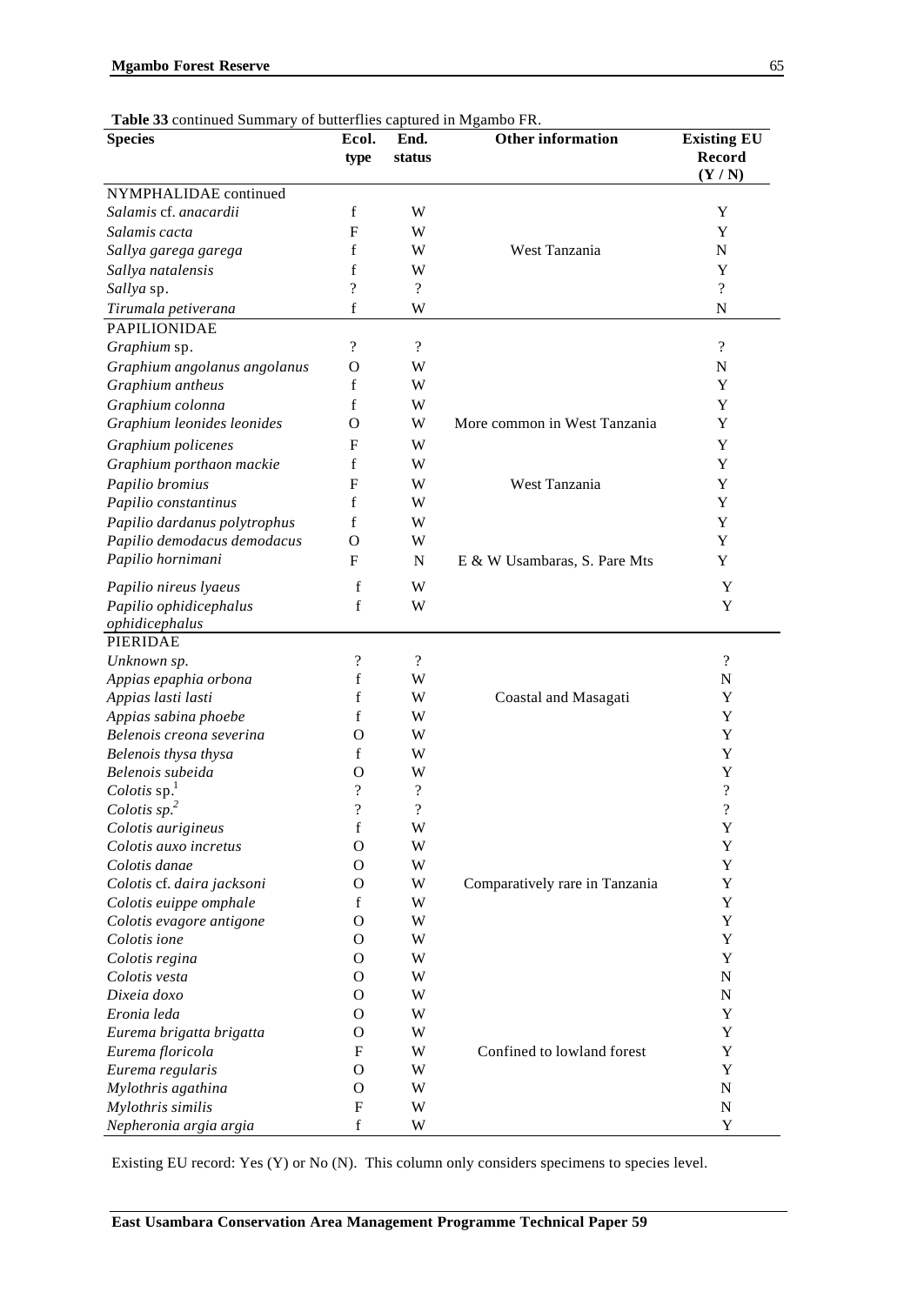**Table 33** continued Summary of butterflies captured in Mgambo FR.

| Species | Ecol. type | End. status | Other information | Existing EU Record (Y / N) |
|---|---|---|---|---|
| NYMPHALIDAE continued | | | | |
| *Salamis* cf. *anacardii* | f | W | | Y |
| *Salamis cacta* | F | W | | Y |
| *Sallya garega garega* | f | W | West Tanzania | N |
| *Sallya natalensis* | f | W | | Y |
| *Sallya* sp. | ? | ? | | ? |
| *Tirumala petiverana* | f | W | | N |
| PAPILIONIDAE | | | | |
| *Graphium* sp. | ? | ? | | ? |
| *Graphium angolanus angolanus* | O | W | | N |
| *Graphium antheus* | f | W | | Y |
| *Graphium colonna* | f | W | | Y |
| *Graphium leonides leonides* | O | W | More common in West Tanzania | Y |
| *Graphium policenes* | F | W | | Y |
| *Graphium porthaon mackie* | f | W | | Y |
| *Papilio bromius* | F | W | West Tanzania | Y |
| *Papilio constantinus* | f | W | | Y |
| *Papilio dardanus polytrophus* | f | W | | Y |
| *Papilio demodacus demodacus* | O | W | | Y |
| *Papilio hornimani* | F | N | E & W Usambaras, S. Pare Mts | Y |
| *Papilio nireus lyaeus* | f | W | | Y |
| *Papilio ophidicephalus ophidicephalus* | f | W | | Y |
| PIERIDAE | | | | |
| *Unknown sp.* | ? | ? | | ? |
| *Appias epaphia orbona* | f | W | | N |
| *Appias lasti lasti* | f | W | Coastal and Masagati | Y |
| *Appias sabina phoebe* | f | W | | Y |
| *Belenois creona severina* | O | W | | Y |
| *Belenois thysa thysa* | f | W | | Y |
| *Belenois subeida* | O | W | | Y |
| *Colotis* sp.[1] | ? | ? | | ? |
| *Colotis sp.*[2] | ? | ? | | ? |
| *Colotis aurigineus* | f | W | | Y |
| *Colotis auxo incretus* | O | W | | Y |
| *Colotis danae* | O | W | | Y |
| *Colotis* cf. *daira jacksoni* | O | W | Comparatively rare in Tanzania | Y |
| *Colotis euippe omphale* | f | W | | Y |
| *Colotis evagore antigone* | O | W | | Y |
| *Colotis ione* | O | W | | Y |
| *Colotis regina* | O | W | | Y |
| *Colotis vesta* | O | W | | N |
| *Dixeia doxo* | O | W | | N |
| *Eronia leda* | O | W | | Y |
| *Eurema brigatta brigatta* | O | W | | Y |
| *Eurema floricola* | F | W | Confined to lowland forest | Y |
| *Eurema regularis* | O | W | | Y |
| *Mylothris agathina* | O | W | | N |
| *Mylothris similis* | F | W | | N |
| *Nepheronia argia argia* | f | W | | Y |

Existing EU record: Yes (Y) or No (N). This column only considers specimens to species level.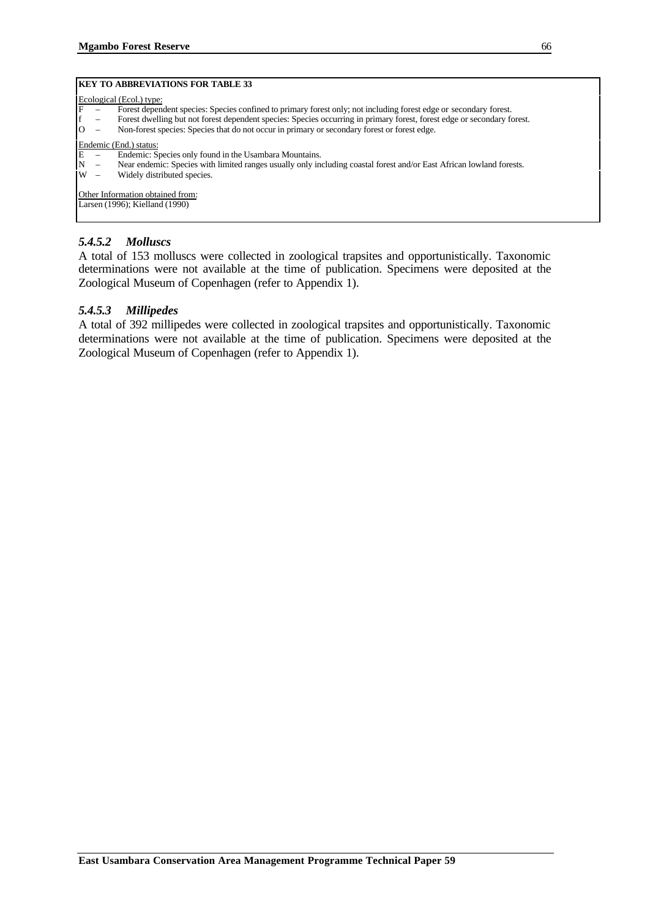**KEY TO ABBREVIATIONS FOR TABLE 33**

Ecological (Ecol.) type:
- F – Forest dependent species: Species confined to primary forest only; not including forest edge or secondary forest.
- f – Forest dwelling but not forest dependent species: Species occurring in primary forest, forest edge or secondary forest.
- O – Non-forest species: Species that do not occur in primary or secondary forest or forest edge.

Endemic (End.) status:
- E – Endemic: Species only found in the Usambara Mountains.
- N – Near endemic: Species with limited ranges usually only including coastal forest and/or East African lowland forests.
- W – Widely distributed species.

Other Information obtained from:
Larsen (1996); Kielland (1990)

### *5.4.5.2 Molluscs*

A total of 153 molluscs were collected in zoological trapsites and opportunistically. Taxonomic determinations were not available at the time of publication. Specimens were deposited at the Zoological Museum of Copenhagen (refer to Appendix 1).

### *5.4.5.3 Millipedes*

A total of 392 millipedes were collected in zoological trapsites and opportunistically. Taxonomic determinations were not available at the time of publication. Specimens were deposited at the Zoological Museum of Copenhagen (refer to Appendix 1).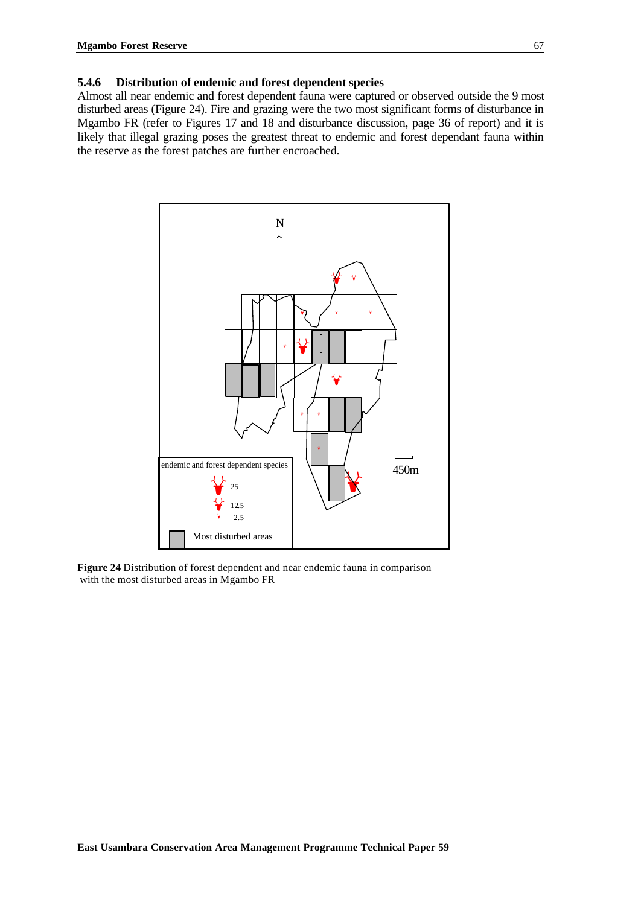### 5.4.6 Distribution of endemic and forest dependent species

Almost all near endemic and forest dependent fauna were captured or observed outside the 9 most disturbed areas (Figure 24). Fire and grazing were the two most significant forms of disturbance in Mgambo FR (refer to Figures 17 and 18 and disturbance discussion, page 36 of report) and it is likely that illegal grazing poses the greatest threat to endemic and forest dependant fauna within the reserve as the forest patches are further encroached.

**Figure 24** Distribution of forest dependent and near endemic fauna in comparison with the most disturbed areas in Mgambo FR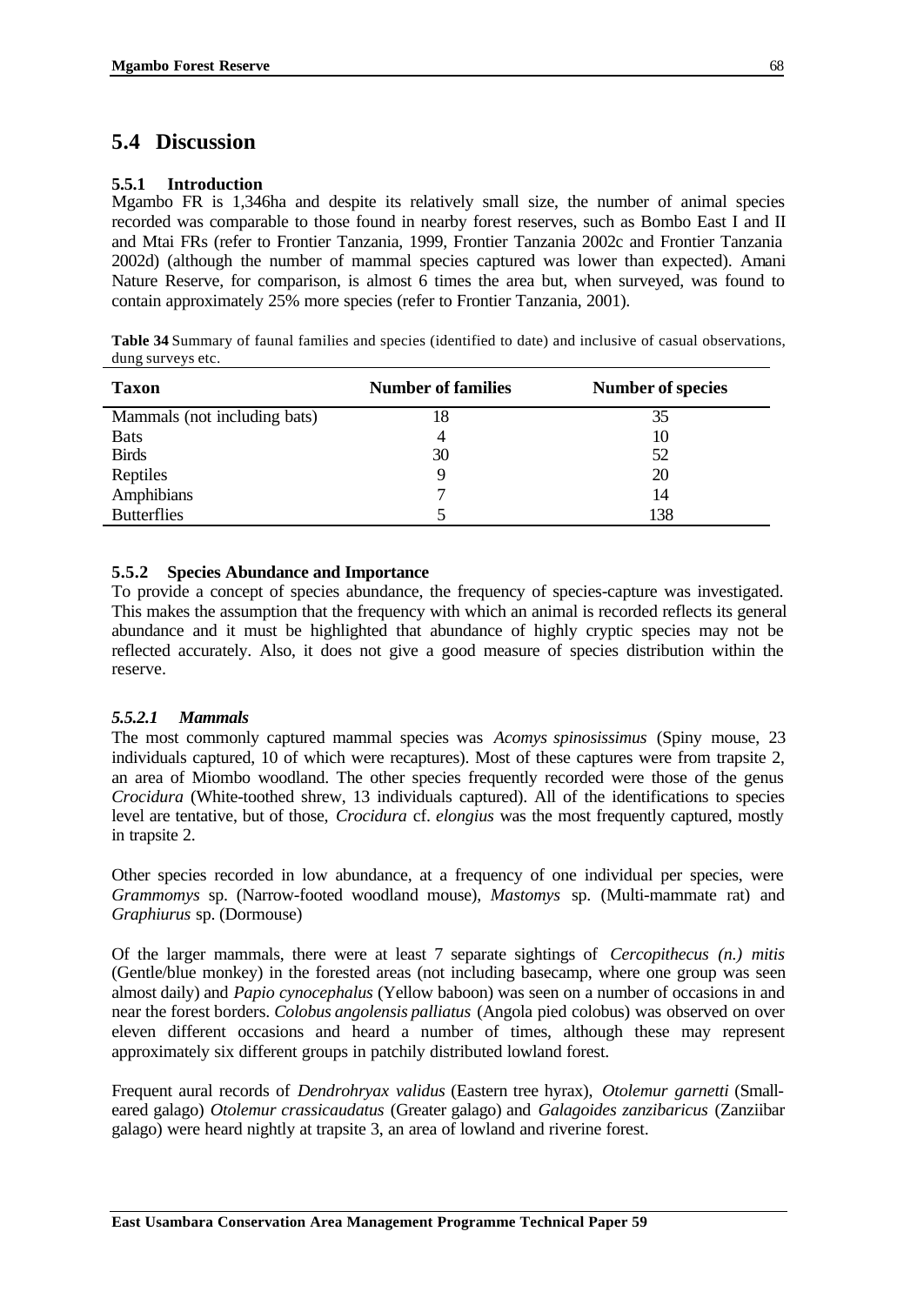## 5.4 Discussion

### 5.5.1 Introduction

Mgambo FR is 1,346ha and despite its relatively small size, the number of animal species recorded was comparable to those found in nearby forest reserves, such as Bombo East I and II and Mtai FRs (refer to Frontier Tanzania, 1999, Frontier Tanzania 2002c and Frontier Tanzania 2002d) (although the number of mammal species captured was lower than expected). Amani Nature Reserve, for comparison, is almost 6 times the area but, when surveyed, was found to contain approximately 25% more species (refer to Frontier Tanzania, 2001).

**Table 34** Summary of faunal families and species (identified to date) and inclusive of casual observations, dung surveys etc.

| Taxon | Number of families | Number of species |
|---|---|---|
| Mammals (not including bats) | 18 | 35 |
| Bats | 4 | 10 |
| Birds | 30 | 52 |
| Reptiles | 9 | 20 |
| Amphibians | 7 | 14 |
| Butterflies | 5 | 138 |

### 5.5.2 Species Abundance and Importance

To provide a concept of species abundance, the frequency of species-capture was investigated. This makes the assumption that the frequency with which an animal is recorded reflects its general abundance and it must be highlighted that abundance of highly cryptic species may not be reflected accurately. Also, it does not give a good measure of species distribution within the reserve.

#### *5.5.2.1 Mammals*

The most commonly captured mammal species was *Acomys spinosissimus* (Spiny mouse, 23 individuals captured, 10 of which were recaptures). Most of these captures were from trapsite 2, an area of Miombo woodland. The other species frequently recorded were those of the genus *Crocidura* (White-toothed shrew, 13 individuals captured). All of the identifications to species level are tentative, but of those, *Crocidura* cf. *elongius* was the most frequently captured, mostly in trapsite 2.

Other species recorded in low abundance, at a frequency of one individual per species, were *Grammomys* sp. (Narrow-footed woodland mouse), *Mastomys* sp. (Multi-mammate rat) and *Graphiurus* sp. (Dormouse)

Of the larger mammals, there were at least 7 separate sightings of *Cercopithecus (n.) mitis* (Gentle/blue monkey) in the forested areas (not including basecamp, where one group was seen almost daily) and *Papio cynocephalus* (Yellow baboon) was seen on a number of occasions in and near the forest borders. *Colobus angolensis palliatus* (Angola pied colobus) was observed on over eleven different occasions and heard a number of times, although these may represent approximately six different groups in patchily distributed lowland forest.

Frequent aural records of *Dendrohryax validus* (Eastern tree hyrax), *Otolemur garnetti* (Small-eared galago) *Otolemur crassicaudatus* (Greater galago) and *Galagoides zanzibaricus* (Zanziibar galago) were heard nightly at trapsite 3, an area of lowland and riverine forest.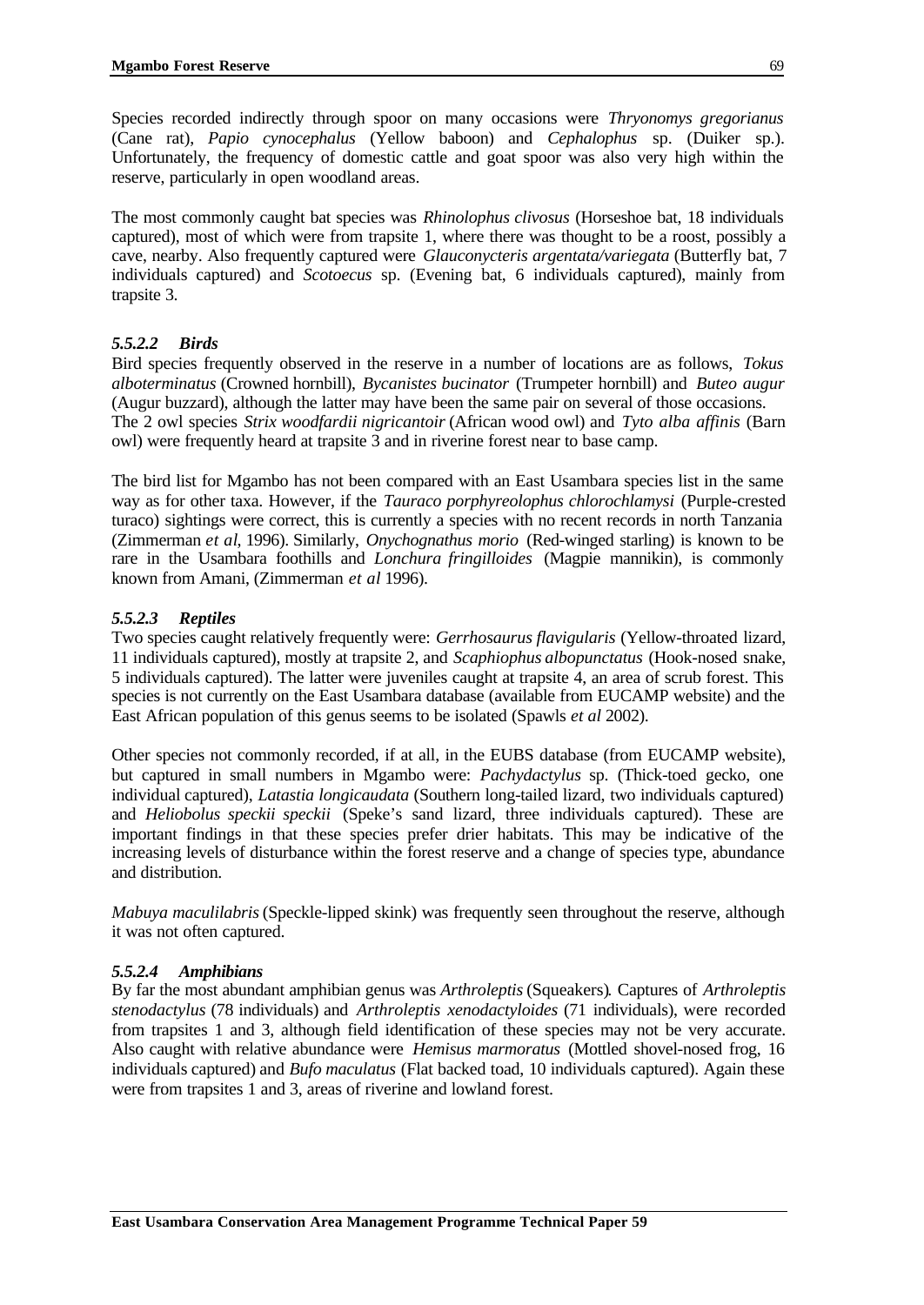Species recorded indirectly through spoor on many occasions were *Thryonomys gregorianus* (Cane rat), *Papio cynocephalus* (Yellow baboon) and *Cephalophus* sp. (Duiker sp.). Unfortunately, the frequency of domestic cattle and goat spoor was also very high within the reserve, particularly in open woodland areas.

The most commonly caught bat species was *Rhinolophus clivosus* (Horseshoe bat, 18 individuals captured), most of which were from trapsite 1, where there was thought to be a roost, possibly a cave, nearby. Also frequently captured were *Glauconycteris argentata/variegata* (Butterfly bat, 7 individuals captured) and *Scotoecus* sp. (Evening bat, 6 individuals captured), mainly from trapsite 3.

#### *5.5.2.2 Birds*

Bird species frequently observed in the reserve in a number of locations are as follows, *Tokus alboterminatus* (Crowned hornbill), *Bycanistes bucinator* (Trumpeter hornbill) and *Buteo augur* (Augur buzzard), although the latter may have been the same pair on several of those occasions. The 2 owl species *Strix woodfardii nigricantoir* (African wood owl) and *Tyto alba affinis* (Barn owl) were frequently heard at trapsite 3 and in riverine forest near to base camp.

The bird list for Mgambo has not been compared with an East Usambara species list in the same way as for other taxa. However, if the *Tauraco porphyreolophus chlorochlamysi* (Purple-crested turaco) sightings were correct, this is currently a species with no recent records in north Tanzania (Zimmerman *et al*, 1996). Similarly, *Onychognathus morio* (Red-winged starling) is known to be rare in the Usambara foothills and *Lonchura fringilloides* (Magpie mannikin), is commonly known from Amani, (Zimmerman *et al* 1996).

#### *5.5.2.3 Reptiles*

Two species caught relatively frequently were: *Gerrhosaurus flavigularis* (Yellow-throated lizard, 11 individuals captured), mostly at trapsite 2, and *Scaphiophus albopunctatus* (Hook-nosed snake, 5 individuals captured). The latter were juveniles caught at trapsite 4, an area of scrub forest. This species is not currently on the East Usambara database (available from EUCAMP website) and the East African population of this genus seems to be isolated (Spawls *et al* 2002).

Other species not commonly recorded, if at all, in the EUBS database (from EUCAMP website), but captured in small numbers in Mgambo were: *Pachydactylus* sp. (Thick-toed gecko, one individual captured), *Latastia longicaudata* (Southern long-tailed lizard, two individuals captured) and *Heliobolus speckii speckii* (Speke's sand lizard, three individuals captured). These are important findings in that these species prefer drier habitats. This may be indicative of the increasing levels of disturbance within the forest reserve and a change of species type, abundance and distribution.

*Mabuya maculilabris* (Speckle-lipped skink) was frequently seen throughout the reserve, although it was not often captured.

#### *5.5.2.4 Amphibians*

By far the most abundant amphibian genus was *Arthroleptis* (Squeakers). Captures of *Arthroleptis stenodactylus* (78 individuals) and *Arthroleptis xenodactyloides* (71 individuals), were recorded from trapsites 1 and 3, although field identification of these species may not be very accurate. Also caught with relative abundance were *Hemisus marmoratus* (Mottled shovel-nosed frog, 16 individuals captured) and *Bufo maculatus* (Flat backed toad, 10 individuals captured). Again these were from trapsites 1 and 3, areas of riverine and lowland forest.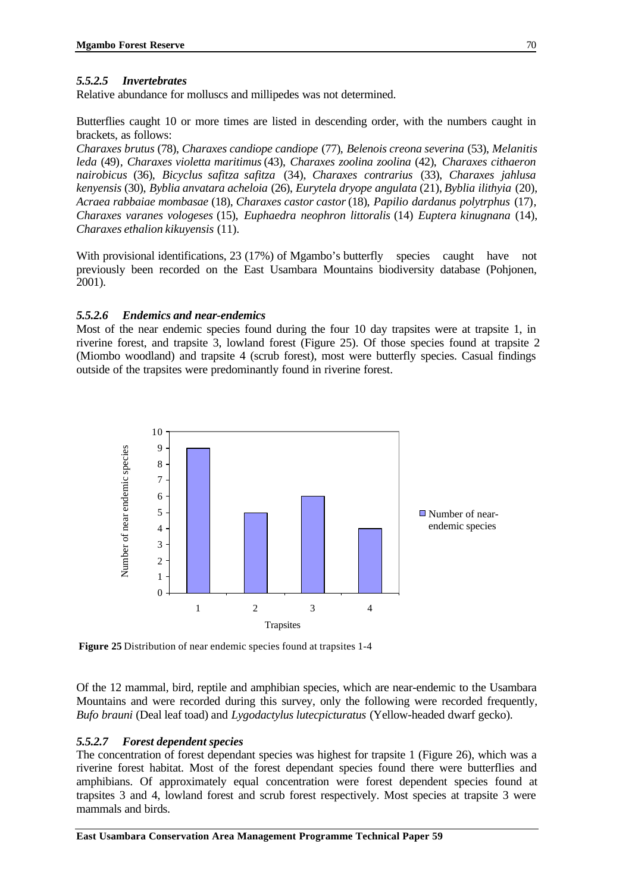### *5.5.2.5 Invertebrates*

Relative abundance for molluscs and millipedes was not determined.

Butterflies caught 10 or more times are listed in descending order, with the numbers caught in brackets, as follows:

*Charaxes brutus* (78), *Charaxes candiope candiope* (77), *Belenois creona severina* (53), *Melanitis leda* (49), *Charaxes violetta maritimus* (43), *Charaxes zoolina zoolina* (42), *Charaxes cithaeron nairobicus* (36), *Bicyclus safitza safitza* (34), *Charaxes contrarius* (33), *Charaxes jahlusa kenyensis* (30), *Byblia anvatara acheloia* (26), *Eurytela dryope angulata* (21), *Byblia ilithyia* (20), *Acraea rabbaiae mombasae* (18), *Charaxes castor castor* (18), *Papilio dardanus polytrphus* (17), *Charaxes varanes vologeses* (15), *Euphaedra neophron littoralis* (14) *Euptera kinugnana* (14), *Charaxes ethalion kikuyensis* (11).

With provisional identifications, 23 (17%) of Mgambo's butterfly species caught have not previously been recorded on the East Usambara Mountains biodiversity database (Pohjonen, 2001).

### *5.5.2.6 Endemics and near-endemics*

Most of the near endemic species found during the four 10 day trapsites were at trapsite 1, in riverine forest, and trapsite 3, lowland forest (Figure 25). Of those species found at trapsite 2 (Miombo woodland) and trapsite 4 (scrub forest), most were butterfly species. Casual findings outside of the trapsites were predominantly found in riverine forest.

| Trapsites | Number of near-endemic species |
|---|---|
| 1 | 9 |
| 2 | 5 |
| 3 | 6 |
| 4 | 4 |

**Figure 25** Distribution of near endemic species found at trapsites 1-4

Of the 12 mammal, bird, reptile and amphibian species, which are near-endemic to the Usambara Mountains and were recorded during this survey, only the following were recorded frequently, *Bufo brauni* (Deal leaf toad) and *Lygodactylus lutecpicturatus* (Yellow-headed dwarf gecko).

### *5.5.2.7 Forest dependent species*

The concentration of forest dependant species was highest for trapsite 1 (Figure 26), which was a riverine forest habitat. Most of the forest dependant species found there were butterflies and amphibians. Of approximately equal concentration were forest dependent species found at trapsites 3 and 4, lowland forest and scrub forest respectively. Most species at trapsite 3 were mammals and birds.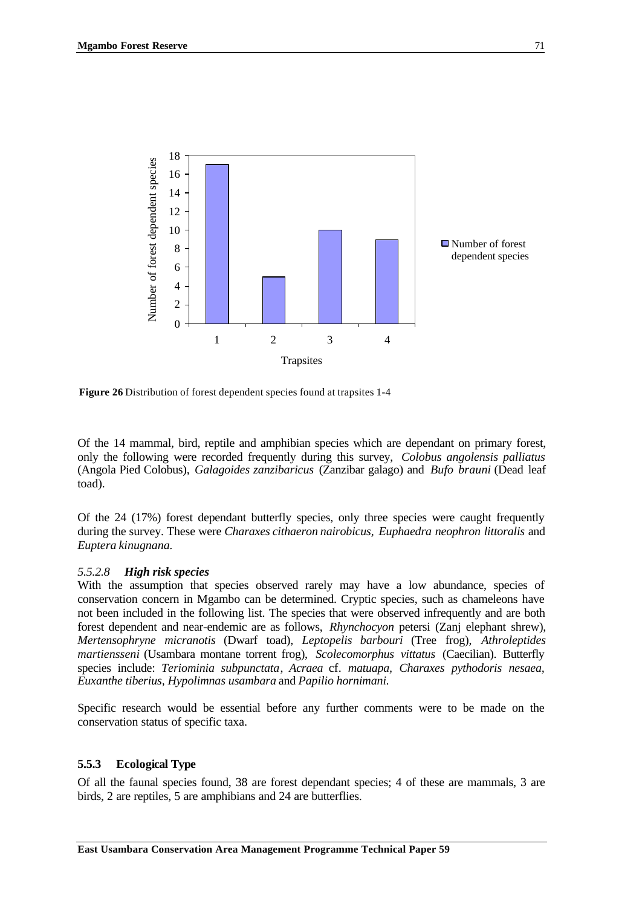**Figure 26** Distribution of forest dependent species found at trapsites 1-4

Of the 14 mammal, bird, reptile and amphibian species which are dependant on primary forest, only the following were recorded frequently during this survey, *Colobus angolensis palliatus* (Angola Pied Colobus), *Galagoides zanzibaricus* (Zanzibar galago) and *Bufo brauni* (Dead leaf toad).

Of the 24 (17%) forest dependant butterfly species, only three species were caught frequently during the survey. These were *Charaxes cithaeron nairobicus*, *Euphaedra neophron littoralis* and *Euptera kinugnana.*

#### *5.5.2.8 High risk species*

With the assumption that species observed rarely may have a low abundance, species of conservation concern in Mgambo can be determined. Cryptic species, such as chameleons have not been included in the following list. The species that were observed infrequently and are both forest dependent and near-endemic are as follows, *Rhynchocyon* petersi (Zanj elephant shrew), *Mertensophryne micranotis* (Dwarf toad), *Leptopelis barbouri* (Tree frog), *Athroleptides martiensseni* (Usambara montane torrent frog), *Scolecomorphus vittatus* (Caecilian). Butterfly species include: *Teriominia subpunctata*, *Acraea* cf. *matuapa*, *Charaxes pythodoris nesaea*, *Euxanthe tiberius*, *Hypolimnas usambara* and *Papilio hornimani.*

Specific research would be essential before any further comments were to be made on the conservation status of specific taxa.

### 5.5.3 Ecological Type

Of all the faunal species found, 38 are forest dependant species; 4 of these are mammals, 3 are birds, 2 are reptiles, 5 are amphibians and 24 are butterflies.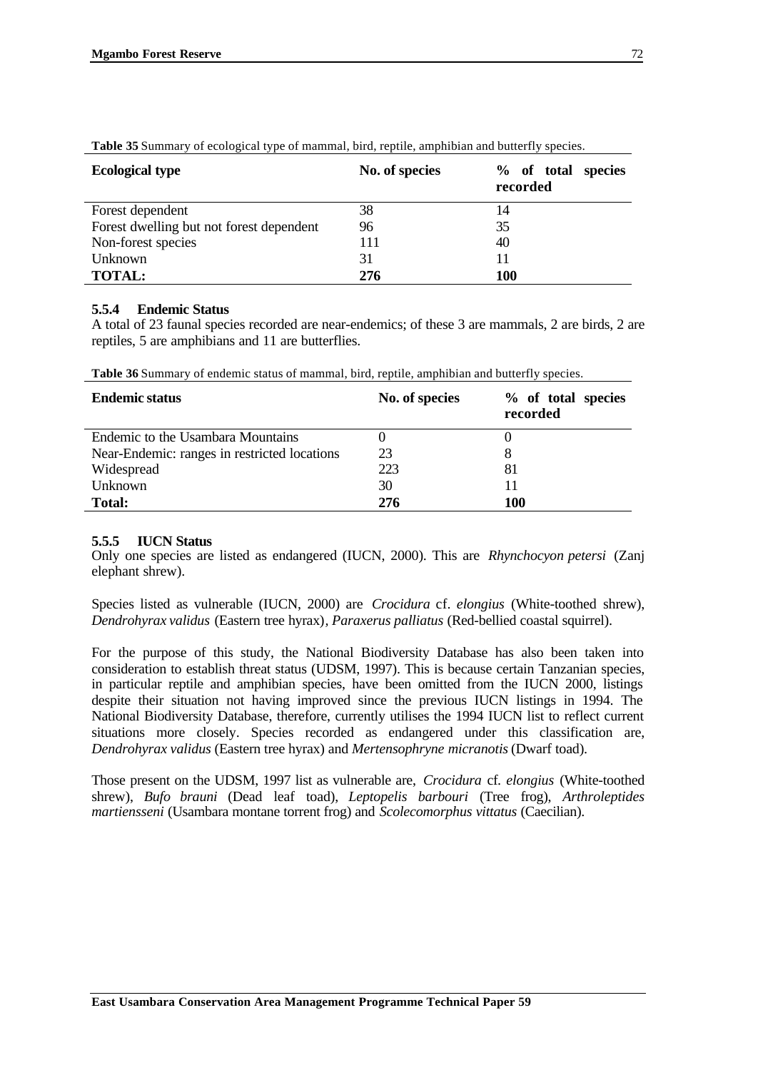**Table 35** Summary of ecological type of mammal, bird, reptile, amphibian and butterfly species.

| Ecological type | No. of species | % of total species recorded |
|---|---|---|
| Forest dependent | 38 | 14 |
| Forest dwelling but not forest dependent | 96 | 35 |
| Non-forest species | 111 | 40 |
| Unknown | 31 | 11 |
| **TOTAL:** | **276** | **100** |

### 5.5.4 Endemic Status

A total of 23 faunal species recorded are near-endemics; of these 3 are mammals, 2 are birds, 2 are reptiles, 5 are amphibians and 11 are butterflies.

**Table 36** Summary of endemic status of mammal, bird, reptile, amphibian and butterfly species.

| Endemic status | No. of species | % of total species recorded |
|---|---|---|
| Endemic to the Usambara Mountains | 0 | 0 |
| Near-Endemic: ranges in restricted locations | 23 | 8 |
| Widespread | 223 | 81 |
| Unknown | 30 | 11 |
| **Total:** | **276** | **100** |

### 5.5.5 IUCN Status

Only one species are listed as endangered (IUCN, 2000). This are *Rhynchocyon petersi* (Zanj elephant shrew).

Species listed as vulnerable (IUCN, 2000) are *Crocidura* cf. *elongius* (White-toothed shrew), *Dendrohyrax validus* (Eastern tree hyrax), *Paraxerus palliatus* (Red-bellied coastal squirrel).

For the purpose of this study, the National Biodiversity Database has also been taken into consideration to establish threat status (UDSM, 1997). This is because certain Tanzanian species, in particular reptile and amphibian species, have been omitted from the IUCN 2000, listings despite their situation not having improved since the previous IUCN listings in 1994. The National Biodiversity Database, therefore, currently utilises the 1994 IUCN list to reflect current situations more closely. Species recorded as endangered under this classification are, *Dendrohyrax validus* (Eastern tree hyrax) and *Mertensophryne micranotis* (Dwarf toad).

Those present on the UDSM, 1997 list as vulnerable are, *Crocidura* cf. *elongius* (White-toothed shrew), *Bufo brauni* (Dead leaf toad), *Leptopelis barbouri* (Tree frog), *Arthroleptides martiensseni* (Usambara montane torrent frog) and *Scolecomorphus vittatus* (Caecilian).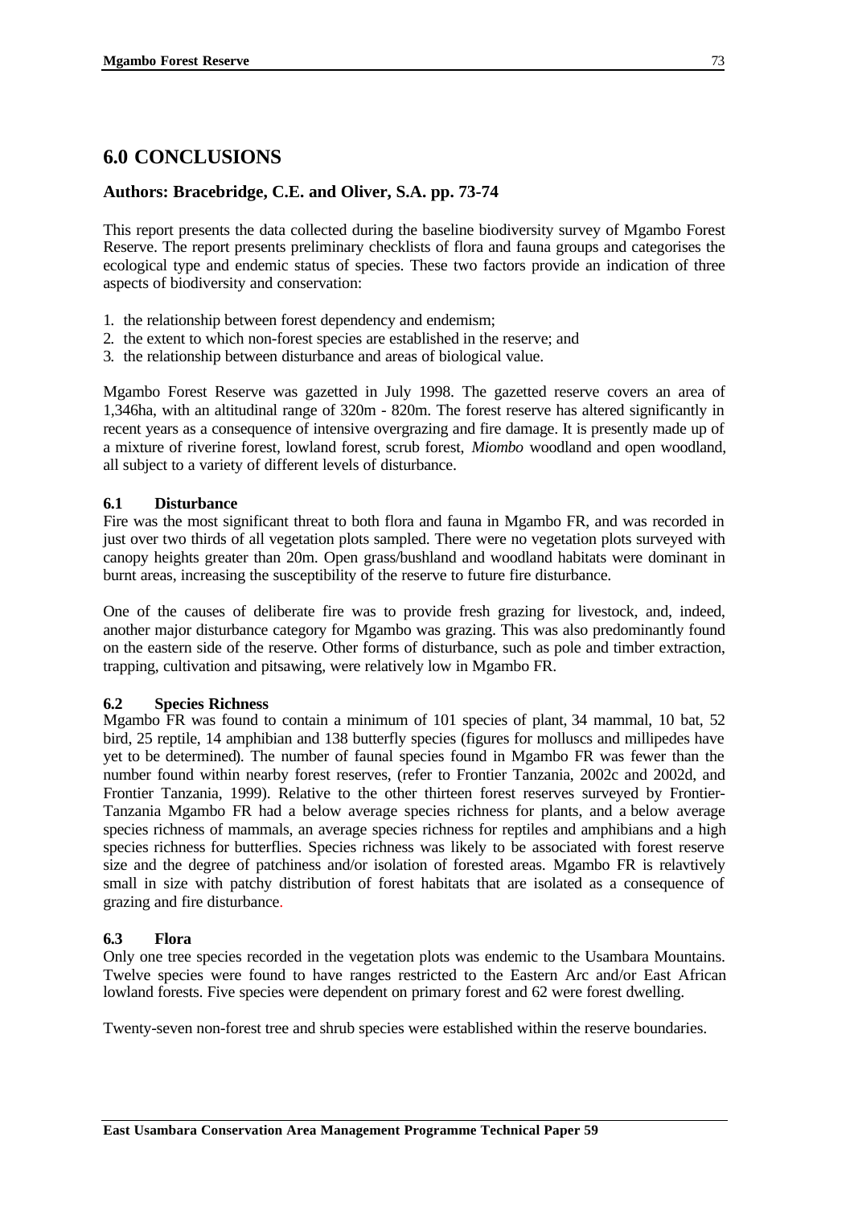# 6.0 CONCLUSIONS

## Authors: Bracebridge, C.E. and Oliver, S.A. pp. 73-74

This report presents the data collected during the baseline biodiversity survey of Mgambo Forest Reserve. The report presents preliminary checklists of flora and fauna groups and categorises the ecological type and endemic status of species. These two factors provide an indication of three aspects of biodiversity and conservation:

1. the relationship between forest dependency and endemism;
2. the extent to which non-forest species are established in the reserve; and
3. the relationship between disturbance and areas of biological value.

Mgambo Forest Reserve was gazetted in July 1998. The gazetted reserve covers an area of 1,346ha, with an altitudinal range of 320m - 820m. The forest reserve has altered significantly in recent years as a consequence of intensive overgrazing and fire damage. It is presently made up of a mixture of riverine forest, lowland forest, scrub forest, *Miombo* woodland and open woodland, all subject to a variety of different levels of disturbance.

### 6.1 Disturbance

Fire was the most significant threat to both flora and fauna in Mgambo FR, and was recorded in just over two thirds of all vegetation plots sampled. There were no vegetation plots surveyed with canopy heights greater than 20m. Open grass/bushland and woodland habitats were dominant in burnt areas, increasing the susceptibility of the reserve to future fire disturbance.

One of the causes of deliberate fire was to provide fresh grazing for livestock, and, indeed, another major disturbance category for Mgambo was grazing. This was also predominantly found on the eastern side of the reserve. Other forms of disturbance, such as pole and timber extraction, trapping, cultivation and pitsawing, were relatively low in Mgambo FR.

### 6.2 Species Richness

Mgambo FR was found to contain a minimum of 101 species of plant, 34 mammal, 10 bat, 52 bird, 25 reptile, 14 amphibian and 138 butterfly species (figures for molluscs and millipedes have yet to be determined). The number of faunal species found in Mgambo FR was fewer than the number found within nearby forest reserves, (refer to Frontier Tanzania, 2002c and 2002d, and Frontier Tanzania, 1999). Relative to the other thirteen forest reserves surveyed by Frontier-Tanzania Mgambo FR had a below average species richness for plants, and a below average species richness of mammals, an average species richness for reptiles and amphibians and a high species richness for butterflies. Species richness was likely to be associated with forest reserve size and the degree of patchiness and/or isolation of forested areas. Mgambo FR is relavtively small in size with patchy distribution of forest habitats that are isolated as a consequence of grazing and fire disturbance.

### 6.3 Flora

Only one tree species recorded in the vegetation plots was endemic to the Usambara Mountains. Twelve species were found to have ranges restricted to the Eastern Arc and/or East African lowland forests. Five species were dependent on primary forest and 62 were forest dwelling.

Twenty-seven non-forest tree and shrub species were established within the reserve boundaries.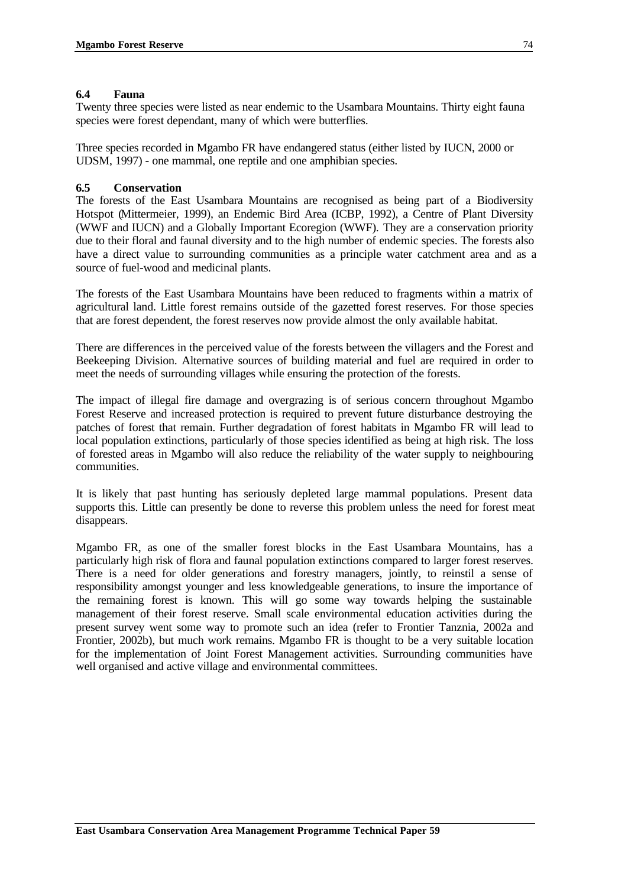### 6.4 Fauna

Twenty three species were listed as near endemic to the Usambara Mountains. Thirty eight fauna species were forest dependant, many of which were butterflies.

Three species recorded in Mgambo FR have endangered status (either listed by IUCN, 2000 or UDSM, 1997) - one mammal, one reptile and one amphibian species.

### 6.5 Conservation

The forests of the East Usambara Mountains are recognised as being part of a Biodiversity Hotspot (Mittermeier, 1999), an Endemic Bird Area (ICBP, 1992), a Centre of Plant Diversity (WWF and IUCN) and a Globally Important Ecoregion (WWF). They are a conservation priority due to their floral and faunal diversity and to the high number of endemic species. The forests also have a direct value to surrounding communities as a principle water catchment area and as a source of fuel-wood and medicinal plants.

The forests of the East Usambara Mountains have been reduced to fragments within a matrix of agricultural land. Little forest remains outside of the gazetted forest reserves. For those species that are forest dependent, the forest reserves now provide almost the only available habitat.

There are differences in the perceived value of the forests between the villagers and the Forest and Beekeeping Division. Alternative sources of building material and fuel are required in order to meet the needs of surrounding villages while ensuring the protection of the forests.

The impact of illegal fire damage and overgrazing is of serious concern throughout Mgambo Forest Reserve and increased protection is required to prevent future disturbance destroying the patches of forest that remain. Further degradation of forest habitats in Mgambo FR will lead to local population extinctions, particularly of those species identified as being at high risk. The loss of forested areas in Mgambo will also reduce the reliability of the water supply to neighbouring communities.

It is likely that past hunting has seriously depleted large mammal populations. Present data supports this. Little can presently be done to reverse this problem unless the need for forest meat disappears.

Mgambo FR, as one of the smaller forest blocks in the East Usambara Mountains, has a particularly high risk of flora and faunal population extinctions compared to larger forest reserves. There is a need for older generations and forestry managers, jointly, to reinstil a sense of responsibility amongst younger and less knowledgeable generations, to insure the importance of the remaining forest is known. This will go some way towards helping the sustainable management of their forest reserve. Small scale environmental education activities during the present survey went some way to promote such an idea (refer to Frontier Tanznia, 2002a and Frontier, 2002b), but much work remains. Mgambo FR is thought to be a very suitable location for the implementation of Joint Forest Management activities. Surrounding communities have well organised and active village and environmental committees.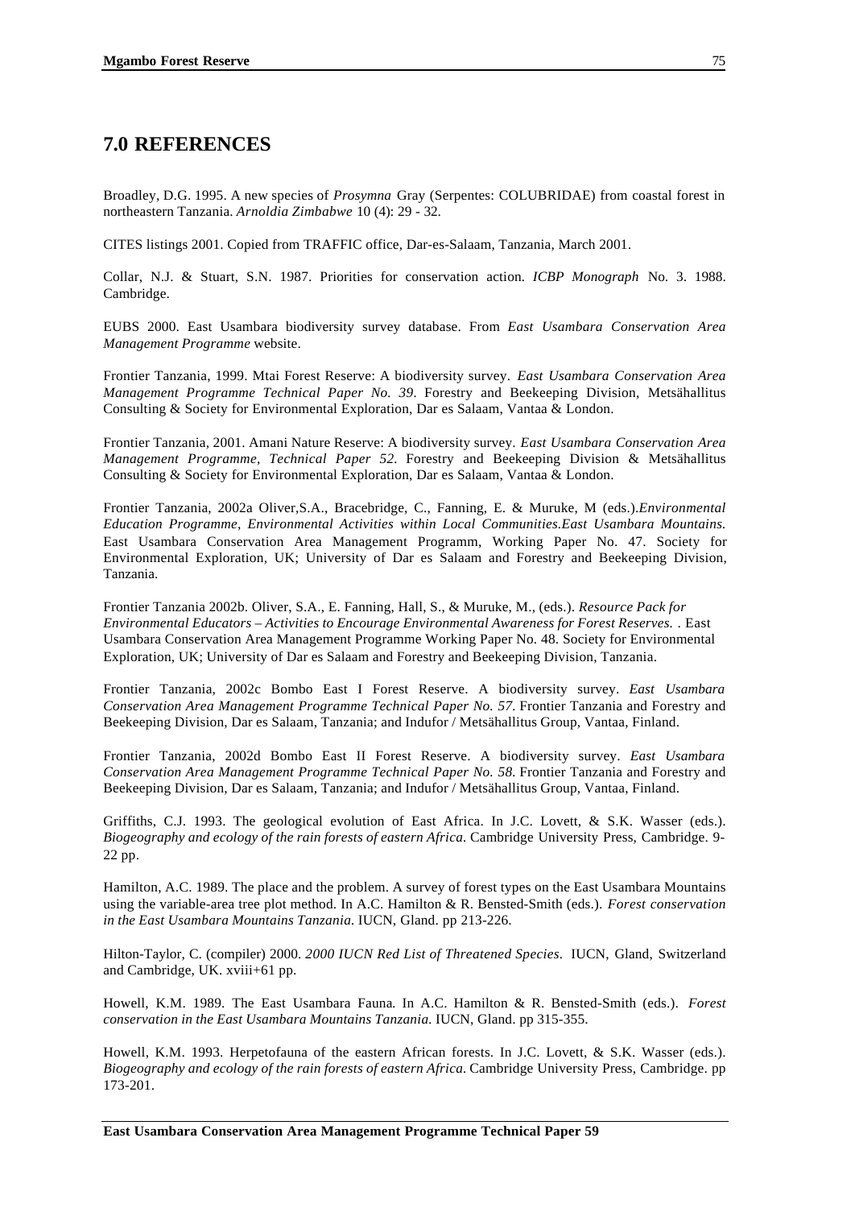## 7.0 REFERENCES

Broadley, D.G. 1995. A new species of *Prosymna* Gray (Serpentes: COLUBRIDAE) from coastal forest in northeastern Tanzania. *Arnoldia Zimbabwe* 10 (4): 29 - 32.

CITES listings 2001. Copied from TRAFFIC office, Dar-es-Salaam, Tanzania, March 2001.

Collar, N.J. & Stuart, S.N. 1987. Priorities for conservation action. *ICBP Monograph* No. 3. 1988. Cambridge.

EUBS 2000. East Usambara biodiversity survey database. From *East Usambara Conservation Area Management Programme* website.

Frontier Tanzania, 1999. Mtai Forest Reserve: A biodiversity survey. *East Usambara Conservation Area Management Programme Technical Paper No. 39*. Forestry and Beekeeping Division, Metsähallitus Consulting & Society for Environmental Exploration, Dar es Salaam, Vantaa & London.

Frontier Tanzania, 2001. Amani Nature Reserve: A biodiversity survey. *East Usambara Conservation Area Management Programme, Technical Paper 52*. Forestry and Beekeeping Division & Metsähallitus Consulting & Society for Environmental Exploration, Dar es Salaam, Vantaa & London.

Frontier Tanzania, 2002a Oliver,S.A., Bracebridge, C., Fanning, E. & Muruke, M (eds.).*Environmental Education Programme, Environmental Activities within Local Communities.East Usambara Mountains.* East Usambara Conservation Area Management Programm, Working Paper No. 47. Society for Environmental Exploration, UK; University of Dar es Salaam and Forestry and Beekeeping Division, Tanzania.

Frontier Tanzania 2002b. Oliver, S.A., E. Fanning, Hall, S., & Muruke, M., (eds.). *Resource Pack for Environmental Educators – Activities to Encourage Environmental Awareness for Forest Reserves.* . East Usambara Conservation Area Management Programme Working Paper No. 48. Society for Environmental Exploration, UK; University of Dar es Salaam and Forestry and Beekeeping Division, Tanzania.

Frontier Tanzania, 2002c Bombo East I Forest Reserve. A biodiversity survey. *East Usambara Conservation Area Management Programme Technical Paper No. 57*. Frontier Tanzania and Forestry and Beekeeping Division, Dar es Salaam, Tanzania; and Indufor / Metsähallitus Group, Vantaa, Finland.

Frontier Tanzania, 2002d Bombo East II Forest Reserve. A biodiversity survey. *East Usambara Conservation Area Management Programme Technical Paper No. 58*. Frontier Tanzania and Forestry and Beekeeping Division, Dar es Salaam, Tanzania; and Indufor / Metsähallitus Group, Vantaa, Finland.

Griffiths, C.J. 1993. The geological evolution of East Africa. In J.C. Lovett, & S.K. Wasser (eds.). *Biogeography and ecology of the rain forests of eastern Africa*. Cambridge University Press, Cambridge. 9-22 pp.

Hamilton, A.C. 1989. The place and the problem. A survey of forest types on the East Usambara Mountains using the variable-area tree plot method. In A.C. Hamilton & R. Bensted-Smith (eds.). *Forest conservation in the East Usambara Mountains Tanzania*. IUCN, Gland. pp 213-226.

Hilton-Taylor, C. (compiler) 2000. *2000 IUCN Red List of Threatened Species*. IUCN, Gland, Switzerland and Cambridge, UK. xviii+61 pp.

Howell, K.M. 1989. The East Usambara Fauna. In A.C. Hamilton & R. Bensted-Smith (eds.). *Forest conservation in the East Usambara Mountains Tanzania*. IUCN, Gland. pp 315-355.

Howell, K.M. 1993. Herpetofauna of the eastern African forests. In J.C. Lovett, & S.K. Wasser (eds.). *Biogeography and ecology of the rain forests of eastern Africa*. Cambridge University Press, Cambridge. pp 173-201.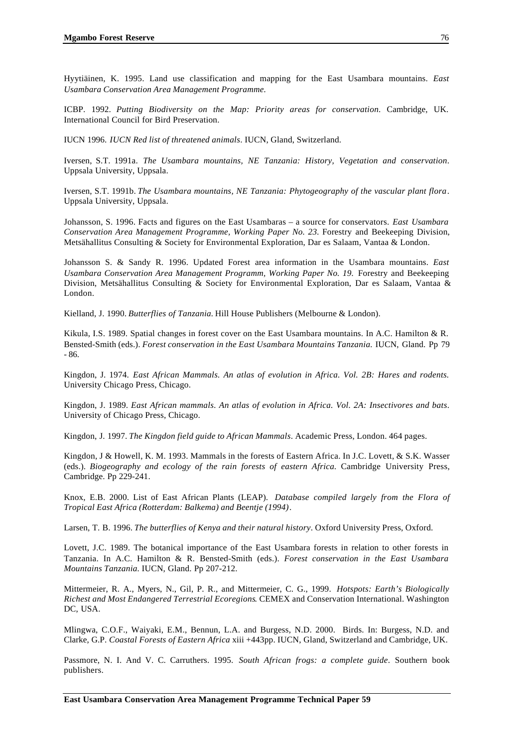Hyytiäinen, K. 1995. Land use classification and mapping for the East Usambara mountains. *East Usambara Conservation Area Management Programme.*

ICBP. 1992. *Putting Biodiversity on the Map: Priority areas for conservation.* Cambridge, UK. International Council for Bird Preservation.

IUCN 1996. *IUCN Red list of threatened animals*. IUCN, Gland, Switzerland.

Iversen, S.T. 1991a. *The Usambara mountains, NE Tanzania: History, Vegetation and conservation*. Uppsala University, Uppsala.

Iversen, S.T. 1991b. *The Usambara mountains, NE Tanzania: Phytogeography of the vascular plant flora*. Uppsala University, Uppsala.

Johansson, S. 1996. Facts and figures on the East Usambaras – a source for conservators. *East Usambara Conservation Area Management Programme, Working Paper No. 23.* Forestry and Beekeeping Division, Metsähallitus Consulting & Society for Environmental Exploration, Dar es Salaam, Vantaa & London.

Johansson S. & Sandy R. 1996. Updated Forest area information in the Usambara mountains. *East Usambara Conservation Area Management Programm, Working Paper No. 19.* Forestry and Beekeeping Division, Metsähallitus Consulting & Society for Environmental Exploration, Dar es Salaam, Vantaa & London.

Kielland, J. 1990. *Butterflies of Tanzania.* Hill House Publishers (Melbourne & London).

Kikula, I.S. 1989. Spatial changes in forest cover on the East Usambara mountains. In A.C. Hamilton & R. Bensted-Smith (eds.). *Forest conservation in the East Usambara Mountains Tanzania.* IUCN, Gland. Pp 79 - 86.

Kingdon, J. 1974. *East African Mammals. An atlas of evolution in Africa. Vol. 2B: Hares and rodents.* University Chicago Press, Chicago.

Kingdon, J. 1989. *East African mammals. An atlas of evolution in Africa. Vol. 2A: Insectivores and bats*. University of Chicago Press, Chicago.

Kingdon, J. 1997. *The Kingdon field guide to African Mammals*. Academic Press, London. 464 pages.

Kingdon, J & Howell, K. M. 1993. Mammals in the forests of Eastern Africa. In J.C. Lovett, & S.K. Wasser (eds.). *Biogeography and ecology of the rain forests of eastern Africa.* Cambridge University Press, Cambridge. Pp 229-241.

Knox, E.B. 2000. List of East African Plants (LEAP). *Database compiled largely from the Flora of Tropical East Africa (Rotterdam: Balkema) and Beentje (1994)*.

Larsen, T. B. 1996. *The butterflies of Kenya and their natural history*. Oxford University Press, Oxford.

Lovett, J.C. 1989. The botanical importance of the East Usambara forests in relation to other forests in Tanzania. In A.C. Hamilton & R. Bensted-Smith (eds.). *Forest conservation in the East Usambara Mountains Tanzania.* IUCN, Gland. Pp 207-212.

Mittermeier, R. A., Myers, N., Gil, P. R., and Mittermeier, C. G., 1999. *Hotspots: Earth's Biologically Richest and Most Endangered Terrestrial Ecoregions*. CEMEX and Conservation International. Washington DC, USA.

Mlingwa, C.O.F., Waiyaki, E.M., Bennun, L.A. and Burgess, N.D. 2000. Birds. In: Burgess, N.D. and Clarke, G.P. *Coastal Forests of Eastern Africa* xiii +443pp. IUCN, Gland, Switzerland and Cambridge, UK.

Passmore, N. I. And V. C. Carruthers. 1995. *South African frogs: a complete guide*. Southern book publishers.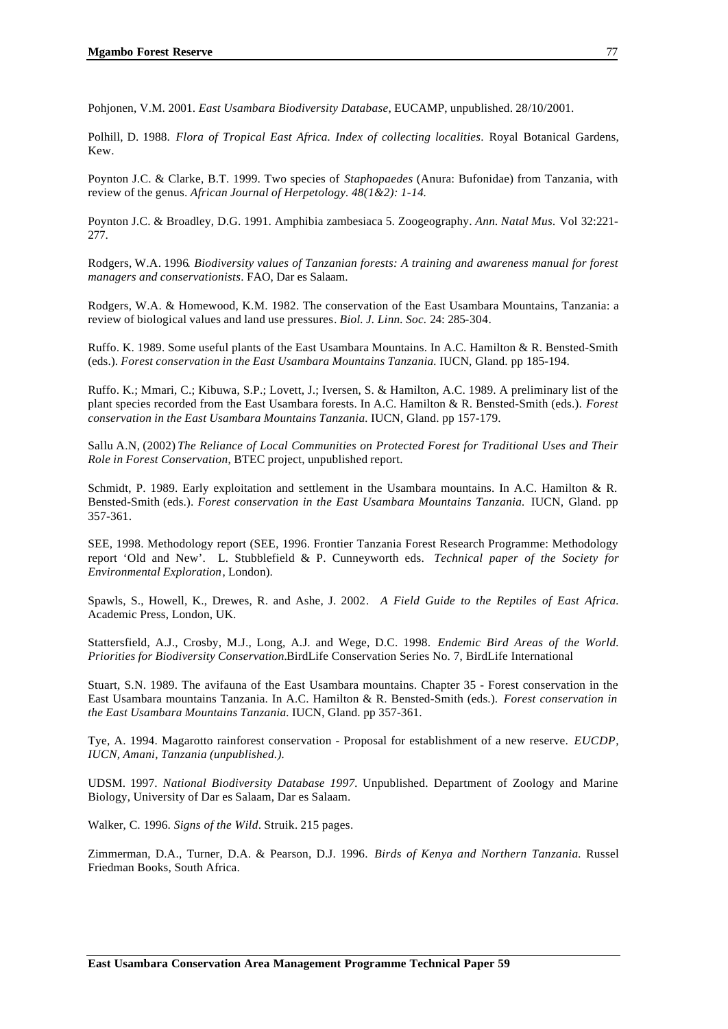Pohjonen, V.M. 2001. *East Usambara Biodiversity Database*, EUCAMP, unpublished. 28/10/2001.

Polhill, D. 1988. *Flora of Tropical East Africa. Index of collecting localities*. Royal Botanical Gardens, Kew.

Poynton J.C. & Clarke, B.T. 1999. Two species of *Staphopaedes* (Anura: Bufonidae) from Tanzania, with review of the genus. *African Journal of Herpetology. 48(1&2): 1-14.*

Poynton J.C. & Broadley, D.G. 1991. Amphibia zambesiaca 5. Zoogeography. *Ann. Natal Mus.* Vol 32:221-277.

Rodgers, W.A. 1996*. Biodiversity values of Tanzanian forests: A training and awareness manual for forest managers and conservationists*. FAO, Dar es Salaam.

Rodgers, W.A. & Homewood, K.M. 1982. The conservation of the East Usambara Mountains, Tanzania: a review of biological values and land use pressures. *Biol. J. Linn. Soc.* 24: 285-304.

Ruffo. K. 1989. Some useful plants of the East Usambara Mountains. In A.C. Hamilton & R. Bensted-Smith (eds.). *Forest conservation in the East Usambara Mountains Tanzania.* IUCN, Gland. pp 185-194.

Ruffo. K.; Mmari, C.; Kibuwa, S.P.; Lovett, J.; Iversen, S. & Hamilton, A.C. 1989. A preliminary list of the plant species recorded from the East Usambara forests. In A.C. Hamilton & R. Bensted-Smith (eds.). *Forest conservation in the East Usambara Mountains Tanzania.* IUCN, Gland. pp 157-179.

Sallu A.N, (2002) *The Reliance of Local Communities on Protected Forest for Traditional Uses and Their Role in Forest Conservation*, BTEC project, unpublished report.

Schmidt, P. 1989. Early exploitation and settlement in the Usambara mountains. In A.C. Hamilton & R. Bensted-Smith (eds.). *Forest conservation in the East Usambara Mountains Tanzania.* IUCN, Gland. pp 357-361.

SEE, 1998. Methodology report (SEE, 1996. Frontier Tanzania Forest Research Programme: Methodology report 'Old and New'. L. Stubblefield & P. Cunneyworth eds. *Technical paper of the Society for Environmental Exploration*, London).

Spawls, S., Howell, K., Drewes, R. and Ashe, J. 2002. *A Field Guide to the Reptiles of East Africa.* Academic Press, London, UK.

Stattersfield, A.J., Crosby, M.J., Long, A.J. and Wege, D.C. 1998. *Endemic Bird Areas of the World. Priorities for Biodiversity Conservation.*BirdLife Conservation Series No. 7, BirdLife International

Stuart, S.N. 1989. The avifauna of the East Usambara mountains. Chapter 35 - Forest conservation in the East Usambara mountains Tanzania. In A.C. Hamilton & R. Bensted-Smith (eds.). *Forest conservation in the East Usambara Mountains Tanzania.* IUCN, Gland. pp 357-361.

Tye, A. 1994. Magarotto rainforest conservation - Proposal for establishment of a new reserve. *EUCDP, IUCN, Amani, Tanzania (unpublished.).*

UDSM. 1997. *National Biodiversity Database 1997.* Unpublished. Department of Zoology and Marine Biology, University of Dar es Salaam, Dar es Salaam.

Walker, C. 1996. *Signs of the Wild*. Struik. 215 pages.

Zimmerman, D.A., Turner, D.A. & Pearson, D.J. 1996. *Birds of Kenya and Northern Tanzania.* Russel Friedman Books, South Africa.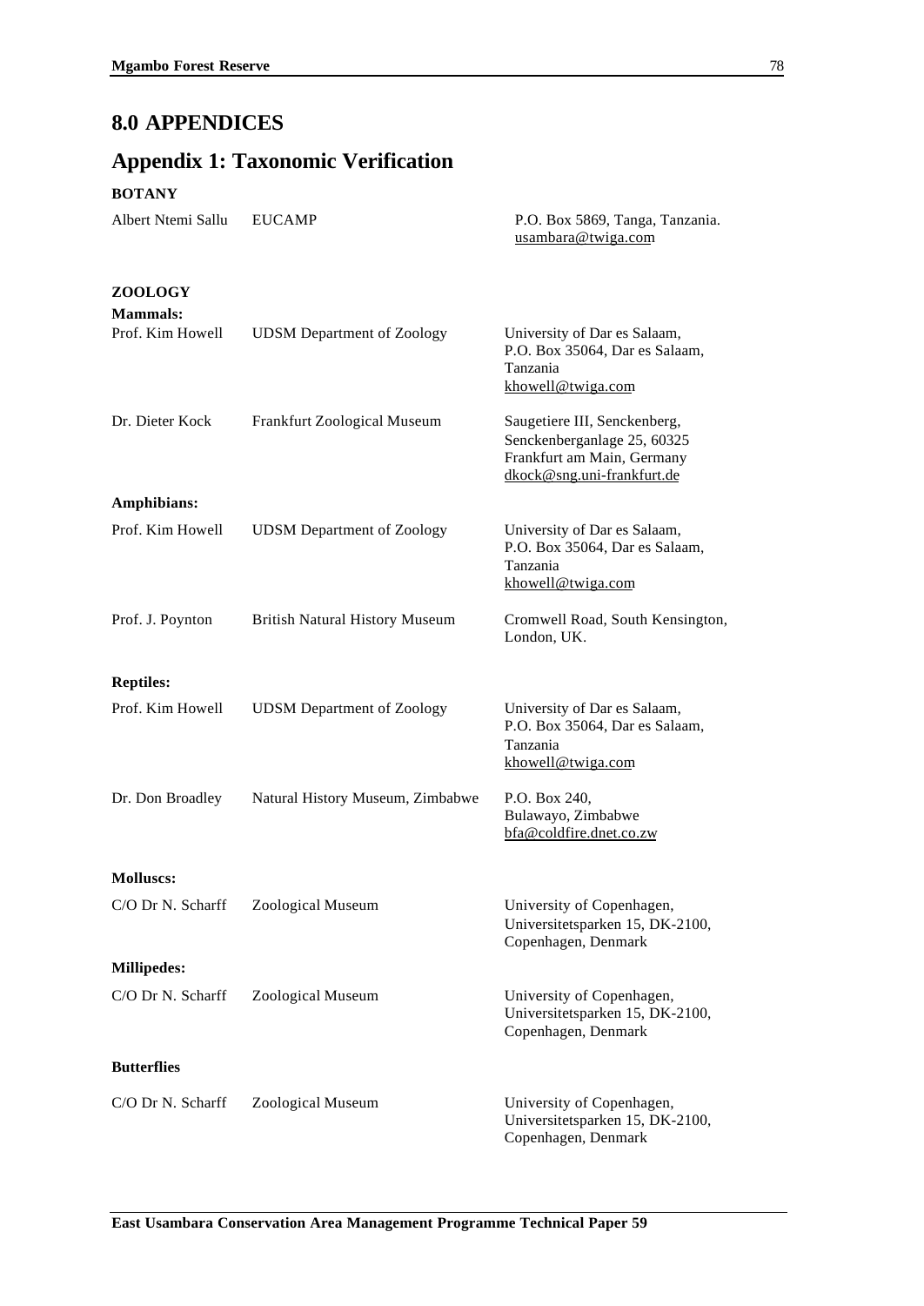# 8.0 APPENDICES

## Appendix 1: Taxonomic Verification

**BOTANY**

| | | |
|---|---|---|
| Albert Ntemi Sallu | EUCAMP | P.O. Box 5869, Tanga, Tanzania. usambara@twiga.com |

**ZOOLOGY**

**Mammals:**

| | | |
|---|---|---|
| Prof. Kim Howell | UDSM Department of Zoology | University of Dar es Salaam, P.O. Box 35064, Dar es Salaam, Tanzania khowell@twiga.com |
| Dr. Dieter Kock | Frankfurt Zoological Museum | Saugetiere III, Senckenberg, Senckenberganlage 25, 60325 Frankfurt am Main, Germany dkock@sng.uni-frankfurt.de |

**Amphibians:**

| | | |
|---|---|---|
| Prof. Kim Howell | UDSM Department of Zoology | University of Dar es Salaam, P.O. Box 35064, Dar es Salaam, Tanzania khowell@twiga.com |
| Prof. J. Poynton | British Natural History Museum | Cromwell Road, South Kensington, London, UK. |

**Reptiles:**

| | | |
|---|---|---|
| Prof. Kim Howell | UDSM Department of Zoology | University of Dar es Salaam, P.O. Box 35064, Dar es Salaam, Tanzania khowell@twiga.com |
| Dr. Don Broadley | Natural History Museum, Zimbabwe | P.O. Box 240, Bulawayo, Zimbabwe bfa@coldfire.dnet.co.zw |

**Molluscs:**

| | | |
|---|---|---|
| C/O Dr N. Scharff | Zoological Museum | University of Copenhagen, Universitetsparken 15, DK-2100, Copenhagen, Denmark |

**Millipedes:**

| | | |
|---|---|---|
| C/O Dr N. Scharff | Zoological Museum | University of Copenhagen, Universitetsparken 15, DK-2100, Copenhagen, Denmark |

**Butterflies**

| | | |
|---|---|---|
| C/O Dr N. Scharff | Zoological Museum | University of Copenhagen, Universitetsparken 15, DK-2100, Copenhagen, Denmark |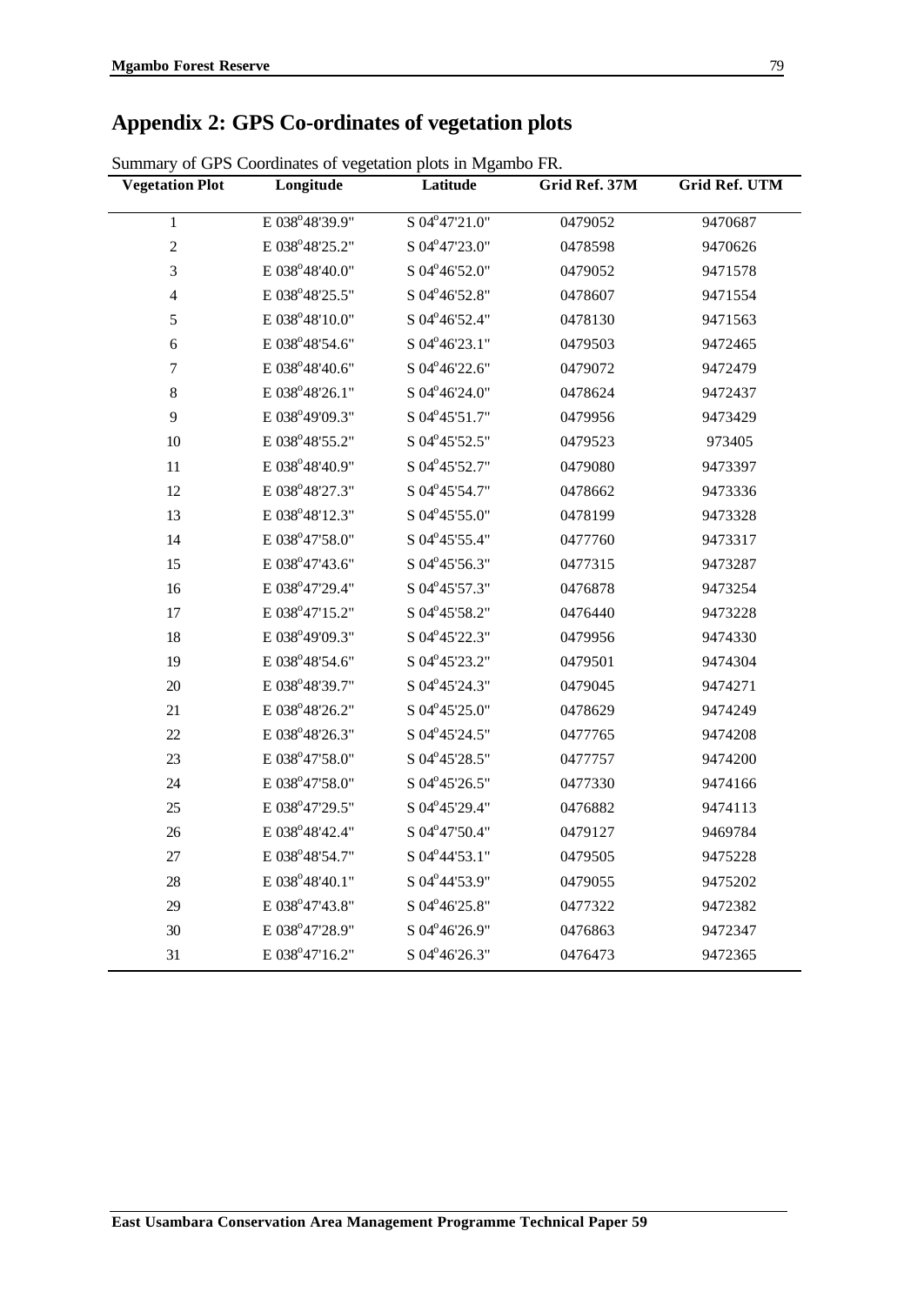## Appendix 2: GPS Co-ordinates of vegetation plots

Summary of GPS Coordinates of vegetation plots in Mgambo FR.

| Vegetation Plot | Longitude | Latitude | Grid Ref. 37M | Grid Ref. UTM |
|---|---|---|---|---|
| 1 | E 038°48'39.9" | S 04°47'21.0" | 0479052 | 9470687 |
| 2 | E 038°48'25.2" | S 04°47'23.0" | 0478598 | 9470626 |
| 3 | E 038°48'40.0" | S 04°46'52.0" | 0479052 | 9471578 |
| 4 | E 038°48'25.5" | S 04°46'52.8" | 0478607 | 9471554 |
| 5 | E 038°48'10.0" | S 04°46'52.4" | 0478130 | 9471563 |
| 6 | E 038°48'54.6" | S 04°46'23.1" | 0479503 | 9472465 |
| 7 | E 038°48'40.6" | S 04°46'22.6" | 0479072 | 9472479 |
| 8 | E 038°48'26.1" | S 04°46'24.0" | 0478624 | 9472437 |
| 9 | E 038°49'09.3" | S 04°45'51.7" | 0479956 | 9473429 |
| 10 | E 038°48'55.2" | S 04°45'52.5" | 0479523 | 973405 |
| 11 | E 038°48'40.9" | S 04°45'52.7" | 0479080 | 9473397 |
| 12 | E 038°48'27.3" | S 04°45'54.7" | 0478662 | 9473336 |
| 13 | E 038°48'12.3" | S 04°45'55.0" | 0478199 | 9473328 |
| 14 | E 038°47'58.0" | S 04°45'55.4" | 0477760 | 9473317 |
| 15 | E 038°47'43.6" | S 04°45'56.3" | 0477315 | 9473287 |
| 16 | E 038°47'29.4" | S 04°45'57.3" | 0476878 | 9473254 |
| 17 | E 038°47'15.2" | S 04°45'58.2" | 0476440 | 9473228 |
| 18 | E 038°49'09.3" | S 04°45'22.3" | 0479956 | 9474330 |
| 19 | E 038°48'54.6" | S 04°45'23.2" | 0479501 | 9474304 |
| 20 | E 038°48'39.7" | S 04°45'24.3" | 0479045 | 9474271 |
| 21 | E 038°48'26.2" | S 04°45'25.0" | 0478629 | 9474249 |
| 22 | E 038°48'26.3" | S 04°45'24.5" | 0477765 | 9474208 |
| 23 | E 038°47'58.0" | S 04°45'28.5" | 0477757 | 9474200 |
| 24 | E 038°47'58.0" | S 04°45'26.5" | 0477330 | 9474166 |
| 25 | E 038°47'29.5" | S 04°45'29.4" | 0476882 | 9474113 |
| 26 | E 038°48'42.4" | S 04°47'50.4" | 0479127 | 9469784 |
| 27 | E 038°48'54.7" | S 04°44'53.1" | 0479505 | 9475228 |
| 28 | E 038°48'40.1" | S 04°44'53.9" | 0479055 | 9475202 |
| 29 | E 038°47'43.8" | S 04°46'25.8" | 0477322 | 9472382 |
| 30 | E 038°47'28.9" | S 04°46'26.9" | 0476863 | 9472347 |
| 31 | E 038°47'16.2" | S 04°46'26.3" | 0476473 | 9472365 |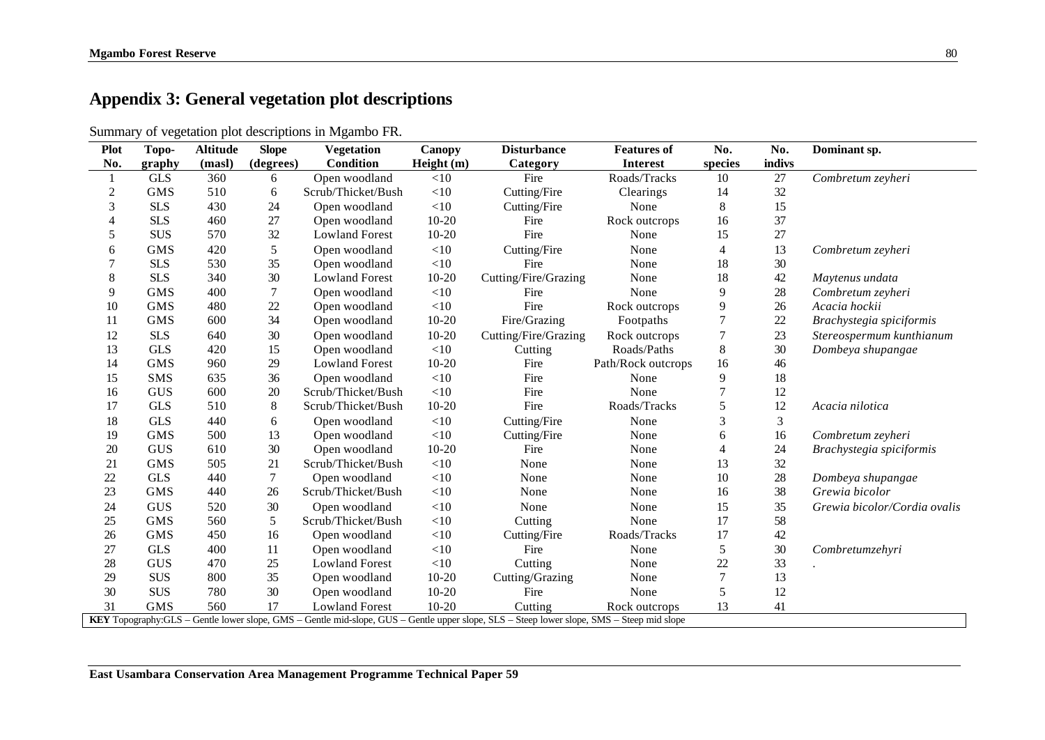# Appendix 3: General vegetation plot descriptions

Summary of vegetation plot descriptions in Mgambo FR.

| Plot No. | Topo-graphy | Altitude (masl) | Slope (degrees) | Vegetation Condition | Canopy Height (m) | Disturbance Category | Features of Interest | No. species | No. indivs | Dominant sp. |
|---|---|---|---|---|---|---|---|---|---|---|
| 1 | GLS | 360 | 6 | Open woodland | <10 | Fire | Roads/Tracks | 10 | 27 | *Combretum zeyheri* |
| 2 | GMS | 510 | 6 | Scrub/Thicket/Bush | <10 | Cutting/Fire | Clearings | 14 | 32 | |
| 3 | SLS | 430 | 24 | Open woodland | <10 | Cutting/Fire | None | 8 | 15 | |
| 4 | SLS | 460 | 27 | Open woodland | 10-20 | Fire | Rock outcrops | 16 | 37 | |
| 5 | SUS | 570 | 32 | Lowland Forest | 10-20 | Fire | None | 15 | 27 | |
| 6 | GMS | 420 | 5 | Open woodland | <10 | Cutting/Fire | None | 4 | 13 | *Combretum zeyheri* |
| 7 | SLS | 530 | 35 | Open woodland | <10 | Fire | None | 18 | 30 | |
| 8 | SLS | 340 | 30 | Lowland Forest | 10-20 | Cutting/Fire/Grazing | None | 18 | 42 | *Maytenus undata* |
| 9 | GMS | 400 | 7 | Open woodland | <10 | Fire | None | 9 | 28 | *Combretum zeyheri* |
| 10 | GMS | 480 | 22 | Open woodland | <10 | Fire | Rock outcrops | 9 | 26 | *Acacia hockii* |
| 11 | GMS | 600 | 34 | Open woodland | 10-20 | Fire/Grazing | Footpaths | 7 | 22 | *Brachystegia spiciformis* |
| 12 | SLS | 640 | 30 | Open woodland | 10-20 | Cutting/Fire/Grazing | Rock outcrops | 7 | 23 | *Stereospermum kunthianum* |
| 13 | GLS | 420 | 15 | Open woodland | <10 | Cutting | Roads/Paths | 8 | 30 | *Dombeya shupangae* |
| 14 | GMS | 960 | 29 | Lowland Forest | 10-20 | Fire | Path/Rock outcrops | 16 | 46 | |
| 15 | SMS | 635 | 36 | Open woodland | <10 | Fire | None | 9 | 18 | |
| 16 | GUS | 600 | 20 | Scrub/Thicket/Bush | <10 | Fire | None | 7 | 12 | |
| 17 | GLS | 510 | 8 | Scrub/Thicket/Bush | 10-20 | Fire | Roads/Tracks | 5 | 12 | *Acacia nilotica* |
| 18 | GLS | 440 | 6 | Open woodland | <10 | Cutting/Fire | None | 3 | 3 | |
| 19 | GMS | 500 | 13 | Open woodland | <10 | Cutting/Fire | None | 6 | 16 | *Combretum zeyheri* |
| 20 | GUS | 610 | 30 | Open woodland | 10-20 | Fire | None | 4 | 24 | *Brachystegia spiciformis* |
| 21 | GMS | 505 | 21 | Scrub/Thicket/Bush | <10 | None | None | 13 | 32 | |
| 22 | GLS | 440 | 7 | Open woodland | <10 | None | None | 10 | 28 | *Dombeya shupangae* |
| 23 | GMS | 440 | 26 | Scrub/Thicket/Bush | <10 | None | None | 16 | 38 | *Grewia bicolor* |
| 24 | GUS | 520 | 30 | Open woodland | <10 | None | None | 15 | 35 | *Grewia bicolor/Cordia ovalis* |
| 25 | GMS | 560 | 5 | Scrub/Thicket/Bush | <10 | Cutting | None | 17 | 58 | |
| 26 | GMS | 450 | 16 | Open woodland | <10 | Cutting/Fire | Roads/Tracks | 17 | 42 | |
| 27 | GLS | 400 | 11 | Open woodland | <10 | Fire | None | 5 | 30 | *Combretumzehyri* |
| 28 | GUS | 470 | 25 | Lowland Forest | <10 | Cutting | None | 22 | 33 | . |
| 29 | SUS | 800 | 35 | Open woodland | 10-20 | Cutting/Grazing | None | 7 | 13 | |
| 30 | SUS | 780 | 30 | Open woodland | 10-20 | Fire | None | 5 | 12 | |
| 31 | GMS | 560 | 17 | Lowland Forest | 10-20 | Cutting | Rock outcrops | 13 | 41 | |

**KEY** Topography:GLS – Gentle lower slope, GMS – Gentle mid-slope, GUS – Gentle upper slope, SLS – Steep lower slope, SMS – Steep mid slope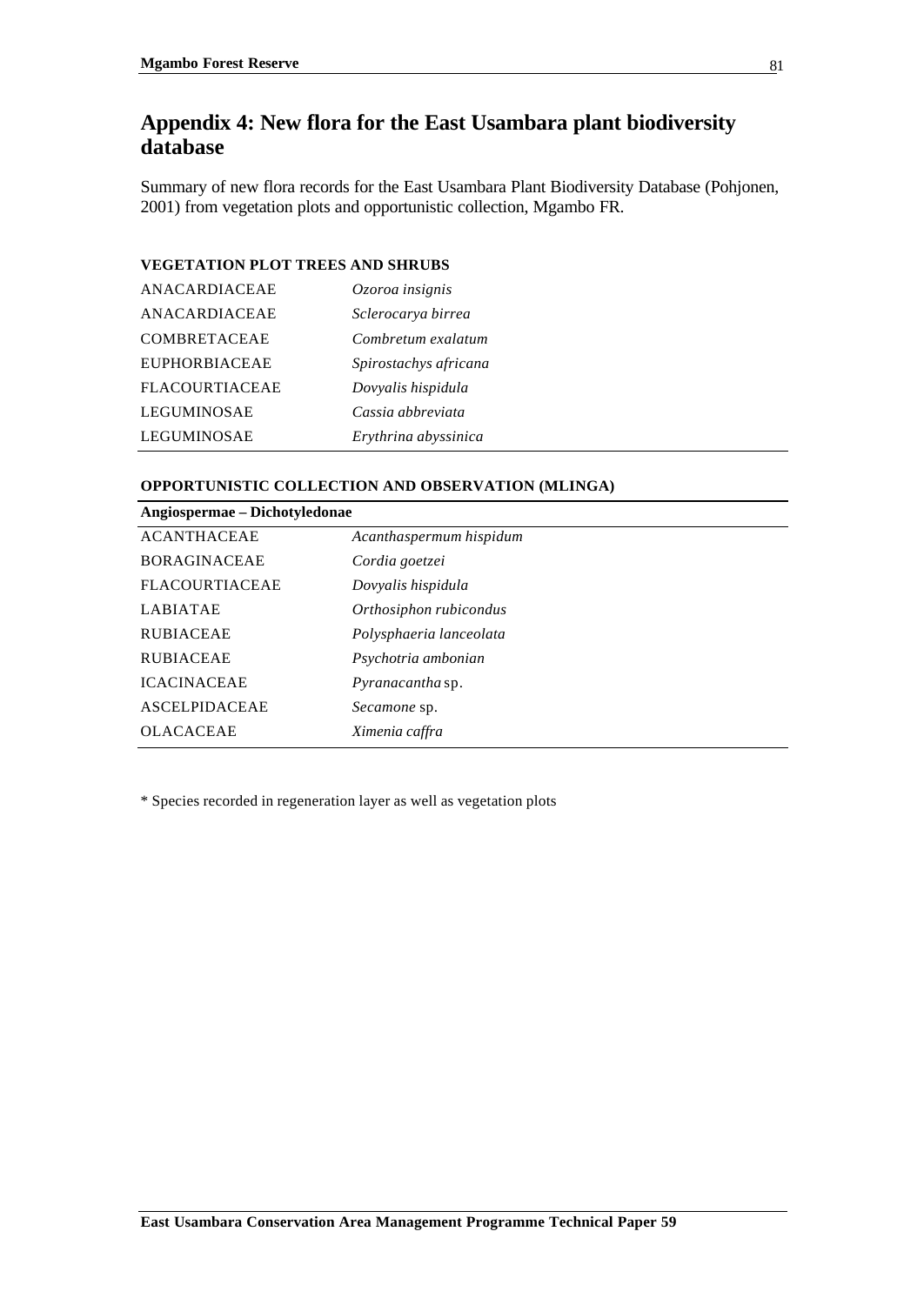# Appendix 4: New flora for the East Usambara plant biodiversity database

Summary of new flora records for the East Usambara Plant Biodiversity Database (Pohjonen, 2001) from vegetation plots and opportunistic collection, Mgambo FR.

**VEGETATION PLOT TREES AND SHRUBS**

| | |
|---|---|
| ANACARDIACEAE | *Ozoroa insignis* |
| ANACARDIACEAE | *Sclerocarya birrea* |
| COMBRETACEAE | *Combretum exalatum* |
| EUPHORBIACEAE | *Spirostachys africana* |
| FLACOURTIACEAE | *Dovyalis hispidula* |
| LEGUMINOSAE | *Cassia abbreviata* |
| LEGUMINOSAE | *Erythrina abyssinica* |

**OPPORTUNISTIC COLLECTION AND OBSERVATION (MLINGA)**

| **Angiospermae – Dichotyledonae** | |
|---|---|
| ACANTHACEAE | *Acanthaspermum hispidum* |
| BORAGINACEAE | *Cordia goetzei* |
| FLACOURTIACEAE | *Dovyalis hispidula* |
| LABIATAE | *Orthosiphon rubicondus* |
| RUBIACEAE | *Polysphaeria lanceolata* |
| RUBIACEAE | *Psychotria ambonian* |
| ICACINACEAE | *Pyranacantha* sp. |
| ASCELPIDACEAE | *Secamone* sp. |
| OLACACEAE | *Ximenia caffra* |

* Species recorded in regeneration layer as well as vegetation plots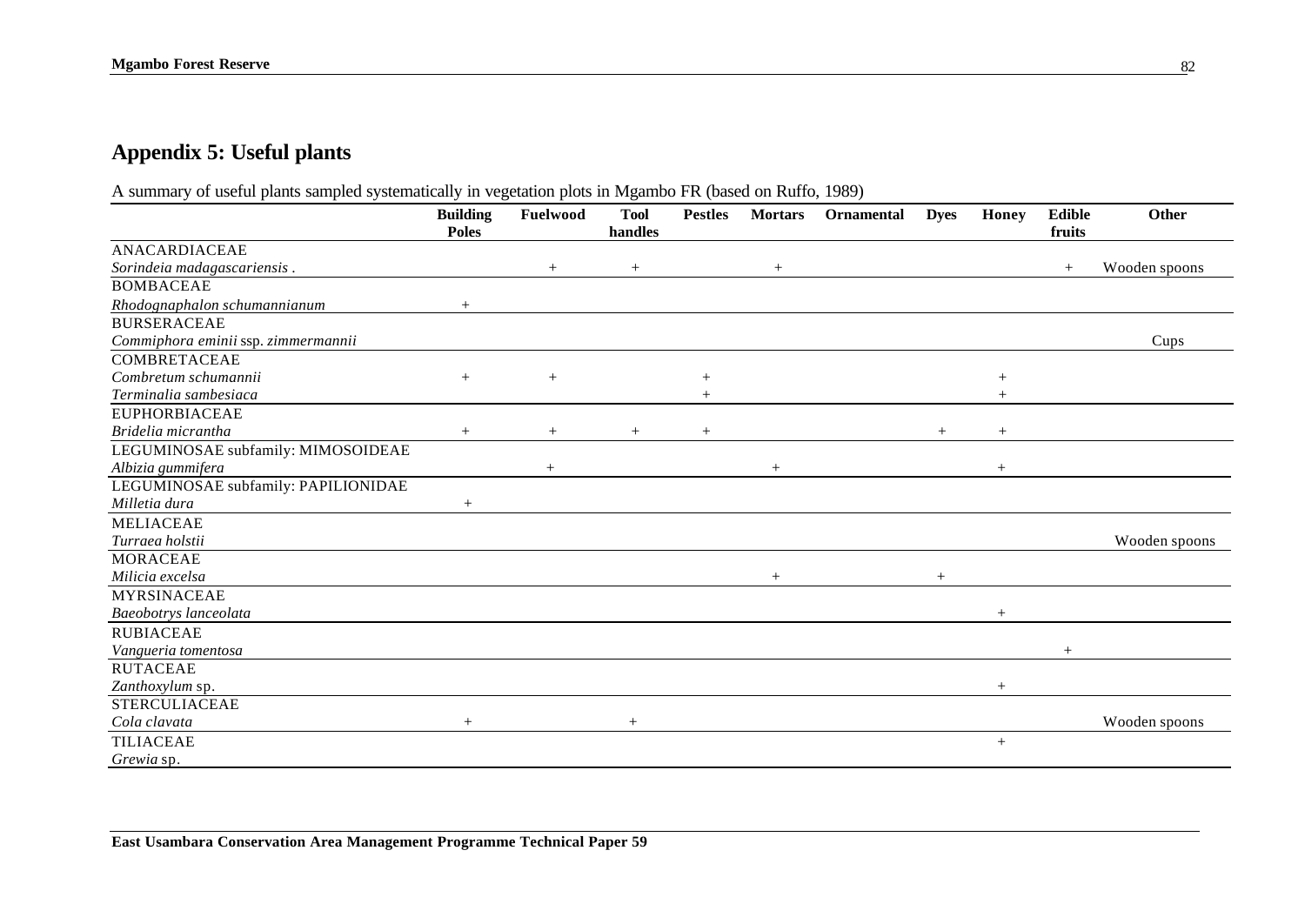## Appendix 5: Useful plants

A summary of useful plants sampled systematically in vegetation plots in Mgambo FR (based on Ruffo, 1989)

| | Building Poles | Fuelwood | Tool handles | Pestles | Mortars | Ornamental | Dyes | Honey | Edible fruits | Other |
|---|---|---|---|---|---|---|---|---|---|---|
| ANACARDIACEAE | | | | | | | | | | |
| *Sorindeia madagascariensis* . | | + | + | | + | | | | + | Wooden spoons |
| BOMBACEAE | | | | | | | | | | |
| *Rhodognaphalon schumannianum* | + | | | | | | | | | |
| BURSERACEAE | | | | | | | | | | |
| *Commiphora eminii* ssp. *zimmermannii* | | | | | | | | | | Cups |
| COMBRETACEAE | | | | | | | | | | |
| *Combretum schumannii* | + | + | | + | | | | + | | |
| *Terminalia sambesiaca* | | | | + | | | | + | | |
| EUPHORBIACEAE | | | | | | | | | | |
| *Bridelia micrantha* | + | + | + | + | | | + | + | | |
| LEGUMINOSAE subfamily: MIMOSOIDEAE | | | | | | | | | | |
| *Albizia gummifera* | | + | | | + | | | + | | |
| LEGUMINOSAE subfamily: PAPILIONIDAE | | | | | | | | | | |
| *Milletia dura* | + | | | | | | | | | |
| MELIACEAE | | | | | | | | | | |
| *Turraea holstii* | | | | | | | | | | Wooden spoons |
| MORACEAE | | | | | | | | | | |
| *Milicia excelsa* | | | | | + | | + | | | |
| MYRSINACEAE | | | | | | | | | | |
| *Baeobotrys lanceolata* | | | | | | | | + | | |
| RUBIACEAE | | | | | | | | | | |
| *Vangueria tomentosa* | | | | | | | | | + | |
| RUTACEAE | | | | | | | | | | |
| *Zanthoxylum* sp. | | | | | | | | + | | |
| STERCULIACEAE | | | | | | | | | | |
| *Cola clavata* | + | | + | | | | | | | Wooden spoons |
| TILIACEAE | | | | | | | | + | | |
| *Grewia* sp. | | | | | | | | | | |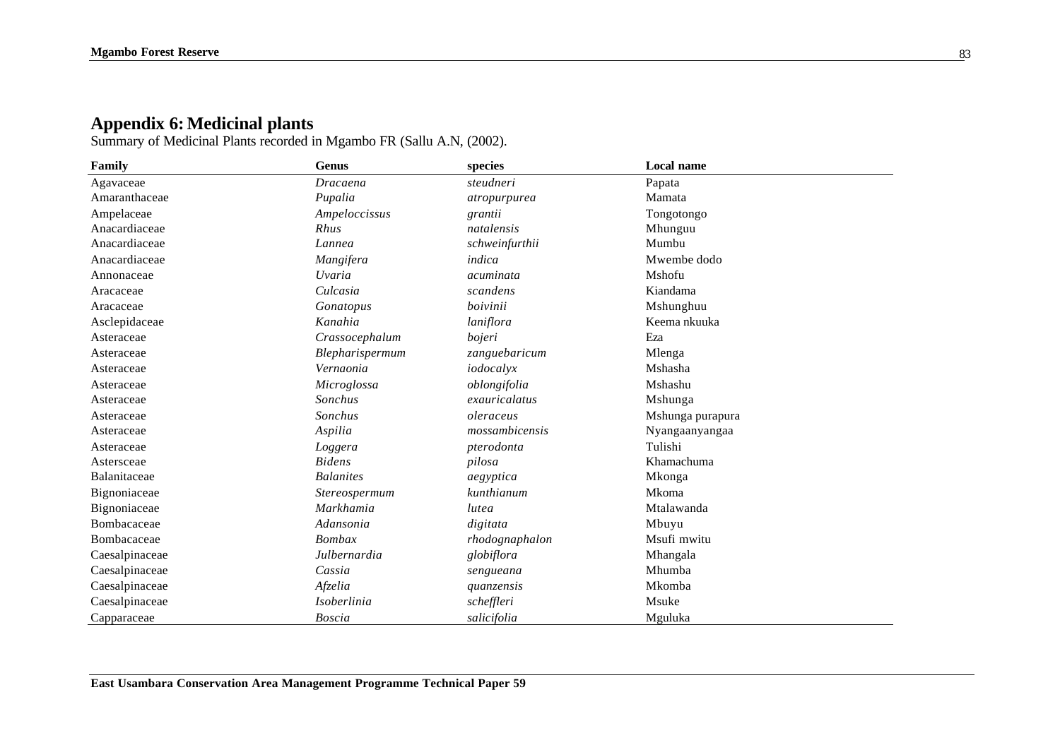## Appendix 6: Medicinal plants

Summary of Medicinal Plants recorded in Mgambo FR (Sallu A.N, (2002).

| Family | Genus | species | Local name |
|---|---|---|---|
| Agavaceae | *Dracaena* | *steudneri* | Papata |
| Amaranthaceae | *Pupalia* | *atropurpurea* | Mamata |
| Ampelaceae | *Ampeloccissus* | *grantii* | Tongotongo |
| Anacardiaceae | *Rhus* | *natalensis* | Mhunguu |
| Anacardiaceae | *Lannea* | *schweinfurthii* | Mumbu |
| Anacardiaceae | *Mangifera* | *indica* | Mwembe dodo |
| Annonaceae | *Uvaria* | *acuminata* | Mshofu |
| Aracaceae | *Culcasia* | *scandens* | Kiandama |
| Aracaceae | *Gonatopus* | *boivinii* | Mshunghuu |
| Asclepidaceae | *Kanahia* | *laniflora* | Keema nkuuka |
| Asteraceae | *Crassocephalum* | *bojeri* | Eza |
| Asteraceae | *Blepharispermum* | *zanguebaricum* | Mlenga |
| Asteraceae | *Vernaonia* | *iodocalyx* | Mshasha |
| Asteraceae | *Microglossa* | *oblongifolia* | Mshashu |
| Asteraceae | *Sonchus* | *exauricalatus* | Mshunga |
| Asteraceae | *Sonchus* | *oleraceus* | Mshunga purapura |
| Asteraceae | *Aspilia* | *mossambicensis* | Nyangaanyangaa |
| Asteraceae | *Loggera* | *pterodonta* | Tulishi |
| Astersceae | *Bidens* | *pilosa* | Khamachuma |
| Balanitaceae | *Balanites* | *aegyptica* | Mkonga |
| Bignoniaceae | *Stereospermum* | *kunthianum* | Mkoma |
| Bignoniaceae | *Markhamia* | *lutea* | Mtalawanda |
| Bombacaceae | *Adansonia* | *digitata* | Mbuyu |
| Bombacaceae | *Bombax* | *rhodognaphalon* | Msufi mwitu |
| Caesalpinaceae | *Julbernardia* | *globiflora* | Mhangala |
| Caesalpinaceae | *Cassia* | *sengueana* | Mhumba |
| Caesalpinaceae | *Afzelia* | *quanzensis* | Mkomba |
| Caesalpinaceae | *Isoberlinia* | *scheffleri* | Msuke |
| Capparaceae | *Boscia* | *salicifolia* | Mguluka |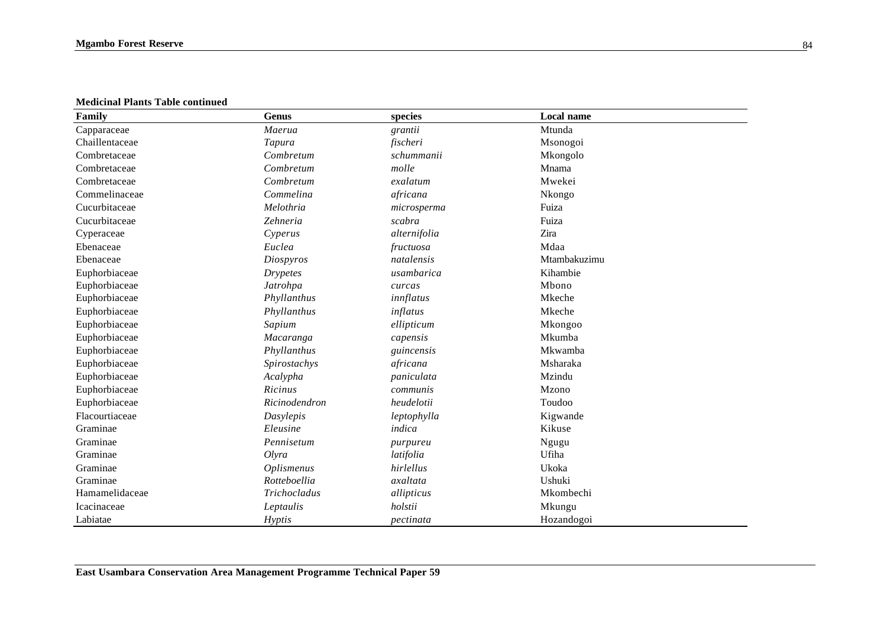**Medicinal Plants Table continued**

| Family | Genus | species | Local name |
|---|---|---|---|
| Capparaceae | *Maerua* | *grantii* | Mtunda |
| Chaillentaceae | *Tapura* | *fischeri* | Msonogoi |
| Combretaceae | *Combretum* | *schummanii* | Mkongolo |
| Combretaceae | *Combretum* | *molle* | Mnama |
| Combretaceae | *Combretum* | *exalatum* | Mwekei |
| Commelinaceae | *Commelina* | *africana* | Nkongo |
| Cucurbitaceae | *Melothria* | *microsperma* | Fuiza |
| Cucurbitaceae | *Zehneria* | *scabra* | Fuiza |
| Cyperaceae | *Cyperus* | *alternifolia* | Zira |
| Ebenaceae | *Euclea* | *fructuosa* | Mdaa |
| Ebenaceae | *Diospyros* | *natalensis* | Mtambakuzimu |
| Euphorbiaceae | *Drypetes* | *usambarica* | Kihambie |
| Euphorbiaceae | *Jatrohpa* | *curcas* | Mbono |
| Euphorbiaceae | *Phyllanthus* | *innflatus* | Mkeche |
| Euphorbiaceae | *Phyllanthus* | *inflatus* | Mkeche |
| Euphorbiaceae | *Sapium* | *ellipticum* | Mkongoo |
| Euphorbiaceae | *Macaranga* | *capensis* | Mkumba |
| Euphorbiaceae | *Phyllanthus* | *guincensis* | Mkwamba |
| Euphorbiaceae | *Spirostachys* | *africana* | Msharaka |
| Euphorbiaceae | *Acalypha* | *paniculata* | Mzindu |
| Euphorbiaceae | *Ricinus* | *communis* | Mzono |
| Euphorbiaceae | *Ricinodendron* | *heudelotii* | Toudoo |
| Flacourtiaceae | *Dasylepis* | *leptophylla* | Kigwande |
| Graminae | *Eleusine* | *indica* | Kikuse |
| Graminae | *Pennisetum* | *purpureu* | Ngugu |
| Graminae | *Olyra* | *latifolia* | Ufiha |
| Graminae | *Oplismenus* | *hirlellus* | Ukoka |
| Graminae | *Rotteboellia* | *axaltata* | Ushuki |
| Hamamelidaceae | *Trichocladus* | *allipticus* | Mkombechi |
| Icacinaceae | *Leptaulis* | *holstii* | Mkungu |
| Labiatae | *Hyptis* | *pectinata* | Hozandogoi |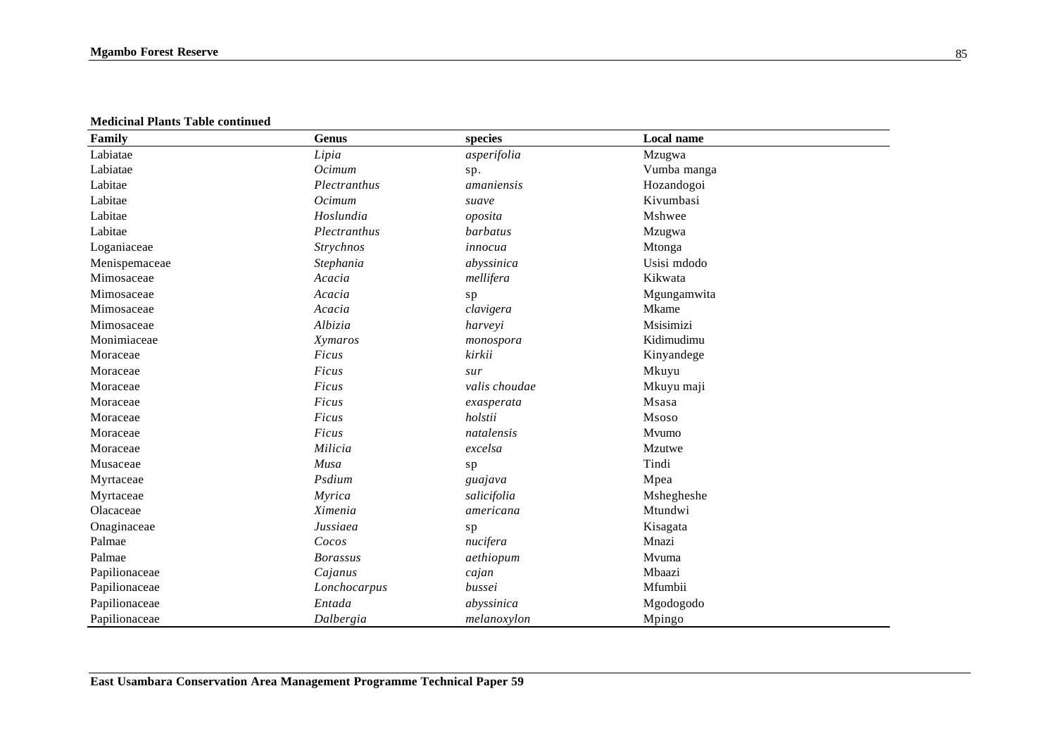**Medicinal Plants Table continued**

| Family | Genus | species | Local name |
|---|---|---|---|
| Labiatae | *Lipia* | *asperifolia* | Mzugwa |
| Labiatae | *Ocimum* | sp. | Vumba manga |
| Labitae | *Plectranthus* | *amaniensis* | Hozandogoi |
| Labitae | *Ocimum* | *suave* | Kivumbasi |
| Labitae | *Hoslundia* | *oposita* | Mshwee |
| Labitae | *Plectranthus* | *barbatus* | Mzugwa |
| Loganiaceae | *Strychnos* | *innocua* | Mtonga |
| Menispemaceae | *Stephania* | *abyssinica* | Usisi mdodo |
| Mimosaceae | *Acacia* | *mellifera* | Kikwata |
| Mimosaceae | *Acacia* | sp | Mgungamwita |
| Mimosaceae | *Acacia* | *clavigera* | Mkame |
| Mimosaceae | *Albizia* | *harveyi* | Msisimizi |
| Monimiaceae | *Xymaros* | *monospora* | Kidimudimu |
| Moraceae | *Ficus* | *kirkii* | Kinyandege |
| Moraceae | *Ficus* | *sur* | Mkuyu |
| Moraceae | *Ficus* | *valis choudae* | Mkuyu maji |
| Moraceae | *Ficus* | *exasperata* | Msasa |
| Moraceae | *Ficus* | *holstii* | Msoso |
| Moraceae | *Ficus* | *natalensis* | Mvumo |
| Moraceae | *Milicia* | *excelsa* | Mzutwe |
| Musaceae | *Musa* | sp | Tindi |
| Myrtaceae | *Psdium* | *guajava* | Mpea |
| Myrtaceae | *Myrica* | *salicifolia* | Mshegheshe |
| Olacaceae | *Ximenia* | *americana* | Mtundwi |
| Onaginaceae | *Jussiaea* | sp | Kisagata |
| Palmae | *Cocos* | *nucifera* | Mnazi |
| Palmae | *Borassus* | *aethiopum* | Mvuma |
| Papilionaceae | *Cajanus* | *cajan* | Mbaazi |
| Papilionaceae | *Lonchocarpus* | *bussei* | Mfumbii |
| Papilionaceae | *Entada* | *abyssinica* | Mgodogodo |
| Papilionaceae | *Dalbergia* | *melanoxylon* | Mpingo |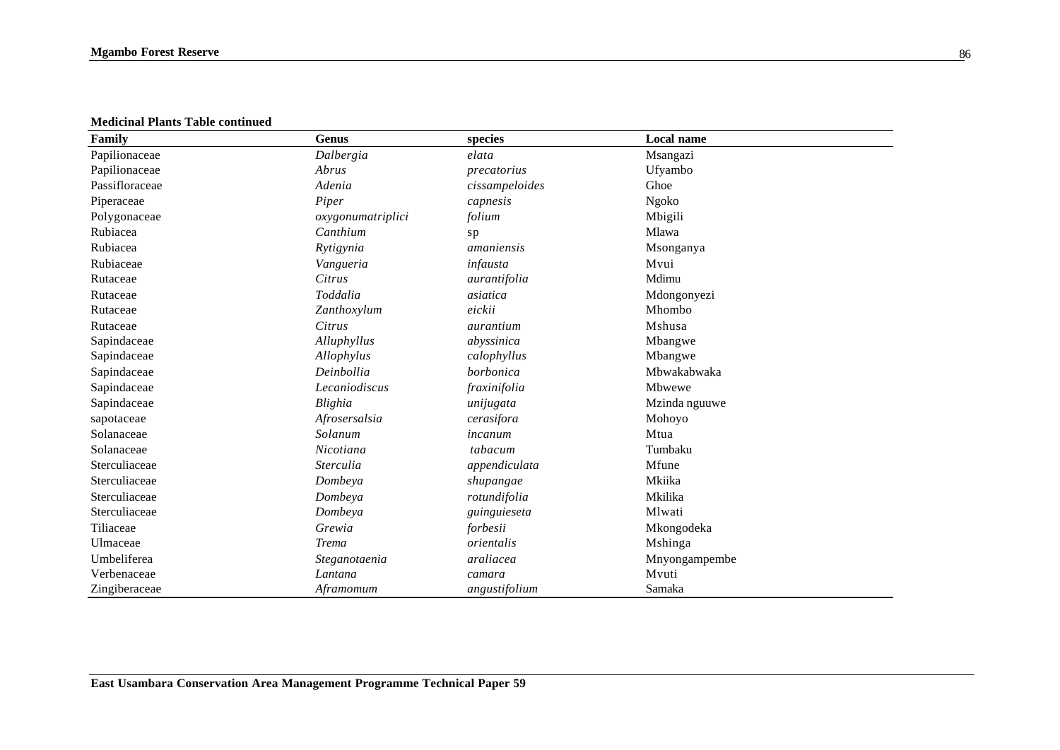**Medicinal Plants Table continued**

| Family | Genus | species | Local name |
|---|---|---|---|
| Papilionaceae | *Dalbergia* | *elata* | Msangazi |
| Papilionaceae | *Abrus* | *precatorius* | Ufyambo |
| Passifloraceae | *Adenia* | *cissampeloides* | Ghoe |
| Piperaceae | *Piper* | *capnesis* | Ngoko |
| Polygonaceae | *oxygonumatriplici* | *folium* | Mbigili |
| Rubiacea | *Canthium* | sp | Mlawa |
| Rubiacea | *Rytigynia* | *amaniensis* | Msonganya |
| Rubiaceae | *Vangueria* | *infausta* | Mvui |
| Rutaceae | *Citrus* | *aurantifolia* | Mdimu |
| Rutaceae | *Toddalia* | *asiatica* | Mdongonyezi |
| Rutaceae | *Zanthoxylum* | *eickii* | Mhombo |
| Rutaceae | *Citrus* | *aurantium* | Mshusa |
| Sapindaceae | *Alluphyllus* | *abyssinica* | Mbangwe |
| Sapindaceae | *Allophylus* | *calophyllus* | Mbangwe |
| Sapindaceae | *Deinbollia* | *borbonica* | Mbwakabwaka |
| Sapindaceae | *Lecaniodiscus* | *fraxinifolia* | Mbwewe |
| Sapindaceae | *Blighia* | *unijugata* | Mzinda nguuwe |
| sapotaceae | *Afrosersalsia* | *cerasifora* | Mohoyo |
| Solanaceae | *Solanum* | *incanum* | Mtua |
| Solanaceae | *Nicotiana* | *tabacum* | Tumbaku |
| Sterculiaceae | *Sterculia* | *appendiculata* | Mfune |
| Sterculiaceae | *Dombeya* | *shupangae* | Mkiika |
| Sterculiaceae | *Dombeya* | *rotundifolia* | Mkilika |
| Sterculiaceae | *Dombeya* | *guinguieseta* | Mlwati |
| Tiliaceae | *Grewia* | *forbesii* | Mkongodeka |
| Ulmaceae | *Trema* | *orientalis* | Mshinga |
| Umbeliferea | *Steganotaenia* | *araliacea* | Mnyongampembe |
| Verbenaceae | *Lantana* | *camara* | Mvuti |
| Zingiberaceae | *Aframomum* | *angustifolium* | Samaka |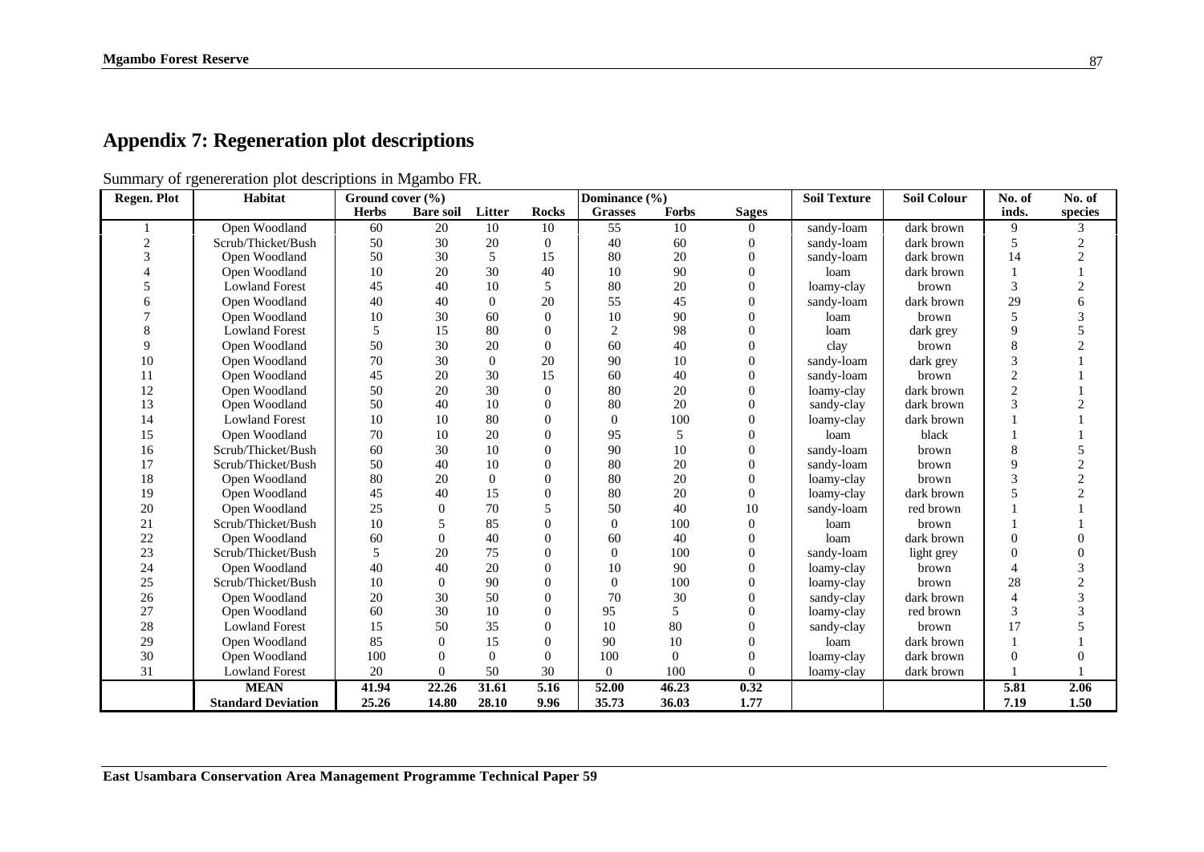## Appendix 7: Regeneration plot descriptions

Summary of rgenereration plot descriptions in Mgambo FR.

| Regen. Plot | Habitat | Ground cover (%) | | | | Dominance (%) | | | Soil Texture | Soil Colour | No. of | No. of |
|---|---|---|---|---|---|---|---|---|---|---|---|---|
| | | Herbs | Bare soil | Litter | Rocks | Grasses | Forbs | Sages | | | inds. | species |
| 1 | Open Woodland | 60 | 20 | 10 | 10 | 55 | 10 | 0 | sandy-loam | dark brown | 9 | 3 |
| 2 | Scrub/Thicket/Bush | 50 | 30 | 20 | 0 | 40 | 60 | 0 | sandy-loam | dark brown | 5 | 2 |
| 3 | Open Woodland | 50 | 30 | 5 | 15 | 80 | 20 | 0 | sandy-loam | dark brown | 14 | 2 |
| 4 | Open Woodland | 10 | 20 | 30 | 40 | 10 | 90 | 0 | loam | dark brown | 1 | 1 |
| 5 | Lowland Forest | 45 | 40 | 10 | 5 | 80 | 20 | 0 | loamy-clay | brown | 3 | 2 |
| 6 | Open Woodland | 40 | 40 | 0 | 20 | 55 | 45 | 0 | sandy-loam | dark brown | 29 | 6 |
| 7 | Open Woodland | 10 | 30 | 60 | 0 | 10 | 90 | 0 | loam | brown | 5 | 3 |
| 8 | Lowland Forest | 5 | 15 | 80 | 0 | 2 | 98 | 0 | loam | dark grey | 9 | 5 |
| 9 | Open Woodland | 50 | 30 | 20 | 0 | 60 | 40 | 0 | clay | brown | 8 | 2 |
| 10 | Open Woodland | 70 | 30 | 0 | 20 | 90 | 10 | 0 | sandy-loam | dark grey | 3 | 1 |
| 11 | Open Woodland | 45 | 20 | 30 | 15 | 60 | 40 | 0 | sandy-loam | brown | 2 | 1 |
| 12 | Open Woodland | 50 | 20 | 30 | 0 | 80 | 20 | 0 | loamy-clay | dark brown | 2 | 1 |
| 13 | Open Woodland | 50 | 40 | 10 | 0 | 80 | 20 | 0 | sandy-clay | dark brown | 3 | 2 |
| 14 | Lowland Forest | 10 | 10 | 80 | 0 | 0 | 100 | 0 | loamy-clay | dark brown | 1 | 1 |
| 15 | Open Woodland | 70 | 10 | 20 | 0 | 95 | 5 | 0 | loam | black | 1 | 1 |
| 16 | Scrub/Thicket/Bush | 60 | 30 | 10 | 0 | 90 | 10 | 0 | sandy-loam | brown | 8 | 5 |
| 17 | Scrub/Thicket/Bush | 50 | 40 | 10 | 0 | 80 | 20 | 0 | sandy-loam | brown | 9 | 2 |
| 18 | Open Woodland | 80 | 20 | 0 | 0 | 80 | 20 | 0 | loamy-clay | brown | 3 | 2 |
| 19 | Open Woodland | 45 | 40 | 15 | 0 | 80 | 20 | 0 | loamy-clay | dark brown | 5 | 2 |
| 20 | Open Woodland | 25 | 0 | 70 | 5 | 50 | 40 | 10 | sandy-loam | red brown | 1 | 1 |
| 21 | Scrub/Thicket/Bush | 10 | 5 | 85 | 0 | 0 | 100 | 0 | loam | brown | 1 | 1 |
| 22 | Open Woodland | 60 | 0 | 40 | 0 | 60 | 40 | 0 | loam | dark brown | 0 | 0 |
| 23 | Scrub/Thicket/Bush | 5 | 20 | 75 | 0 | 0 | 100 | 0 | sandy-loam | light grey | 0 | 0 |
| 24 | Open Woodland | 40 | 40 | 20 | 0 | 10 | 90 | 0 | loamy-clay | brown | 4 | 3 |
| 25 | Scrub/Thicket/Bush | 10 | 0 | 90 | 0 | 0 | 100 | 0 | loamy-clay | brown | 28 | 2 |
| 26 | Open Woodland | 20 | 30 | 50 | 0 | 70 | 30 | 0 | sandy-clay | dark brown | 4 | 3 |
| 27 | Open Woodland | 60 | 30 | 10 | 0 | 95 | 5 | 0 | loamy-clay | red brown | 3 | 3 |
| 28 | Lowland Forest | 15 | 50 | 35 | 0 | 10 | 80 | 0 | sandy-clay | brown | 17 | 5 |
| 29 | Open Woodland | 85 | 0 | 15 | 0 | 90 | 10 | 0 | loam | dark brown | 1 | 1 |
| 30 | Open Woodland | 100 | 0 | 0 | 0 | 100 | 0 | 0 | loamy-clay | dark brown | 0 | 0 |
| 31 | Lowland Forest | 20 | 0 | 50 | 30 | 0 | 100 | 0 | loamy-clay | dark brown | 1 | 1 |
| | **MEAN** | **41.94** | **22.26** | **31.61** | **5.16** | **52.00** | **46.23** | **0.32** | | | **5.81** | **2.06** |
| | **Standard Deviation** | **25.26** | **14.80** | **28.10** | **9.96** | **35.73** | **36.03** | **1.77** | | | **7.19** | **1.50** |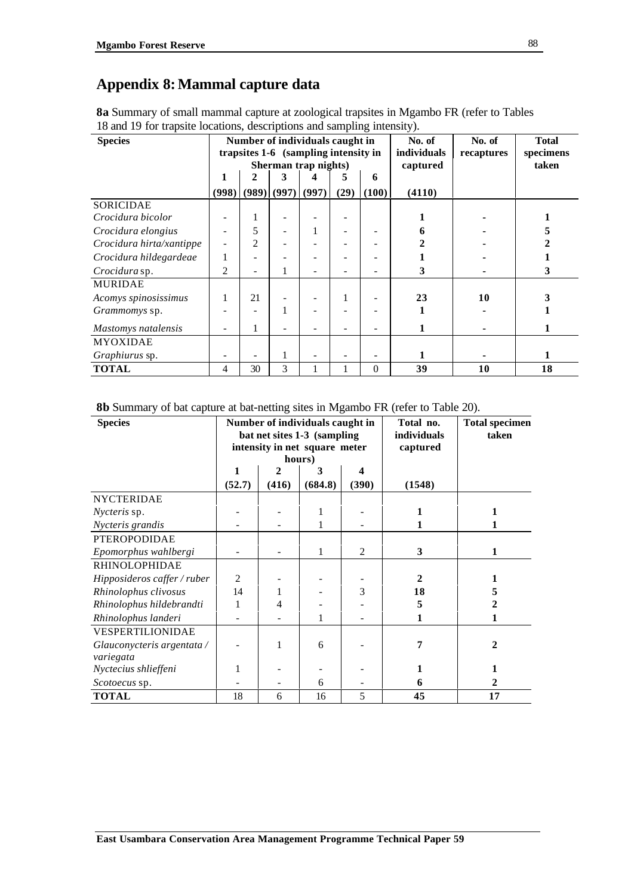## Appendix 8: Mammal capture data

**8a** Summary of small mammal capture at zoological trapsites in Mgambo FR (refer to Tables 18 and 19 for trapsite locations, descriptions and sampling intensity).

| Species | Number of individuals caught in trapsites 1-6 (sampling intensity in Sherman trap nights) | | | | | | No. of individuals captured | No. of recaptures | Total specimens taken |
|---|---|---|---|---|---|---|---|---|---|
| | 1 | 2 | 3 | 4 | 5 | 6 | | | |
| | (998) | (989) | (997) | (997) | (29) | (100) | (4110) | | |
| SORICIDAE | | | | | | | | | |
| *Crocidura bicolor* | - | 1 | - | - | - | | **1** | **-** | **1** |
| *Crocidura elongius* | - | 5 | - | 1 | - | - | **6** | **-** | **5** |
| *Crocidura hirta/xantippe* | - | 2 | - | - | - | - | **2** | **-** | **2** |
| *Crocidura hildegardeae* | 1 | - | - | - | - | - | **1** | **-** | **1** |
| *Crocidura* sp. | 2 | - | 1 | - | - | - | **3** | **-** | **3** |
| MURIDAE | | | | | | | | | |
| *Acomys spinosissimus* | 1 | 21 | - | - | 1 | - | **23** | **10** | **3** |
| *Grammomys* sp. | - | - | 1 | - | - | - | **1** | **-** | **1** |
| *Mastomys natalensis* | - | 1 | - | - | - | - | **1** | **-** | **1** |
| MYOXIDAE | | | | | | | | | |
| *Graphiurus* sp. | - | - | 1 | - | - | - | **1** | **-** | **1** |
| **TOTAL** | 4 | 30 | 3 | 1 | 1 | 0 | **39** | **10** | **18** |

**8b** Summary of bat capture at bat-netting sites in Mgambo FR (refer to Table 20).

| Species | Number of individuals caught in bat net sites 1-3 (sampling intensity in net square meter hours) | | | | Total no. individuals captured | Total specimen taken |
|---|---|---|---|---|---|---|
| | 1 | 2 | 3 | 4 | | |
| | (52.7) | (416) | (684.8) | (390) | (1548) | |
| NYCTERIDAE | | | | | | |
| *Nycteris* sp. | - | - | 1 | - | **1** | **1** |
| *Nycteris grandis* | - | - | 1 | - | **1** | **1** |
| PTEROPODIDAE | | | | | | |
| *Epomorphus wahlbergi* | - | - | 1 | 2 | **3** | **1** |
| RHINOLOPHIDAE | | | | | | |
| *Hipposideros caffer / ruber* | 2 | - | - | - | **2** | **1** |
| *Rhinolophus clivosus* | 14 | 1 | - | 3 | **18** | **5** |
| *Rhinolophus hildebrandti* | 1 | 4 | - | - | **5** | **2** |
| *Rhinolophus landeri* | - | - | 1 | - | **1** | **1** |
| VESPERTILIONIDAE | | | | | | |
| *Glauconycteris argentata / variegata* | - | 1 | 6 | - | **7** | **2** |
| *Nyctecius shlieffeni* | 1 | - | - | - | **1** | **1** |
| *Scotoecus* sp. | - | - | 6 | - | **6** | **2** |
| **TOTAL** | 18 | 6 | 16 | 5 | **45** | **17** |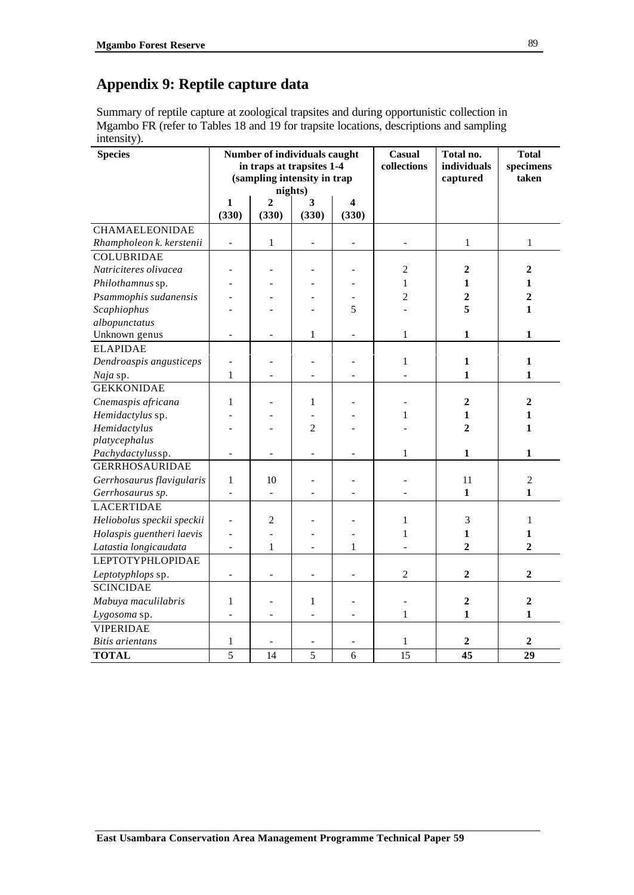## Appendix 9: Reptile capture data

Summary of reptile capture at zoological trapsites and during opportunistic collection in Mgambo FR (refer to Tables 18 and 19 for trapsite locations, descriptions and sampling intensity).

| Species | Number of individuals caught in traps at trapsites 1-4 (sampling intensity in trap nights) | | | | Casual collections | Total no. individuals captured | Total specimens taken |
|---|---|---|---|---|---|---|---|
| | **1 (330)** | **2 (330)** | **3 (330)** | **4 (330)** | | | |
| CHAMAELEONIDAE | | | | | | | |
| *Rhampholeon k. kerstenii* | - | 1 | - | - | - | 1 | 1 |
| COLUBRIDAE | | | | | | | |
| *Natriciteres olivacea* | - | - | - | - | 2 | **2** | **2** |
| *Philothamnus* sp. | - | - | - | - | 1 | **1** | **1** |
| *Psammophis sudanensis* | - | - | - | - | 2 | **2** | **2** |
| *Scaphiophus albopunctatus* | - | - | - | 5 | - | **5** | **1** |
| Unknown genus | - | - | 1 | - | 1 | **1** | **1** |
| ELAPIDAE | | | | | | | |
| *Dendroaspis angusticeps* | - | - | - | - | 1 | **1** | **1** |
| *Naja* sp. | 1 | - | - | - | - | **1** | **1** |
| GEKKONIDAE | | | | | | | |
| *Cnemaspis africana* | 1 | - | 1 | - | - | **2** | **2** |
| *Hemidactylus* sp. | - | - | - | - | 1 | **1** | **1** |
| *Hemidactylus platycephalus* | - | - | 2 | - | - | **2** | **1** |
| *Pachydactylus* sp. | - | - | - | - | 1 | **1** | **1** |
| GERRHOSAURIDAE | | | | | | | |
| *Gerrhosaurus flavigularis* | 1 | 10 | - | - | - | 11 | 2 |
| *Gerrhosaurus sp.* | - | - | - | - | - | **1** | **1** |
| LACERTIDAE | | | | | | | |
| *Heliobolus speckii speckii* | - | 2 | - | - | 1 | 3 | 1 |
| *Holaspis guentheri laevis* | - | - | - | - | 1 | **1** | **1** |
| *Latastia longicaudata* | - | 1 | - | 1 | - | **2** | **2** |
| LEPTOTYPHLOPIDAE | | | | | | | |
| *Leptotyphlops* sp. | - | - | - | - | 2 | **2** | **2** |
| SCINCIDAE | | | | | | | |
| *Mabuya maculilabris* | 1 | - | 1 | - | - | **2** | **2** |
| *Lygosoma* sp. | - | - | - | - | 1 | **1** | **1** |
| VIPERIDAE | | | | | | | |
| *Bitis arientans* | 1 | - | - | - | 1 | **2** | **2** |
| **TOTAL** | 5 | 14 | 5 | 6 | 15 | **45** | **29** |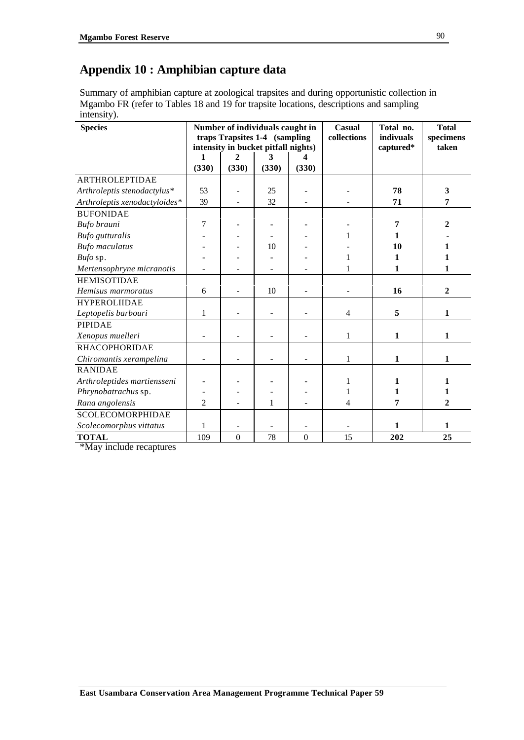# Appendix 10 : Amphibian capture data

Summary of amphibian capture at zoological trapsites and during opportunistic collection in Mgambo FR (refer to Tables 18 and 19 for trapsite locations, descriptions and sampling intensity).

| Species | Number of individuals caught in traps Trapsites 1-4 (sampling intensity in bucket pitfall nights) | | | | Casual collections | Total no. indivuals captured* | Total specimens taken |
|---|---|---|---|---|---|---|---|
| | 1 (330) | 2 (330) | 3 (330) | 4 (330) | | | |
| ARTHROLEPTIDAE | | | | | | | |
| *Arthroleptis stenodactylus** | 53 | - | 25 | - | - | **78** | **3** |
| *Arthroleptis xenodactyloides** | 39 | - | 32 | - | - | **71** | **7** |
| BUFONIDAE | | | | | | | |
| *Bufo brauni* | 7 | - | - | - | - | **7** | **2** |
| *Bufo gutturalis* | - | - | - | - | 1 | **1** | **-** |
| *Bufo maculatus* | - | - | 10 | - | - | **10** | **1** |
| *Bufo* sp. | - | - | - | - | 1 | **1** | **1** |
| *Mertensophryne micranotis* | - | - | - | - | 1 | **1** | **1** |
| HEMISOTIDAE | | | | | | | |
| *Hemisus marmoratus* | 6 | - | 10 | - | - | **16** | **2** |
| HYPEROLIIDAE | | | | | | | |
| *Leptopelis barbouri* | 1 | - | - | - | 4 | **5** | **1** |
| PIPIDAE | | | | | | | |
| *Xenopus muelleri* | - | - | - | - | 1 | **1** | **1** |
| RHACOPHORIDAE | | | | | | | |
| *Chiromantis xerampelina* | - | - | - | - | 1 | **1** | **1** |
| RANIDAE | | | | | | | |
| *Arthroleptides martiensseni* | - | - | - | - | 1 | **1** | **1** |
| *Phrynobatrachus* sp. | - | - | - | - | 1 | **1** | **1** |
| *Rana angolensis* | 2 | - | 1 | - | 4 | **7** | **2** |
| SCOLECOMORPHIDAE | | | | | | | |
| *Scolecomorphus vittatus* | 1 | - | - | - | - | **1** | **1** |
| **TOTAL** | 109 | 0 | 78 | 0 | 15 | **202** | **25** |

*May include recaptures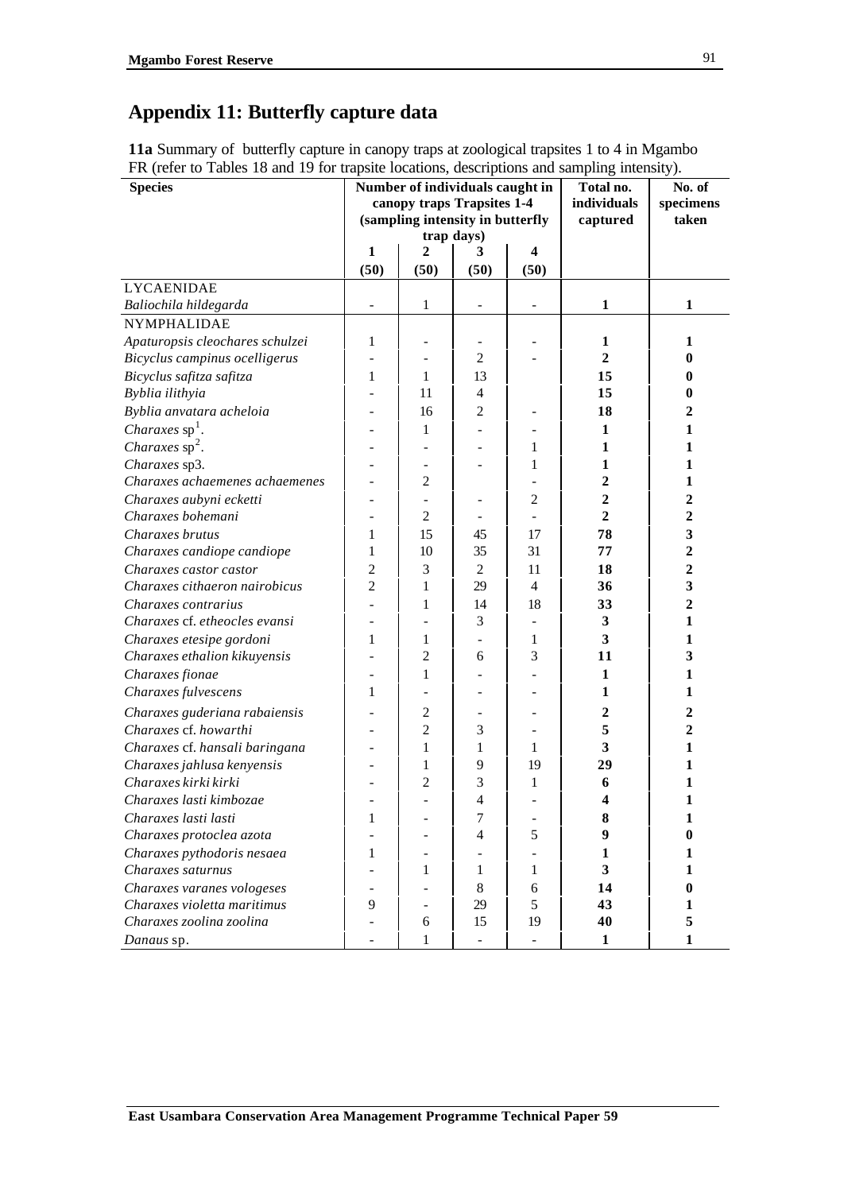## Appendix 11: Butterfly capture data

**11a** Summary of butterfly capture in canopy traps at zoological trapsites 1 to 4 in Mgambo FR (refer to Tables 18 and 19 for trapsite locations, descriptions and sampling intensity).

| Species | Number of individuals caught in canopy traps Trapsites 1-4 (sampling intensity in butterfly trap days) | | | | Total no. individuals captured | No. of specimens taken |
|---|---|---|---|---|---|---|
| | 1 (50) | 2 (50) | 3 (50) | 4 (50) | | |
| LYCAENIDAE | | | | | | |
| *Baliochila hildegarda* | - | 1 | - | - | **1** | **1** |
| NYMPHALIDAE | | | | | | |
| *Apaturopsis cleochares schulzei* | 1 | - | - | - | **1** | **1** |
| *Bicyclus campinus ocelligerus* | - | - | 2 | - | **2** | **0** |
| *Bicyclus safitza safitza* | 1 | 1 | 13 | | **15** | **0** |
| *Byblia ilithyia* | - | 11 | 4 | | **15** | **0** |
| *Byblia anvatara acheloia* | - | 16 | 2 | - | **18** | **2** |
| *Charaxes* sp[1]. | - | 1 | - | - | **1** | **1** |
| *Charaxes* sp[2]. | - | - | - | 1 | **1** | **1** |
| *Charaxes* sp3. | - | - | - | 1 | **1** | **1** |
| *Charaxes achaemenes achaemenes* | - | 2 | | - | **2** | **1** |
| *Charaxes aubyni ecketti* | - | - | - | 2 | **2** | **2** |
| *Charaxes bohemani* | - | 2 | - | - | **2** | **2** |
| *Charaxes brutus* | 1 | 15 | 45 | 17 | **78** | **3** |
| *Charaxes candiope candiope* | 1 | 10 | 35 | 31 | **77** | **2** |
| *Charaxes castor castor* | 2 | 3 | 2 | 11 | **18** | **2** |
| *Charaxes cithaeron nairobicus* | 2 | 1 | 29 | 4 | **36** | **3** |
| *Charaxes contrarius* | - | 1 | 14 | 18 | **33** | **2** |
| *Charaxes* cf. *etheocles evansi* | - | - | 3 | - | **3** | **1** |
| *Charaxes etesipe gordoni* | 1 | 1 | - | 1 | **3** | **1** |
| *Charaxes ethalion kikuyensis* | - | 2 | 6 | 3 | **11** | **3** |
| *Charaxes fionae* | - | 1 | - | - | **1** | **1** |
| *Charaxes fulvescens* | 1 | - | - | - | **1** | **1** |
| *Charaxes guderiana rabaiensis* | - | 2 | - | - | **2** | **2** |
| *Charaxes* cf. *howarthi* | - | 2 | 3 | - | **5** | **2** |
| *Charaxes* cf. *hansali baringana* | - | 1 | 1 | 1 | **3** | **1** |
| *Charaxes jahlusa kenyensis* | - | 1 | 9 | 19 | **29** | **1** |
| *Charaxes kirki kirki* | - | 2 | 3 | 1 | **6** | **1** |
| *Charaxes lasti kimbozae* | - | - | 4 | - | **4** | **1** |
| *Charaxes lasti lasti* | 1 | - | 7 | - | **8** | **1** |
| *Charaxes protoclea azota* | - | - | 4 | 5 | **9** | **0** |
| *Charaxes pythodoris nesaea* | 1 | - | - | - | **1** | **1** |
| *Charaxes saturnus* | - | 1 | 1 | 1 | **3** | **1** |
| *Charaxes varanes vologeses* | - | - | 8 | 6 | **14** | **0** |
| *Charaxes violetta maritimus* | 9 | - | 29 | 5 | **43** | **1** |
| *Charaxes zoolina zoolina* | - | 6 | 15 | 19 | **40** | **5** |
| *Danaus* sp. | - | 1 | - | - | **1** | **1** |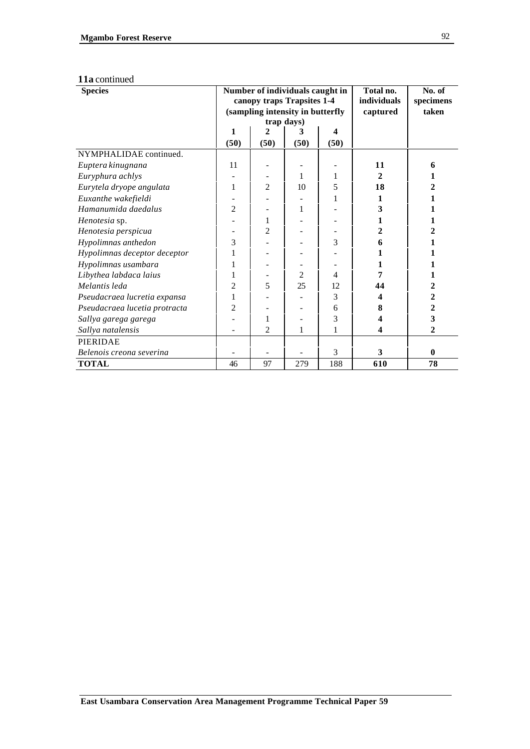**11a** continued

| Species | Number of individuals caught in canopy traps Trapsites 1-4 (sampling intensity in butterfly trap days) | | | | Total no. individuals captured | No. of specimens taken |
|---|---|---|---|---|---|---|
| | 1 (50) | 2 (50) | 3 (50) | 4 (50) | | |
| NYMPHALIDAE continued. | | | | | | |
| *Euptera kinugnana* | 11 | - | - | - | **11** | **6** |
| *Euryphura achlys* | - | - | 1 | 1 | **2** | **1** |
| *Eurytela dryope angulata* | 1 | 2 | 10 | 5 | **18** | **2** |
| *Euxanthe wakefieldi* | - | - | - | 1 | **1** | **1** |
| *Hamanumida daedalus* | 2 | - | 1 | - | **3** | **1** |
| *Henotesia* sp. | - | 1 | - | - | **1** | **1** |
| *Henotesia perspicua* | - | 2 | - | - | **2** | **2** |
| *Hypolimnas anthedon* | 3 | - | - | 3 | **6** | **1** |
| *Hypolimnas deceptor deceptor* | 1 | - | - | - | **1** | **1** |
| *Hypolimnas usambara* | 1 | - | - | - | **1** | **1** |
| *Libythea labdaca laius* | 1 | - | 2 | 4 | **7** | **1** |
| *Melantis leda* | 2 | 5 | 25 | 12 | **44** | **2** |
| *Pseudacraea lucretia expansa* | 1 | - | - | 3 | **4** | **2** |
| *Pseudacraea lucetia protracta* | 2 | - | - | 6 | **8** | **2** |
| *Sallya garega garega* | - | 1 | - | 3 | **4** | **3** |
| *Sallya natalensis* | - | 2 | 1 | 1 | **4** | **2** |
| PIERIDAE | | | | | | |
| *Belenois creona severina* | - | - | - | 3 | **3** | **0** |
| **TOTAL** | 46 | 97 | 279 | 188 | **610** | **78** |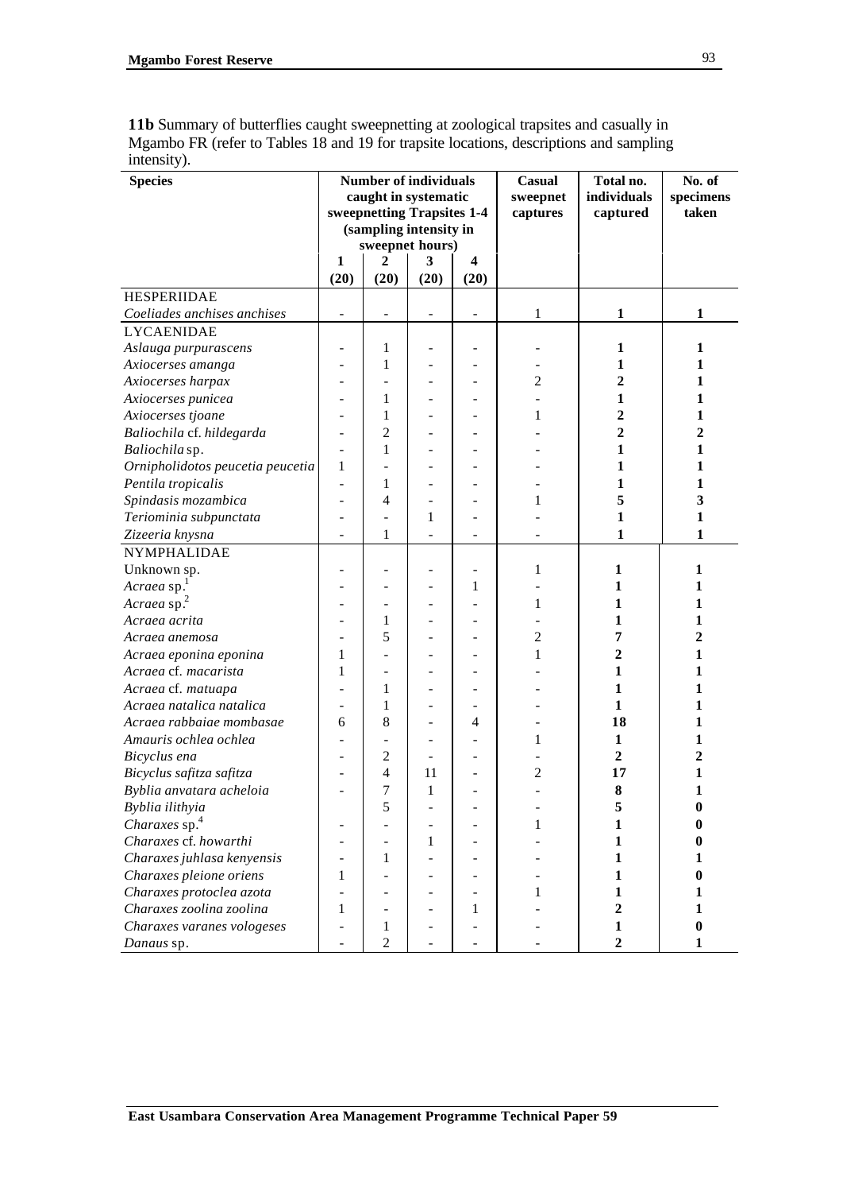**11b** Summary of butterflies caught sweepnetting at zoological trapsites and casually in Mgambo FR (refer to Tables 18 and 19 for trapsite locations, descriptions and sampling intensity).

| Species | Number of individuals caught in systematic sweepnetting Trapsites 1-4 (sampling intensity in sweepnet hours) | | | | Casual sweepnet captures | Total no. individuals captured | No. of specimens taken |
|---|---|---|---|---|---|---|---|
| | 1 (20) | 2 (20) | 3 (20) | 4 (20) | | | |
| HESPERIIDAE | | | | | | | |
| *Coeliades anchises anchises* | - | - | - | - | 1 | **1** | **1** |
| LYCAENIDAE | | | | | | | |
| *Aslauga purpurascens* | - | 1 | - | - | - | **1** | **1** |
| *Axiocerses amanga* | - | 1 | - | - | - | **1** | **1** |
| *Axiocerses harpax* | - | - | - | - | 2 | **2** | **1** |
| *Axiocerses punicea* | - | 1 | - | - | - | **1** | **1** |
| *Axiocerses tjoane* | - | 1 | - | - | 1 | **2** | **1** |
| *Baliochila* cf. *hildegarda* | - | 2 | - | - | - | **2** | **2** |
| *Baliochila* sp. | - | 1 | - | - | - | **1** | **1** |
| *Ornipholidotos peucetia peucetia* | 1 | - | - | - | - | **1** | **1** |
| *Pentila tropicalis* | - | 1 | - | - | - | **1** | **1** |
| *Spindasis mozambica* | - | 4 | - | - | 1 | **5** | **3** |
| *Teriominia subpunctata* | - | - | 1 | - | - | **1** | **1** |
| *Zizeeria knysna* | - | 1 | - | - | - | **1** | **1** |
| NYMPHALIDAE | | | | | | | |
| Unknown sp. | - | - | - | - | 1 | **1** | **1** |
| *Acraea* sp.[1] | - | - | - | 1 | - | **1** | **1** |
| *Acraea* sp.[2] | - | - | - | - | 1 | **1** | **1** |
| *Acraea acrita* | - | 1 | - | - | - | **1** | **1** |
| *Acraea anemosa* | - | 5 | - | - | 2 | **7** | **2** |
| *Acraea eponina eponina* | 1 | - | - | - | 1 | **2** | **1** |
| *Acraea* cf. *macarista* | 1 | - | - | - | - | **1** | **1** |
| *Acraea* cf. *matuapa* | - | 1 | - | - | - | **1** | **1** |
| *Acraea natalica natalica* | - | 1 | - | - | - | **1** | **1** |
| *Acraea rabbaiae mombasae* | 6 | 8 | - | 4 | - | **18** | **1** |
| *Amauris ochlea ochlea* | - | - | - | - | 1 | **1** | **1** |
| *Bicyclus ena* | - | 2 | - | - | - | **2** | **2** |
| *Bicyclus safitza safitza* | - | 4 | 11 | - | 2 | **17** | **1** |
| *Byblia anvatara acheloia* | - | 7 | 1 | - | - | **8** | **1** |
| *Byblia ilithyia* | | 5 | - | - | - | **5** | **0** |
| *Charaxes* sp.[4] | - | - | - | - | 1 | **1** | **0** |
| *Charaxes* cf. *howarthi* | - | - | 1 | - | - | **1** | **0** |
| *Charaxes juhlasa kenyensis* | - | 1 | - | - | - | **1** | **1** |
| *Charaxes pleione oriens* | 1 | - | - | - | - | **1** | **0** |
| *Charaxes protoclea azota* | - | - | - | - | 1 | **1** | **1** |
| *Charaxes zoolina zoolina* | 1 | - | - | 1 | - | **2** | **1** |
| *Charaxes varanes vologeses* | - | 1 | - | - | - | **1** | **0** |
| *Danaus* sp. | - | 2 | - | - | - | **2** | **1** |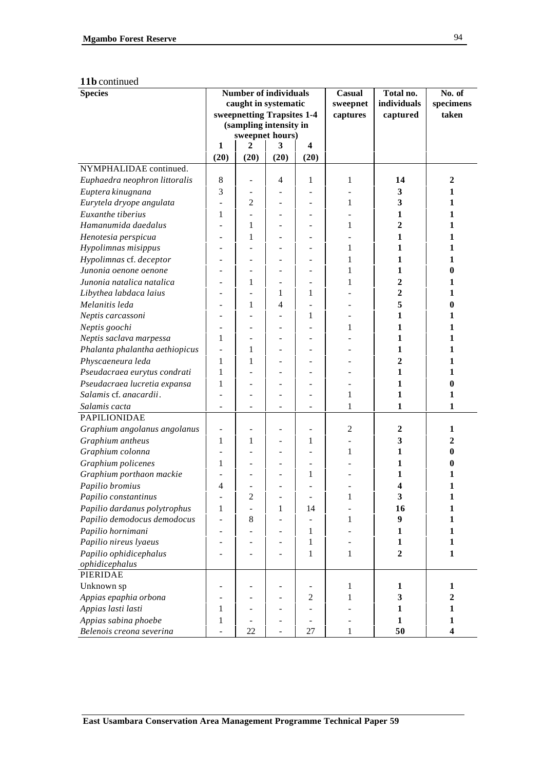**11b** continued

| Species | Number of individuals caught in systematic sweepnetting Trapsites 1-4 (sampling intensity in sweepnet hours) | | | | Casual sweepnet captures | Total no. individuals captured | No. of specimens taken |
|---|---|---|---|---|---|---|---|
| | 1 | 2 | 3 | 4 | | | |
| | (20) | (20) | (20) | (20) | | | |
| NYMPHALIDAE continued. | | | | | | | |
| *Euphaedra neophron littoralis* | 8 | - | 4 | 1 | 1 | **14** | **2** |
| *Euptera kinugnana* | 3 | - | - | - | - | **3** | **1** |
| *Eurytela dryope angulata* | - | 2 | - | - | 1 | **3** | **1** |
| *Euxanthe tiberius* | 1 | - | - | - | - | **1** | **1** |
| *Hamanumida daedalus* | - | 1 | - | - | 1 | **2** | **1** |
| *Henotesia perspicua* | - | 1 | - | - | - | **1** | **1** |
| *Hypolimnas misippus* | - | - | - | - | 1 | **1** | **1** |
| *Hypolimnas* cf. *deceptor* | - | - | - | - | 1 | **1** | **1** |
| *Junonia oenone oenone* | - | - | - | - | 1 | **1** | **0** |
| *Junonia natalica natalica* | - | 1 | - | - | 1 | **2** | **1** |
| *Libythea labdaca laius* | - | - | 1 | 1 | - | **2** | **1** |
| *Melanitis leda* | - | 1 | 4 | - | - | **5** | **0** |
| *Neptis carcassoni* | - | - | - | 1 | - | **1** | **1** |
| *Neptis goochi* | - | - | - | - | 1 | **1** | **1** |
| *Neptis saclava marpessa* | 1 | - | - | - | - | **1** | **1** |
| *Phalanta phalantha aethiopicus* | - | 1 | - | - | - | **1** | **1** |
| *Physcaeneura leda* | 1 | 1 | - | - | - | **2** | **1** |
| *Pseudacraea eurytus condrati* | 1 | - | - | - | - | **1** | **1** |
| *Pseudacraea lucretia expansa* | 1 | - | - | - | - | **1** | **0** |
| *Salamis* cf. *anacardii*. | - | - | - | - | 1 | **1** | **1** |
| *Salamis cacta* | - | - | - | - | 1 | **1** | **1** |
| PAPILIONIDAE | | | | | | | |
| *Graphium angolanus angolanus* | - | - | - | - | 2 | **2** | **1** |
| *Graphium antheus* | 1 | 1 | - | 1 | - | **3** | **2** |
| *Graphium colonna* | - | - | - | - | 1 | **1** | **0** |
| *Graphium policenes* | 1 | - | - | - | - | **1** | **0** |
| *Graphium porthaon mackie* | - | - | - | 1 | - | **1** | **1** |
| *Papilio bromius* | 4 | - | - | - | - | **4** | **1** |
| *Papilio constantinus* | - | 2 | - | - | 1 | **3** | **1** |
| *Papilio dardanus polytrophus* | 1 | - | 1 | 14 | - | **16** | **1** |
| *Papilio demodocus demodocus* | - | 8 | - | - | 1 | **9** | **1** |
| *Papilio hornimani* | - | - | - | 1 | - | **1** | **1** |
| *Papilio nireus lyaeus* | - | - | - | 1 | - | **1** | **1** |
| *Papilio ophidicephalus ophidicephalus* | - | - | - | 1 | 1 | **2** | **1** |
| PIERIDAE | | | | | | | |
| Unknown sp | - | - | - | - | 1 | **1** | **1** |
| *Appias epaphia orbona* | - | - | - | 2 | 1 | **3** | **2** |
| *Appias lasti lasti* | 1 | - | - | - | - | **1** | **1** |
| *Appias sabina phoebe* | 1 | - | - | - | - | **1** | **1** |
| *Belenois creona severina* | - | 22 | - | 27 | 1 | **50** | **4** |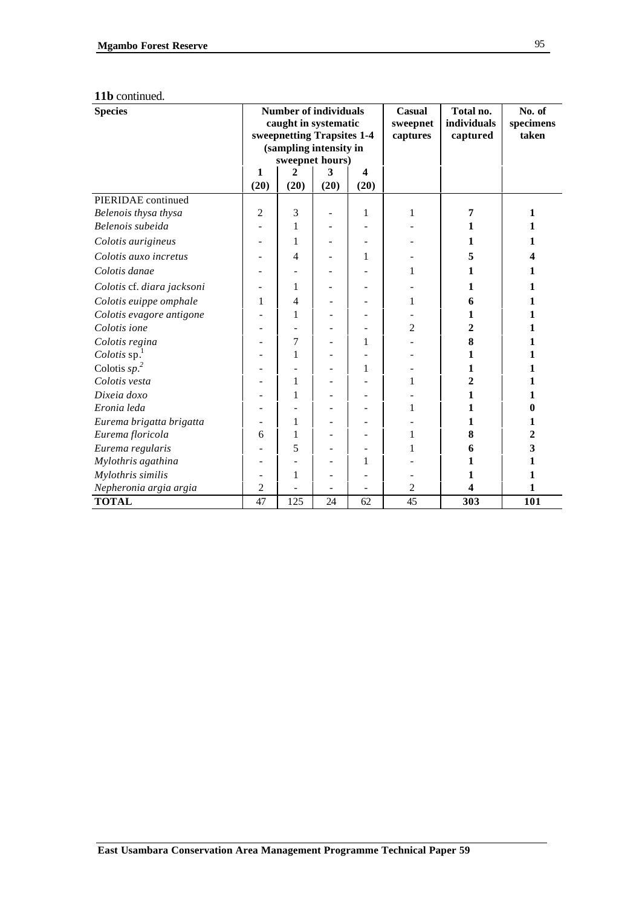**11b** continued.

| Species | Number of individuals caught in systematic sweepnetting Trapsites 1-4 (sampling intensity in sweepnet hours) | | | | Casual sweepnet captures | Total no. individuals captured | No. of specimens taken |
|---|---|---|---|---|---|---|---|
| | 1 (20) | 2 (20) | 3 (20) | 4 (20) | | | |
| PIERIDAE continued | | | | | | | |
| *Belenois thysa thysa* | 2 | 3 | - | 1 | 1 | **7** | **1** |
| *Belenois subeida* | - | 1 | - | - | - | **1** | **1** |
| *Colotis aurigineus* | - | 1 | - | - | - | **1** | **1** |
| *Colotis auxo incretus* | - | 4 | - | 1 | - | **5** | **4** |
| *Colotis danae* | - | - | - | - | 1 | **1** | **1** |
| *Colotis* cf. *diara jacksoni* | - | 1 | - | - | - | **1** | **1** |
| *Colotis euippe omphale* | 1 | 4 | - | - | 1 | **6** | **1** |
| *Colotis evagore antigone* | - | 1 | - | - | - | **1** | **1** |
| *Colotis ione* | - | - | - | - | 2 | **2** | **1** |
| *Colotis regina* | - | 7 | - | 1 | - | **8** | **1** |
| *Colotis* sp.[1] | - | 1 | - | - | - | **1** | **1** |
| Colotis *sp.*[2] | - | - | - | 1 | - | **1** | **1** |
| *Colotis vesta* | - | 1 | - | - | 1 | **2** | **1** |
| *Dixeia doxo* | - | 1 | - | - | - | **1** | **1** |
| *Eronia leda* | - | - | - | - | 1 | **1** | **0** |
| *Eurema brigatta brigatta* | - | 1 | - | - | - | **1** | **1** |
| *Eurema floricola* | 6 | 1 | - | - | 1 | **8** | **2** |
| *Eurema regularis* | - | 5 | - | - | 1 | **6** | **3** |
| *Mylothris agathina* | - | - | - | 1 | - | **1** | **1** |
| *Mylothris similis* | - | 1 | - | - | - | **1** | **1** |
| *Nepheronia argia argia* | 2 | - | - | - | 2 | **4** | **1** |
| **TOTAL** | 47 | 125 | 24 | 62 | 45 | **303** | **101** |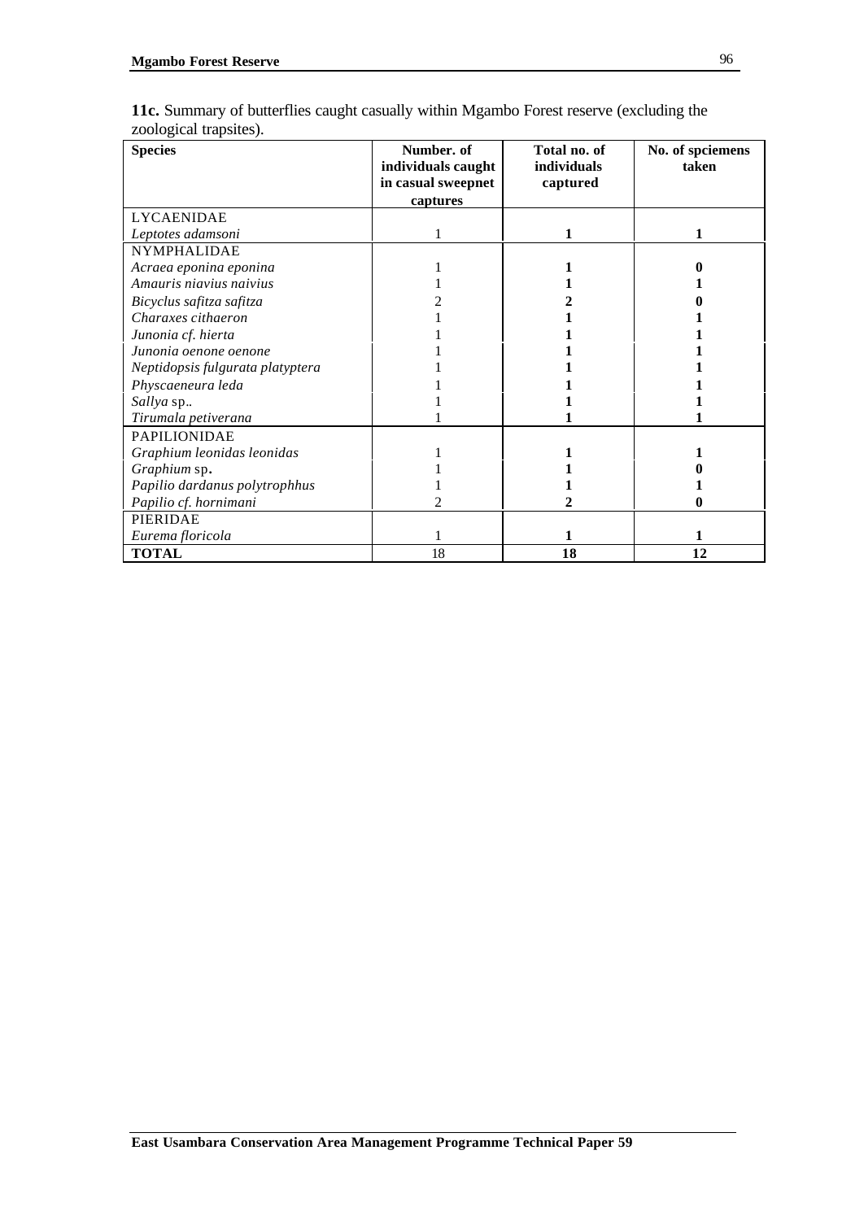**11c.** Summary of butterflies caught casually within Mgambo Forest reserve (excluding the zoological trapsites).

| Species | Number. of individuals caught in casual sweepnet captures | Total no. of individuals captured | No. of spciemens taken |
|---|---|---|---|
| LYCAENIDAE | | | |
| *Leptotes adamsoni* | 1 | **1** | **1** |
| NYMPHALIDAE | | | |
| *Acraea eponina eponina* | 1 | **1** | **0** |
| *Amauris niavius naivius* | 1 | **1** | **1** |
| *Bicyclus safitza safitza* | 2 | **2** | **0** |
| *Charaxes cithaeron* | 1 | **1** | **1** |
| *Junonia cf. hierta* | 1 | **1** | **1** |
| *Junonia oenone oenone* | 1 | **1** | **1** |
| *Neptidopsis fulgurata platyptera* | 1 | **1** | **1** |
| *Physcaeneura leda* | 1 | **1** | **1** |
| *Sallya* sp.. | 1 | **1** | **1** |
| *Tirumala petiverana* | 1 | **1** | **1** |
| PAPILIONIDAE | | | |
| *Graphium leonidas leonidas* | 1 | **1** | **1** |
| *Graphium* sp**.** | 1 | **1** | **0** |
| *Papilio dardanus polytrophhus* | 1 | **1** | **1** |
| *Papilio cf. hornimani* | 2 | **2** | **0** |
| PIERIDAE | | | |
| *Eurema floricola* | 1 | **1** | **1** |
| **TOTAL** | 18 | **18** | **12** |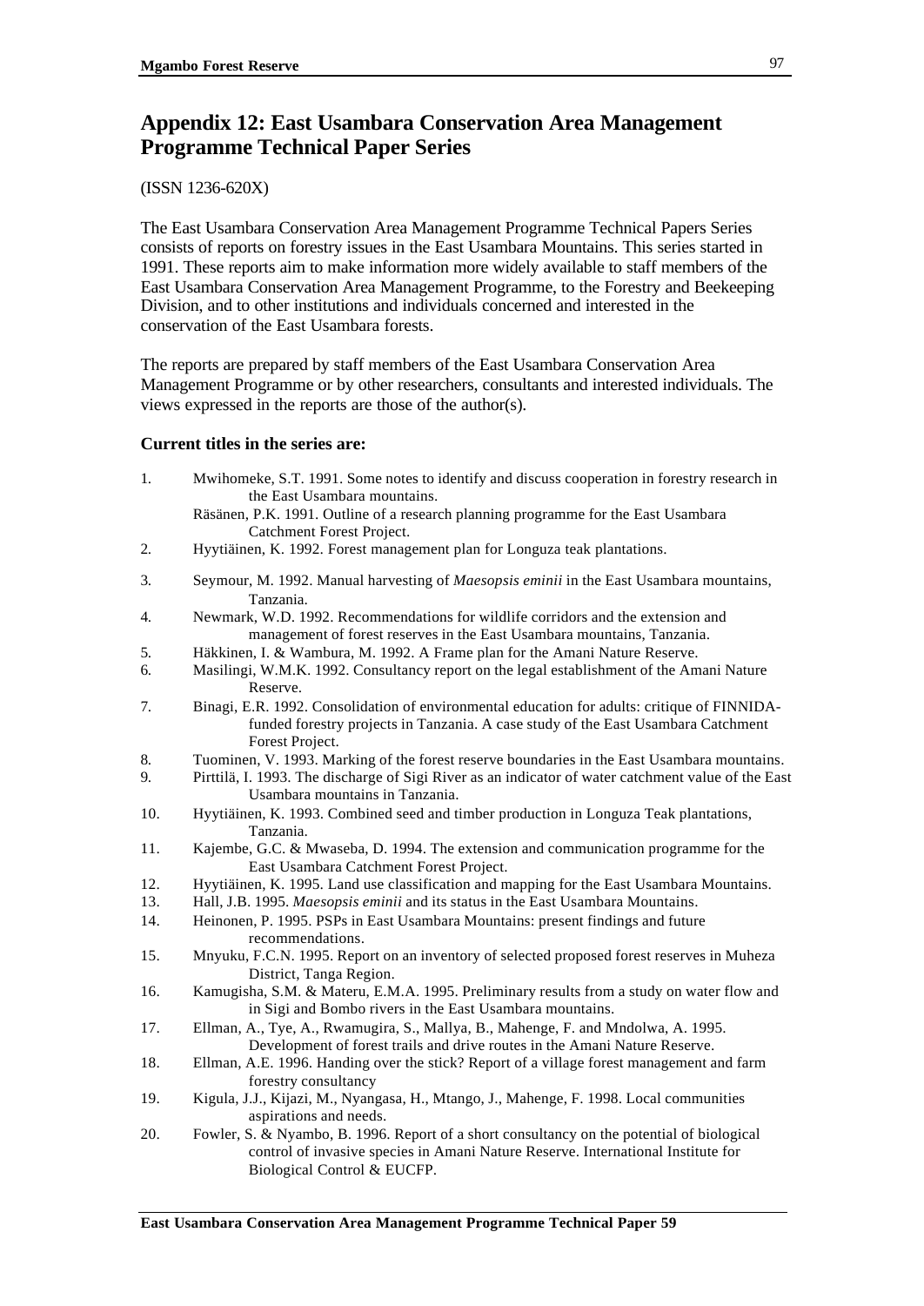## Appendix 12: East Usambara Conservation Area Management Programme Technical Paper Series

(ISSN 1236-620X)

The East Usambara Conservation Area Management Programme Technical Papers Series consists of reports on forestry issues in the East Usambara Mountains. This series started in 1991. These reports aim to make information more widely available to staff members of the East Usambara Conservation Area Management Programme, to the Forestry and Beekeeping Division, and to other institutions and individuals concerned and interested in the conservation of the East Usambara forests.

The reports are prepared by staff members of the East Usambara Conservation Area Management Programme or by other researchers, consultants and interested individuals. The views expressed in the reports are those of the author(s).

**Current titles in the series are:**

1. Mwihomeke, S.T. 1991. Some notes to identify and discuss cooperation in forestry research in the East Usambara mountains.
   Räsänen, P.K. 1991. Outline of a research planning programme for the East Usambara Catchment Forest Project.
2. Hyytiäinen, K. 1992. Forest management plan for Longuza teak plantations.
3. Seymour, M. 1992. Manual harvesting of *Maesopsis eminii* in the East Usambara mountains, Tanzania.
4. Newmark, W.D. 1992. Recommendations for wildlife corridors and the extension and management of forest reserves in the East Usambara mountains, Tanzania.
5. Häkkinen, I. & Wambura, M. 1992. A Frame plan for the Amani Nature Reserve.
6. Masilingi, W.M.K. 1992. Consultancy report on the legal establishment of the Amani Nature Reserve.
7. Binagi, E.R. 1992. Consolidation of environmental education for adults: critique of FINNIDA-funded forestry projects in Tanzania. A case study of the East Usambara Catchment Forest Project.
8. Tuominen, V. 1993. Marking of the forest reserve boundaries in the East Usambara mountains.
9. Pirttilä, I. 1993. The discharge of Sigi River as an indicator of water catchment value of the East Usambara mountains in Tanzania.
10. Hyytiäinen, K. 1993. Combined seed and timber production in Longuza Teak plantations, Tanzania.
11. Kajembe, G.C. & Mwaseba, D. 1994. The extension and communication programme for the East Usambara Catchment Forest Project.
12. Hyytiäinen, K. 1995. Land use classification and mapping for the East Usambara Mountains.
13. Hall, J.B. 1995. *Maesopsis eminii* and its status in the East Usambara Mountains.
14. Heinonen, P. 1995. PSPs in East Usambara Mountains: present findings and future recommendations.
15. Mnyuku, F.C.N. 1995. Report on an inventory of selected proposed forest reserves in Muheza District, Tanga Region.
16. Kamugisha, S.M. & Materu, E.M.A. 1995. Preliminary results from a study on water flow and in Sigi and Bombo rivers in the East Usambara mountains.
17. Ellman, A., Tye, A., Rwamugira, S., Mallya, B., Mahenge, F. and Mndolwa, A. 1995. Development of forest trails and drive routes in the Amani Nature Reserve.
18. Ellman, A.E. 1996. Handing over the stick? Report of a village forest management and farm forestry consultancy
19. Kigula, J.J., Kijazi, M., Nyangasa, H., Mtango, J., Mahenge, F. 1998. Local communities aspirations and needs.
20. Fowler, S. & Nyambo, B. 1996. Report of a short consultancy on the potential of biological control of invasive species in Amani Nature Reserve. International Institute for Biological Control & EUCFP.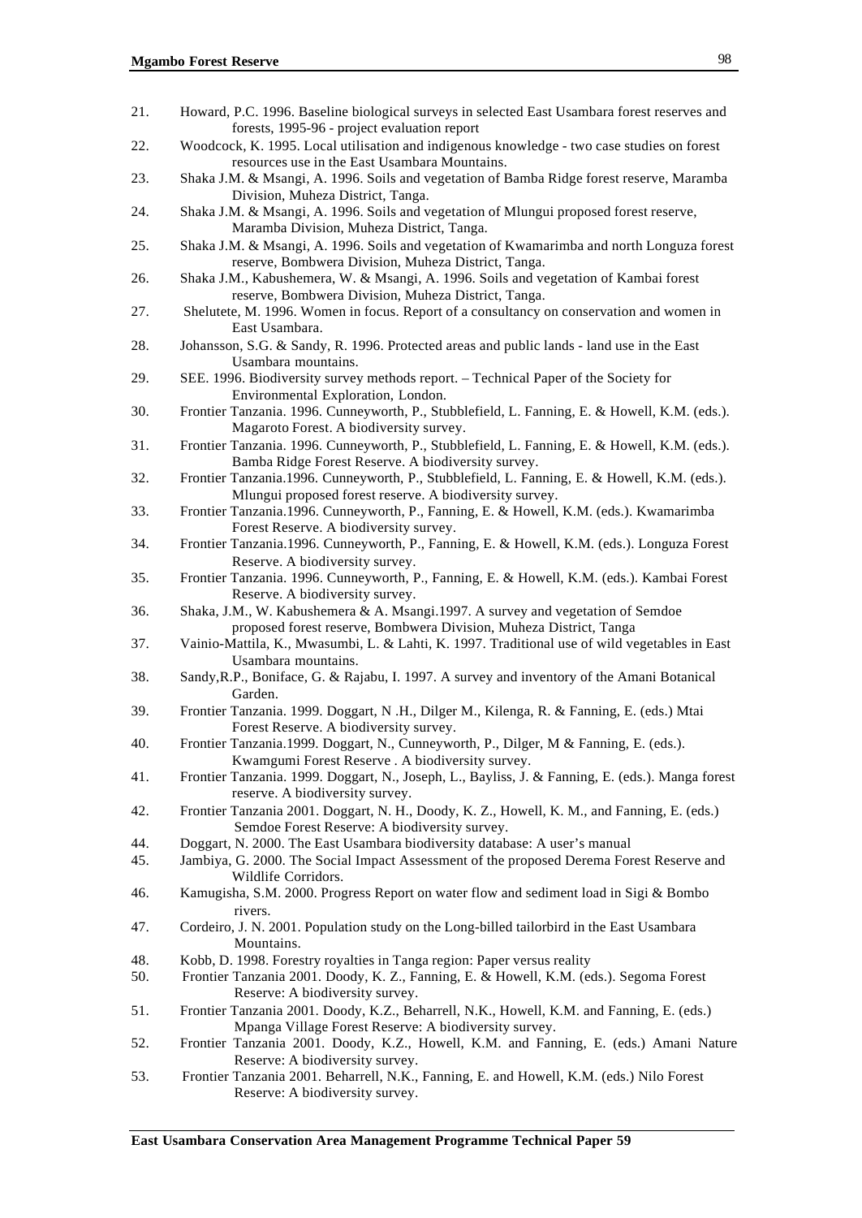21. Howard, P.C. 1996. Baseline biological surveys in selected East Usambara forest reserves and forests, 1995-96 - project evaluation report
22. Woodcock, K. 1995. Local utilisation and indigenous knowledge - two case studies on forest resources use in the East Usambara Mountains.
23. Shaka J.M. & Msangi, A. 1996. Soils and vegetation of Bamba Ridge forest reserve, Maramba Division, Muheza District, Tanga.
24. Shaka J.M. & Msangi, A. 1996. Soils and vegetation of Mlungui proposed forest reserve, Maramba Division, Muheza District, Tanga.
25. Shaka J.M. & Msangi, A. 1996. Soils and vegetation of Kwamarimba and north Longuza forest reserve, Bombwera Division, Muheza District, Tanga.
26. Shaka J.M., Kabushemera, W. & Msangi, A. 1996. Soils and vegetation of Kambai forest reserve, Bombwera Division, Muheza District, Tanga.
27. Shelutete, M. 1996. Women in focus. Report of a consultancy on conservation and women in East Usambara.
28. Johansson, S.G. & Sandy, R. 1996. Protected areas and public lands - land use in the East Usambara mountains.
29. SEE. 1996. Biodiversity survey methods report. – Technical Paper of the Society for Environmental Exploration, London.
30. Frontier Tanzania. 1996. Cunneyworth, P., Stubblefield, L. Fanning, E. & Howell, K.M. (eds.). Magaroto Forest. A biodiversity survey.
31. Frontier Tanzania. 1996. Cunneyworth, P., Stubblefield, L. Fanning, E. & Howell, K.M. (eds.). Bamba Ridge Forest Reserve. A biodiversity survey.
32. Frontier Tanzania.1996. Cunneyworth, P., Stubblefield, L. Fanning, E. & Howell, K.M. (eds.). Mlungui proposed forest reserve. A biodiversity survey.
33. Frontier Tanzania.1996. Cunneyworth, P., Fanning, E. & Howell, K.M. (eds.). Kwamarimba Forest Reserve. A biodiversity survey.
34. Frontier Tanzania.1996. Cunneyworth, P., Fanning, E. & Howell, K.M. (eds.). Longuza Forest Reserve. A biodiversity survey.
35. Frontier Tanzania. 1996. Cunneyworth, P., Fanning, E. & Howell, K.M. (eds.). Kambai Forest Reserve. A biodiversity survey.
36. Shaka, J.M., W. Kabushemera & A. Msangi.1997. A survey and vegetation of Semdoe proposed forest reserve, Bombwera Division, Muheza District, Tanga
37. Vainio-Mattila, K., Mwasumbi, L. & Lahti, K. 1997. Traditional use of wild vegetables in East Usambara mountains.
38. Sandy,R.P., Boniface, G. & Rajabu, I. 1997. A survey and inventory of the Amani Botanical Garden.
39. Frontier Tanzania. 1999. Doggart, N .H., Dilger M., Kilenga, R. & Fanning, E. (eds.) Mtai Forest Reserve. A biodiversity survey.
40. Frontier Tanzania.1999. Doggart, N., Cunneyworth, P., Dilger, M & Fanning, E. (eds.). Kwamgumi Forest Reserve . A biodiversity survey.
41. Frontier Tanzania. 1999. Doggart, N., Joseph, L., Bayliss, J. & Fanning, E. (eds.). Manga forest reserve. A biodiversity survey.
42. Frontier Tanzania 2001. Doggart, N. H., Doody, K. Z., Howell, K. M., and Fanning, E. (eds.) Semdoe Forest Reserve: A biodiversity survey.
44. Doggart, N. 2000. The East Usambara biodiversity database: A user's manual
45. Jambiya, G. 2000. The Social Impact Assessment of the proposed Derema Forest Reserve and Wildlife Corridors.
46. Kamugisha, S.M. 2000. Progress Report on water flow and sediment load in Sigi & Bombo rivers.
47. Cordeiro, J. N. 2001. Population study on the Long-billed tailorbird in the East Usambara Mountains.
48. Kobb, D. 1998. Forestry royalties in Tanga region: Paper versus reality
50. Frontier Tanzania 2001. Doody, K. Z., Fanning, E. & Howell, K.M. (eds.). Segoma Forest Reserve: A biodiversity survey.
51. Frontier Tanzania 2001. Doody, K.Z., Beharrell, N.K., Howell, K.M. and Fanning, E. (eds.) Mpanga Village Forest Reserve: A biodiversity survey.
52. Frontier Tanzania 2001. Doody, K.Z., Howell, K.M. and Fanning, E. (eds.) Amani Nature Reserve: A biodiversity survey.
53. Frontier Tanzania 2001. Beharrell, N.K., Fanning, E. and Howell, K.M. (eds.) Nilo Forest Reserve: A biodiversity survey.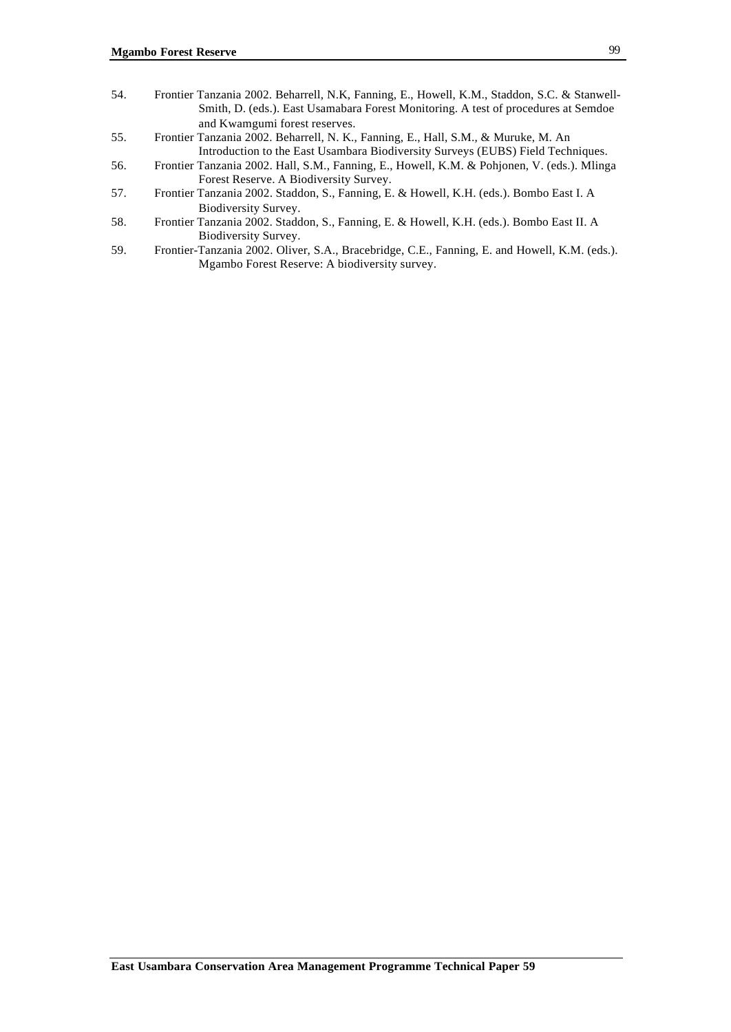54. Frontier Tanzania 2002. Beharrell, N.K, Fanning, E., Howell, K.M., Staddon, S.C. & Stanwell-Smith, D. (eds.). East Usamabara Forest Monitoring. A test of procedures at Semdoe and Kwamgumi forest reserves.
55. Frontier Tanzania 2002. Beharrell, N. K., Fanning, E., Hall, S.M., & Muruke, M. An Introduction to the East Usambara Biodiversity Surveys (EUBS) Field Techniques.
56. Frontier Tanzania 2002. Hall, S.M., Fanning, E., Howell, K.M. & Pohjonen, V. (eds.). Mlinga Forest Reserve. A Biodiversity Survey.
57. Frontier Tanzania 2002. Staddon, S., Fanning, E. & Howell, K.H. (eds.). Bombo East I. A Biodiversity Survey.
58. Frontier Tanzania 2002. Staddon, S., Fanning, E. & Howell, K.H. (eds.). Bombo East II. A Biodiversity Survey.
59. Frontier-Tanzania 2002. Oliver, S.A., Bracebridge, C.E., Fanning, E. and Howell, K.M. (eds.). Mgambo Forest Reserve: A biodiversity survey.